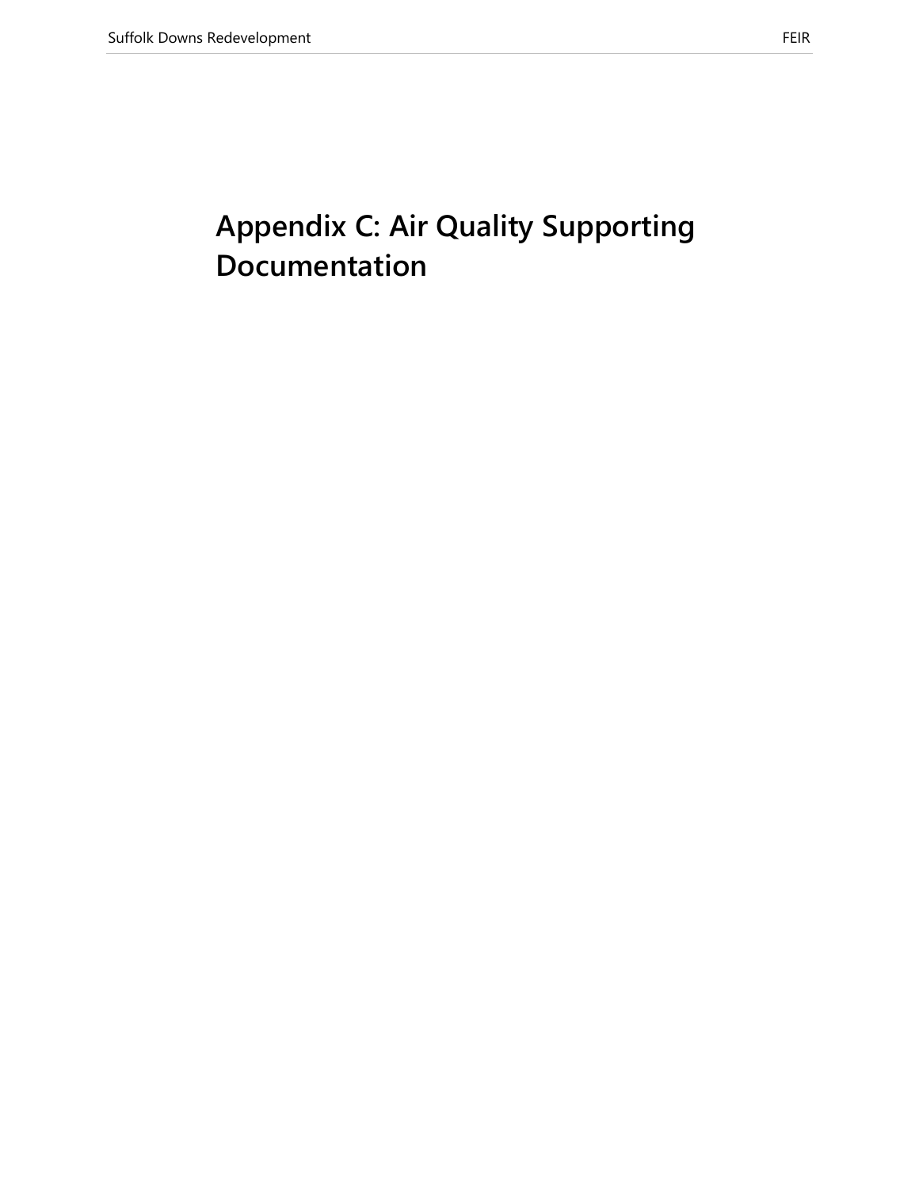# Appendix C: Air Quality Supporting Documentation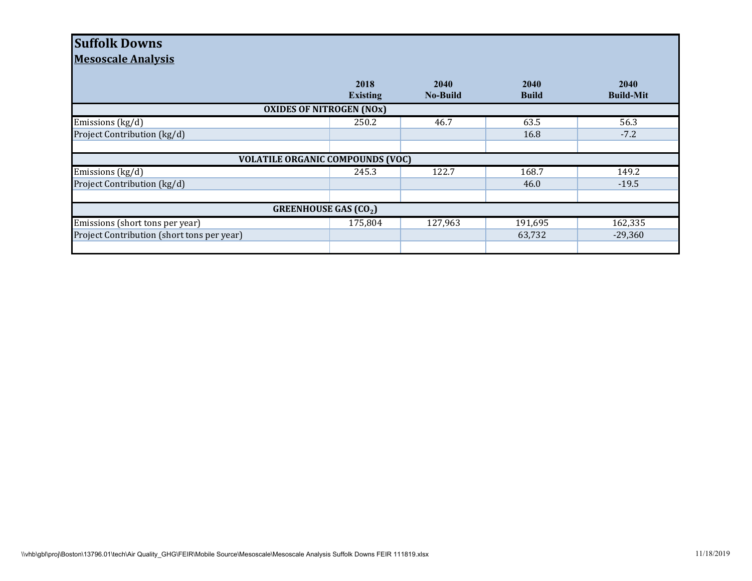# Suffolk Downs

## Mesoscale Analysis

| | 2018 Existing | 2040 No-Build | 2040 Build | 2040 Build-Mit |
|---|---|---|---|---|
| **OXIDES OF NITROGEN (NOx)** | | | | |
| Emissions (kg/d) | 250.2 | 46.7 | 63.5 | 56.3 |
| Project Contribution (kg/d) | | | 16.8 | -7.2 |
| | | | | |
| **VOLATILE ORGANIC COMPOUNDS (VOC)** | | | | |
| Emissions (kg/d) | 245.3 | 122.7 | 168.7 | 149.2 |
| Project Contribution (kg/d) | | | 46.0 | -19.5 |
| | | | | |
| **GREENHOUSE GAS ($CO_2$)** | | | | |
| Emissions (short tons per year) | 175,804 | 127,963 | 191,695 | 162,335 |
| Project Contribution (short tons per year) | | | 63,732 | -29,360 |
| | | | | |

\\vhb\gbl\proj\Boston\13796.01\tech\Air Quality_GHG\FEIR\Mobile Source\Mesoscale\Mesoscale Analysis Suffolk Downs FEIR 111819.xlsx

11/18/2019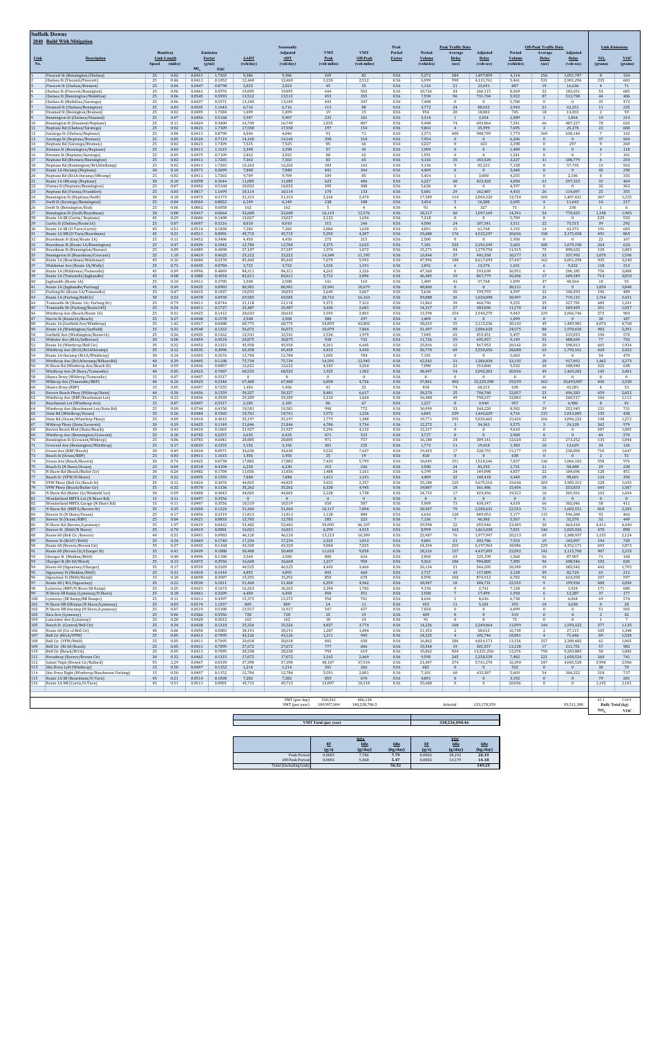**Suffolk Downs**

**2040 Build With Mitigation**

| Link No. | Description | Roadway Speed | Link Length (miles) | Emission Factor (g/mi) $NO_x$ | Emission Factor (g/mi) VOC | AADT (veh/day) | Seasonally Adjusted ADT (veh/day) | VMT Peak (veh-miles) | VMT Off-Peak (veh-miles) | Peak Period Factor | Peak Traffic Data: Period Volume (vehicles) | Peak Traffic Data: Average Delay (sec) | Peak Traffic Data: Adjusted Delay (veh-sec) | Off-Peak Traffic Data: Period Volume (vehicles) | Off-Peak Traffic Data: Average Delay (sec) | Off-Peak Traffic Data: Adjusted Delay (veh-sec) | Link Emissions $NO_x$ (grams) | Link Emissions VOC (grams) |
|---|---|---|---|---|---|---|---|---|---|---|---|---|---|---|---|---|---|---|
| 1 | Prescott St (Bennington/Chelsea) | 25 | 0.02 | 0.0411 | 1.7265 | 9,386 | 9,386 | 105 | 82 | 0.56 | 5,272 | 284 | 1,497,059 | 4,114 | 256 | 1,051,787 | 8 | 324 |
| 2 | Chelsea St (Vicount/Prescott) | 25 | 0.46 | 0.0411 | 0.1052 | 12,460 | 12,460 | 3,220 | 2,512 | 0.56 | 6,999 | 590 | 4,131,761 | 5,461 | 531 | 2,901,296 | 235 | 601 |
| 3 | Prescott St (Chelsea/Bremen) | 25 | 0.04 | 0.0447 | 0.8798 | 2,023 | 2,023 | 45 | 35 | 0.56 | 1,136 | 21 | 23,691 | 887 | 19 | 16,636 | 4 | 71 |
| 4 | Chelsea St (Prescott/Bennington) | 25 | 0.06 | 0.0461 | 0.5976 | 19,095 | 19,095 | 644 | 502 | 0.56 | 10,726 | 24 | 260,115 | 8,369 | 22 | 182,651 | 53 | 685 |
| 5 | Chelsea St (Bennington/MobilGas) | 25 | 0.06 | 0.0545 | 0.5993 | 13,512 | 13,512 | 455 | 355 | 0.56 | 7,590 | 96 | 731,704 | 5,922 | 87 | 513,798 | 44 | 486 |
| 6 | Chelsea St (MobilGas/Saratoga) | 25 | 0.06 | 0.0437 | 0.5971 | 13,189 | 13,189 | 445 | 347 | 0.56 | 7,408 | 0 | 0 | 5,780 | 0 | 0 | 35 | 472 |
| 7 | Unnamed St (Chelsea/Bennington) | 25 | 0.03 | 0.0545 | 1.1643 | 6,716 | 6,716 | 113 | 88 | 0.56 | 3,772 | 24 | 88,652 | 2,943 | 21 | 62,251 | 11 | 235 |
| 8 | Unnamed St (Bennington/Bremen) | 25 | 0.02 | 0.0499 | 1.7284 | 1,699 | 1,699 | 19 | 15 | 0.56 | 954 | 20 | 18,803 | 745 | 18 | 13,203 | 2 | 59 |
| 9 | Bennington St (Chelsea/Unamed) | 25 | 0.07 | 0.0456 | 0.5168 | 5,907 | 5,907 | 232 | 181 | 0.56 | 3,318 | 1 | 2,654 | 2,589 | 1 | 1,864 | 19 | 214 |
| 10 | Bennington St (Unamed/Neptune) | 25 | 0.11 | 0.0424 | 0.3400 | 16,749 | 16,749 | 1,035 | 807 | 0.56 | 9,408 | 74 | 693,864 | 7,341 | 66 | 487,227 | 78 | 626 |
| 11 | Neptune Rd (Chelsea/Saratoga) | 25 | 0.02 | 0.0621 | 1.7309 | 17,558 | 17,558 | 197 | 154 | 0.56 | 9,863 | 4 | 35,999 | 7,695 | 3 | 25,278 | 22 | 608 |
| 12 | Saratoga St (Chelsea/Neptune) | 25 | 0.04 | 0.0411 | 0.8798 | 4,846 | 4,846 | 91 | 71 | 0.56 | 2,273 | 400 | 908,709 | 1,773 | 360 | 638,146 | 7 | 142 |
| 13 | Saratoga St (Neptune/Bremen) | 25 | 0.05 | 0.0526 | 0.7119 | 14,160 | 14,160 | 398 | 310 | 0.56 | 7,954 | 0 | 0 | 6,206 | 0 | 0 | 37 | 504 |
| 14 | Neptune Rd (Saratoga/Bremen) | 25 | 0.02 | 0.0621 | 1.7309 | 7,525 | 7,525 | 85 | 66 | 0.56 | 4,227 | 0 | 423 | 3,298 | 0 | 297 | 9 | 260 |
| 15 | Bremen St (Bennington/Neptune) | 25 | 0.03 | 0.0411 | 1.1615 | 3,398 | 3,398 | 57 | 45 | 0.56 | 1,909 | 0 | 0 | 1,489 | 0 | 0 | 4 | 118 |
| 16 | Bremen St (Neptune/Saratoga) | 25 | 0.05 | 0.0475 | 0.7109 | 2,832 | 2,832 | 80 | 62 | 0.56 | 1,591 | 0 | 0 | 1,241 | 0 | 0 | 7 | 101 |
| 17 | Neptune Rd (Bremen/Bennington) | 25 | 0.02 | 0.0411 | 1.7265 | 7,363 | 7,363 | 83 | 65 | 0.56 | 4,136 | 35 | 143,520 | 3,227 | 31 | 100,779 | 6 | 254 |
| 18 | Neptune Rd (Bennington/Rt1ANbRamp) | 25 | 0.02 | 0.0411 | 1.7265 | 16,263 | 16,263 | 183 | 143 | 0.56 | 9,136 | 9 | 82,221 | 7,128 | 8 | 57,735 | 13 | 562 |
| 19 | Route 1A Onramp (Neptune) | 30 | 0.10 | 0.0571 | 0.3699 | 7,848 | 7,848 | 441 | 344 | 0.56 | 4,409 | 0 | 0 | 3,440 | 0 | 0 | 45 | 290 |
| 20 | Neptune Rd (Rt1A Onramp/Offramp) | 25 | 0.02 | 0.0411 | 1.7265 | 9,709 | 9,709 | 109 | 85 | 0.56 | 5,454 | 1 | 3,000 | 4,255 | 0 | 2,106 | 8 | 335 |
| 21 | Route 1A Offramp (Neptune) | 30 | 0.10 | 0.0298 | 0.3644 | 11,085 | 11,085 | 623 | 486 | 0.56 | 6,227 | 68 | 423,420 | 4,858 | 61 | 297,323 | 33 | 404 |
| 22 | Vienna St (Neptune/Bennington) | 25 | 0.07 | 0.0456 | 0.5168 | 10,033 | 10,033 | 395 | 308 | 0.56 | 5,636 | 0 | 0 | 4,397 | 0 | 0 | 32 | 363 |
| 23 | Neptune Rd (Vienna/Frankfort) | 25 | 0.03 | 0.0817 | 1.1609 | 10,114 | 10,114 | 170 | 133 | 0.56 | 5,681 | 29 | 162,407 | 4,433 | 26 | 114,097 | 25 | 355 |
| 24 | Bennington St (Neptune/Swift) | 30 | 0.10 | 0.0473 | 0.2173 | 31,313 | 31,313 | 3,166 | 2,470 | 0.56 | 17,589 | 114 | 2,004,320 | 13,724 | 103 | 1,407,421 | 267 | 1,225 |
| 25 | Swift St (Saratoga/Bennington) | 25 | 0.04 | 0.0564 | 0.8822 | 6,149 | 6,149 | 138 | 108 | 0.56 | 3,454 | 5 | 16,580 | 2,695 | 4 | 11,643 | 14 | 217 |
| 26 | Swift St (Bennington/End) | 25 | 0.06 | 0.0862 | 0.6058 | 162 | 162 | 5 | 4 | 0.56 | 91 | 4 | 327 | 71 | 3 | 230 | 1 | 6 |
| 27 | Bennington St (Swift/Boardman) | 30 | 0.88 | 0.0417 | 0.0664 | 32,608 | 32,608 | 16,119 | 12,576 | 0.56 | 18,317 | 60 | 1,097,169 | 14,291 | 54 | 770,425 | 1,198 | 1,905 |
| 28 | Route 1A SB (Curtis/Neptune) | 45 | 0.29 | 0.0686 | 0.1408 | 13,027 | 13,027 | 2,122 | 1,656 | 0.56 | 7,318 | 0 | 0 | 5,709 | 0 | 0 | 229 | 532 |
| 29 | Curtis St (Chelsea/Route1A) | 25 | 0.07 | 0.0697 | 0.5216 | 8,010 | 8,010 | 315 | 246 | 0.56 | 4,500 | 24 | 107,541 | 3,511 | 22 | 75,515 | 39 | 292 |
| 30 | Route 1A SB (U-Turn/Curtis) | 45 | 0.51 | 0.0514 | 0.1838 | 7,282 | 7,282 | 2,086 | 1,628 | 0.56 | 4,091 | 15 | 61,768 | 3,192 | 14 | 43,373 | 191 | 683 |
| 31 | Route 1A NB (U-Turn/Boardman) | 45 | 0.21 | 0.0511 | 0.0901 | 45,715 | 45,715 | 5,393 | 4,207 | 0.56 | 25,680 | 176 | 4,522,197 | 20,036 | 158 | 3,175,458 | 491 | 865 |
| 32 | Boardman St (End/Route 1A) | 25 | 0.11 | 0.0452 | 0.3406 | 4,450 | 4,450 | 275 | 215 | 0.56 | 2,500 | 0 | 0 | 1,950 | 0 | 0 | 22 | 167 |
| 33 | Boardman St (Route 1A/Bennington) | 25 | 0.47 | 0.0439 | 0.1042 | 12,784 | 12,784 | 3,375 | 2,633 | 0.56 | 7,181 | 333 | 2,391,349 | 5,603 | 300 | 1,679,198 | 264 | 626 |
| 34 | Boardman St (Bennington/Barnes) | 25 | 0.09 | 0.0449 | 0.4098 | 27,187 | 27,187 | 1,374 | 1,072 | 0.56 | 15,271 | 84 | 1,279,750 | 11,915 | 75 | 898,632 | 120 | 1,003 |
| 35 | Bennington St (Boardman/Crescent) | 25 | 1.10 | 0.0419 | 0.0625 | 23,222 | 23,222 | 14,349 | 11,195 | 0.56 | 13,044 | 37 | 481,338 | 10,177 | 33 | 337,992 | 1,070 | 1,596 |
| 36 | Route 1A (Boardman/Waldemar) | 45 | 0.16 | 0.0424 | 0.2378 | 85,443 | 85,443 | 7,679 | 5,992 | 0.56 | 47,996 | 188 | 8,617,693 | 37,447 | 162 | 6,051,298 | 935 | 3,240 |
| 37 | Waldemar Ave (Route 1A/Wally) | 25 | 0.73 | 0.0435 | 0.0784 | 3,722 | 3,722 | 1,526 | 1,191 | 0.56 | 2,091 | 6 | 13,276 | 1,631 | 6 | 9,322 | 118 | 213 |
| 38 | Route 1A (Waldemar/Tomesello) | 45 | 0.09 | 0.0996 | 0.4069 | 84,313 | 84,313 | 4,262 | 3,326 | 0.56 | 47,360 | 6 | 293,630 | 36,951 | 6 | 206,185 | 756 | 3,088 |
| 39 | Route 1A (Tomesello/Jughandle) | 45 | 0.08 | 0.1080 | 0.4654 | 82,611 | 82,611 | 3,712 | 2,896 | 0.56 | 46,405 | 19 | 867,779 | 36,206 | 17 | 609,349 | 714 | 3,010 |
| 40 | Jughandle (Route 1A) | 25 | 0.10 | 0.0411 | 0.3705 | 2,500 | 2,500 | 141 | 110 | 0.56 | 1,409 | 41 | 57,768 | 1,099 | 37 | 40,564 | 10 | 93 |
| 41 | Route 1A (Jughandle/Furlong) | 45 | 0.49 | 0.0435 | 0.0928 | 86,981 | 86,981 | 23,941 | 18,679 | 0.56 | 48,860 | 0 | 0 | 38,121 | 0 | 0 | 1,854 | 3,848 |
| 42 | Furlong Dr (Route 1A/Tomesello) | 25 | 0.47 | 0.0415 | 0.1037 | 10,033 | 10,033 | 2,649 | 2,067 | 0.56 | 5,636 | 35 | 199,793 | 4,397 | 32 | 140,293 | 196 | 489 |
| 43 | Route 1A (Furlong/Bell Cir) | 30 | 0.53 | 0.0478 | 0.0930 | 69,585 | 69,585 | 20,714 | 16,163 | 0.56 | 39,088 | 26 | 1,024,098 | 30,497 | 24 | 719,115 | 1,764 | 3,431 |
| 44 | Tomesello Dr (Route 1A/ Furlong Dr) | 25 | 0.79 | 0.0411 | 0.0744 | 21,118 | 21,118 | 9,372 | 7,312 | 0.56 | 11,863 | 39 | 466,796 | 9,255 | 35 | 327,781 | 685 | 1,241 |
| 45 | Tomesello Dr (Furlong/Route145) | 25 | 0.24 | 0.0411 | 0.1727 | 25,487 | 25,487 | 3,436 | 2,681 | 0.56 | 14,317 | 27 | 383,696 | 11,170 | 24 | 269,429 | 251 | 1,057 |
| 46 | Winthrop Ave (Beach/Route 16) | 25 | 0.31 | 0.0425 | 0.1412 | 20,633 | 20,633 | 3,593 | 2,803 | 0.56 | 11,590 | 254 | 2,943,270 | 9,043 | 229 | 2,066,746 | 272 | 903 |
| 47 | Harris St (Route16/Beach) | 25 | 0.27 | 0.0440 | 0.1578 | 2,588 | 2,588 | 380 | 297 | 0.56 | 1,409 | 0 | 0 | 1,099 | 0 | 0 | 30 | 107 |
| 48 | Route 16 (Garfield Ave/Winthrop) | 35 | 1.42 | 0.0417 | 0.0488 | 68,775 | 68,775 | 54,859 | 42,802 | 0.56 | 38,633 | 55 | 2,113,236 | 30,142 | 49 | 1,483,901 | 4,074 | 4,768 |
| 49 | Route 16 (Washington/Garfield) | 35 | 0.32 | 0.0548 | 0.1352 | 56,072 | 56,072 | 10,079 | 7,864 | 0.56 | 31,497 | 89 | 2,806,428 | 24,575 | 80 | 1,970,658 | 983 | 2,391 |
| 50 | Garfield Ave (Washington/Route16) | 25 | 0.36 | 0.0435 | 0.1262 | 12,541 | 12,541 | 2,536 | 1,979 | 0.56 | 7,045 | 65 | 455,451 | 5,497 | 58 | 319,815 | 196 | 570 |
| 51 | Webster Ave (Rt16/Jefferson) | 30 | 0.08 | 0.0459 | 0.4524 | 20,075 | 20,075 | 938 | 732 | 0.56 | 11,276 | 59 | 695,957 | 9,149 | 53 | 488,696 | 77 | 756 |
| 52 | Route 16 (Winthrop/Bell Cir) | 35 | 0.32 | 0.0452 | 0.1315 | 45,958 | 45,958 | 8,261 | 6,445 | 0.56 | 25,816 | 22 | 567,953 | 20,142 | 20 | 398,813 | 665 | 1,934 |
| 53 | Winthrop Ave (Rt16/Rt1AOnramp) | 35 | 0.12 | 0.0535 | 0.3096 | 65,458 | 65,458 | 4,412 | 3,443 | 0.56 | 36,770 | 69 | 2,553,656 | 28,688 | 63 | 1,793,161 | 420 | 2,432 |
| 54 | Winthrop Ave (Rt1A/Winthrop) | 30 | 0.14 | 0.0303 | 0.2676 | 12,784 | 12,784 | 1,005 | 784 | 0.56 | 7,181 | 0 | 0 | 5,603 | 0 | 0 | 54 | 479 |
| 55 | Winthrop Ave (Rt1AOnramp/NShoreRd) | 40 | 0.39 | 0.0495 | 0.1108 | 75,734 | 75,734 | 16,591 | 12,945 | 0.56 | 42,542 | 31 | 1,306,038 | 33,192 | 28 | 917,092 | 1,462 | 3,273 |
| 56 | N Shore Rd (Winthrop Ave/Beach St) | 30 | 0.59 | 0.0436 | 0.0857 | 12,622 | 12,622 | 4,183 | 3,264 | 0.56 | 7,090 | 22 | 153,860 | 5,532 | 20 | 108,040 | 325 | 638 |
| 57 | Winthrop Ave (N Shore/Tomesello) | 40 | 0.05 | 0.0423 | 0.7067 | 68,533 | 68,533 | 1,925 | 1,502 | 0.56 | 38,497 | 54 | 2,092,303 | 30,036 | 49 | 1,469,202 | 145 | 2,481 |
| 58 | Shaws Drwy (Winthrop/Tomesello) | 15 | 0.07 | 0.0497 | 0.5317 | 0 | 0 | 0 | 0 | 0.56 | 0 | 0 | 0 | 0 | 0 | 0 | 0 | 0 |
| 59 | Wilthrop Ave (Tomesello/RBP) | 40 | 0.16 | 0.0423 | 0.2346 | 67,400 | 67,400 | 6,058 | 4,726 | 0.56 | 37,861 | 402 | 15,229,398 | 29,539 | 362 | 10,693,987 | 456 | 2,530 |
| 60 | Shaws Drwy (RBP) | 15 | 0.05 | 0.0497 | 0.7355 | 1,456 | 1,456 | 41 | 32 | 0.56 | 818 | 74 | 60,213 | 638 | 66 | 42,281 | 4 | 53 |
| 61 | Revere Beach Pkwy (Winthrop/State) | 40 | 0.30 | 0.0436 | 0.1359 | 50,327 | 50,327 | 8,481 | 6,617 | 0.56 | 28,270 | 25 | 706,760 | 22,057 | 23 | 496,283 | 659 | 2,052 |
| 62 | Winthrop Ave (RBP/Beachmont Lot) | 25 | 0.13 | 0.0436 | 0.2928 | 29,209 | 29,209 | 2,133 | 1,664 | 0.56 | 16,408 | 49 | 798,237 | 12,802 | 44 | 560,517 | 166 | 1,112 |
| 63 | Beachmont Lot (Winthrop Ave) | 15 | 0.07 | 0.0497 | 0.5317 | 2,185 | 2,185 | 86 | 67 | 0.56 | 1,227 | 8 | 9,940 | 957 | 7 | 6,980 | 8 | 81 |
| 64 | Winthrop Ave (Beachmont Lot/State Rd) | 25 | 0.09 | 0.0744 | 0.4150 | 19,581 | 19,581 | 990 | 772 | 0.56 | 10,999 | 33 | 360,220 | 8,582 | 29 | 252,945 | 131 | 731 |
| 65 | State Rd (Winthrop/Ocean) | 35 | 0.26 | 0.0484 | 0.1565 | 10,763 | 10,763 | 1,572 | 1,226 | 0.56 | 6,045 | 229 | 1,442,629 | 4,716 | 215 | 1,013,005 | 135 | 438 |
| 66 | State Rd (Ocean/Winthrop Pkwy) | 35 | 0.09 | 0.0410 | 0.4015 | 35,197 | 35,197 | 1,779 | 1,388 | 0.56 | 19,771 | 295 | 5,833,465 | 15,426 | 266 | 4,096,222 | 130 | 1,272 |
| 67 | Winthrop Pkwy (State/Leverett) | 30 | 0.39 | 0.0425 | 0.1349 | 21,846 | 21,846 | 4,786 | 3,734 | 0.56 | 12,272 | 3 | 34,361 | 9,575 | 3 | 24,128 | 362 | 979 |
| 68 | Revere Beach Blvd (State/Beach) | 30 | 0.43 | 0.0410 | 0.1065 | 21,927 | 21,927 | 5,296 | 4,132 | 0.56 | 12,317 | 0 | 0 | 9,610 | 0 | 0 | 387 | 1,005 |
| 69 | Winthrop Ave (Bennington/Crescent) | 25 | 0.13 | 0.0762 | 0.2257 | 6,635 | 6,635 | 671 | 523 | 0.56 | 3,727 | 0 | 0 | 2,908 | 0 | 0 | 84 | 270 |
| 70 | Bennington St (Crescent/Winthrop) | 25 | 0.06 | 0.0783 | 0.6041 | 28,805 | 28,805 | 971 | 757 | 0.56 | 16,180 | 24 | 389,141 | 12,624 | 22 | 273,252 | 135 | 1,044 |
| 71 | Crescent Ave (Bennington/Winthrop) | 25 | 0.37 | 0.0418 | 0.1255 | 3,156 | 3,156 | 301 | 235 | 0.56 | 1,773 | 11 | 19,410 | 1,383 | 10 | 13,629 | 34 | 126 |
| 72 | Ocean Ave (RBP/Beach) | 30 | 0.49 | 0.0418 | 0.0971 | 34,630 | 34,630 | 9,532 | 7,437 | 0.56 | 19,453 | 17 | 328,755 | 15,177 | 15 | 230,850 | 710 | 1,647 |
| 73 | Beach St (Ocean/RBP) | 25 | 0.03 | 0.0411 | 1.1615 | 1,456 | 1,456 | 25 | 19 | 0.56 | 818 | 0 | 0 | 638 | 0 | 0 | 2 | 51 |
| 74 | Ocean Ave (Beach/Revere) | 30 | 0.74 | 0.0422 | 0.0738 | 17,882 | 17,882 | 7,433 | 5,799 | 0.56 | 10,045 | 151 | 1,518,246 | 7,837 | 136 | 1,066,103 | 558 | 976 |
| 75 | Beach St (N Shore/Ocean) | 25 | 0.09 | 0.0518 | 0.4104 | 6,230 | 6,230 | 315 | 246 | 0.56 | 3,500 | 24 | 83,293 | 2,731 | 21 | 58,488 | 29 | 230 |
| 76 | N Shore Rd (Beach/Butler Cir) | 30 | 0.24 | 0.0482 | 0.1704 | 11,036 | 11,036 | 1,488 | 1,161 | 0.56 | 6,199 | 24 | 149,898 | 4,837 | 22 | 104,696 | 128 | 451 |
| 77 | Beach St (VFW/N Shore) | 25 | 0.32 | 0.0495 | 0.1392 | 7,848 | 7,848 | 1,411 | 1,101 | 0.56 | 4,409 | 32 | 140,418 | 3,440 | 29 | 98,601 | 124 | 350 |
| 78 | VFW Pkwy (Bell Cir/Beach St) | 35 | 0.12 | 0.0424 | 0.3076 | 44,825 | 44,825 | 3,022 | 2,357 | 0.56 | 25,180 | 225 | 5,675,516 | 19,646 | 203 | 3,985,312 | 228 | 1,655 |
| 79 | VFW Pkwy (Beach/Butler Cir) | 35 | 0.32 | 0.0578 | 0.1336 | 35,262 | 35,262 | 6,338 | 4,945 | 0.56 | 19,807 | 18 | 361,486 | 15,454 | 16 | 253,833 | 643 | 1,507 |
| 80 | N Shore Rd (Butler Cir/Wakefield Lot) | 30 | 0.09 | 0.0408 | 0.4043 | 44,065 | 44,065 | 2,228 | 1,738 | 0.56 | 24,753 | 17 | 429,456 | 19,312 | 16 | 301,561 | 162 | 1,604 |
| 81 | Wonderland MBTA Lot (N Shore Rd) | 15 | 0.11 | 0.0497 | 0.3556 | 0 | 0 | 0 | 0 | 0.56 | 0 | 0 | 0 | 0 | 0 | 0 | 0 | 0 |
| 82 | Wonderland MBTA Garage (N Shore Rd) | 15 | 0.11 | 0.0497 | 0.3556 | 10,519 | 10,519 | 650 | 507 | 0.56 | 5,909 | 73 | 430,147 | 4,610 | 66 | 302,046 | 58 | 411 |
| 83 | N Shore Rd (MBTA/Revere St) | 35 | 0.35 | 0.0450 | 0.1224 | 51,460 | 51,460 | 10,117 | 7,894 | 0.56 | 28,907 | 79 | 2,283,631 | 22,553 | 71 | 1,603,551 | 810 | 2,205 |
| 84 | Revere St (N Shore/Ocean) | 25 | 0.17 | 0.0456 | 0.2319 | 11,813 | 11,813 | 1,128 | 880 | 0.56 | 6,636 | 128 | 849,053 | 5,177 | 115 | 596,200 | 92 | 466 |
| 85 | Revere St (Ocean/RBP) | 25 | 0.04 | 0.0621 | 0.8833 | 12,703 | 12,703 | 285 | 223 | 0.56 | 7,136 | 7 | 46,383 | 5,567 | 6 | 32,570 | 32 | 449 |
| 86 | N Shore Rd (Revere/Lynnway) | 35 | 1.97 | 0.0419 | 0.0422 | 53,402 | 53,402 | 59,095 | 46,107 | 0.56 | 29,998 | 22 | 659,946 | 23,405 | 20 | 463,410 | 4,411 | 4,440 |
| 87 | Revere St (Rt60/N Shore) | 25 | 0.70 | 0.0419 | 0.0801 | 16,021 | 16,021 | 6,299 | 4,915 | 0.56 | 8,999 | 162 | 1,461,038 | 7,021 | 146 | 1,025,926 | 470 | 898 |
| 88 | Route 60 (Bell Cir /Revere) | 40 | 0.51 | 0.0493 | 0.0903 | 46,120 | 46,120 | 13,213 | 10,309 | 0.56 | 25,907 | 76 | 1,977,997 | 20,213 | 69 | 1,388,937 | 1,155 | 2,124 |
| 89 | Revere St (Rt107/Rt60) | 25 | 0.24 | 0.0469 | 0.1740 | 17,234 | 17,234 | 2,323 | 1,813 | 0.56 | 9,681 | 21 | 203,786 | 7,553 | 19 | 143,097 | 194 | 720 |
| 90 | Route 60 (Revere/Brown Cir) | 35 | 0.17 | 0.0432 | 0.1168 | 43,320 | 43,320 | 9,004 | 7,025 | 0.56 | 24,334 | 255 | 6,197,963 | 18,986 | 229 | 4,352,171 | 693 | 1,873 |
| 91 | Route 60 (Brown Cir/Charger St) | 35 | 0.41 | 0.0439 | 0.1088 | 50,408 | 50,408 | 11,610 | 9,058 | 0.56 | 28,316 | 157 | 4,437,095 | 22,092 | 141 | 3,115,700 | 907 | 2,233 |
| 92 | Charger St (Malden/Rt60) | 25 | 0.40 | 0.0496 | 0.1180 | 3,560 | 3,560 | 800 | 624 | 0.56 | 2,000 | 63 | 125,190 | 1,560 | 56 | 87,907 | 71 | 168 |
| 93 | Charger St (Rt 60/Ward) | 25 | 0.13 | 0.0472 | 0.2936 | 16,668 | 16,668 | 1,217 | 950 | 0.56 | 9,363 | 106 | 994,805 | 7,305 | 96 | 698,546 | 102 | 636 |
| 94 | Route 60 (Sigourney/Charger) | 35 | 0.37 | 0.0559 | 0.1269 | 46,525 | 46,525 | 4,443 | 3,466 | 0.56 | 26,134 | 21 | 544,205 | 20,390 | 19 | 382,542 | 442 | 1,795 |
| 95 | Sigourney St (Malden/Rt60) | 25 | 0.31 | 0.0418 | 0.1410 | 4,855 | 4,855 | 845 | 660 | 0.56 | 2,727 | 43 | 117,809 | 2,128 | 39 | 82,724 | 63 | 212 |
| 96 | Sigourney St (Rt60/Retail) | 25 | 0.10 | 0.0690 | 0.3907 | 15,292 | 15,292 | 859 | 670 | 0.56 | 8,590 | 102 | 874,912 | 6,702 | 92 | 614,350 | 107 | 597 |
| 97 | Route 60 (Rtl/Sigourney) | 35 | 0.22 | 0.0520 | 0.1811 | 51,460 | 51,460 | 6,359 | 4,962 | 0.56 | 28,907 | 10 | 284,731 | 22,553 | 9 | 199,936 | 600 | 2,050 |
| 98 | Lynnway (RBP/N Shore SB Ramp) | 35 | 0.25 | 0.0421 | 0.1673 | 16,263 | 16,263 | 2,284 | 1,782 | 0.56 | 9,136 | 0 | 2,741 | 7,128 | 0 | 1,924 | 171 | 680 |
| 99 | N Shore SB Ramp (Lynnway/N Shore) | 25 | 0.18 | 0.0461 | 0.2209 | 4,450 | 4,450 | 450 | 351 | 0.56 | 2,500 | 7 | 17,499 | 1,950 | 6 | 12,287 | 37 | 177 |
| 100 | Lynnway (SB Ramp/NB Ramps) | 25 | 0.11 | 0.0411 | 0.3397 | 15,373 | 15,373 | 950 | 741 | 0.56 | 8,636 | 1 | 8,636 | 6,738 | 1 | 6,064 | 69 | 574 |
| 101 | N Shore NB Offramp (N Shore/Lynnway) | 25 | 0.03 | 0.0174 | 1.1557 | 809 | 809 | 14 | 11 | 0.56 | 455 | 11 | 5,181 | 355 | 10 | 3,638 | 0 | 28 |
| 102 | N Shore NB Onramp (N Shore/Lynnway) | 25 | 0.07 | 0.0519 | 0.5180 | 13,917 | 13,917 | 547 | 427 | 0.56 | 7,818 | 0 | 0 | 6,099 | 0 | 0 | 51 | 505 |
| 103 | Rice Ave (Lynnway) | 25 | 0.06 | 0.0366 | 0.5956 | 728 | 728 | 25 | 19 | 0.56 | 409 | 0 | 0 | 319 | 0 | 0 | 2 | 26 |
| 104 | Lancaster Ave (Lynnway) | 25 | 0.20 | 0.0420 | 0.2012 | 162 | 162 | 10 | 8 | 0.56 | 91 | 0 | 0 | 71 | 0 | 0 | 1 | 7 |
| 105 | Beach St (Central/Bell Cir) | 25 | 0.34 | 0.0438 | 0.1318 | 25,326 | 25,326 | 4,837 | 3,774 | 0.56 | 14,226 | 160 | 2,269,064 | 11,099 | 144 | 1,593,322 | 377 | 1,135 |
| 106 | Route 60 (Cir of Bell Cir) | 40 | 0.06 | 0.0458 | 0.5803 | 38,191 | 38,191 | 1,287 | 1,004 | 0.56 | 21,453 | 2 | 38,615 | 16,738 | 2 | 27,115 | 105 | 1,348 |
| 107 | Bell Cir (Rt1A/VFW) | 25 | 0.05 | 0.0411 | 0.7095 | 43,126 | 43,126 | 1,211 | 945 | 0.56 | 24,225 | 4 | 101,746 | 18,901 | 4 | 71,446 | 89 | 1,538 |
| 108 | Bell Cir (VFW/Rt60) | 25 | 0.05 | 0.0411 | 0.7095 | 30,018 | 30,018 | 843 | 658 | 0.56 | 16,862 | 286 | 4,814,173 | 13,156 | 257 | 3,380,482 | 62 | 1,065 |
| 109 | Bell Cir (Rt 60/Beach) | 25 | 0.05 | 0.0411 | 0.7095 | 27,672 | 27,672 | 777 | 606 | 0.56 | 15,544 | 19 | 301,557 | 12,128 | 17 | 211,751 | 57 | 982 |
| 110 | Bell Cir (Beach/Rt1A) | 25 | 0.05 | 0.0411 | 0.7095 | 28,238 | 28,238 | 793 | 619 | 0.56 | 15,862 | 834 | 13,221,256 | 12,376 | 750 | 9,283,883 | 58 | 1,002 |
| 111 | Broadway (Revere/Brown Cir) | 30 | 0.33 | 0.0462 | 0.1315 | 17,072 | 17,072 | 3,165 | 2,469 | 0.56 | 9,590 | 245 | 2,350,539 | 7,482 | 221 | 1,650,534 | 260 | 741 |
| 112 | Salem Tnpk (Brown Cir/Ballard) | 55 | 2.29 | 0.0467 | 0.0339 | 37,398 | 37,398 | 48,107 | 37,534 | 0.56 | 21,007 | 274 | 5,761,270 | 16,390 | 247 | 4,045,528 | 3,998 | 2,906 |
| 113 | Site Drwy Left (Winthrop) | 15 | 0.50 | 0.0497 | 0.1152 | 1,214 | 1,214 | 341 | 266 | 0.56 | 682 | 0 | 0 | 532 | 0 | 0 | 30 | 70 |
| 114 | Site Drwy Right (Winthrop/Beachmont Parking) | 15 | 0.50 | 0.0497 | 0.1152 | 12,784 | 12,784 | 3,591 | 2,801 | 0.56 | 7,181 | 60 | 433,387 | 5,603 | 54 | 304,322 | 318 | 737 |
| 115 | Route 1A SB (Boardman/U-Turn) | 45 | 0.21 | 0.0514 | 0.1838 | 7,282 | 7,282 | 859 | 670 | 0.56 | 4,091 | 0 | 0 | 3,192 | 0 | 0 | 79 | 281 |
| 116 | Route 1A NB (Curtis/U-Turn) | 45 | 0.51 | 0.0511 | 0.0901 | 45,715 | 45,715 | 13,097 | 10,218 | 0.56 | 25,680 | 0 | 0 | 20,036 | 0 | 0 | 1,192 | 2,101 |
| | | | | | | | VMT (per day) | 520,541 | 406,134 | | | | | | | | 43.1 | 114.9 |
| | | | | | | | VMT (per year) | 189,997,004 | 148,238,786.5 | | Arterial | | 133,170,359 | | | 93,511,386 | Daily Total (kg) | |
| | | | | | | | | | | | | | | | | | $NO_x$ | VOC |

| VMT Total (per year) | 338,236,090.46 |
|---|---|

| | $NO_x$ EF (g/s) | $NO_x$ Idle (g/day) | $NO_x$ Idle (kg/day) | VOC EF (g/s) | VOC Idle (g/day) | VOC Idle (kg/day) |
|---|---|---|---|---|---|---|
| Peak Period | 0.0001 | 7,786 | 7.79 | 0.0002 | 20,192 | 20.19 |
| Off-Peak Period | 0.0001 | 5,468 | 5.47 | 0.0002 | 14,179 | 14.18 |
| Total (Including Link) | | | 56.32 | | | 149.25 |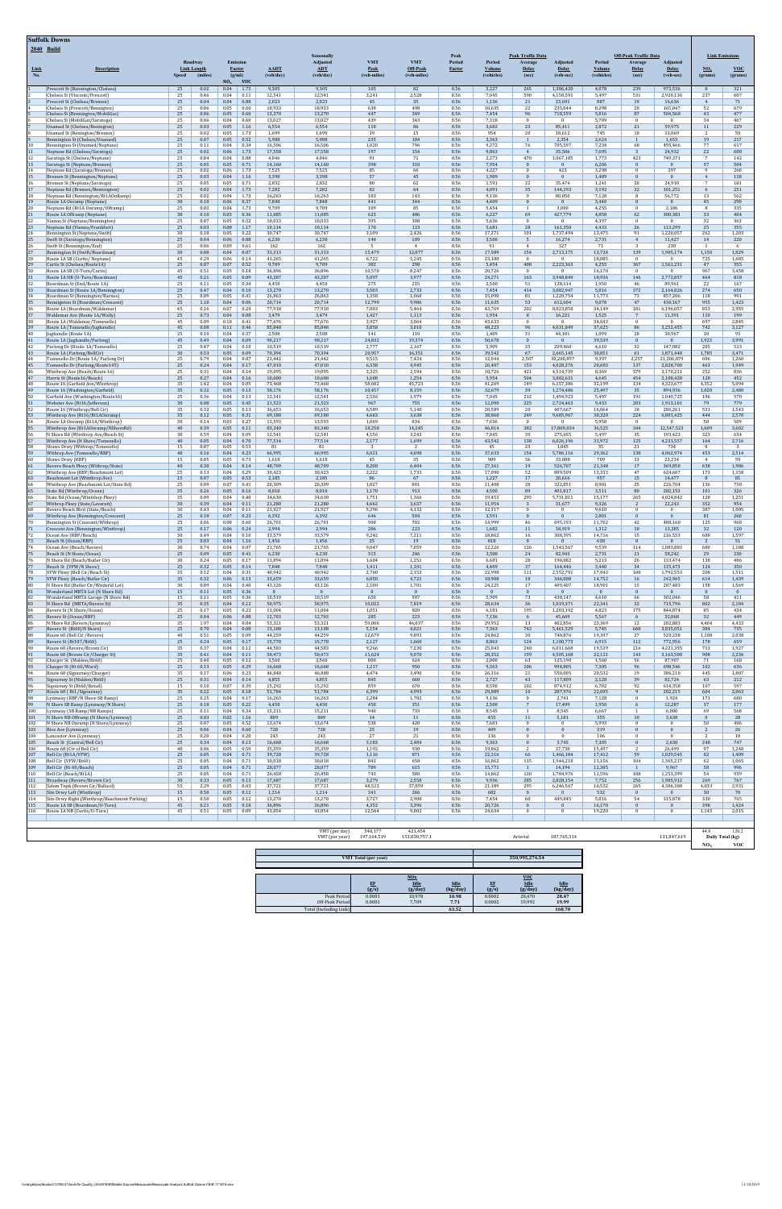# Suffolk Downs

## 2040 Build

| Link No. | Description | Roadway Link Speed | Roadway Link Length (miles) | Emission Factor (g/mi) $NO_x$ | Emission Factor (g/mi) VOC | AADT (veh/day) | Seasonally Adjusted ADT (veh/day) | VMT (veh-miles) | VMT Off-Peak (veh-miles) | Peak Period Factor | Peak Traffic Data: Period Volume (vehicles) | Peak Traffic Data: Average Delay (sec) | Peak Traffic Data: Adjusted Delay (veh-sec) | Off-Peak Traffic Data: Period Volume (vehicles) | Off-Peak Traffic Data: Average Delay (sec) | Off-Peak Traffic Data: Adjusted Delay (veh-sec) | Link Emissions $NO_x$ (grams) | Link Emissions VOC (grams) |
|---|---|---|---|---|---|---|---|---|---|---|---|---|---|---|---|---|---|---|
| 1 | Prescott St (Bennington/Chelsea) | 25 | 0.02 | 0.04 | 1.73 | 9,305 | 9,305 | 105 | 82 | 0.56 | 5,227 | 265 | 1,386,420 | 4,078 | 239 | 973,536 | 8 | 321 |
| 2 | Chelsea St (Visconti/Prescott) | 25 | 0.46 | 0.04 | 0.11 | 12,541 | 12,541 | 3,241 | 2,528 | 0.56 | 7,045 | 590 | 4,158,591 | 5,497 | 531 | 2,920,136 | 237 | 607 |
| 3 | Chelsea St (Chelsea/Bremen) | 25 | 0.04 | 0.04 | 0.88 | 2,023 | 2,023 | 45 | 35 | 0.56 | 1,136 | 21 | 23,691 | 887 | 19 | 16,636 | 4 | 71 |
| 4 | Chelsea St (Prescott/Bennington) | 25 | 0.06 | 0.05 | 0.60 | 18,933 | 18,933 | 638 | 498 | 0.56 | 10,635 | 22 | 235,044 | 8,298 | 20 | 165,047 | 52 | 679 |
| 5 | Chelsea St (Bennington/MobilGas) | 25 | 0.06 | 0.05 | 0.60 | 13,270 | 13,270 | 447 | 349 | 0.56 | 7,454 | 96 | 718,559 | 5,816 | 87 | 504,568 | 43 | 477 |
| 6 | Chelsea St (MobilGas/Saratoga) | 25 | 0.06 | 0.04 | 0.60 | 13,027 | 13,027 | 439 | 343 | 0.56 | 7,318 | 0 | 0 | 5,709 | 0 | 0 | 34 | 467 |
| 7 | Unamed St (Chelsea/Bennington) | 25 | 0.03 | 0.05 | 1.16 | 6,554 | 6,554 | 110 | 86 | 0.56 | 3,682 | 23 | 85,411 | 2,872 | 21 | 59,975 | 11 | 229 |
| 8 | Unamed St (Bennington/Bremen) | 25 | 0.02 | 0.05 | 1.73 | 1,699 | 1,699 | 19 | 15 | 0.56 | 954 | 20 | 18,612 | 745 | 18 | 13,069 | 2 | 59 |
| 9 | Bennington St (Chelsea/Unamed) | 25 | 0.07 | 0.05 | 0.52 | 5,988 | 5,988 | 235 | 184 | 0.56 | 3,363 | 1 | 2,354 | 2,624 | 1 | 1,653 | 19 | 217 |
| 10 | Bennington St (Unamed/Neptune) | 25 | 0.11 | 0.04 | 0.34 | 16,506 | 16,506 | 1,020 | 796 | 0.56 | 9,272 | 76 | 705,597 | 7,234 | 68 | 495,466 | 77 | 617 |
| 11 | Neptune Rd (Chelsea/Saratoga) | 25 | 0.02 | 0.06 | 1.73 | 17,558 | 17,558 | 197 | 154 | 0.56 | 9,863 | 4 | 35,506 | 7,695 | 3 | 24,932 | 22 | 608 |
| 12 | Saratoga St (Chelsea/Neptune) | 25 | 0.04 | 0.04 | 0.88 | 4,046 | 4,046 | 91 | 71 | 0.56 | 2,273 | 470 | 1,067,185 | 1,773 | 423 | 749,371 | 7 | 142 |
| 13 | Saratoga St (Neptune/Bremen) | 25 | 0.05 | 0.05 | 0.71 | 14,160 | 14,160 | 398 | 310 | 0.56 | 7,954 | 0 | 0 | 6,206 | 0 | 0 | 37 | 504 |
| 14 | Neptune Rd (Saratoga/Bremen) | 25 | 0.02 | 0.06 | 1.73 | 7,525 | 7,525 | 85 | 66 | 0.56 | 4,227 | 0 | 423 | 3,298 | 0 | 297 | 9 | 260 |
| 15 | Bremen St (Neptune/Saratoga) | 25 | 0.03 | 0.04 | 1.16 | 3,398 | 3,398 | 57 | 45 | 0.56 | 1,909 | 0 | 0 | 1,489 | 0 | 0 | 4 | 118 |
| 16 | Bremen St (Neptune/Saratoga) | 25 | 0.05 | 0.05 | 0.71 | 2,832 | 2,832 | 80 | 62 | 0.56 | 1,591 | 22 | 35,474 | 1,241 | 20 | 24,910 | 7 | 101 |
| 17 | Neptune Rd (Bremen/Bennington) | 25 | 0.02 | 0.04 | 1.73 | 7,282 | 7,282 | 82 | 64 | 0.56 | 4,091 | 35 | 144,193 | 3,192 | 32 | 101,251 | 6 | 251 |
| 18 | Neptune Rd (Bennington/Rt1AOnRamp) | 25 | 0.02 | 0.04 | 1.73 | 16,263 | 16,263 | 183 | 143 | 0.56 | 9,136 | 9 | 80,850 | 7,128 | 8 | 56,772 | 13 | 562 |
| 19 | Route 1A Onramp (Neptune) | 30 | 0.10 | 0.06 | 0.37 | 7,848 | 7,848 | 441 | 344 | 0.56 | 4,409 | 0 | 0 | 3,440 | 0 | 0 | 45 | 290 |
| 20 | Neptune Rd (Rt1A Onramp/Offramp) | 25 | 0.02 | 0.04 | 1.73 | 9,709 | 9,709 | 109 | 85 | 0.56 | 5,454 | 1 | 3,000 | 4,255 | 0 | 2,106 | 8 | 335 |
| 21 | Route 1A Offramp (Neptune) | 30 | 0.10 | 0.03 | 0.36 | 11,085 | 11,085 | 623 | 486 | 0.56 | 6,227 | 69 | 427,779 | 4,858 | 62 | 300,383 | 33 | 404 |
| 22 | Vienna St (Neptune/Bennington) | 25 | 0.07 | 0.05 | 0.52 | 10,033 | 10,033 | 395 | 308 | 0.56 | 5,636 | 0 | 0 | 4,397 | 0 | 0 | 32 | 363 |
| 23 | Neptune Rd (Vienna/Frankfort) | 25 | 0.03 | 0.08 | 1.17 | 10,114 | 10,114 | 170 | 133 | 0.56 | 5,681 | 28 | 161,350 | 4,433 | 26 | 113,299 | 25 | 355 |
| 24 | Bennington St (Neptune/Swift) | 30 | 0.18 | 0.05 | 0.22 | 30,747 | 30,747 | 3,109 | 2,426 | 0.56 | 17,271 | 101 | 1,737,494 | 13,475 | 91 | 1,220,057 | 262 | 1,203 |
| 25 | Swift St (Saratoga/Bennington) | 25 | 0.04 | 0.06 | 0.88 | 6,230 | 6,230 | 140 | 109 | 0.56 | 3,500 | 5 | 16,274 | 2,731 | 4 | 11,427 | 14 | 220 |
| 26 | Swift St (Bennington/End) | 25 | 0.06 | 0.05 | 0.61 | 162 | 162 | 5 | 4 | 0.56 | 91 | 4 | 327 | 71 | 3 | 230 | 1 | 6 |
| 27 | Bennington St (Swift/Boardman) | 30 | 0.88 | 0.04 | 0.07 | 31,313 | 31,313 | 15,479 | 12,077 | 0.56 | 17,589 | 154 | 2,713,175 | 13,724 | 139 | 1,905,174 | 1,150 | 1,829 |
| 28 | Route 1A SB (Curtis/Neptune) | 45 | 0.29 | 0.06 | 0.14 | 41,265 | 41,265 | 6,722 | 5,245 | 0.56 | 23,180 | 0 | 0 | 18,085 | 0 | 0 | 725 | 1,685 |
| 29 | Curtis St (Chelsea/Route1A) | 25 | 0.07 | 0.07 | 0.52 | 9,709 | 9,709 | 382 | 298 | 0.56 | 5,454 | 408 | 2,223,363 | 4,255 | 367 | 1,561,231 | 47 | 355 |
| 30 | Route 1A SB (U-Turn/Curtis) | 45 | 0.51 | 0.05 | 0.18 | 36,896 | 36,896 | 10,570 | 8,247 | 0.56 | 20,726 | 0 | 0 | 16,170 | 0 | 0 | 967 | 3,458 |
| 31 | Route 1A NB (U-Turn/Boardman) | 45 | 0.21 | 0.05 | 0.09 | 43,207 | 43,207 | 5,097 | 3,977 | 0.56 | 24,271 | 163 | 3,948,849 | 18,936 | 146 | 2,772,857 | 464 | 818 |
| 32 | Boardman St (End/Route 1A) | 25 | 0.11 | 0.05 | 0.34 | 4,450 | 4,450 | 275 | 215 | 0.56 | 2,500 | 51 | 128,114 | 1,950 | 46 | 89,961 | 22 | 167 |
| 33 | Boardman St (Route 1A/Bennington) | 25 | 0.47 | 0.04 | 0.10 | 13,270 | 13,270 | 3,503 | 2,733 | 0.56 | 7,454 | 414 | 3,082,947 | 5,816 | 372 | 2,164,826 | 274 | 650 |
| 34 | Boardman St (Bennington/Barnes) | 25 | 0.09 | 0.05 | 0.41 | 26,863 | 26,863 | 1,358 | 1,060 | 0.56 | 15,090 | 81 | 1,220,754 | 11,773 | 73 | 857,206 | 118 | 991 |
| 35 | Bennington St (Boardman/Crescent) | 25 | 1.18 | 0.04 | 0.06 | 28,714 | 28,714 | 12,799 | 9,986 | 0.56 | 11,635 | 53 | 612,604 | 9,078 | 47 | 430,167 | 955 | 1,423 |
| 36 | Route 1A (Boardman/Waldemar) | 45 | 0.16 | 0.07 | 0.24 | 77,918 | 77,918 | 7,003 | 5,464 | 0.56 | 43,769 | 202 | 8,823,858 | 34,149 | 181 | 6,196,057 | 853 | 2,955 |
| 37 | Waldemar Ave (Route 1A/Wally) | 25 | 0.73 | 0.04 | 0.08 | 3,479 | 3,479 | 1,427 | 1,113 | 0.56 | 1,954 | 8 | 16,221 | 1,525 | 7 | 11,391 | 110 | 199 |
| 38 | Route 1A (Waldemar/Tomesello) | 45 | 0.09 | 0.10 | 0.41 | 77,676 | 77,676 | 3,927 | 3,064 | 0.56 | 43,633 | 0 | 0 | 34,043 | 0 | 0 | 697 | 2,845 |
| 39 | Route 1A (Tomesello/Jughandle) | 45 | 0.08 | 0.11 | 0.46 | 85,848 | 85,848 | 3,858 | 3,010 | 0.56 | 48,223 | 96 | 4,631,849 | 37,625 | 86 | 3,252,455 | 742 | 3,127 |
| 40 | Jughandle (Route 1A) | 25 | 0.10 | 0.04 | 0.37 | 2,508 | 2,508 | 141 | 110 | 0.56 | 1,409 | 31 | 44,101 | 1,099 | 28 | 30,967 | 10 | 93 |
| 41 | Route 1A (Jughandle/Parkway) | 45 | 0.49 | 0.04 | 0.09 | 90,217 | 90,217 | 24,832 | 19,374 | 0.56 | 50,678 | 0 | 0 | 39,539 | 0 | 0 | 1,923 | 3,999 |
| 42 | Parkway Dr (Route 1A/Tomesello) | 25 | 0.47 | 0.04 | 0.10 | 10,519 | 10,519 | 2,777 | 2,167 | 0.56 | 5,909 | 35 | 209,460 | 4,610 | 32 | 147,082 | 205 | 513 |
| 43 | Route 1A (Parkway/BellCir) | 30 | 0.53 | 0.05 | 0.09 | 70,394 | 70,394 | 20,957 | 16,351 | 0.56 | 39,542 | 67 | 2,665,145 | 30,851 | 61 | 1,871,448 | 1,785 | 3,471 |
| 44 | Tomesello Dr (Route 1A/ Furlong Dr) | 25 | 0.79 | 0.04 | 0.07 | 21,442 | 21,442 | 9,515 | 7,424 | 0.56 | 12,044 | 2,507 | 30,200,897 | 9,397 | 2,257 | 21,206,879 | 696 | 1,260 |
| 45 | Tomesello Dr (Furlong/Route145) | 25 | 0.24 | 0.04 | 0.17 | 47,010 | 47,010 | 6,338 | 4,945 | 0.56 | 26,407 | 153 | 4,028,376 | 20,603 | 137 | 2,828,700 | 463 | 1,949 |
| 46 | Winthrop Ave (Beach/Route 16) | 25 | 0.31 | 0.04 | 0.14 | 19,095 | 19,095 | 3,325 | 2,594 | 0.56 | 10,726 | 421 | 4,514,739 | 8,369 | 379 | 3,170,221 | 252 | 836 |
| 47 | Harris St (Route16/Beach) | 25 | 0.27 | 0.04 | 0.16 | 10,600 | 10,600 | 1,608 | 1,254 | 0.56 | 5,954 | 504 | 3,002,631 | 4,645 | 454 | 2,108,428 | 128 | 452 |
| 48 | Route 16 (Garfield Ave/Winthrop) | 35 | 1.42 | 0.04 | 0.05 | 73,468 | 73,468 | 58,602 | 45,723 | 0.56 | 41,269 | 149 | 6,157,386 | 32,199 | 134 | 4,323,677 | 4,352 | 5,894 |
| 49 | Route 16 (Washington/Garfield) | 35 | 0.32 | 0.05 | 0.13 | 58,176 | 58,176 | 10,457 | 8,159 | 0.56 | 32,679 | 39 | 1,274,486 | 25,497 | 35 | 894,936 | 1,020 | 2,480 |
| 50 | Garfield Ave (Washington/Route16) | 25 | 0.36 | 0.04 | 0.13 | 12,541 | 12,541 | 2,536 | 1,979 | 0.56 | 7,045 | 212 | 1,494,923 | 5,497 | 191 | 1,049,725 | 196 | 570 |
| 51 | Webster Ave (Rt16/Jefferson) | 30 | 0.08 | 0.05 | 0.45 | 21,523 | 21,523 | 967 | 755 | 0.56 | 12,090 | 225 | 2,724,463 | 9,433 | 203 | 1,913,101 | 79 | 779 |
| 52 | Route 16 (Winthrop/Bell Cir) | 35 | 0.32 | 0.05 | 0.13 | 36,653 | 36,653 | 6,589 | 5,140 | 0.56 | 20,589 | 20 | 407,667 | 16,064 | 18 | 286,261 | 531 | 1,543 |
| 53 | Winthrop Ave (Rt16/Rt1AOnramp) | 35 | 0.12 | 0.05 | 0.31 | 69,180 | 69,180 | 4,663 | 3,638 | 0.56 | 38,860 | 249 | 9,685,967 | 30,320 | 224 | 6,801,425 | 444 | 2,570 |
| 54 | Route 1A Onramp (Rt1A/Winthrop) | 30 | 0.14 | 0.03 | 0.27 | 13,593 | 13,593 | 1,069 | 834 | 0.56 | 7,636 | 0 | 0 | 5,958 | 0 | 0 | 58 | 509 |
| 55 | Winthrop Ave (Rt1AOnramp/WinthrRd) | 40 | 0.39 | 0.05 | 0.11 | 83,340 | 83,340 | 18,258 | 14,245 | 0.56 | 46,814 | 382 | 17,869,034 | 36,525 | 344 | 12,547,523 | 1,609 | 3,602 |
| 56 | N Shore Rd (Winthrop Ave/Beach St) | 30 | 0.59 | 0.04 | 0.09 | 12,541 | 12,541 | 4,156 | 3,243 | 0.56 | 7,045 | 39 | 275,455 | 5,497 | 35 | 193,423 | 323 | 634 |
| 57 | Winthrop Ave (N Shore/Tomesello) | 40 | 0.05 | 0.04 | 0.70 | 77,514 | 77,514 | 2,177 | 1,699 | 0.56 | 43,542 | 138 | 6,026,396 | 33,972 | 125 | 4,231,557 | 164 | 2,716 |
| 58 | Shaws Drwy (Wthrop/Tomesello) | 15 | 0.07 | 0.15 | 0.53 | 81 | 81 | 3 | 2 | 0.56 | 45 | 23 | 1,045 | 35 | 21 | 734 | 0 | 3 |
| 59 | Winthrop Ave (Tomesello/RBP) | 40 | 0.16 | 0.04 | 0.23 | 66,995 | 66,995 | 6,021 | 4,698 | 0.56 | 37,633 | 154 | 5,786,316 | 29,362 | 138 | 4,062,974 | 453 | 2,514 |
| 60 | Shaws Drwy (RBP) | 15 | 0.05 | 0.05 | 0.73 | 1,618 | 1,618 | 45 | 35 | 0.56 | 909 | 36 | 33,088 | 709 | 33 | 23,234 | 4 | 59 |
| 61 | Revere Beach Pkwy (Winthrop/State) | 40 | 0.30 | 0.04 | 0.14 | 48,709 | 48,709 | 8,208 | 6,404 | 0.56 | 27,361 | 19 | 526,707 | 21,348 | 17 | 369,850 | 638 | 1,906 |
| 62 | Winthrop Ave (RBP/Beachmont Lot) | 25 | 0.13 | 0.04 | 0.29 | 30,423 | 30,423 | 2,222 | 1,733 | 0.56 | 17,090 | 52 | 889,509 | 13,333 | 47 | 624,607 | 173 | 1,158 |
| 63 | Beachmont Lot (Winthrop Ave) | 15 | 0.07 | 0.05 | 0.53 | 2,185 | 2,185 | 86 | 67 | 0.56 | 1,227 | 17 | 20,616 | 957 | 15 | 14,477 | 8 | 81 |
| 64 | Winthrop Ave (Beachmont Lot/State Rd) | 25 | 0.09 | 0.07 | 0.41 | 20,309 | 20,309 | 1,027 | 801 | 0.56 | 11,408 | 28 | 322,851 | 8,901 | 25 | 226,704 | 136 | 758 |
| 65 | State Rd (Winthrop/Ocean) | 35 | 0.26 | 0.05 | 0.16 | 8,010 | 8,010 | 1,170 | 913 | 0.56 | 4,500 | 89 | 401,817 | 3,511 | 80 | 282,153 | 101 | 326 |
| 66 | State Rd (Ocean/Winthrop Pkwy) | 35 | 0.09 | 0.04 | 0.40 | 34,630 | 34,630 | 1,751 | 1,366 | 0.56 | 19,453 | 295 | 5,731,811 | 15,177 | 265 | 4,024,842 | 128 | 1,251 |
| 67 | Winthrop Pkwy (State/Leverett) | 30 | 0.39 | 0.04 | 0.11 | 21,280 | 21,280 | 4,662 | 3,637 | 0.56 | 11,954 | 3 | 31,677 | 9,326 | 2 | 22,243 | 352 | 954 |
| 68 | Revere Beach Blvd (State/Beach) | 30 | 0.43 | 0.04 | 0.11 | 21,927 | 21,927 | 5,296 | 4,132 | 0.56 | 12,317 | 0 | 0 | 9,610 | 0 | 0 | 387 | 1,005 |
| 69 | Winthrop Ave (Bennington/Crescent) | 25 | 0.18 | 0.07 | 0.23 | 6,392 | 6,392 | 646 | 504 | 0.56 | 3,591 | 0 | 0 | 2,801 | 0 | 0 | 81 | 260 |
| 70 | Bennington St (Crescent/Withrop) | 25 | 0.06 | 0.08 | 0.60 | 26,701 | 26,701 | 900 | 702 | 0.56 | 14,999 | 46 | 695,193 | 11,702 | 42 | 488,160 | 125 | 968 |
| 71 | Crescent Ave (Bennington/Winthrop) | 25 | 0.17 | 0.06 | 0.24 | 2,994 | 2,994 | 286 | 223 | 0.56 | 1,682 | 11 | 18,919 | 1,312 | 10 | 13,285 | 32 | 120 |
| 72 | Ocean Ave (RBP/Beach) | 30 | 0.49 | 0.04 | 0.10 | 33,579 | 33,579 | 9,242 | 7,211 | 0.56 | 18,862 | 16 | 308,395 | 14,716 | 15 | 216,553 | 688 | 1,597 |
| 73 | Beach St (Ocean/RBP) | 25 | 0.03 | 0.04 | 1.16 | 1,456 | 1,456 | 25 | 19 | 0.56 | 818 | 0 | 0 | 638 | 0 | 0 | 2 | 51 |
| 74 | Ocean Ave (Beach/Revere) | 30 | 0.74 | 0.04 | 0.07 | 21,765 | 21,765 | 9,047 | 7,059 | 0.56 | 12,226 | 126 | 1,543,567 | 9,539 | 114 | 1,083,883 | 680 | 1,188 |
| 75 | Beach St (N Shore/Ocean) | 25 | 0.09 | 0.05 | 0.41 | 6,230 | 6,230 | 315 | 246 | 0.56 | 3,500 | 24 | 82,943 | 2,731 | 21 | 58,242 | 29 | 230 |
| 76 | N Shore Rd (Beach/Butler Cir) | 30 | 0.24 | 0.05 | 0.17 | 11,894 | 11,894 | 1,604 | 1,251 | 0.56 | 6,681 | 28 | 190,082 | 5,213 | 26 | 133,474 | 138 | 486 |
| 77 | Beach St (VFW/N Shore) | 25 | 0.32 | 0.05 | 0.14 | 7,848 | 7,848 | 1,411 | 1,101 | 0.56 | 4,409 | 37 | 164,446 | 3,440 | 34 | 115,473 | 124 | 350 |
| 78 | VFW Pkwy (Bell Cir/Beach St) | 35 | 0.12 | 0.04 | 0.31 | 40,942 | 40,942 | 2,760 | 2,153 | 0.56 | 22,998 | 111 | 2,552,791 | 17,943 | 100 | 1,792,553 | 208 | 1,511 |
| 79 | VFW Pkwy (Beach St/Butler Cir) | 35 | 0.32 | 0.06 | 0.13 | 33,659 | 33,659 | 6,050 | 4,721 | 0.56 | 18,908 | 18 | 346,000 | 14,752 | 16 | 242,965 | 614 | 1,439 |
| 80 | N Shore Rd (Butler Cir/Wonderland Lot) | 30 | 0.09 | 0.04 | 0.40 | 43,126 | 43,126 | 2,180 | 1,701 | 0.56 | 24,225 | 17 | 409,407 | 18,901 | 15 | 287,483 | 158 | 1,569 |
| 81 | Wonderland MBTA Lot (N Shore Rd) | 15 | 0.11 | 0.05 | 0.36 | 0 | 0 | 0 | 0 | 0.56 | 0 | 0 | 0 | 0 | 0 | 0 | 0 | 0 |
| 82 | Wonderland MBTA Garage (N Shore Rd) | 15 | 0.11 | 0.05 | 0.36 | 10,519 | 10,519 | 650 | 507 | 0.56 | 5,909 | 73 | 430,147 | 4,610 | 66 | 302,046 | 58 | 411 |
| 83 | N Shore Rd (MBTA/Revere St) | 35 | 0.35 | 0.04 | 0.12 | 50,975 | 50,975 | 10,022 | 7,819 | 0.56 | 28,634 | 36 | 1,019,371 | 22,341 | 32 | 715,796 | 802 | 2,184 |
| 84 | Revere St (N Shore/Ocean) | 25 | 0.17 | 0.05 | 0.23 | 11,004 | 11,004 | 1,051 | 820 | 0.56 | 6,181 | 195 | 1,203,192 | 4,823 | 175 | 844,874 | 85 | 434 |
| 85 | Revere St (Ocean/RBP) | 25 | 0.04 | 0.06 | 0.88 | 12,703 | 12,703 | 285 | 223 | 0.56 | 7,136 | 6 | 45,469 | 5,567 | 6 | 32,068 | 32 | 449 |
| 86 | N Shore Rd (Revere/Lynnway) | 35 | 1.97 | 0.04 | 0.04 | 53,321 | 53,321 | 59,006 | 46,037 | 0.56 | 29,952 | 13 | 402,856 | 23,369 | 12 | 282,883 | 4,404 | 4,433 |
| 87 | Revere St (Rt60/N Shore) | 25 | 0.70 | 0.04 | 0.08 | 13,108 | 13,108 | 5,154 | 4,021 | 0.56 | 7,363 | 742 | 5,461,529 | 5,745 | 668 | 3,835,051 | 384 | 735 |
| 88 | Route 60 (Bell Cir /Revere) | 40 | 0.51 | 0.05 | 0.09 | 44,259 | 44,259 | 12,679 | 9,893 | 0.56 | 24,862 | 30 | 740,876 | 19,397 | 27 | 520,238 | 1,100 | 2,038 |
| 89 | Revere St (Rt107/Rt60) | 25 | 0.24 | 0.05 | 0.17 | 15,778 | 15,778 | 2,127 | 1,660 | 0.56 | 8,863 | 124 | 1,100,773 | 6,915 | 112 | 772,956 | 178 | 659 |
| 90 | Route 60 (Revere/Brown Cir) | 35 | 0.37 | 0.04 | 0.12 | 44,583 | 44,583 | 9,266 | 7,230 | 0.56 | 25,043 | 240 | 6,011,668 | 19,539 | 216 | 4,221,355 | 713 | 1,927 |
| 91 | Route 60 (Brown Cir/Charger St) | 35 | 0.41 | 0.04 | 0.11 | 50,473 | 50,473 | 11,624 | 9,070 | 0.56 | 28,352 | 159 | 4,505,168 | 22,121 | 143 | 3,163,500 | 908 | 2,236 |
| 92 | Charger St (Malden/Rt60) | 25 | 0.40 | 0.05 | 0.12 | 3,560 | 3,560 | 800 | 624 | 0.56 | 2,000 | 63 | 125,190 | 1,560 | 56 | 87,907 | 71 | 168 |
| 93 | Charger St (Rt 60/Ward) | 25 | 0.13 | 0.05 | 0.29 | 16,668 | 16,668 | 1,217 | 950 | 0.56 | 9,363 | 106 | 994,805 | 7,305 | 96 | 698,546 | 102 | 636 |
| 94 | Route 60 (Sigourney/Charger) | 35 | 0.17 | 0.06 | 0.23 | 46,848 | 46,848 | 4,474 | 3,490 | 0.56 | 26,316 | 21 | 550,005 | 20,532 | 19 | 386,210 | 445 | 1,807 |
| 95 | Sigourney St (Malden/Rt60) | 25 | 0.31 | 0.04 | 0.14 | 4,855 | 4,855 | 845 | 660 | 0.56 | 2,727 | 43 | 117,809 | 2,128 | 39 | 82,724 | 63 | 212 |
| 96 | Sigourney St (Rt60/Retail) | 15 | 0.10 | 0.07 | 0.39 | 15,292 | 15,292 | 859 | 670 | 0.56 | 8,590 | 102 | 874,912 | 6,702 | 92 | 614,358 | 107 | 597 |
| 97 | Route 60 (Rt1/Sigourney) | 35 | 0.22 | 0.05 | 0.18 | 51,784 | 51,784 | 6,399 | 4,993 | 0.56 | 29,089 | 10 | 287,976 | 22,695 | 9 | 202,215 | 604 | 2,063 |
| 98 | Lynnway (RBP/N Shore SB Ramp) | 25 | 0.25 | 0.04 | 0.17 | 16,263 | 16,263 | 2,284 | 1,782 | 0.56 | 9,136 | 0 | 2,741 | 7,128 | 0 | 1,924 | 171 | 680 |
| 99 | N Shore SB Ramp (Lynnway/N Shore) | 25 | 0.18 | 0.05 | 0.22 | 4,450 | 4,450 | 450 | 351 | 0.56 | 2,500 | 7 | 17,499 | 1,950 | 6 | 12,287 | 37 | 177 |
| 100 | Lynnway (SB Ramp/NB Ramps) | 25 | 0.11 | 0.04 | 0.34 | 15,211 | 15,211 | 940 | 733 | 0.56 | 8,545 | 1 | 8,545 | 6,667 | 1 | 6,000 | 69 | 568 |
| 101 | N Shore NB Offramp (N Shore/Lynnway) | 25 | 0.03 | 0.02 | 1.16 | 809 | 809 | 14 | 11 | 0.56 | 455 | 11 | 5,170 | 355 | 10 | 3,630 | 0 | 28 |
| 102 | N Shore NB Onramp (N Shore/Lynnway) | 25 | 0.07 | 0.05 | 0.52 | 13,674 | 13,674 | 538 | 420 | 0.56 | 7,681 | 0 | 0 | 5,993 | 0 | 0 | 50 | 496 |
| 103 | Rice Ave (Lynnway) | 25 | 0.06 | 0.04 | 0.60 | 728 | 728 | 25 | 19 | 0.56 | 409 | 0 | 0 | 319 | 0 | 0 | 2 | 26 |
| 104 | Lancaster Ave (Lynnway) | 25 | 0.20 | 0.04 | 0.20 | 243 | 243 | 27 | 21 | 0.56 | 136 | 0 | 0 | 106 | 0 | 0 | 2 | 10 |
| 105 | Beach St (Central/Bell Cir) | 25 | 0.34 | 0.04 | 0.13 | 16,668 | 16,668 | 3,185 | 2,484 | 0.56 | 9,363 | 0 | 3,745 | 7,305 | 0 | 2,630 | 248 | 747 |
| 106 | Route 60 (Ctr of Bell Cir) | 40 | 0.06 | 0.05 | 0.59 | 35,359 | 35,359 | 1,192 | 930 | 0.56 | 19,862 | 2 | 37,738 | 15,497 | 2 | 26,499 | 97 | 1,248 |
| 107 | Bell Cir (Rt1A/VFW) | 25 | 0.05 | 0.04 | 0.71 | 39,728 | 39,728 | 1,116 | 871 | 0.56 | 22,316 | 66 | 1,466,184 | 17,412 | 59 | 1,029,545 | 82 | 1,409 |
| 108 | Bell Cir (VFW/Rt60) | 25 | 0.05 | 0.04 | 0.71 | 30,018 | 30,018 | 843 | 658 | 0.56 | 16,862 | 115 | 1,944,218 | 13,156 | 104 | 1,365,217 | 62 | 1,065 |
| 109 | Bell Cir (Rt 60/Beach) | 25 | 0.05 | 0.04 | 0.71 | 28,077 | 28,077 | 789 | 615 | 0.56 | 15,771 | 1 | 14,194 | 12,305 | 1 | 9,967 | 58 | 996 |
| 110 | Bell Cir (Beach/Rt1A) | 25 | 0.05 | 0.04 | 0.71 | 26,458 | 26,458 | 743 | 580 | 0.56 | 14,862 | 120 | 1,784,976 | 11,596 | 108 | 1,253,399 | 54 | 939 |
| 111 | Broadway (Revere/Brown Cir) | 30 | 0.33 | 0.05 | 0.13 | 17,687 | 17,687 | 3,279 | 2,558 | 0.56 | 9,936 | 285 | 2,828,154 | 7,752 | 256 | 1,985,912 | 269 | 767 |
| 112 | Salem Tnpk (Brown Cir/Ballard) | 55 | 2.29 | 0.05 | 0.03 | 37,721 | 37,721 | 48,523 | 37,859 | 0.56 | 21,189 | 295 | 6,246,567 | 16,532 | 265 | 4,386,300 | 4,033 | 2,931 |
| 113 | Site Drwy Left (Winthrop) | 15 | 0.50 | 0.05 | 0.12 | 1,214 | 1,214 | 341 | 266 | 0.56 | 682 | 0 | 0 | 532 | 0 | 0 | 30 | 70 |
| 114 | Site Drwy Right (Winthrop/Beachmont Parking) | 15 | 0.50 | 0.05 | 0.12 | 13,270 | 13,270 | 3,727 | 2,908 | 0.56 | 7,454 | 60 | 449,845 | 5,816 | 54 | 315,878 | 330 | 765 |
| 115 | Route 1A SB (Boardman/U-Turn) | 45 | 0.21 | 0.05 | 0.18 | 36,896 | 36,896 | 4,352 | 3,396 | 0.56 | 20,726 | 0 | 0 | 16,170 | 0 | 0 | 398 | 1,424 |
| 116 | Route 1A NB (Curtis/U-Turn) | 45 | 0.51 | 0.05 | 0.09 | 43,854 | 43,854 | 12,564 | 9,802 | 0.56 | 24,634 | 0 | 0 | 19,220 | 0 | 0 | 1,143 | 2,015 |
| | | | | | | | VMT (per day) | 540,177 | 421,454 | | | | | | | | 44.8 | 120.2 |
| | | | | | | | VMT (per year) | 197,164,519 | 153,830,757.1 | | Arterial | | 107,765,314 | | | 131,847,619 | Daily Total (kg) | |
| | | | | | | | | | | | | | | | | | $NO_x$ | VOC |

| VMT Total (per year) | 350,995,276.54 |
|---|---|

| | $NO_x$ EF (g/s) | $NO_x$ Idle (g/day) | $NO_x$ Idle (kg/day) | VOC EF (g/s) | VOC Idle (g/day) | VOC Idle (kg/day) |
|---|---|---|---|---|---|---|
| Peak Period | 0.0001 | 10,978 | 10.98 | 0.0002 | 28,470 | 28.47 |
| Off-Peak Period | 0.0001 | 7,709 | 7.71 | 0.0002 | 19,992 | 19.99 |
| Total (including Link) | | | 63.52 | | | 168.70 |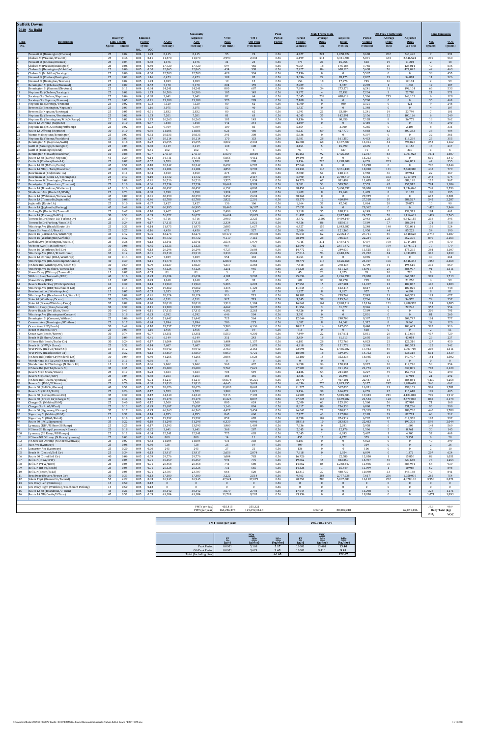# Suffolk Downs

## 2040 No Build

| Link No. | Description | Roadway Speed | Link Length (miles) | Emission Factor (g/mi) $NO_x$ | Emission Factor (g/mi) VOC | AADT (veh/day) | Seasonally Adjusted ADT (veh/day) | VMT Peak (veh-miles) | VMT Off-Peak (veh-miles) | Peak Factor | Peak Traffic Data: Period Volume (vehicles) | Peak Traffic Data: Average Delay (sec) | Peak Traffic Data: Adjusted Delay (veh-sec) | Off-Peak Traffic Data: Period Volume (vehicles) | Off-Peak Traffic Data: Average Delay (sec) | Off-Peak Traffic Data: Adjusted Delay (veh-sec) | Link Emissions $NO_x$ (grams) | Link Emissions VOC (grams) |
|---|---|---|---|---|---|---|---|---|---|---|---|---|---|---|---|---|---|---|
| 1 | Prescott St (Bennington/Chelsea) | 25 | 0.02 | 0.04 | 1.73 | 8,415 | 8,415 | 95 | 74 | 0.56 | 4,727 | 224 | 1,058,822 | 3,688 | 202 | 743,498 | 7 | 291 |
| 2 | Chelsea St (Visconti/Prescott) | 25 | 0.44 | 0.04 | 0.11 | 11,570 | 11,570 | 2,990 | 2,333 | 0.56 | 6,499 | 514 | 3,341,701 | 5,071 | 463 | 2,346,521 | 219 | 560 |
| 3 | Prescott St (Chelsea/Bremen) | 25 | 0.04 | 0.04 | 0.88 | 1,376 | 1,376 | 31 | 24 | 0.56 | 773 | 21 | 15,956 | 603 | 19 | 11,204 | 2 | 48 |
| 4 | Chelsea St (Prescott/Bennington) | 25 | 0.06 | 0.05 | 0.60 | 17,720 | 17,720 | 597 | 466 | 0.56 | 9,954 | 18 | 175,186 | 7,766 | 16 | 123,014 | 49 | 635 |
| 5 | Chelsea St (Bennington/MobilGas) | 25 | 0.06 | 0.05 | 0.60 | 12,865 | 12,865 | 434 | 338 | 0.56 | 7,227 | 84 | 600,125 | 5,638 | 76 | 427,022 | 42 | 463 |
| 6 | Chelsea St (MobilGas/Saratoga) | 25 | 0.06 | 0.04 | 0.60 | 12,703 | 12,703 | 428 | 334 | 0.56 | 7,136 | 0 | 0 | 5,567 | 0 | 0 | 33 | 455 |
| 7 | Unamed St (Chelsea/Bennington) | 25 | 0.03 | 0.05 | 1.16 | 4,473 | 4,473 | 109 | 85 | 0.56 | 3,636 | 22 | 78,175 | 2,837 | 19 | 54,894 | 11 | 226 |
| 8 | Unamed St (Bennington/Bremen) | 25 | 0.02 | 0.05 | 1.73 | 1,699 | 1,699 | 19 | 15 | 0.56 | 954 | 18 | 17,276 | 745 | 16 | 12,131 | 2 | 59 |
| 9 | Bennington St (Chelsea/Unamed) | 25 | 0.07 | 0.05 | 0.52 | 5,178 | 5,178 | 204 | 159 | 0.56 | 2,909 | 1 | 2,327 | 2,270 | 1 | 1,634 | 17 | 187 |
| 10 | Bennington St (Unamed/Neptune) | 25 | 0.11 | 0.04 | 0.34 | 14,241 | 14,241 | 880 | 687 | 0.56 | 7,999 | 34 | 273,578 | 6,241 | 31 | 192,104 | 66 | 513 |
| 11 | Neptune Rd (Chelsea/Saratoga) | 25 | 0.02 | 0.06 | 1.73 | 16,506 | 16,506 | 185 | 145 | 0.56 | 9,272 | 4 | 32,452 | 7,234 | 3 | 22,788 | 21 | 571 |
| 12 | Saratoga St (Chelsea/Neptune) | 25 | 0.04 | 0.04 | 0.88 | 3,641 | 3,641 | 82 | 64 | 0.56 | 2,045 | 239 | 488,619 | 1,596 | 215 | 343,105 | 6 | 128 |
| 13 | Saratoga St (Neptune/Bremen) | 25 | 0.05 | 0.05 | 0.71 | 13,189 | 13,189 | 370 | 289 | 0.56 | 7,408 | 0 | 0 | 5,780 | 0 | 0 | 35 | 469 |
| 14 | Neptune Rd (Saratoga/Bremen) | 25 | 0.02 | 0.06 | 1.73 | 7,120 | 7,120 | 80 | 62 | 0.56 | 4,000 | 0 | 600 | 3,121 | 0 | 421 | 9 | 246 |
| 15 | Bremen St (Bennington/Neptune) | 25 | 0.03 | 0.04 | 1.16 | 3,075 | 3,075 | 52 | 40 | 0.56 | 1,727 | 0 | 0 | 1,348 | 0 | 0 | 4 | 107 |
| 16 | Bremen St (Neptune/Saratoga) | 25 | 0.05 | 0.05 | 0.71 | 2,832 | 2,832 | 80 | 62 | 0.56 | 1,591 | 21 | 33,884 | 1,241 | 19 | 23,793 | 7 | 101 |
| 17 | Neptune Rd (Bremen/Bennington) | 25 | 0.02 | 0.04 | 1.73 | 7,201 | 7,201 | 81 | 63 | 0.56 | 4,045 | 35 | 142,591 | 3,156 | 32 | 100,126 | 6 | 249 |
| 18 | Neptune Rd (Bennington/Rt1AOnRamp) | 25 | 0.02 | 0.04 | 1.73 | 16,263 | 16,263 | 183 | 143 | 0.56 | 9,136 | 9 | 80,850 | 7,128 | 8 | 56,772 | 13 | 562 |
| 19 | Route 1A Onramp (Neptune) | 30 | 0.10 | 0.06 | 0.37 | 7,848 | 7,848 | 441 | 344 | 0.56 | 4,409 | 0 | 0 | 3,440 | 0 | 0 | 45 | 290 |
| 20 | Neptune Rd (Rt1A Onramp/Offramp) | 25 | 0.02 | 0.04 | 1.73 | 9,709 | 9,709 | 109 | 85 | 0.56 | 5,454 | 1 | 3,000 | 4,255 | 0 | 2,106 | 8 | 335 |
| 21 | Route 1A Offramp (Neptune) | 30 | 0.10 | 0.03 | 0.36 | 11,085 | 11,085 | 623 | 486 | 0.56 | 6,227 | 69 | 427,779 | 4,858 | 62 | 300,383 | 33 | 404 |
| 22 | Vienna St (Neptune/Bennington) | 25 | 0.07 | 0.05 | 0.52 | 10,033 | 10,033 | 395 | 308 | 0.56 | 5,636 | 0 | 0 | 4,397 | 0 | 0 | 32 | 363 |
| 23 | Neptune Rd (Vienna/Frankfort) | 25 | 0.03 | 0.08 | 1.17 | 10,114 | 10,114 | 170 | 133 | 0.56 | 5,681 | 28 | 161,350 | 4,433 | 26 | 113,299 | 25 | 355 |
| 24 | Bennington St (Neptune/Swift) | 30 | 0.18 | 0.05 | 0.22 | 29,695 | 29,695 | 3,002 | 2,343 | 0.56 | 16,680 | 68 | 1,137,607 | 13,014 | 61 | 798,820 | 253 | 1,162 |
| 25 | Swift St (Saratoga/Bennington) | 25 | 0.04 | 0.06 | 0.88 | 6,149 | 6,149 | 138 | 108 | 0.56 | 3,454 | 5 | 15,890 | 2,695 | 4 | 11,158 | 14 | 217 |
| 26 | Swift St (Bennington/End) | 25 | 0.06 | 0.05 | 0.61 | 162 | 162 | 5 | 4 | 0.56 | 91 | 4 | 327 | 71 | 3 | 230 | 1 | 6 |
| 27 | Bennington St (Swift/Boardman) | 30 | 0.88 | 0.04 | 0.07 | 27,510 | 27,510 | 13,599 | 10,610 | 0.56 | 15,453 | 92 | 1,425,565 | 12,057 | 83 | 1,001,023 | 1,011 | 1,607 |
| 28 | Route 1A SB (U-Turn/Curtis) | 45 | 0.29 | 0.06 | 0.14 | 34,711 | 34,711 | 5,655 | 4,412 | 0.56 | 19,498 | 0 | 0 | 15,213 | 0 | 0 | 610 | 1,417 |
| 29 | Curtis St (Chelsea/Route1A) | 25 | 0.07 | 0.07 | 0.52 | 9,709 | 9,709 | 382 | 298 | 0.56 | 5,454 | 225 | 1,228,808 | 4,255 | 203 | 862,861 | 47 | 355 |
| 30 | Route 1A SB (U-Turn/Curtis) | 45 | 0.51 | 0.05 | 0.18 | 30,342 | 30,342 | 8,692 | 6,782 | 0.56 | 17,044 | 0 | 0 | 13,298 | 0 | 0 | 796 | 2,844 |
| 31 | Route 1A NB (U-Turn/Boardman) | 45 | 0.21 | 0.05 | 0.09 | 41,184 | 41,184 | 4,858 | 3,790 | 0.56 | 23,134 | 145 | 3,361,438 | 18,050 | 131 | 2,360,380 | 442 | 779 |
| 32 | Boardman St (End/Route 1A) | 25 | 0.11 | 0.05 | 0.34 | 4,450 | 4,450 | 275 | 215 | 0.56 | 2,500 | 51 | 128,114 | 1,950 | 46 | 89,961 | 22 | 167 |
| 33 | Boardman St (Route 1A/Bennington) | 25 | 0.47 | 0.04 | 0.10 | 11,732 | 11,732 | 3,097 | 2,417 | 0.56 | 6,590 | 414 | 2,730,719 | 5,142 | 373 | 1,917,494 | 242 | 575 |
| 34 | Boardman St (Bennington/Barnes) | 25 | 0.09 | 0.05 | 0.41 | 26,216 | 26,216 | 1,325 | 1,034 | 0.56 | 14,726 | 67 | 981,492 | 11,489 | 60 | 689,198 | 115 | 967 |
| 35 | Bennington St (Boardman/Crescent) | 25 | 1.10 | 0.04 | 0.06 | 17,234 | 17,234 | 10,649 | 8,309 | 0.56 | 9,681 | 53 | 509,706 | 7,553 | 47 | 357,912 | 794 | 1,184 |
| 36 | Route 1A (Boardman/Waldemar) | 45 | 0.16 | 0.07 | 0.24 | 68,452 | 68,452 | 6,152 | 4,800 | 0.56 | 38,451 | 142 | 5,460,097 | 30,000 | 128 | 3,834,046 | 749 | 2,596 |
| 37 | Waldemar Ave (Route 1A/Walley) | 25 | 0.73 | 0.04 | 0.08 | 3,398 | 3,398 | 1,394 | 1,087 | 0.56 | 1,909 | 8 | 15,940 | 1,489 | 8 | 11,193 | 108 | 195 |
| 38 | Route 1A (Waldemar/Tomesello) | 45 | 0.09 | 0.10 | 0.41 | 68,290 | 68,290 | 3,452 | 2,694 | 0.56 | 38,360 | 0 | 0 | 29,929 | 0 | 0 | 612 | 2,501 |
| 39 | Route 1A (Tomesello/Jughandle) | 45 | 0.08 | 0.11 | 0.46 | 62,780 | 62,780 | 2,822 | 2,201 | 0.56 | 35,270 | 12 | 410,894 | 27,510 | 10 | 288,527 | 542 | 2,287 |
| 40 | Jughandle (Route 1A) | 25 | 0.10 | 0.04 | 0.37 | 2,427 | 2,427 | 136 | 106 | 0.56 | 1,364 | 31 | 42,542 | 1,064 | 28 | 29,873 | 10 | 90 |
| 41 | Route 1A (Jughandle/Parkway) | 45 | 0.49 | 0.04 | 0.09 | 66,995 | 66,995 | 18,440 | 14,387 | 0.56 | 37,633 | 0 | 0 | 29,362 | 0 | 0 | 1,428 | 2,964 |
| 42 | Parkway Dr (Route 1A/Tomesello) | 25 | 0.47 | 0.04 | 0.10 | 9,467 | 9,467 | 2,499 | 1,950 | 0.56 | 5,318 | 35 | 188,514 | 4,149 | 32 | 132,373 | 184 | 461 |
| 43 | Route 1A (Parkway/BellCir) | 30 | 0.53 | 0.05 | 0.09 | 56,072 | 56,072 | 16,694 | 13,025 | 0.56 | 31,497 | 64 | 2,017,409 | 24,575 | 58 | 1,416,612 | 1,422 | 2,765 |
| 44 | Tomesello Dr (Route 1A/Parkway Dr) | 25 | 0.79 | 0.04 | 0.07 | 6,716 | 6,716 | 2,980 | 2,325 | 0.56 | 3,772 | 2,507 | 9,459,149 | 2,943 | 2,257 | 6,642,155 | 218 | 395 |
| 45 | Tomesello Dr (Parkway/Route16 Ext) | 25 | 0.24 | 0.04 | 0.17 | 17,315 | 17,315 | 2,334 | 1,821 | 0.56 | 9,726 | 86 | 835,018 | 7,589 | 77 | 586,344 | 171 | 718 |
| 46 | Winthrop Ave (Beach/Route 16) | 25 | 0.31 | 0.04 | 0.14 | 11,975 | 11,975 | 2,085 | 1,627 | 0.56 | 6,727 | 155 | 1,043,987 | 5,248 | 140 | 733,081 | 158 | 524 |
| 47 | Harris St (Route16/Beach) | 25 | 0.27 | 0.04 | 0.16 | 4,450 | 4,450 | 675 | 527 | 0.56 | 2,500 | 49 | 121,365 | 1,950 | 44 | 85,222 | 54 | 190 |
| 48 | Route 16 (Garfield Ave/Winthrop) | 35 | 1.42 | 0.04 | 0.05 | 63,273 | 63,273 | 50,470 | 39,378 | 0.56 | 35,543 | 62 | 2,205,414 | 27,731 | 56 | 1,548,628 | 3,748 | 4,387 |
| 49 | Route 16 (Washington/Garfield) | 35 | 0.32 | 0.05 | 0.13 | 50,732 | 50,732 | 9,119 | 7,115 | 0.56 | 28,498 | 28 | 786,535 | 22,234 | 25 | 552,300 | 890 | 2,163 |
| 50 | Garfield Ave (Washington/Route16) | 25 | 0.36 | 0.04 | 0.13 | 12,541 | 12,541 | 2,536 | 1,979 | 0.56 | 7,045 | 211 | 1,487,371 | 5,497 | 190 | 1,044,284 | 196 | 570 |
| 51 | Webster Ave (RBP/Jefferson) | 30 | 0.08 | 0.05 | 0.45 | 21,523 | 21,523 | 967 | 755 | 0.56 | 12,090 | 221 | 2,671,872 | 9,433 | 199 | 1,876,171 | 79 | 779 |
| 52 | Route 16 (Winthrop/Bell Cir) | 35 | 0.32 | 0.05 | 0.13 | 26,296 | 26,296 | 4,727 | 3,688 | 0.56 | 14,772 | 17 | 249,639 | 11,525 | 15 | 175,295 | 381 | 1,107 |
| 53 | Winthrop Ave (Rt16/Rt1AOnramp) | 35 | 0.12 | 0.05 | 0.31 | 49,518 | 49,518 | 3,338 | 2,604 | 0.56 | 27,816 | 94 | 2,610,522 | 21,702 | 84 | 1,833,092 | 318 | 1,839 |
| 54 | Route 1A Onramp (Rt1A/Winthrop) | 30 | 0.14 | 0.03 | 0.27 | 7,039 | 7,039 | 554 | 432 | 0.56 | 3,954 | 0 | 0 | 3,085 | 0 | 0 | 30 | 264 |
| 55 | Winthrop Ave (Rt1AOnramp/NShoreRd) | 40 | 0.39 | 0.05 | 0.11 | 54,778 | 54,778 | 12,000 | 9,363 | 0.56 | 30,770 | 118 | 3,626,268 | 24,007 | 106 | 2,546,343 | 1,058 | 2,368 |
| 56 | N Shore Rd (Winthrop Ave/Beach St) | 30 | 0.59 | 0.04 | 0.09 | 13,027 | 13,027 | 4,317 | 3,368 | 0.56 | 7,318 | 38 | 278,434 | 5,709 | 34 | 195,515 | 335 | 659 |
| 57 | Winthrop Ave (N Shore/Tomesello) | 40 | 0.05 | 0.04 | 0.70 | 43,126 | 43,126 | 1,211 | 945 | 0.56 | 24,225 | 23 | 551,125 | 18,901 | 20 | 386,997 | 91 | 1,511 |
| 58 | Shaws Drwy (Wthrop/Tomesello) | 15 | 0.07 | 0.15 | 0.52 | 81 | 81 | 3 | 2 | 0.56 | 45 | 23 | 1,025 | 35 | 20 | 720 | 0 | 3 |
| 59 | Winthrop Ave (Tomesello/RBP) | 40 | 0.16 | 0.04 | 0.23 | 45,634 | 45,634 | 4,101 | 3,200 | 0.56 | 25,634 | 48 | 1,226,599 | 20,000 | 43 | 861,310 | 309 | 1,713 |
| 60 | Shaws Drwy (RBP) | 15 | 0.05 | 0.05 | 0.73 | 1,618 | 1,618 | 45 | 35 | 0.56 | 909 | 33 | 30,270 | 709 | 30 | 21,256 | 4 | 59 |
| 61 | Revere Beach Pkwy (Wthrop/State) | 40 | 0.30 | 0.04 | 0.14 | 31,960 | 31,960 | 5,386 | 4,202 | 0.56 | 17,953 | 15 | 267,501 | 14,007 | 13 | 187,837 | 418 | 1,303 |
| 62 | Winthrop Ave (RBP/Beachmont Lot) | 25 | 0.13 | 0.04 | 0.29 | 19,662 | 19,662 | 1,436 | 1,120 | 0.56 | 11,045 | 14 | 152,415 | 8,617 | 12 | 107,025 | 112 | 748 |
| 63 | Beachmont Lot (Winthrop Ave) | 15 | 0.07 | 0.05 | 0.53 | 2,185 | 2,185 | 86 | 67 | 0.56 | 1,227 | 8 | 9,817 | 957 | 7 | 6,894 | 8 | 81 |
| 64 | Winthrop Ave (Beachmont Lot/State Rd) | 25 | 0.09 | 0.07 | 0.41 | 18,124 | 18,124 | 916 | 715 | 0.56 | 10,181 | 24 | 239,762 | 7,943 | 21 | 168,359 | 121 | 677 |
| 65 | State Rd (Winthrop/Ocean) | 35 | 0.26 | 0.05 | 0.16 | 6,311 | 6,311 | 922 | 719 | 0.56 | 3,545 | 38 | 135,248 | 2,766 | 34 | 94,970 | 79 | 257 |
| 66 | State Rd (Ocean/Winthrop Pkwy) | 35 | 0.09 | 0.04 | 0.40 | 30,018 | 30,018 | 1,518 | 1,184 | 0.56 | 16,862 | 167 | 2,820,212 | 13,156 | 151 | 1,980,335 | 111 | 1,085 |
| 67 | Winthrop Pkwy (State/Leverett) | 30 | 0.39 | 0.04 | 0.11 | 21,280 | 21,280 | 4,662 | 3,637 | 0.56 | 11,954 | 3 | 31,677 | 9,326 | 2 | 22,243 | 352 | 954 |
| 68 | Revere Beach Blvd (State/Beach) | 30 | 0.43 | 0.04 | 0.11 | 17,315 | 17,315 | 4,182 | 3,263 | 0.56 | 9,726 | 0 | 0 | 7,589 | 0 | 0 | 306 | 793 |
| 69 | Winthrop Ave (Bennington/Crescent) | 25 | 0.18 | 0.07 | 0.23 | 6,392 | 6,392 | 646 | 504 | 0.56 | 3,591 | 0 | 0 | 2,801 | 0 | 0 | 81 | 260 |
| 70 | Bennington St (Crescent/Wthrop) | 25 | 0.06 | 0.08 | 0.60 | 21,442 | 21,442 | 723 | 564 | 0.56 | 12,044 | 25 | 298,703 | 9,397 | 22 | 209,747 | 101 | 777 |
| 71 | Crescent Ave (Bennington/Winthrop) | 25 | 0.17 | 0.06 | 0.24 | 2,994 | 2,994 | 286 | 223 | 0.56 | 1,682 | 8 | 14,042 | 1,312 | 8 | 9,860 | 32 | 120 |
| 72 | Ocean Ave (RBP/Beach) | 30 | 0.49 | 0.04 | 0.10 | 19,257 | 19,257 | 5,300 | 4,136 | 0.56 | 10,817 | 14 | 147,656 | 8,440 | 12 | 103,683 | 395 | 916 |
| 73 | Beach St (Ocean/RBP) | 25 | 0.03 | 0.04 | 1.16 | 1,456 | 1,456 | 25 | 19 | 0.56 | 818 | 0 | 0 | 638 | 0 | 0 | 2 | 51 |
| 74 | Ocean Ave (Beach/Revere) | 30 | 0.74 | 0.04 | 0.07 | 13,351 | 13,351 | 5,550 | 4,330 | 0.56 | 7,499 | 22 | 167,611 | 5,851 | 20 | 117,696 | 417 | 729 |
| 75 | Beach St (N Shore/Ocean) | 25 | 0.09 | 0.05 | 0.41 | 6,149 | 6,149 | 311 | 243 | 0.56 | 3,454 | 18 | 61,313 | 2,695 | 16 | 43,054 | 29 | 227 |
| 76 | N Shore Rd (Beach/Butler Cir) | 30 | 0.24 | 0.05 | 0.17 | 11,004 | 11,004 | 1,484 | 1,157 | 0.56 | 6,181 | 28 | 172,768 | 4,823 | 25 | 121,316 | 127 | 450 |
| 77 | Beach St (VFW/N Shore) | 25 | 0.32 | 0.05 | 0.14 | 7,687 | 7,687 | 1,382 | 1,078 | 0.56 | 4,318 | 35 | 151,772 | 3,369 | 32 | 106,573 | 122 | 342 |
| 78 | VFW Pkwy (Beach St) | 35 | 0.12 | 0.04 | 0.31 | 40,942 | 40,942 | 2,760 | 2,153 | 0.56 | 22,998 | 62 | 1,435,082 | 17,943 | 56 | 1,007,706 | 208 | 1,511 |
| 79 | VFW Pkwy (Beach/Butler Cir) | 35 | 0.32 | 0.06 | 0.13 | 33,659 | 33,659 | 6,050 | 4,721 | 0.56 | 18,908 | 18 | 339,390 | 14,752 | 16 | 238,318 | 614 | 1,439 |
| 80 | N Shore Rd (Butler Cir/Wonderland Lot) | 30 | 0.09 | 0.04 | 0.40 | 41,265 | 41,265 | 2,086 | 1,628 | 0.56 | 23,180 | 15 | 352,335 | 18,085 | 14 | 247,407 | 151 | 1,502 |
| 81 | Wonderland MBTA Lot (N Shore Rd) | 15 | 0.11 | 0.05 | 0.36 | 0 | 0 | 0 | 0 | 0.56 | 0 | 0 | 0 | 0 | 0 | 0 | 0 | 0 |
| 82 | Wonderland MBTA Garage (N Shore Rd) | 15 | 0.11 | 0.05 | 0.36 | 9,062 | 9,062 | 560 | 437 | 0.56 | 5,090 | 34 | 170,531 | 3,972 | 30 | 119,746 | 50 | 354 |
| 83 | N Shore Rd (MBTA/Revere St) | 35 | 0.35 | 0.04 | 0.12 | 49,680 | 49,680 | 9,767 | 7,621 | 0.56 | 27,907 | 33 | 911,157 | 21,773 | 29 | 639,809 | 782 | 2,128 |
| 84 | Revere St (N Shore/Ocean) | 25 | 0.17 | 0.05 | 0.23 | 7,363 | 7,363 | 703 | 549 | 0.56 | 4,136 | 54 | 224,586 | 3,227 | 49 | 157,703 | 57 | 290 |
| 85 | Revere St (Ocean/RBP) | 25 | 0.04 | 0.06 | 0.88 | 8,253 | 8,253 | 185 | 145 | 0.56 | 4,636 | 6 | 25,498 | 3,617 | 5 | 17,904 | 21 | 292 |
| 86 | N Shore Rd (Revere/Lynnway) | 35 | 1.97 | 0.04 | 0.04 | 51,217 | 51,217 | 56,678 | 44,221 | 0.56 | 28,770 | 14 | 407,101 | 22,447 | 13 | 285,864 | 4,230 | 4,258 |
| 87 | Revere St (Rt60/N Shore) | 25 | 0.70 | 0.04 | 0.08 | 13,813 | 13,813 | 4,645 | 3,624 | 0.56 | 7,759 | 276 | 1,823,855 | 6,054 | 247 | 1,280,699 | 346 | 662 |
| 88 | Route 60 (Bell Cir/Revere) | 40 | 0.51 | 0.05 | 0.09 | 38,676 | 38,676 | 11,080 | 8,645 | 0.56 | 21,725 | 26 | 567,035 | 16,951 | 23 | 398,169 | 969 | 1,781 |
| 89 | Revere St (Rt107/Rt60) | 25 | 0.24 | 0.05 | 0.17 | 9,709 | 9,709 | 1,309 | 1,021 | 0.56 | 5,454 | 30 | 163,603 | 4,255 | 27 | 116,618 | 109 | 405 |
| 90 | Route 60 (Revere/Brown Cir) | 35 | 0.37 | 0.04 | 0.12 | 44,340 | 44,340 | 9,216 | 7,190 | 0.56 | 24,907 | 235 | 5,845,684 | 19,433 | 211 | 4,104,802 | 709 | 1,917 |
| 91 | Route 60 (Brown Cir/Charger St) | 35 | 0.41 | 0.04 | 0.11 | 49,178 | 49,178 | 11,326 | 8,837 | 0.56 | 27,625 | 133 | 3,669,982 | 21,553 | 120 | 2,577,038 | 885 | 2,178 |
| 92 | Charger St (Malden/Rt60) | 25 | 0.40 | 0.05 | 0.12 | 3,560 | 3,560 | 800 | 624 | 0.56 | 2,000 | 63 | 125,190 | 1,560 | 56 | 87,907 | 71 | 168 |
| 93 | Charger St (Rt 60/Ward) | 25 | 0.13 | 0.05 | 0.29 | 15,697 | 15,697 | 1,146 | 894 | 0.56 | 8,817 | 86 | 756,538 | 6,880 | 77 | 531,236 | 96 | 599 |
| 94 | Route 60 (Sigourney/Charger) | 35 | 0.17 | 0.06 | 0.23 | 46,363 | 46,363 | 4,427 | 3,454 | 0.56 | 26,043 | 21 | 550,816 | 20,319 | 19 | 386,780 | 440 | 1,780 |
| 95 | Sigourney St (Malden/Rt60) | 25 | 0.31 | 0.04 | 0.14 | 4,855 | 4,855 | 845 | 660 | 0.56 | 2,727 | 43 | 117,809 | 2,128 | 39 | 82,724 | 63 | 212 |
| 96 | Sigourney St (Rt60/Retail) | 15 | 0.10 | 0.07 | 0.39 | 15,292 | 15,292 | 859 | 670 | 0.56 | 8,590 | 102 | 874,912 | 6,702 | 92 | 614,358 | 107 | 597 |
| 97 | Route 60 ( Rt1/Sigourney) | 35 | 0.22 | 0.05 | 0.18 | 51,290 | 51,290 | 6,339 | 4,946 | 0.56 | 28,811 | 10 | 283,836 | 22,483 | 9 | 199,308 | 598 | 2,044 |
| 98 | Lynnway (RBP/N Shore SB Ramp) | 25 | 0.25 | 0.04 | 0.17 | 13,593 | 13,593 | 1,909 | 1,489 | 0.56 | 7,636 | 0 | 2,291 | 5,958 | 0 | 1,609 | 143 | 569 |
| 99 | N Shore SB Ramp (Lynnway/N Shore) | 25 | 0.18 | 0.05 | 0.22 | 3,641 | 3,641 | 368 | 287 | 0.56 | 2,045 | 6 | 12,476 | 1,596 | 5 | 8,761 | 30 | 145 |
| 100 | Lynnway (SB Ramp/NB Ramps) | 25 | 0.11 | 0.04 | 0.34 | 12,541 | 12,541 | 775 | 605 | 0.56 | 7,045 | 1 | 6,693 | 5,497 | 1 | 4,700 | 57 | 469 |
| 101 | N Shore NB Onramp (N Shore/Lynnway) | 25 | 0.03 | 0.02 | 1.16 | 809 | 809 | 14 | 11 | 0.56 | 455 | 11 | 4,772 | 355 | 9 | 3,351 | 0 | 28 |
| 102 | N Shore NB Onramp (N Shore/Lynnway) | 25 | 0.07 | 0.05 | 0.52 | 11,004 | 11,004 | 433 | 338 | 0.56 | 6,181 | 0 | 0 | 4,823 | 0 | 0 | 40 | 399 |
| 103 | Rice Ave (Lynnway) | 25 | 0.06 | 0.04 | 0.60 | 728 | 728 | 25 | 19 | 0.56 | 409 | 0 | 0 | 319 | 0 | 0 | 2 | 26 |
| 104 | Lancaster Ave (Lynnway) | 25 | 0.20 | 0.04 | 0.20 | 243 | 243 | 27 | 21 | 0.56 | 136 | 0 | 0 | 106 | 0 | 0 | 2 | 10 |
| 105 | Beach St (Central/Bell Cir) | 25 | 0.34 | 0.04 | 0.13 | 13,917 | 13,917 | 2,650 | 2,074 | 0.56 | 7,818 | 0 | 1,954 | 6,099 | 0 | 1,372 | 207 | 624 |
| 106 | Route 60 (Ctr of Bell Cir) | 40 | 0.06 | 0.05 | 0.59 | 29,776 | 29,776 | 1,004 | 783 | 0.56 | 16,726 | 1 | 22,580 | 13,050 | 1 | 15,856 | 82 | 1,051 |
| 107 | Bell Cir (Rt1A/VFW) | 25 | 0.05 | 0.04 | 0.71 | 35,359 | 35,359 | 993 | 775 | 0.56 | 19,862 | 45 | 883,859 | 15,497 | 40 | 620,640 | 73 | 1,254 |
| 108 | Bell Cir (VFW/Rt60) | 25 | 0.05 | 0.04 | 0.71 | 26,458 | 26,458 | 743 | 580 | 0.56 | 14,862 | 85 | 1,258,847 | 11,596 | 76 | 883,954 | 54 | 939 |
| 109 | Bell Cir (Rt 60/Beach) | 25 | 0.05 | 0.04 | 0.71 | 25,326 | 25,326 | 711 | 555 | 0.56 | 14,226 | 1 | 15,649 | 11,099 | 1 | 10,988 | 52 | 898 |
| 110 | Bell Cir (Beach/Rt1A) | 25 | 0.05 | 0.04 | 0.71 | 23,707 | 23,707 | 666 | 520 | 0.56 | 13,317 | 37 | 488,737 | 10,390 | 33 | 343,188 | 49 | 841 |
| 111 | Broadway (Revere/Brown Cir) | 30 | 0.33 | 0.05 | 0.13 | 17,380 | 17,380 | 3,222 | 2,514 | 0.56 | 9,763 | 284 | 2,777,038 | 7,617 | 256 | 1,950,019 | 265 | 754 |
| 112 | Salem Tnpk (Brown Cir/Ballard) | 55 | 2.29 | 0.05 | 0.03 | 36,945 | 36,945 | 47,524 | 37,079 | 0.56 | 20,753 | 280 | 5,807,683 | 16,192 | 252 | 4,078,118 | 3,950 | 2,871 |
| 113 | Site Drwy Left (Winthrop) | 15 | 0.50 | 0.05 | 0.12 | 0 | 0 | 0 | 0 | 0.56 | 0 | 0 | 0 | 0 | 0 | 0 | 0 | 0 |
| 114 | Site Drwy Right (Winthrop/Beachmont Parking) | 15 | 0.50 | 0.05 | 0.12 | 0 | 0 | 0 | 0 | 0.56 | 0 | 0 | 0 | 0 | 0 | 0 | 0 | 0 |
| 115 | Route 1A SB (Boardman/U-Turn) | 45 | 0.21 | 0.05 | 0.18 | 30,342 | 30,342 | 3,579 | 2,793 | 0.56 | 17,044 | 0 | 0 | 13,298 | 0 | 0 | 328 | 1,171 |
| 116 | Route 1A NB (Curtis/U-Turn) | 45 | 0.51 | 0.05 | 0.09 | 41,184 | 41,184 | 11,799 | 9,205 | 0.56 | 23,134 | 0 | 0 | 18,050 | 0 | 0 | 1,074 | 1,893 |
| | VMT (per day) | | | | | | | 455,415 | 355,321 | | | | | | | | 37.9 | 99.9 |
| | VMT (per year) | | | | | | | 166,226,373 | 129,692,344.8 | | Arterial | | 88,382,210 | | | 62,061,436 | Daily Total (kg) $NO_x$ | VOC |

| VMT Total (per year) | 295,918,717.09 |
|---|---|

| | $NO_x$ EF (g/s) | $NO_x$ Idle (g/day) | $NO_x$ Idle (kg/day) | VOC EF (g/s) | VOC Idle (g/day) | VOC Idle (kg/day) |
|---|---|---|---|---|---|---|
| Peak Period | 0.0001 | 5,168 | 5.17 | 0.0002 | 13,401 | 13.40 |
| Off-Peak Period | 0.0001 | 3,629 | 3.63 | 0.0002 | 9,410 | 9.41 |
| Total (Including Link) | | | 46.65 | | | 122.67 |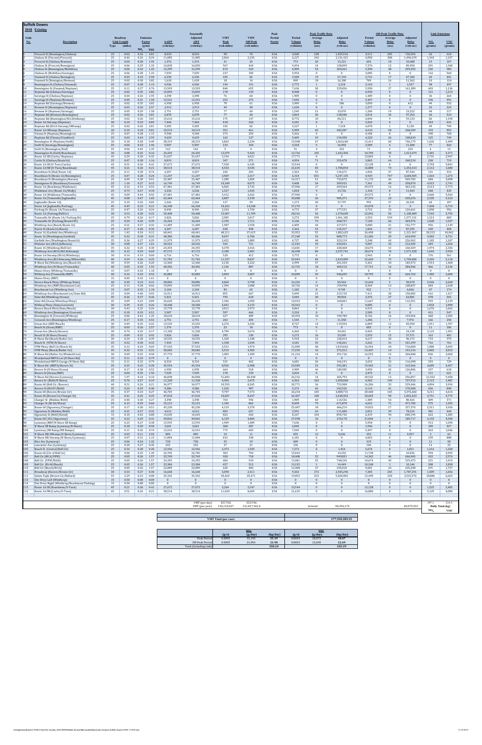# Suffolk Downs

## 2018 Existing

| Link No. | Description | Roadway Type | Link Length (miles) | Emission Factor (g/mi) $NO_x$ | Emission Factor (g/mi) VOC | AADT (veh/day) | Seasonally Adjusted ADT (veh/day) | VMT Peak (veh-miles) | VMT Off-Peak (veh-miles) | Peak Period Factor | Peak Traffic Data: Period Volume (vehicles) | Peak Traffic Data: Average Delay (sec) | Peak Traffic Data: Adjusted Delay (veh-sec) | Off-Peak Traffic Data: Period Volume (vehicles) | Off-Peak Traffic Data: Average Delay (sec) | Off-Peak Traffic Data: Adjusted Delay (veh-sec) | Link Emissions $NO_x$ (grams) | Link Emissions VOC (grams) |
|---|---|---|---|---|---|---|---|---|---|---|---|---|---|---|---|---|---|---|
| 1 | Prescott St (Bennington/Chelsea) | 25 | 0.02 | 0.26 | 3.01 | 8,010 | 8,010 | 90 | 70 | 0.56 | 4,500 | 228 | 1,025,916 | 3,511 | 205 | 720,392 | 42 | 610 |
| 2 | Chelsea St (Vinconti/Prescott) | 25 | 0.46 | 0.26 | 0.24 | 11,085 | 11,085 | 2,864 | 2,235 | 0.56 | 6,227 | 342 | 2,131,421 | 4,858 | 300 | 1,496,670 | 1,343 | 1,237 |
| 3 | Prescott St (Chelsea/Bremen) | 25 | 0.04 | 0.28 | 1.95 | 1,376 | 1,376 | 31 | 24 | 0.56 | 773 | 20 | 15,221 | 603 | 18 | 10,688 | 15 | 107 |
| 4 | Chelsea St (Prescott/Bennington) | 25 | 0.06 | 0.29 | 1.33 | 16,830 | 16,830 | 567 | 443 | 0.56 | 9,454 | 14 | 128,099 | 7,376 | 12 | 89,950 | 291 | 1,340 |
| 5 | Chelsea St (Bennington/MobilGas) | 25 | 0.06 | 0.32 | 1.33 | 12,299 | 12,299 | 415 | 323 | 0.56 | 6,909 | 53 | 369,261 | 5,390 | 48 | 259,292 | 236 | 983 |
| 6 | Chelsea St (MobilGas/Saratoga) | 25 | 0.06 | 0.28 | 1.33 | 7,039 | 7,039 | 237 | 185 | 0.56 | 3,954 | 0 | 0 | 3,085 | 0 | 0 | 116 | 560 |
| 7 | Unamed St (Chelsea/Bennington) | 25 | 0.03 | 0.32 | 2.58 | 6,230 | 6,230 | 105 | 82 | 0.56 | 3,500 | 19 | 67,394 | 2,731 | 17 | 47,304 | 60 | 481 |
| 8 | Unamed St (Bennington/Bremen) | 25 | 0.02 | 0.30 | 3.82 | 1,618 | 1,618 | 18 | 14 | 0.56 | 909 | 18 | 16,180 | 709 | 16 | 11,362 | 10 | 124 |
| 9 | Bennington St (Chelsea/Unamed) | 25 | 0.07 | 0.28 | 1.15 | 4,936 | 4,936 | 194 | 151 | 0.56 | 2,772 | 1 | 2,218 | 2,163 | 1 | 1,557 | 98 | 397 |
| 10 | Bennington St (Unamed/Neptune) | 25 | 0.11 | 0.27 | 0.76 | 13,593 | 13,593 | 840 | 655 | 0.56 | 7,636 | 30 | 229,836 | 5,958 | 27 | 161,389 | 403 | 1,136 |
| 11 | Neptune Rd (Chelsea/Saratoga) | 25 | 0.02 | 0.35 | 3.82 | 15,859 | 15,859 | 178 | 139 | 0.56 | 8,908 | 0 | 0 | 6,950 | 0 | 0 | 111 | 1,213 |
| 12 | Saratoga St (Chelsea/Neptune) | 25 | 0.04 | 0.26 | 1.95 | 3,398 | 3,398 | 76 | 60 | 0.56 | 1,909 | 0 | 0 | 1,489 | 0 | 0 | 36 | 264 |
| 13 | Saratoga St (Neptune/Bremen) | 25 | 0.05 | 0.31 | 1.58 | 12,541 | 12,541 | 352 | 275 | 0.56 | 7,045 | 0 | 0 | 5,497 | 0 | 0 | 196 | 991 |
| 14 | Neptune Rd (Saratoga/Bremen) | 25 | 0.02 | 0.35 | 3.82 | 6,958 | 6,958 | 78 | 61 | 0.56 | 3,909 | 0 | 586 | 3,050 | 0 | 412 | 49 | 532 |
| 15 | Bremen St (Bennington/Neptune) | 25 | 0.03 | 0.26 | 2.57 | 2,913 | 2,913 | 49 | 38 | 0.56 | 1,636 | 0 | 0 | 1,277 | 0 | 0 | 23 | 224 |
| 16 | Bremen St (Neptune/Saratoga) | 25 | 0.05 | 0.29 | 1.58 | 2,751 | 2,751 | 77 | 60 | 0.56 | 1,545 | 21 | 33,070 | 1,206 | 19 | 23,222 | 40 | 217 |
| 17 | Neptune Rd (Bremen/Bennington) | 25 | 0.02 | 0.26 | 3.01 | 6,878 | 6,878 | 77 | 60 | 0.56 | 3,863 | 36 | 138,508 | 3,014 | 32 | 97,254 | 36 | 524 |
| 18 | Neptune Rd (Bennington/Rt1AOnRamp) | 25 | 0.02 | 0.26 | 3.01 | 15,616 | 15,616 | 175 | 137 | 0.56 | 8,772 | 10 | 84,211 | 6,844 | 9 | 59,133 | 82 | 1,190 |
| 19 | Route 1A Onramp (Neptune) | 30 | 0.10 | 0.33 | 0.83 | 7,444 | 7,444 | 418 | 326 | 0.56 | 4,181 | 0 | 0 | 3,262 | 0 | 0 | 243 | 616 |
| 20 | Neptune Rd (Rt1A Onramp/Offramp) | 25 | 0.02 | 0.26 | 3.01 | 9,305 | 9,305 | 105 | 82 | 0.56 | 5,227 | 1 | 7,318 | 4,078 | 1 | 5,138 | 49 | 709 |
| 21 | Route 1A Offramp (Neptune) | 30 | 0.10 | 0.18 | 0.81 | 18,519 | 18,519 | 591 | 461 | 0.56 | 5,909 | 65 | 382,287 | 4,610 | 58 | 268,439 | 193 | 852 |
| 22 | Vienna St (Neptune/Bennington) | 25 | 0.07 | 0.28 | 1.15 | 9,548 | 9,548 | 375 | 293 | 0.56 | 5,363 | 0 | 0 | 4,184 | 0 | 0 | 190 | 768 |
| 23 | Neptune Rd (Vienna/Frankfort) | 25 | 0.03 | 0.43 | 2.59 | 9,629 | 9,629 | 162 | 127 | 0.56 | 5,409 | 29 | 154,958 | 4,220 | 26 | 108,810 | 125 | 749 |
| 24 | Bennington St (Neptune/Swift) | 30 | 0.10 | 0.28 | 0.49 | 20,319 | 20,319 | 2,863 | 2,234 | 0.56 | 15,908 | 67 | 1,062,640 | 12,411 | 60 | 746,179 | 1,426 | 2,499 |
| 25 | Swift St (Saratoga/Bennington) | 25 | 0.04 | 0.33 | 1.96 | 5,907 | 5,907 | 133 | 104 | 0.56 | 3,318 | 5 | 16,092 | 2,589 | 4 | 11,300 | 77 | 462 |
| 26 | Swift St (Bennington/End) | 25 | 0.06 | 0.45 | 1.35 | 162 | 162 | 5 | 4 | 0.56 | 91 | 4 | 332 | 71 | 3 | 233 | 4 | 13 |
| 27 | Bennington St (Swift/Boardman) | 30 | 0.08 | 0.25 | 0.16 | 24,435 | 24,435 | 12,079 | 9,424 | 0.56 | 13,726 | 105 | 1,443,304 | 10,709 | 95 | 1,013,479 | 5,381 | 3,371 |
| 28 | Route 1A SB (Curtis/Neptune) | 45 | 0.29 | 0.30 | 0.32 | 31,637 | 31,637 | 5,154 | 4,021 | 0.56 | 17,771 | 0 | 0 | 13,865 | 0 | 0 | 2,731 | 2,947 |
| 29 | Curtis St (Chelsea/Route1A) | 25 | 0.07 | 0.38 | 1.16 | 8,819 | 8,819 | 347 | 271 | 0.56 | 4,954 | 71 | 353,478 | 3,865 | 64 | 248,210 | 238 | 719 |
| 30 | Route 1A SB (U-Turn/Curtis) | 45 | 0.51 | 0.26 | 0.41 | 27,672 | 27,672 | 7,920 | 6,185 | 0.56 | 15,544 | 0 | 0 | 12,128 | 0 | 0 | 3,703 | 5,841 |
| 31 | Route 1A NB (U-Turn/Boardman) | 45 | 0.21 | 0.26 | 0.23 | 38,514 | 38,514 | 4,543 | 3,545 | 0.56 | 21,635 | 83 | 1,784,854 | 16,880 | 74 | 1,253,313 | 2,112 | 1,680 |
| 32 | Boardman St (End/Route 1A) | 25 | 0.11 | 0.28 | 0.76 | 4,207 | 4,207 | 260 | 203 | 0.56 | 2,363 | 53 | 124,672 | 1,844 | 47 | 87,544 | 131 | 352 |
| 33 | Boardman St (Route 1A/Bennington) | 25 | 0.47 | 0.28 | 0.24 | 11,247 | 11,247 | 2,969 | 2,317 | 0.56 | 6,318 | 831 | 5,247,135 | 4,929 | 747 | 3,684,505 | 1,464 | 3,274 |
| 34 | Boardman St (Bennington/Barnes) | 25 | 0.09 | 0.30 | 0.91 | 25,487 | 25,487 | 1,289 | 1,005 | 0.56 | 14,317 | 51 | 725,072 | 11,170 | 46 | 509,703 | 684 | 2,098 |
| 35 | Bennington St (Boardman/Crescent) | 25 | 1.10 | 0.27 | 0.15 | 16,749 | 16,749 | 10,349 | 8,075 | 0.56 | 9,408 | 54 | 509,931 | 7,341 | 49 | 358,070 | 4,915 | 2,741 |
| 36 | Route 1A (Boardman/Waldemar) | 45 | 0.16 | 0.33 | 0.53 | 67,481 | 67,481 | 6,065 | 4,732 | 0.56 | 37,906 | 17 | 659,564 | 29,575 | 16 | 463,142 | 3,513 | 5,773 |
| 37 | Waldemar Ave (Route 1A/Wally) | 25 | 0.73 | 0.27 | 0.18 | 3,236 | 3,236 | 1,327 | 1,035 | 0.56 | 1,818 | 9 | 15,726 | 1,418 | 8 | 11,043 | 640 | 435 |
| 38 | Route 1A (Waldemar/Tomesello) | 45 | 0.09 | 0.44 | 0.62 | 67,481 | 67,481 | 3,412 | 2,662 | 0.56 | 37,906 | 0 | 0 | 29,575 | 0 | 0 | 2,660 | 5,564 |
| 39 | Route 1A (Tomesello/Jughandle) | 45 | 0.08 | 0.47 | 1.03 | 42,464 | 42,464 | 2,007 | 1,190 | 0.56 | 35,888 | 26 | 905,271 | 27,376 | 23 | 635,676 | 2,503 | 5,125 |
| 40 | Jughandle (Route 1A) | 25 | 0.10 | 0.26 | 0.83 | 2,266 | 2,266 | 127 | 99 | 0.56 | 1,273 | 30 | 37,797 | 993 | 27 | 26,541 | 60 | 187 |
| 41 | Route 1A (Jughandle/Furlong) | 45 | 0.49 | 0.23 | 0.21 | 66,348 | 66,348 | 18,262 | 14,248 | 0.56 | 37,270 | 0 | 0 | 29,078 | 0 | 0 | 7,468 | 6,719 |
| 42 | Furlong Dr (Route 1A/Tomesello) | 25 | 0.47 | 0.26 | 0.24 | 8,496 | 8,496 | 2,243 | 1,750 | 0.56 | 4,772 | 37 | 177,531 | 3,723 | 33 | 124,661 | 1,058 | 956 |
| 43 | Route 1A (Furlong/Butler) | 30 | 0.53 | 0.28 | 0.22 | 50,408 | 50,408 | 15,007 | 11,709 | 0.56 | 28,316 | 56 | 1,578,609 | 22,092 | 50 | 1,108,489 | 7,543 | 5,793 |
| 44 | Tomesello Dr (Route 1A/ Furlong Dr) | 25 | 0.79 | 0.26 | 0.17 | 5,826 | 5,826 | 2,585 | 2,017 | 0.56 | 3,272 | 599 | 1,961,105 | 2,553 | 539 | 1,377,131 | 1,213 | 805 |
| 45 | Tomesello Dr (Furlong/Route145) | 25 | 0.24 | 0.26 | 0.39 | 16,263 | 16,263 | 2,193 | 1,711 | 0.56 | 9,136 | 73 | 668,727 | 7,128 | 66 | 469,576 | 1,028 | 1,527 |
| 46 | Winthrop Ave (Beach/Route 16) | 25 | 0.31 | 0.27 | 0.32 | 11,409 | 11,409 | 1,987 | 1,550 | 0.56 | 6,409 | 34 | 217,571 | 5,000 | 31 | 152,777 | 956 | 1,139 |
| 47 | Harris St (Route 16/Beach) | 25 | 0.27 | 0.28 | 0.36 | 4,207 | 4,207 | 638 | 498 | 0.56 | 2,363 | 53 | 124,317 | 1,844 | 47 | 87,295 | 320 | 408 |
| 48 | Route 16 (Garfield Ave/Winthrop) | 35 | 1.42 | 0.24 | 0.12 | 60,441 | 60,441 | 48,211 | 37,615 | 0.56 | 33,952 | 55 | 1,882,625 | 26,490 | 50 | 1,321,967 | 20,315 | 10,042 |
| 49 | Route 16 (Washington/Garfield) | 35 | 0.32 | 0.30 | 0.31 | 48,386 | 48,386 | 8,697 | 6,786 | 0.56 | 27,180 | 33 | 888,773 | 21,206 | 29 | 624,090 | 4,582 | 4,731 |
| 50 | Garfield Ave (Washington/Route16) | 25 | 0.36 | 0.27 | 0.29 | 11,975 | 11,975 | 2,422 | 1,889 | 0.56 | 6,727 | 48 | 323,219 | 5,248 | 43 | 226,962 | 1,182 | 1,247 |
| 51 | Webster Ave (Rt16/Jefferson) | 30 | 0.08 | 0.27 | 1.01 | 20,552 | 20,552 | 924 | 721 | 0.56 | 11,545 | 39 | 445,041 | 9,007 | 35 | 312,505 | 449 | 1,656 |
| 52 | Route 16 (Winthrop/Bell Cir) | 35 | 0.32 | 0.25 | 0.30 | 24,355 | 24,355 | 4,378 | 3,416 | 0.56 | 13,681 | 17 | 228,468 | 10,674 | 15 | 160,429 | 1,974 | 2,336 |
| 53 | Winthrop Ave (Rt16/Rt1AOnramp) | 35 | 0.12 | 0.29 | 0.69 | 47,172 | 47,172 | 3,180 | 2,481 | 0.56 | 26,498 | 84 | 2,237,741 | 20,674 | 76 | 1,571,328 | 1,643 | 3,924 |
| 54 | Route 1A Onramp (Winthrop) | 30 | 0.14 | 0.19 | 0.60 | 6,716 | 6,716 | 528 | 412 | 0.56 | 3,772 | 0 | 0 | 2,943 | 0 | 0 | 176 | 561 |
| 55 | Winthrop Ave (Rt1AOnramp/NShoreRd) | 40 | 0.39 | 0.26 | 0.25 | 51,703 | 51,703 | 11,327 | 8,837 | 0.56 | 29,043 | 84 | 2,433,809 | 22,660 | 75 | 1,709,006 | 5,269 | 5,110 |
| 56 | N Shore Rd (Winthrop Ave/Beach St) | 30 | 0.59 | 0.26 | 0.20 | 12,460 | 12,460 | 4,130 | 3,222 | 0.56 | 6,999 | 37 | 261,429 | 5,461 | 34 | 183,573 | 1,913 | 1,468 |
| 57 | Winthrop Ave (N Shore/Tomesello) | 40 | 0.05 | 0.23 | 1.55 | 40,456 | 40,456 | 1,136 | 887 | 0.56 | 22,725 | 18 | 404,512 | 17,731 | 16 | 284,046 | 466 | 3,136 |
| 58 | Shaws Dwy (Withrop/Tomesello) | 15 | 0.07 | 0.32 | 1.18 | 0 | 0 | 0 | 0 | 0.56 | 0 | 0 | 0 | 0 | 0 | 0 | 0 | 0 |
| 59 | Withrop Ave (Tomesello/RBP) | 40 | 0.16 | 0.23 | 0.52 | 42,883 | 42,883 | 3,854 | 3,007 | 0.56 | 24,089 | 39 | 946,695 | 18,795 | 35 | 664,763 | 1,582 | 3,600 |
| 60 | Shaws Dwy (RBP) | 15 | 0.05 | 0.32 | 1.61 | 0 | 0 | 0 | 0 | 0.56 | 0 | 0 | 0 | 0 | 0 | 0 | 0 | 0 |
| 61 | Revere Beach Pkwy (Withrop/State) | 40 | 0.30 | 0.24 | 0.31 | 28,886 | 28,886 | 4,868 | 3,798 | 0.56 | 16,226 | 5 | 83,564 | 12,660 | 5 | 58,678 | 2,046 | 2,660 |
| 62 | Winthrop Ave (RBP/Beachmont Ln) | 25 | 0.13 | 0.28 | 0.66 | 19,095 | 19,095 | 1,394 | 1,088 | 0.56 | 10,726 | 14 | 154,996 | 8,369 | 13 | 108,837 | 683 | 1,628 |
| 63 | Beachmont Lot (Winthrop Ave) | 15 | 0.07 | 0.32 | 1.18 | 2,104 | 2,104 | 83 | 65 | 0.56 | 1,182 | 8 | 9,749 | 922 | 7 | 6,846 | 47 | 174 |
| 64 | Winthrop Ave (Beachmont Lot/State Rd) | 25 | 0.09 | 0.40 | 0.93 | 16,911 | 16,911 | 855 | 667 | 0.56 | 9,499 | 23 | 213,732 | 7,411 | 20 | 150,082 | 616 | 1,417 |
| 65 | State Rd (Winthrop/Ocean) | 35 | 0.26 | 0.27 | 0.36 | 5,421 | 5,421 | 792 | 618 | 0.56 | 3,045 | 30 | 89,834 | 2,376 | 27 | 63,081 | 378 | 501 |
| 66 | State Rd (Ocean/Winthrop Pkwy) | 35 | 0.09 | 0.23 | 0.89 | 26,620 | 26,620 | 1,346 | 1,050 | 0.56 | 14,953 | 11 | 160,001 | 11,667 | 10 | 112,351 | 559 | 2,139 |
| 67 | Withrop Pkwy (State/Leverett) | 30 | 0.30 | 0.25 | 0.26 | 18,448 | 18,448 | 4,041 | 3,153 | 0.56 | 10,363 | 0 | 0 | 8,085 | 0 | 0 | 1,832 | 1,898 |
| 68 | Revere Beach Blvd (State/Beach) | 30 | 0.43 | 0.25 | 0.24 | 15,778 | 15,778 | 3,811 | 2,973 | 0.56 | 8,863 | 0 | 0 | 6,915 | 0 | 0 | 1,676 | 1,662 |
| 69 | Winthrop Ave (Beachmont/Crescent) | 25 | 0.18 | 0.39 | 0.53 | 5,907 | 5,907 | 597 | 466 | 0.56 | 3,318 | 0 | 0 | 2,589 | 0 | 0 | 411 | 547 |
| 70 | Bennington St (Crescent/Winthrop) | 25 | 0.06 | 0.42 | 1.35 | 18,610 | 18,610 | 627 | 489 | 0.56 | 10,454 | 18 | 190,780 | 8,156 | 16 | 133,964 | 460 | 1,505 |
| 71 | Crescent Ave (Bennington/Winthrop) | 25 | 0.17 | 0.35 | 0.53 | 2,751 | 2,751 | 263 | 205 | 0.56 | 1,545 | 7 | 11,358 | 1,206 | 7 | 7,976 | 166 | 250 |
| 72 | Ocean Ave (RBP/Beach) | 30 | 0.49 | 0.25 | 0.22 | 15,535 | 15,535 | 4,276 | 3,336 | 0.56 | 8,727 | 14 | 119,554 | 6,809 | 12 | 83,950 | 1,911 | 1,707 |
| 73 | Beach St (Ocean/RBP) | 25 | 0.03 | 0.26 | 2.57 | 1,376 | 1,376 | 23 | 18 | 0.56 | 773 | 0 | 0 | 603 | 0 | 0 | 11 | 106 |
| 74 | Ocean Ave (Beach/Revere) | 30 | 0.74 | 0.25 | 0.17 | 11,328 | 11,328 | 4,709 | 3,674 | 0.56 | 6,363 | 5 | 34,361 | 4,965 | 5 | 24,128 | 2,123 | 1,451 |
| 75 | Beach St (N Shore/Ocean) | 25 | 0.09 | 0.31 | 0.92 | 5,826 | 5,826 | 295 | 230 | 0.56 | 3,272 | 16 | 53,505 | 2,553 | 15 | 37,571 | 162 | 481 |
| 76 | N Shore Rd (Beach/Butler Cir) | 30 | 0.24 | 0.28 | 0.39 | 10,535 | 10,535 | 1,420 | 1,108 | 0.56 | 5,918 | 22 | 128,414 | 4,617 | 20 | 90,172 | 719 | 979 |
| 77 | Beach St (VFW/N Shore) | 25 | 0.32 | 0.30 | 0.32 | 7,444 | 7,444 | 1,338 | 1,044 | 0.56 | 4,181 | 35 | 144,261 | 3,262 | 31 | 101,299 | 716 | 761 |
| 78 | VFW Pkwy (Bell Cir/Beach St) | 35 | 0.12 | 0.24 | 0.69 | 37,543 | 37,543 | 2,531 | 1,974 | 0.56 | 21,089 | 48 | 1,019,662 | 16,454 | 44 | 716,000 | 1,080 | 3,093 |
| 79 | VFW Pkwy (Beach/Butler Cir) | 35 | 0.32 | 0.31 | 0.31 | 30,682 | 30,682 | 5,515 | 4,303 | 0.56 | 17,235 | 16 | 272,312 | 13,447 | 14 | 191,216 | 3,002 | 3,013 |
| 80 | N Shore Rd (Butler Cir/Wnderld Lot) | 30 | 0.09 | 0.25 | 0.90 | 37,770 | 37,770 | 1,909 | 1,490 | 0.56 | 21,216 | 14 | 291,726 | 16,553 | 12 | 204,848 | 836 | 3,060 |
| 81 | Wonderland MBTA Lot (N Shore Rd) | 15 | 0.11 | 0.52 | 0.79 | 0 | 0 | 0 | 0 | 0.56 | 0 | 0 | 0 | 0 | 0 | 0 | 0 | 0 |
| 82 | Wonderland MBTA Garage (N Shore Rd) | 15 | 0.11 | 0.52 | 0.79 | 8,334 | 8,334 | 515 | 402 | 0.56 | 4,681 | 36 | 166,191 | 3,653 | 32 | 116,698 | 293 | 729 |
| 83 | N Shore Rd (MBTA/Revere St) | 35 | 0.35 | 0.25 | 0.28 | 45,554 | 45,554 | 8,956 | 6,988 | 0.56 | 25,589 | 23 | 592,381 | 19,965 | 21 | 415,966 | 4,009 | 4,457 |
| 84 | Revere St (N Shore/Ocean) | 25 | 0.17 | 0.28 | 0.52 | 6,958 | 6,958 | 664 | 518 | 0.56 | 3,909 | 46 | 180,585 | 3,050 | 42 | 126,806 | 337 | 618 |
| 85 | Revere St (Ocean/RBP) | 25 | 0.04 | 0.35 | 1.96 | 7,929 | 7,929 | 178 | 139 | 0.56 | 4,454 | 0 | 0 | 3,475 | 0 | 0 | 111 | 621 |
| 86 | N Shore Rd (Revere/Lynnway) | 35 | 1.97 | 0.24 | 0.10 | 46,848 | 46,848 | 51,843 | 40,448 | 0.56 | 26,316 | 14 | 365,793 | 20,532 | 13 | 256,857 | 21,922 | 9,458 |
| 87 | Revere St (Rt60/N Shore) | 25 | 0.70 | 0.27 | 0.19 | 11,328 | 11,328 | 4,454 | 3,475 | 0.56 | 6,363 | 165 | 1,050,868 | 4,965 | 149 | 737,913 | 2,115 | 1,487 |
| 88 | Route 60 (Bell Cir/Revere) | 40 | 0.51 | 0.26 | 0.21 | 36,977 | 36,977 | 10,593 | 8,265 | 0.56 | 20,771 | 36 | 753,988 | 16,206 | 33 | 529,446 | 4,894 | 3,934 |
| 89 | Revere St (Rt107/Rt60) | 25 | 0.24 | 0.29 | 0.40 | 9,386 | 9,386 | 1,265 | 987 | 0.56 | 5,272 | 46 | 242,526 | 4,114 | 41 | 170,300 | 656 | 890 |
| 90 | Route 60 (Revere/Brown Cir) | 35 | 0.37 | 0.24 | 0.27 | 46,703 | 46,703 | 9,707 | 7,573 | 0.56 | 26,234 | 183 | 4,808,731 | 20,468 | 165 | 3,376,660 | 4,211 | 4,614 |
| 91 | Route 60 (Brown Cir/Charger St) | 35 | 0.41 | 0.25 | 0.25 | 47,010 | 47,010 | 10,827 | 8,447 | 0.56 | 26,407 | 100 | 2,638,052 | 20,603 | 90 | 1,852,423 | 4,751 | 4,775 |
| 92 | Charger St (Malden/Rt60) | 25 | 0.40 | 0.30 | 0.27 | 3,398 | 3,398 | 764 | 596 | 0.56 | 1,909 | 60 | 114,536 | 1,489 | 54 | 80,426 | 409 | 371 |
| 93 | Charger St (Rt 60/Ward) | 25 | 0.13 | 0.29 | 0.66 | 15,131 | 15,131 | 1,105 | 862 | 0.56 | 8,499 | 79 | 671,070 | 6,631 | 71 | 471,783 | 575 | 1,295 |
| 94 | Route 60 (Sigourney/Charger) | 35 | 0.17 | 0.30 | 0.51 | 45,230 | 45,230 | 4,319 | 3,370 | 0.56 | 25,407 | 18 | 466,219 | 19,823 | 17 | 327,376 | 2,311 | 3,936 |
| 95 | Sigourney St (Malden/Rt60) | 25 | 0.31 | 0.27 | 0.32 | 4,612 | 4,612 | 803 | 627 | 0.56 | 2,591 | 43 | 111,400 | 2,021 | 39 | 78,224 | 381 | 460 |
| 96 | Sigourney St (Rt60/Revol) | 15 | 0.10 | 0.42 | 0.88 | 14,645 | 14,645 | 823 | 642 | 0.56 | 8,227 | 104 | 854,743 | 6,419 | 94 | 600,195 | 622 | 1,285 |
| 97 | Route 60 ( Rt1/Sigourney) | 35 | 0.22 | 0.29 | 0.41 | 49,842 | 49,842 | 6,159 | 4,806 | 0.56 | 27,998 | 10 | 270,178 | 21,844 | 9 | 189,717 | 3,155 | 4,500 |
| 98 | Lynnway (RBP/N Shore SB Ramp) | 25 | 0.25 | 0.27 | 0.38 | 13,593 | 13,593 | 1,909 | 1,489 | 0.56 | 7,636 | 0 | 0 | 5,958 | 0 | 0 | 913 | 1,290 |
| 99 | N Shore SB Ramp (Lynnway/N Shore) | 25 | 0.10 | 0.29 | 0.50 | 3,641 | 3,641 | 368 | 287 | 0.56 | 2,045 | 0 | 0 | 1,596 | 0 | 0 | 189 | 327 |
| 100 | Lynnway (SB Ramp/NB Ramps) | 25 | 0.11 | 0.26 | 0.76 | 12,541 | 12,541 | 775 | 605 | 0.56 | 7,045 | 0 | 0 | 5,497 | 0 | 0 | 363 | 1,046 |
| 101 | N Shore NB Offramp (N Shore/Lynnway) | 25 | 0.03 | 0.11 | 2.55 | 809 | 809 | 14 | 11 | 0.56 | 455 | 12 | 5,636 | 355 | 11 | 3,957 | 3 | 62 |
| 102 | N Shore NB Onramp (N Shore/Lynnway) | 25 | 0.07 | 0.31 | 1.15 | 11,004 | 11,004 | 433 | 338 | 0.56 | 6,181 | 0 | 0 | 4,823 | 0 | 0 | 239 | 888 |
| 103 | Rice Ave (Lynnway) | 25 | 0.06 | 0.24 | 1.32 | 728 | 728 | 25 | 19 | 0.56 | 409 | 0 | 0 | 319 | 0 | 0 | 11 | 58 |
| 104 | Lancaster Ave (Lynnway) | 25 | 0.09 | 0.27 | 0.45 | 243 | 243 | 27 | 21 | 0.56 | 136 | 0 | 0 | 106 | 0 | 0 | 13 | 22 |
| 105 | Beach St (Central/Bell Cir) | 25 | 0.34 | 0.28 | 0.30 | 12,946 | 12,946 | 2,473 | 1,929 | 0.56 | 7,272 | 0 | 1,454 | 5,674 | 0 | 1,021 | 1,216 | 1,320 |
| 106 | Route 60 (Cir of Bell Cir) | 40 | 0.06 | 0.25 | 1.30 | 26,782 | 26,782 | 903 | 704 | 0.56 | 15,044 | 1 | 14,292 | 11,738 | 1 | 10,036 | 394 | 2,095 |
| 107 | Bell Cir (Rt1A/VFW) | 25 | 0.03 | 0.26 | 2.57 | 32,769 | 32,769 | 920 | 718 | 0.56 | 18,408 | 52 | 949,833 | 14,362 | 46 | 666,965 | 432 | 2,576 |
| 108 | Bell Cir (VFW/Rt60) | 25 | 0.05 | 0.26 | 1.57 | 24,355 | 24,355 | 684 | 534 | 0.56 | 13,681 | 55 | 748,334 | 10,674 | 49 | 525,475 | 321 | 1,915 |
| 109 | Bell Cir (Rt 60/Beach) | 25 | 0.05 | 0.26 | 1.57 | 23,384 | 23,384 | 657 | 512 | 0.56 | 13,135 | 1 | 14,449 | 10,248 | 1 | 10,146 | 308 | 1,838 |
| 110 | Bell Cir (Beach/Rt1A) | 25 | 0.05 | 0.26 | 1.57 | 22,089 | 22,089 | 620 | 484 | 0.56 | 12,408 | 27 | 335,018 | 9,681 | 24 | 235,248 | 291 | 1,737 |
| 111 | Broadway (Revere/Brown Cir) | 30 | 0.33 | 0.27 | 0.30 | 16,668 | 16,668 | 3,090 | 2,411 | 0.56 | 9,363 | 272 | 2,545,296 | 7,305 | 245 | 1,787,291 | 1,509 | 1,656 |
| 112 | Salem Tnpk (Brown Cir/Ballard) | 55 | 2.29 | 0.23 | 0.08 | 35,342 | 35,342 | 45,463 | 35,471 | 0.56 | 19,853 | 253 | 5,020,803 | 15,490 | 228 | 3,525,576 | 18,886 | 6,665 |
| 113 | Site Dwy Left (Winthrop) | 15 | 0.50 | 0.00 | 0.00 | 0 | 0 | 0 | 0 | 0.56 | 0 | 0 | 0 | 0 | 0 | 0 | 0 | 0 |
| 114 | Site Dwy Right (Winthrop/Beachmont Parking) | 15 | 0.50 | 0.00 | 0.00 | 0 | 0 | 0 | 0 | 0.56 | 0 | 0 | 0 | 0 | 0 | 0 | 0 | 0 |
| 115 | Route 1A SB (Boardman/U-Turn) | 45 | 0.21 | 0.26 | 0.41 | 27,672 | 27,672 | 3,264 | 2,547 | 0.56 | 15,544 | 0 | 0 | 12,128 | 0 | 0 | 1,525 | 2,405 |
| 116 | Route 1A NB (Curtis/U-Turn) | 45 | 0.51 | 0.26 | 0.21 | 38,514 | 38,514 | 11,034 | 8,609 | 0.56 | 21,635 | 0 | 0 | 16,880 | 0 | 0 | 5,129 | 4,080 |
| | | | | | | | VMT (per day) | 427,762 | 333,746 | | | | | | | | 197.1 | 214.5 |
| | | | | | | | VMT (per year) | 156,133,027 | 121,817,362.4 | | | Arterial | 58,354,174 | | | 40,975,933 | Daily Total (kg) $NO_x$ | VOC |

| VMT Total (per year) | 277,950,389.25 |
|---|---|

| | $NO_x$ (g/s) | $NO_x$ (g/day) | $NO_x$ (kg/day) | VOC (g/s) | VOC (g/day) | VOC (kg/day) |
|---|---|---|---|---|---|---|
| Peak Period | 0.0005 | 31,193 | 31.19 | 0.0003 | 18,072 | 18.07 |
| Off-Peak Period | 0.0005 | 21,904 | 21.90 | 0.0003 | 12,690 | 12.69 |
| Total (Including Link) | | | 250.24 | | | 245.29 |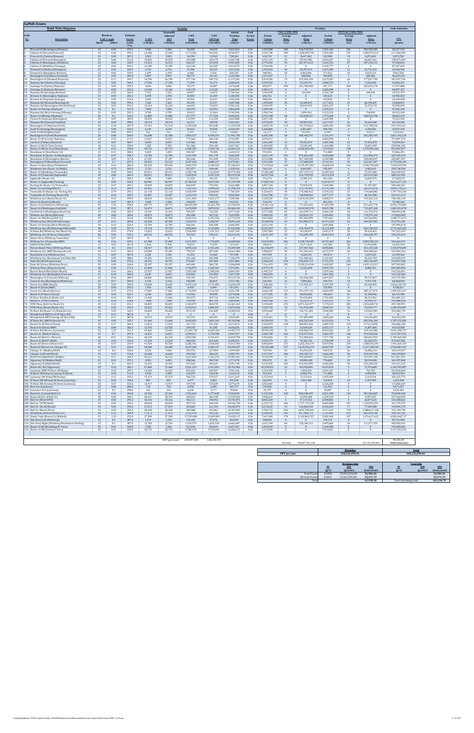# Suffolk Downs

## Build With Mitigation

| Link No. | Description | Roadway Speed | Link Length (miles) | Emission Factor (g/mi) $CO_2$ | AADT (veh/day) | Seasonally Adjusted ADT (veh/day) | VMT Peak (veh-miles) | VMT Off-Peak (veh-miles) | Annual Weekday Trips (veh/yr) | Peak Period Factor | Peak Traffic Data: Period Volume (vehicles) | Peak Traffic Data: Average Delay (sec) | Peak Traffic Data: Adjusted Period Delay (veh-sec) | Off-Peak Traffic Data: Period Volume (vehicles) | Off-Peak Traffic Data: Average Delay (sec) | Off-Peak Traffic Data: Adjusted Delay (veh-sec) | Link Emissions $CO_2$ (grams) |
|---|---|---|---|---|---|---|---|---|---|---|---|---|---|---|---|---|---|
| 1 | Prescott St (Bennington/Chelsea) | 25 | 0.02 | 295.2 | 9,306 | 9,306 | 38,488 | 38,829 | 3,425,024 | 0.56 | 1,924,388 | 284 | 546,718,502 | 1,503,436 | 256 | 383,982,202 | 20,227,915 |
| 2 | Chelsea St (Vincent/Prescott) | 25 | 0.46 | 295.2 | 12,460 | 12,460 | 1,175,204 | 916,912 | 4,548,077 | 0.56 | 2,554,798 | 590 | 1,508,892,750 | 1,993,286 | 531 | 1,058,073,213 | 617,646,946 |
| 3 | Prescott St (Chelsea/Bremen) | 25 | 0.04 | 307.2 | 2,023 | 2,023 | 16,590 | 12,943 | 738,324 | 0.56 | 414,739 | 21 | 8,647,302 | 323,585 | 19 | 6,072,061 | 9,073,782 |
| 4 | Chelsea St (Prescott/Bennington) | 25 | 0.06 | 311.0 | 19,095 | 19,095 | 234,908 | 183,279 | 6,969,788 | 0.56 | 3,915,133 | 24 | 94,941,982 | 3,054,647 | 22 | 66,667,661 | 130,075,689 |
| 5 | Chelsea St (Bennington/Mobil Gas) | 25 | 0.06 | 328.9 | 13,512 | 13,512 | 166,227 | 129,690 | 4,932,005 | 0.56 | 2,770,454 | 96 | 267,071,812 | 2,161,551 | 87 | 187,536,141 | 97,330,663 |
| 6 | Chelsea St (Mobil Gas/Saratoga) | 25 | 0.06 | 303.5 | 13,189 | 13,189 | 162,246 | 126,587 | 4,813,873 | 0.56 | 2,704,096 | 0 | 0 | 2,109,777 | 0 | 0 | 87,647,609 |
| 7 | Unamed St (Chelsea/Bennington) | 25 | 0.03 | 328.9 | 6,716 | 6,716 | 41,308 | 32,229 | 2,451,236 | 0.56 | 1,376,932 | 24 | 32,857,913 | 1,074,304 | 21 | 22,721,522 | 24,186,906 |
| 8 | Unamed St (Bennington/Bremen) | 25 | 0.02 | 319.9 | 1,699 | 1,699 | 6,968 | 5,436 | 620,192 | 0.56 | 348,381 | 28 | 6,863,496 | 271,812 | 18 | 4,819,223 | 3,967,556 |
| 9 | Bennington St (Chelsea/Unamed) | 25 | 0.07 | 309.0 | 5,907 | 5,907 | 84,773 | 66,141 | 2,155,906 | 0.56 | 1,211,037 | 1 | 968,830 | 944,869 | 1 | 680,306 | 46,633,110 |
| 10 | Bennington St (Unamed/Neptune) | 25 | 0.11 | 299.7 | 16,749 | 16,749 | 377,744 | 294,722 | 6,113,324 | 0.56 | 3,434,036 | 74 | 253,060,184 | 2,679,287 | 66 | 177,837,703 | 201,047,746 |
| 11 | Neptune Rd (Chelsea/Saratoga) | 25 | 0.02 | 346.3 | 17,558 | 17,558 | 71,999 | 56,174 | 6,408,653 | 0.56 | 3,599,932 | 4 | 13,139,751 | 2,808,722 | 3 | 9,226,650 | 44,383,451 |
| 12 | Saratoga St (Chelsea/Neptune) | 25 | 0.04 | 295.2 | 4,046 | 4,046 | 33,179 | 25,887 | 1,476,648 | 0.56 | 829,477 | 400 | 331,708,000 | 647,171 | 360 | 232,933,270 | 17,437,888 |
| 13 | Saratoga St (Neptune/Bremen) | 25 | 0.05 | 325.3 | 14,168 | 14,168 | 145,159 | 113,255 | 5,168,269 | 0.56 | 2,903,171 | 0 | 0 | 2,265,098 | 0 | 0 | 84,057,237 |
| 14 | Neptune Rd (Saratoga/Bremen) | 25 | 0.02 | 346.3 | 7,545 | 7,545 | 30,857 | 24,075 | 2,746,566 | 0.56 | 1,542,828 | 0 | 154,283 | 1,203,738 | 0 | 108,336 | 19,021,479 |
| 15 | Bremen St (Bennington/Neptune) | 25 | 0.03 | 295.2 | 3,390 | 3,390 | 20,903 | 16,309 | 1,240,385 | 0.56 | 696,761 | 0 | 0 | 543,624 | 0 | 0 | 10,985,850 |
| 16 | Bremen St (Neptune/Saratoga) | 25 | 0.05 | 314.4 | 2,832 | 2,832 | 29,032 | 22,651 | 1,033,654 | 0.56 | 580,634 | 0 | 0 | 453,020 | 0 | 0 | 16,240,665 |
| 17 | Neptune Rd (Bremen/Bennington) | 25 | 0.02 | 295.2 | 7,360 | 7,360 | 30,193 | 23,557 | 2,687,580 | 0.56 | 1,509,693 | 35 | 52,389,815 | 1,177,885 | 31 | 36,794,237 | 15,868,499 |
| 18 | Neptune Rd (Bennington/Rt 1A Ramp) | 25 | 0.02 | 295.2 | 16,263 | 16,263 | 66,690 | 52,033 | 5,936,499 | 0.56 | 3,334,690 | 9 | 30,030,492 | 2,601,827 | 8 | 21,073,178 | 35,050,995 |
| 19 | Route 1A Onramp (Neptune) | 30 | 0.1 | 317.8 | 7,848 | 7,848 | 160,919 | 125,551 | 2,864,698 | 0.56 | 1,609,186 | 0 | 0 | 1,255,512 | 0 | 0 | 91,045,344 |
| 20 | Neptune Rd (Rt 1A Onramp/Offramp) | 25 | 0.02 | 295.2 | 9,709 | 9,709 | 39,815 | 31,064 | 3,543,956 | 0.56 | 1,990,746 | 1 | 1,094,910 | 1,553,210 | 0 | 768,839 | 20,925,430 |
| 21 | Route 1A Offramp (Neptune) | 30 | 0.1 | 224.2 | 11,885 | 11,885 | 227,277 | 177,325 | 4,046,016 | 0.56 | 2,272,768 | 68 | 154,548,227 | 1,773,248 | 61 | 108,522,790 | 90,692,259 |
| 22 | Vienna St (Neptune/Bennington) | 25 | 0.07 | 309.0 | 10,033 | 10,033 | 143,997 | 112,349 | 3,662,088 | 0.56 | 2,057,104 | 0 | 0 | 1,604,984 | 0 | 0 | 79,212,420 |
| 23 | Neptune Rd (Vienna/Frankfort) | 25 | 0.03 | 398.5 | 10,114 | 10,114 | 62,211 | 48,538 | 3,691,621 | 0.56 | 2,073,693 | 29 | 59,807,630 | 1,617,927 | 26 | 41,645,446 | 44,132,586 |
| 24 | Bennington St (Neptune/Swift) | 30 | 0.18 | 287.8 | 31,313 | 31,313 | 1,155,620 | 901,638 | 11,429,250 | 0.56 | 6,420,155 | 114 | 731,576,662 | 5,009,103 | 103 | 513,708,516 | 592,154,462 |
| 25 | Swift St (Saratoga/Bennington) | 25 | 0.04 | 333.5 | 6,149 | 6,149 | 50,432 | 39,348 | 2,244,505 | 0.56 | 1,260,806 | 5 | 6,051,867 | 983,700 | 4 | 4,249,583 | 29,937,409 |
| 26 | Swift St (Bennington/Ash) | 25 | 0.06 | 409.2 | 162 | 162 | 1,991 | 1,553 | 59,066 | 0.56 | 33,179 | 9 | 319,445 | 25,887 | 8 | 8,0873 | 1,450,221 |
| 27 | Bennington St (Swift/Harmony) | 30 | 0.08 | 268.4 | 32,608 | 32,608 | 5,883,317 | 4,590,254 | 11,901,785 | 0.56 | 6,685,588 | 68 | 408,466,707 | 5,216,197 | 54 | 281,265,145 | 2,811,342,218 |
| 28 | Route 1A SB (Curtis/Neptune) | 45 | 0.29 | 271.5 | 13,027 | 13,027 | 774,566 | 604,328 | 4,754,807 | 0.56 | 2,670,917 | 0 | 0 | 2,083,890 | 0 | 0 | 374,387,378 |
| 29 | Curtis St (Chelsea/Route 1A) | 25 | 0.07 | 368.7 | 8,010 | 8,010 | 114,966 | 89,698 | 2,923,764 | 0.56 | 1,642,363 | 24 | 39,252,529 | 1,281,398 | 22 | 27,562,870 | 75,459,414 |
| 30 | Route 1A SB (U-Turn/Curtis) | 45 | 0.51 | 250.8 | 7,382 | 7,382 | 761,460 | 594,103 | 2,657,967 | 0.56 | 1,493,059 | 15 | 22,545,195 | 1,164,908 | 14 | 15,831,094 | 339,926,102 |
| 31 | Route 1A NB (U-Turn/Boardman) | 45 | 0.21 | 250.8 | 45,715 | 45,715 | 1,968,350 | 1,535,736 | 16,686,125 | 0.56 | 9,373,095 | 176 | 1,650,601,943 | 7,313,031 | 158 | 1,159,042,268 | 876,962,597 |
| 32 | Boardman St (End/Route 1A) | 25 | 0.11 | 308.2 | 4,450 | 4,450 | 100,367 | 78,308 | 1,624,313 | 0.56 | 912,425 | 0 | 0 | 711,888 | 0 | 0 | 55,066,491 |
| 33 | Boardman St (Route 1A/Bennington) | 25 | 0.47 | 304.3 | 12,784 | 12,784 | 1,231,940 | 961,178 | 4,666,209 | 0.56 | 2,621,149 | 333 | 872,842,468 | 2,045,060 | 300 | 612,904,473 | 667,342,518 |
| 34 | Boardman St (Bennington/Barnes) | 25 | 0.09 | 317.0 | 27,187 | 27,187 | 501,660 | 391,409 | 9,923,076 | 0.56 | 5,574,088 | 84 | 467,100,580 | 4,348,998 | 75 | 328,000,697 | 283,087,497 |
| 35 | Bennington St (Boardman/Crescent) | 25 | 1.1 | 297.4 | 23,222 | 23,222 | 5,237,320 | 4,086,227 | 8,475,966 | 0.56 | 4,761,208 | 37 | 175,688,580 | 3,714,763 | 33 | 123,367,287 | 2,773,250,193 |
| 36 | Route 1A (Boardman/Waldemar) | 45 | 0.16 | 286.3 | 85,443 | 85,443 | 2,802,970 | 2,186,920 | 31,186,811 | 0.56 | 17,518,562 | 180 | 3,145,457,093 | 13,668,249 | 162 | 2,208,728,684 | 1,428,443,293 |
| 37 | Waldemar Ave (Route 1A/Wally) | 25 | 0.73 | 302.2 | 3,722 | 3,722 | 557,077 | 434,640 | 1,358,516 | 0.56 | 763,119 | 6 | 4,845,807 | 595,397 | 6 | 3,402,695 | 299,738,590 |
| 38 | Route 1A (Waldemar/Tomesello) | 45 | 0.09 | 348.2 | 84,311 | 84,311 | 1,555,768 | 1,213,834 | 30,773,350 | 0.56 | 17,286,309 | 6 | 107,175,115 | 13,487,041 | 6 | 75,257,609 | 964,445,967 |
| 39 | Route 1A (Tomesello/Jughandle) | 45 | 0.08 | 364.9 | 82,611 | 82,611 | 1,354,934 | 1,057,138 | 30,153,158 | 0.56 | 16,937,928 | 19 | 316,739,259 | 13,215,229 | 17 | 222,412,369 | 880,122,453 |
| 40 | Jughandle (Route 1A) | 25 | 0.1 | 295.2 | 2,508 | 2,508 | 51,420 | 40,125 | 915,522 | 0.56 | 514,276 | 41 | 21,085,315 | 401,246 | 37 | 14,805,975 | 27,028,670 |
| 41 | Route 1A (Jughandle/Furlong) | 45 | 0.49 | 229.2 | 86,901 | 86,901 | 8,738,534 | 6,817,945 | 31,718,845 | 0.56 | 17,818,564 | 0 | 0 | 13,914,174 | 0 | 0 | 3,614,677,325 |
| 42 | Furlong Dr (Route 1A/Tomesello) | 25 | 0.47 | 296.1 | 10,034 | 10,034 | 966,809 | 754,342 | 3,662,088 | 0.56 | 2,057,104 | 35 | 72,924,334 | 1,604,984 | 32 | 51,207,307 | 509,682,821 |
| 43 | Route 1A (Furlong/WBRP) | 30 | 0.53 | 289.4 | 69,386 | 69,386 | 7,545,635 | 5,890,033 | 25,396,424 | 0.56 | 14,267,811 | 26 | 373,776,891 | 11,131,429 | 24 | 262,478,970 | 3,899,720,211 |
| 44 | Tomesello Dr (Route 1A/Furlong Dr) | 25 | 0.79 | 295.2 | 21,143 | 21,143 | 3,430,969 | 2,668,300 | 7,708,184 | 0.56 | 4,329,871 | 39 | 170,380,462 | 3,378,202 | 35 | 119,640,081 | 1,797,151,358 |
| 45 | Tomesello Dr (Furlong/Route 16) | 25 | 0.24 | 295.2 | 25,487 | 25,487 | 1,254,379 | 978,922 | 9,302,884 | 0.56 | 5,225,788 | 27 | 140,940,963 | 4,077,177 | 24 | 98,941,490 | 659,151,213 |
| 46 | Winthrop Ave (Beach/Route 16) | 25 | 0.31 | 299.9 | 28,429 | 28,429 | 1,815,404 | 1,416,177 | 10,376,906 | 0.56 | 5,828,904 | 254 | 1,074,493,494 | 4,548,571 | 229 | 754,362,113 | 951,182,144 |
| 47 | Route 16 (Route 1A/Beach) | 25 | 0.27 | 387.4 | 2,308 | 2,308 | 128,856 | 100,536 | 913,522 | 0.56 | 514,276 | 0 | 0 | 401,246 | 0 | 0 | 75,980,363 |
| 48 | Route 16 (Garfield Ave/Winthrop) | 35 | 1.42 | 298.6 | 68,771 | 68,771 | 20,027,404 | 15,622,761 | 25,103,021 | 0.56 | 14,101,136 | 55 | 771,331,025 | 11,001,985 | 49 | 541,623,778 | 8,932,734,882 |
| 49 | Route 16 (Washington/Garfield) | 35 | 0.32 | 287.2 | 56,072 | 56,072 | 3,678,098 | 2,870,352 | 20,466,341 | 0.56 | 11,496,537 | 89 | 1,024,343,195 | 8,969,788 | 80 | 719,287,328 | 1,881,352,870 |
| 50 | Garfield Ave (Washington/Route 16) | 25 | 0.36 | 302.3 | 12,541 | 12,541 | 925,697 | 722,243 | 4,577,618 | 0.56 | 2,571,388 | 65 | 166,239,711 | 2,006,238 | 58 | 116,732,476 | 498,094,248 |
| 51 | Webster Ave (Rt16/Jefferson) | 30 | 0.09 | 283.6 | 20,875 | 20,875 | 342,488 | 267,152 | 7,619,505 | 0.56 | 4,280,118 | 59 | 254,024,133 | 3,339,403 | 53 | 178,374,143 | 172,043,989 |
| 52 | Route 16 (Winthrop/Bell Cir) | 35 | 0.32 | 302.6 | 45,958 | 45,958 | 3,015,316 | 2,352,596 | 16,774,729 | 0.56 | 9,422,863 | 22 | 207,302,989 | 7,351,865 | 20 | 145,566,851 | 1,408,791,675 |
| 53 | Route 16 Onramp (Rt16/Rt1A Onramp) | 35 | 0.12 | 283.8 | 65,458 | 65,458 | 1,610,513 | 1,256,547 | 23,892,169 | 0.56 | 13,420,944 | 69 | 932,884,573 | 10,471,225 | 63 | 654,503,985 | 813,791,285 |
| 54 | Route 1A Onramp (Rt1A/Winthrop) | 30 | 0.14 | 226.4 | 12,784 | 12,784 | 366,961 | 286,308 | 4,666,209 | 0.56 | 2,621,149 | 0 | 0 | 2,045,060 | 0 | 0 | 147,899,678 |
| 55 | Winthrop Ave (Rt1A Aftramp/N Shore Rd) | 30 | 0.39 | 257.3 | 75,734 | 75,734 | 6,051,049 | 4,720,865 | 27,642,856 | 0.56 | 15,527,817 | 31 | 476,783,979 | 12,115,039 | 28 | 334,790,322 | 2,773,463,105 |
| 56 | N Shore Rd (Winthrop Ave/Beach St) | 30 | 0.59 | 274.9 | 12,622 | 12,622 | 1,526,902 | 1,191,312 | 4,607,141 | 0.56 | 2,587,968 | 22 | 56,158,917 | 2,019,173 | 20 | 39,434,401 | 747,213,292 |
| 57 | Winthrop Ave (N Shore/Tomesello) | 45 | 0.05 | 229.2 | 68,533 | 68,533 | 702,567 | 548,154 | 25,014,422 | 0.56 | 14,051,347 | 54 | 760,490,709 | 10,963,075 | 49 | 534,238,797 | 299,215,814 |
| 58 | Slaton Drwy (Winthrop/Tomesello) | 15 | 0.07 | 387.0 | 0 | 0 | 0 | 0 | 0 | 0.56 | 0 | 0 | 0 | 0 | 0 | 0 | 0 |
| 59 | Winthrop Ave (Tomesello/BBP) | 30 | 0.16 | 239.2 | 67,480 | 67,480 | 2,211,055 | 1,725,099 | 24,630,960 | 0.56 | 13,835,993 | 402 | 5,558,730,287 | 10,795,067 | 362 | 3,903,305,331 | 941,663,276 |
| 60 | Slaton Drwy (BBP) | 15 | 0.05 | 387.0 | 1,456 | 1,456 | 14,931 | 11,649 | 531,374 | 0.56 | 298,412 | 74 | 21,977,803 | 232,982 | 66 | 15,432,896 | 10,285,428 |
| 61 | Revere Beach Pkwy (Winthrop/State) | 40 | 0.3 | 242.4 | 50,327 | 50,327 | 3,095,610 | 2,415,242 | 18,369,504 | 0.56 | 10,318,699 | 25 | 257,967,468 | 8,050,806 | 23 | 181,143,128 | 1,335,870,695 |
| 62 | Winthrop Ave (BBP/Beachmont Lot) | 25 | 0.13 | 303.8 | 29,289 | 29,289 | 778,547 | 607,435 | 10,660,400 | 0.56 | 5,988,327 | 49 | 293,356,422 | 4,672,274 | 44 | 204,588,645 | 419,903,326 |
| 63 | Beachmont Lot (Winthrop Ave) | 15 | 0.07 | 387.0 | 2,185 | 2,185 | 31,354 | 24,463 | 797,398 | 0.56 | 447,918 | 8 | 3,628,134 | 349,472 | 7 | 2,547,633 | 21,599,463 |
| 64 | Winthrop Ave (Beachmont Lot/State Rd) | 25 | 0.09 | 300.6 | 19,581 | 19,581 | 361,320 | 281,908 | 7,146,978 | 0.56 | 4,014,671 | 33 | 131,480,461 | 3,132,307 | 29 | 92,324,750 | 244,839,019 |
| 65 | State Rd (Winthrop/Ocean) | 35 | 0.26 | 270.3 | 18,761 | 18,761 | 573,667 | 447,583 | 3,927,804 | 0.56 | 2,206,410 | 239 | 526,559,713 | 1,721,475 | 215 | 369,746,907 | 276,071,768 |
| 66 | State Rd (Ocean/Winthrop Pkwy) | 30 | 0.09 | 248.6 | 15,197 | 15,197 | 649,401 | 506,718 | 12,846,840 | 0.56 | 7,216,453 | 295 | 2,129,314,544 | 5,630,387 | 266 | 1,495,151,817 | 287,390,841 |
| 67 | Witthrop Pkwy (State/Leverett) | 30 | 0.39 | 271.3 | 21,846 | 21,846 | 1,746,879 | 1,362,942 | 7,973,901 | 0.56 | 4,479,178 | 3 | 12,541,698 | 3,494,723 | 3 | 8,806,701 | 843,582,896 |
| 68 | Revere Beach Blvd (State/Beach) | 30 | 0.43 | 266.2 | 21,927 | 21,927 | 1,933,100 | 1,508,236 | 8,003,434 | 0.56 | 4,495,767 | 0 | 0 | 3,507,666 | 0 | 0 | 916,233,891 |
| 69 | Winthrop Ave (Bennington/Crescent) | 25 | 0.18 | 369.6 | 6,635 | 6,635 | 244,861 | 191,045 | 2,421,703 | 0.56 | 1,360,343 | 0 | 0 | 1,061,360 | 0 | 0 | 161,125,580 |
| 70 | Bennington St (Crescent/Withrop) | 25 | 0.06 | 309.9 | 20,885 | 20,885 | 354,353 | 276,471 | 10,531,706 | 0.56 | 5,905,679 | 24 | 142,336,390 | 4,607,807 | 22 | 99,737,057 | 241,725,998 |
| 71 | Crescent Ave (Bennington/Winthrop) | 25 | 0.17 | 349.2 | 3,156 | 3,156 | 109,989 | 85,815 | 1,151,786 | 0.56 | 646,992 | 13 | 7,884,566 | 504,793 | 10 | 4,974,730 | 68,360,959 |
| 72 | Ocean Ave (BBP/Beach) | 30 | 0.49 | 269.0 | 34,630 | 34,630 | 3,479,160 | 2,714,494 | 12,640,109 | 0.56 | 7,100,326 | 17 | 119,993,517 | 5,539,783 | 15 | 84,260,095 | 1,666,130,722 |
| 73 | Beach St (Ocean/BBP) | 25 | 0.03 | 295.2 | 1,456 | 1,456 | 8,958 | 6,989 | 531,374 | 0.56 | 298,412 | 0 | 0 | 232,982 | 0 | 0 | 4,708,422 |
| 74 | Ocean Ave (Beach/Revere) | 30 | 0.74 | 249.3 | 17,882 | 17,882 | 2,713,055 | 2,116,761 | 6,526,785 | 0.56 | 3,666,298 | 151 | 554,539,743 | 2,860,495 | 136 | 389,127,475 | 1,205,513,227 |
| 75 | Beach St (N Shore/Ocean) | 25 | 0.09 | 323.1 | 6,230 | 6,230 | 114,966 | 89,698 | 2,274,038 | 0.56 | 1,277,395 | 24 | 30,402,895 | 996,643 | 21 | 21,349,096 | 66,131,949 |
| 76 | N Shore Rd (Beach/Butler Cir) | 30 | 0.24 | 290.7 | 11,836 | 11,836 | 543,075 | 423,716 | 4,320,256 | 0.56 | 2,262,814 | 24 | 54,420,684 | 1,765,482 | 22 | 38,213,064 | 281,089,225 |
| 77 | Beach St (Ocean/N Shore) | 25 | 0.19 | 295.2 | 7,048 | 7,048 | 274,990 | 214,553 | 2,564,499 | 0.56 | 1,440,595 | 14 | 20,252,674 | 1,123,953 | 13 | 14,221,431 | 144,495,324 |
| 78 | VFW Pkwy (Bell Cir/Beach St) | 35 | 0.12 | 252.5 | 44,025 | 44,025 | 1,102,073 | 860,478 | 16,361,263 | 0.56 | 9,190,609 | 225 | 2,071,563,077 | 7,170,653 | 203 | 1,454,638,731 | 495,760,991 |
| 79 | Beach St (Beach/Butler Cir) | 30 | 0.32 | 292.9 | 35,262 | 35,262 | 2,313,512 | 1,805,037 | 12,870,966 | 0.56 | 7,229,725 | 18 | 131,942,480 | 5,640,741 | 16 | 92,649,177 | 1,206,456,987 |
| 80 | N Shore Rd (Butler Cir/Wonderld Lot) | 30 | 0.09 | 265.5 | 44,865 | 44,865 | 813,120 | 634,409 | 16,083,653 | 0.56 | 9,034,668 | 17 | 156,751,485 | 7,048,985 | 16 | 110,069,984 | 384,868,729 |
| 81 | Wonderland MBTA Lot (N Shore Rd) | 15 | 0.11 | 387.0 | 0 | 0 | 0 | 0 | 0 | 0.56 | 0 | 0 | 0 | 0 | 0 | 0 | 0 |
| 82 | Wonderland MBTA Garage (N Shore Rd) | 15 | 0.11 | 387.0 | 10,519 | 10,519 | 237,231 | 185,091 | 3,839,205 | 0.56 | 2,156,641 | 73 | 157,503,400 | 1,682,644 | 66 | 110,246,853 | 163,424,558 |
| 83 | N Shore Rd (MBTA/Revere St) | 35 | 0.35 | 259.7 | 51,460 | 51,460 | 3,692,833 | 2,881,205 | 18,782,966 | 0.56 | 10,550,952 | 79 | 833,525,240 | 8,232,014 | 71 | 585,296,564 | 1,707,271,289 |
| 84 | Revere St (N Shore/Ocean) | 25 | 0.17 | 309.3 | 11,813 | 11,813 | 411,753 | 321,256 | 4,311,813 | 0.56 | 2,422,074 | 128 | 309,904,366 | 1,889,739 | 115 | 217,612,890 | 226,686,238 |
| 85 | Revere St (Ocean/RBP) | 25 | 0.04 | 346.3 | 12,703 | 12,703 | 104,181 | 81,285 | 4,636,676 | 0.56 | 2,604,559 | 7 | 16,929,634 | 2,032,117 | 6 | 11,887,882 | 64,233,058 |
| 86 | N Shore Rd (Revere/Lynnway) | 35 | 1.97 | 251.1 | 53,402 | 53,402 | 21,569,730 | 16,829,031 | 19,491,757 | 0.56 | 10,949,102 | 22 | 240,880,234 | 8,542,656 | 20 | 169,144,588 | 9,641,558,737 |
| 87 | Revere St (RBP/N Shore) | 25 | 0.7 | 297.4 | 16,021 | 16,021 | 2,299,311 | 1,793,958 | 5,847,527 | 0.56 | 3,284,748 | 162 | 533,275,991 | 2,562,797 | 146 | 374,463,836 | 1,217,287,312 |
| 88 | Route 60 (Bell Cir/Revere) | 40 | 0.51 | 256.2 | 46,120 | 46,120 | 4,822,592 | 3,762,651 | 16,833,790 | 0.56 | 9,456,042 | 76 | 721,960,826 | 7,377,748 | 69 | 506,961,953 | 2,199,360,283 |
| 89 | Revere St (Rt 60/Bell Cir) | 25 | 0.24 | 313.3 | 17,234 | 17,234 | 848,050 | 661,660 | 6,290,522 | 0.56 | 3,533,574 | 21 | 74,381,726 | 2,756,948 | 19 | 52,230,379 | 472,567,081 |
| 90 | Route 60 (Revere/Brown Cir) | 35 | 0.37 | 254.9 | 43,320 | 43,320 | 3,286,356 | 2,564,065 | 15,811,950 | 0.56 | 8,882,044 | 255 | 2,262,256,579 | 6,929,906 | 229 | 1,588,542,295 | 1,491,560,159 |
| 91 | Route 60 (Brown Cir/Charger St) | 35 | 0.41 | 256.6 | 50,408 | 50,408 | 4,237,460 | 3,306,137 | 18,399,037 | 0.56 | 10,335,288 | 157 | 1,619,539,674 | 8,063,749 | 141 | 1,137,238,539 | 1,936,081,922 |
| 92 | Charger St (Malden/Rt60) | 25 | 0.4 | 318.6 | 3,560 | 3,560 | 291,976 | 227,804 | 1,299,458 | 0.56 | 729,940 | 63 | 45,694,250 | 569,510 | 56 | 32,086,214 | 165,614,957 |
| 93 | Charger St (Rt 60/Ward) | 25 | 0.13 | 313.8 | 16,668 | 16,668 | 443,668 | 346,625 | 6,083,791 | 0.56 | 3,417,447 | 106 | 363,303,727 | 2,666,344 | 96 | 254,968,146 | 248,154,884 |
| 94 | Route 60 (Sigourney/Charger) | 35 | 0.17 | 289.9 | 46,525 | 46,525 | 1,621,620 | 1,265,219 | 16,981,455 | 0.56 | 9,538,990 | 21 | 199,869,091 | 7,442,465 | 19 | 139,992,768 | 837,387,941 |
| 95 | Sigourney St (Malden/Rt60) | 25 | 0.31 | 287.1 | 4,855 | 4,855 | 308,566 | 240,748 | 1,771,978 | 0.56 | 995,373 | 43 | 43,008,106 | 776,605 | 39 | 30,199,488 | 161,347,948 |
| 96 | Sigourney St (Rt60/Brstol) | 15 | 0.1 | 455.3 | 15,292 | 15,292 | 313,542 | 244,631 | 5,581,738 | 0.56 | 3,135,425 | 102 | 319,342,989 | 2,446,306 | 92 | 224,240,624 | 254,151,252 |
| 97 | Route 60 (Rt1/Sigourney) | 35 | 0.22 | 282.1 | 51,460 | 51,460 | 2,321,210 | 1,811,043 | 18,782,966 | 0.56 | 10,550,952 | 10 | 103,926,881 | 8,232,014 | 9 | 72,976,000 | 1,166,783,607 |
| 98 | Lynnway (RBP/N Shore SB Ramp) | 35 | 0.25 | 299.1 | 16,263 | 16,263 | 833,625 | 650,407 | 5,936,126 | 0.56 | 3,334,690 | 0 | 1,000,350 | 2,601,627 | 0 | 702,439 | 443,816,860 |
| 99 | N Shore SB Ramp (Lynnway/N Shore) | 35 | 0.18 | 311.0 | 4,450 | 4,450 | 164,237 | 128,140 | 1,624,313 | 0.56 | 912,425 | 5 | 4,386,976 | 711,888 | 4 | 3,484,894 | 90,962,526 |
| 100 | Lynnway (SB Ramp/NB Ramps) | 25 | 0.11 | 295.2 | 15,373 | 15,373 | 346,722 | 270,517 | 5,611,263 | 0.56 | 3,152,014 | 1 | 3,152,014 | 2,459,249 | 1 | 2,213,324 | 182,225,772 |
| 101 | N Shore NB Offramp (N Shore/Lynnway) | 25 | 0.03 | 184.6 | 809 | 809 | 4,977 | 3,883 | 295,330 | 0.56 | 165,895 | 11 | 1,891,200 | 129,434 | 10 | 1,327,995 | 1,635,430 |
| 102 | N Shore NB Onramp (N Shore/Lynnway) | 25 | 0.07 | 323.6 | 13,917 | 13,917 | 199,738 | 155,839 | 5,079,678 | 0.56 | 2,853,402 | 0 | 0 | 2,226,268 | 0 | 0 | 115,056,159 |
| 103 | Rice Ave (Lynnway) | 25 | 0.06 | 280.4 | 728 | 728 | 8,958 | 6,989 | 265,797 | 0.56 | 149,306 | 0 | 0 | 116,491 | 0 | 0 | 4,471,637 |
| 104 | Lancaster Ave (Lynnway) | 25 | 0.2 | 298.0 | 162 | 162 | 6,636 | 5,177 | 59,066 | 0.56 | 33,179 | 0 | 0 | 25,887 | 0 | 0 | 3,520,403 |
| 105 | Beach St (Central/Bell Cir) | 25 | 0.34 | 303.8 | 25,326 | 25,326 | 1,765,460 | 1,377,438 | 9,243,818 | 0.56 | 5,192,608 | 160 | 828,380,290 | 4,051,290 | 144 | 581,682,645 | 954,848,169 |
| 106 | Route 60 (Cr of Bell Cir) | 40 | 0.06 | 248.1 | 18,191 | 18,191 | 469,816 | 366,558 | 13,939,560 | 0.56 | 7,830,267 | 2 | 14,094,480 | 6,109,293 | 2 | 9,897,052 | 207,460,053 |
| 107 | Bell Cir (Rt16/VFW) | 25 | 0.05 | 295.2 | 48,126 | 48,126 | 442,111 | 344,942 | 15,741,071 | 0.56 | 8,842,229 | 4 | 37,137,362 | 6,898,842 | 4 | 26,077,621 | 232,358,662 |
| 108 | Bell Cir (VFW/Rt60) | 25 | 0.05 | 295.2 | 30,318 | 30,318 | 307,736 | 240,100 | 10,956,730 | 0.56 | 6,154,722 | 286 | 1,757,173,198 | 4,802,000 | 257 | 1,233,875,931 | 161,735,579 |
| 109 | Bell Cir (Rt 60/Beach) | 25 | 0.05 | 295.2 | 27,672 | 27,672 | 283,681 | 221,332 | 10,100,274 | 0.56 | 5,673,625 | 19 | 110,868,332 | 4,426,649 | 17 | 77,289,200 | 149,093,375 |
| 110 | Bell Cir (Beach/Rt16) | 25 | 0.05 | 295.2 | 28,238 | 28,238 | 289,488 | 225,863 | 10,307,005 | 0.56 | 5,789,752 | 834 | 4,825,758,444 | 4,517,253 | 750 | 3,388,617,128 | 152,144,798 |
| 111 | Broadway (Revere/Brown Cir) | 25 | 0.33 | 284.4 | 17,073 | 17,073 | 1,155,130 | 901,256 | 6,231,456 | 0.56 | 3,500,396 | 245 | 857,596,713 | 2,731,061 | 221 | 602,444,760 | 584,782,355 |
| 112 | Salem Tnpk (Brown Cir/Malden) | 55 | 2.29 | 223.4 | 37,398 | 37,398 | 17,559,008 | 13,699,835 | 13,650,137 | 0.56 | 7,667,609 | 274 | 2,102,863,707 | 5,982,448 | 247 | 1,476,617,625 | 6,982,448,717 |
| 113 | Site Drwy Left (Winthrop) | 15 | 0.5 | 387.0 | 1,214 | 1,214 | 124,422 | 97,076 | 442,904 | 0.56 | 248,843 | 0 | 0 | 194,151 | 0 | 0 | 85,711,902 |
| 114 | Site Drwy Right (Winthrop/Beachmont Parking) | 15 | 0.5 | 387.0 | 12,784 | 12,784 | 1,310,574 | 1,022,530 | 4,666,209 | 0.56 | 2,621,149 | 68 | 158,186,315 | 2,045,060 | 54 | 111,077,432 | 902,832,832 |
| 115 | Route 1A SB (Broadway/U-Turn) | 45 | 0.21 | 250.8 | 7,382 | 7,382 | 313,542 | 244,631 | 2,657,967 | 0.56 | 1,493,059 | 0 | 0 | 1,164,908 | 0 | 0 | 139,969,605 |
| 116 | Route 1A NB (Curtis/U-Turn) | 45 | 0.51 | 250.8 | 45,715 | 45,715 | 4,780,278 | 3,729,646 | 16,686,125 | 0.56 | 9,373,095 | 0 | 0 | 7,313,031 | 0 | 0 | 2,127,512,822 |
| | | | | | | VMT (per year) | 189,997,404 | 148,238,787 | | | Arterial | | 40,607,181,126 | | | 34,131,655,862 | 99,376.49 |
| | | | | | | | | | | | | | | | | | Total (tons/year) |

| | Weekday | Total |
|---|---|---|
| VMT per year | 338,236,090.46 | 338,236,090.46 |

| | EF (g/s) | Weekday Idle (g/year) | Idle (tons/year) | Total EF (g/s) | Total Idle (g/year) | Total Idle (tons/year) |
|---|---|---|---|---|---|---|
| Peak Period | 0.6903 | 33,554,210,649 | 36,986.56 | 0.6903 | | 36,986.56 |
| Off-Peak Period | 0.6903 | 23,561,554,981 | 25,971.73 | 0.6903 | | 25,971.73 |
| Total | | | 62,958.30 | Total (including Link) | | 162,334.79 |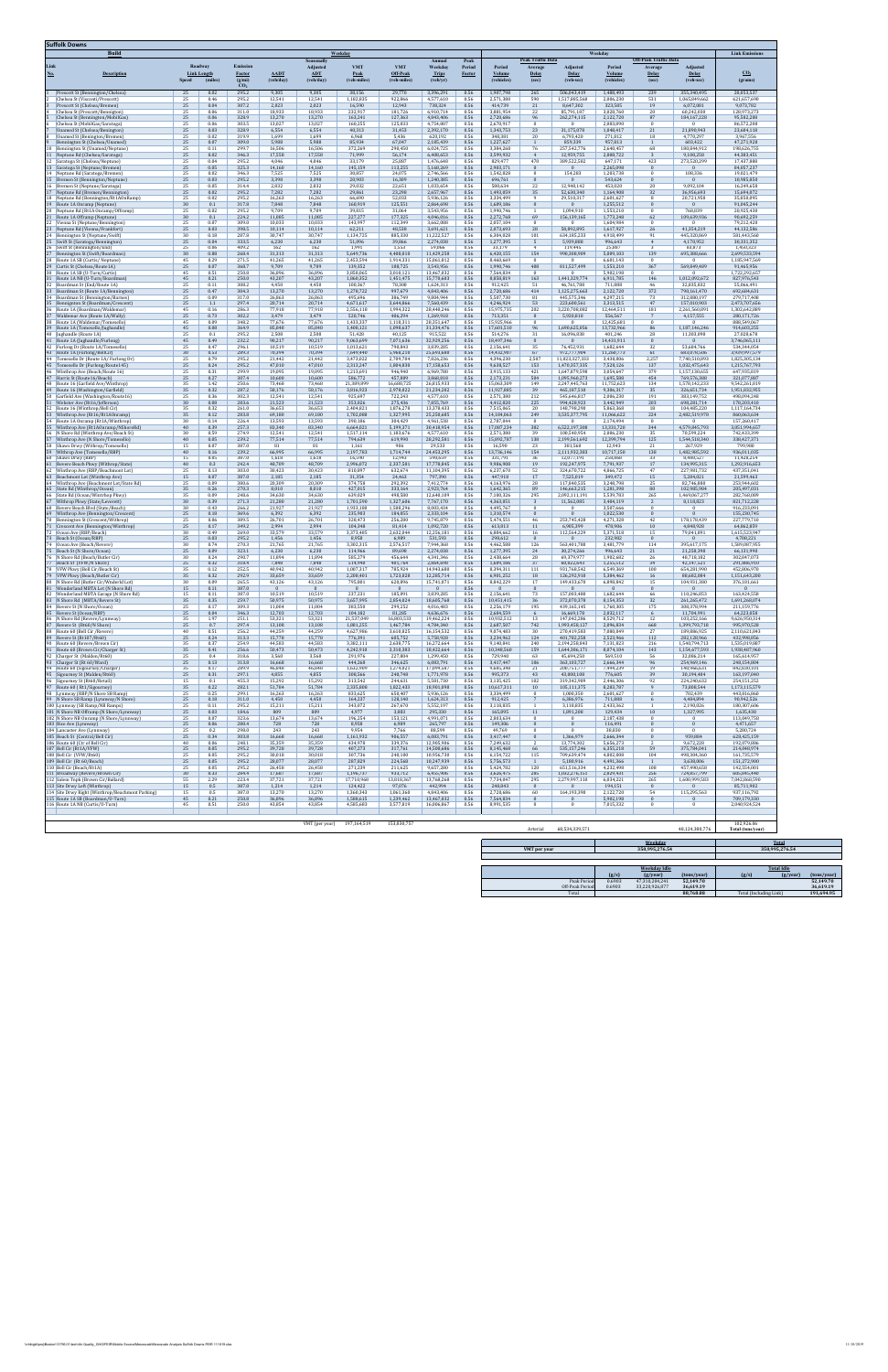## Suffolk Downs

| Link No. | Description | Roadway Link Speed | Roadway Link Length | Emission Factor (g/mi) $CO_2$ | AADT (veh/day) | Seasonally Adjusted ADT (veh/day) | VMT Peak (veh-miles) | VMT Off-Peak (veh-miles) | Annual Weekday Trips (veh/yr) | Peak Period Factor | Peak Traffic Hour Period Volume (vehicles) | Peak Average Delay (sec) | Peak Adjusted Delay (veh-sec) | Off-Peak Period Volume (vehicles) | Off-Peak Average Delay (sec) | Off-Peak Adjusted Delay (veh-sec) | $CO_2$ (grams) |
|---|---|---|---|---|---|---|---|---|---|---|---|---|---|---|---|---|---|
| 1 | Prescott St (Bennington/Chelsea) | 25 | 0.02 | 295.2 | 9,305 | 9,305 | 30,156 | 29,770 | 3,996,291 | 0.56 | 1,987,798 | 265 | 506,843,419 | 1,488,493 | 239 | 355,340,495 | 20,853,537 |
| 2 | Chelsea St (Prescott/Prescott) | 25 | 0.46 | 295.2 | 12,541 | 12,541 | 1,102,835 | 922,866 | 4,577,610 | 0.56 | 2,571,300 | 590 | 1,517,088,568 | 2,006,230 | 531 | 1,065,049,662 | 621,057,690 |
| 3 | Prescott St (Chelsea/Bremen) | 25 | 0.04 | 307.2 | 2,023 | 2,023 | 16,590 | 12,943 | 738,324 | 0.56 | 414,739 | 21 | 8,647,385 | 323,585 | 19 | 6,072,081 | 9,073,702 |
| 4 | Chelsea St (Prescott/Bremen) | 25 | 0.06 | 311.0 | 10,933 | 10,933 | 232,917 | 181,726 | 6,910,714 | 0.56 | 3,881,954 | 22 | 85,791,187 | 3,028,760 | 20 | 60,242,038 | 128,973,273 |
| 5 | Chelsea St (Bennington/Medellin) | 25 | 0.06 | 328.9 | 13,270 | 13,270 | 163,391 | 127,363 | 4,843,406 | 0.56 | 2,720,686 | 96 | 262,274,315 | 2,122,720 | 87 | 184,167,220 | 95,582,288 |
| 6 | Chelsea St (Medellin/Saratoga) | 25 | 0.06 | 303.5 | 13,027 | 13,027 | 160,355 | 125,033 | 4,754,974 | 0.56 | 2,670,917 | 0 | 0 | 2,083,890 | 0 | 0 | 86,572,208 |
| 7 | Unamed St (Chelsea/Saratoga) | 25 | 0.03 | 328.9 | 6,554 | 6,554 | 40,313 | 31,453 | 2,392,170 | 0.56 | 1,343,753 | 23 | 31,175,079 | 1,048,417 | 21 | 21,890,943 | 23,604,110 |
| 8 | Unamed St (Chelsea/Bremen) | 25 | 0.02 | 319.9 | 1,699 | 1,699 | 6,968 | 5,436 | 620,192 | 0.56 | 348,381 | 20 | 6,793,420 | 271,812 | 18 | 4,770,297 | 3,967,556 |
| 9 | Bennington St (Chelsea/Unamed) | 25 | 0.07 | 309.0 | 5,988 | 5,988 | 85,934 | 67,047 | 2,185,439 | 0.56 | 1,227,627 | 1 | 859,339 | 957,813 | 1 | 603,422 | 47,271,928 |
| 10 | Bennington St (Unamed/Neptune) | 25 | 0.11 | 299.7 | 16,506 | 16,506 | 372,269 | 290,453 | 6,024,725 | 0.56 | 3,384,268 | 76 | 257,542,776 | 2,640,457 | 68 | 180,844,912 | 198,626,758 |
| 11 | Neptune Rd (Chelsea/Saratoga) | 25 | 0.08 | 346.3 | 17,558 | 17,558 | 71,999 | 56,174 | 6,408,653 | 0.56 | 3,599,932 | 4 | 12,959,755 | 2,808,722 | 3 | 9,100,250 | 44,383,461 |
| 12 | Saratoga St (Chelsea/Neptune) | 25 | 0.04 | 295.2 | 4,046 | 4,046 | 33,179 | 25,887 | 1,476,648 | 0.56 | 829,477 | 470 | 389,522,582 | 647,171 | 423 | 273,520,299 | 17,437,888 |
| 13 | Saratoga St (Neptune/Bremen) | 25 | 0.05 | 325.3 | 14,160 | 14,160 | 145,159 | 113,255 | 5,168,409 | 0.56 | 2,903,171 | 0 | 0 | 2,265,098 | 0 | 0 | 84,057,237 |
| 14 | Neptune Rd (Saratoga/Bremen) | 25 | 0.02 | 346.3 | 7,525 | 7,525 | 30,857 | 24,075 | 2,746,566 | 0.56 | 1,542,828 | 0 | 154,283 | 1,203,740 | 0 | 108,336 | 19,021,479 |
| 15 | Bremen St (Bennington/Neptune) | 25 | 0.03 | 295.2 | 3,390 | 3,390 | 20,903 | 16,309 | 1,240,385 | 0.56 | 696,761 | 0 | 0 | 543,624 | 0 | 0 | 10,985,658 |
| 16 | Bremen St (Neptune/Saratoga) | 25 | 0.05 | 313.4 | 2,832 | 2,832 | 29,032 | 22,651 | 1,033,654 | 0.56 | 580,634 | 22 | 12,948,142 | 453,020 | 20 | 9,092,104 | 16,249,458 |
| 17 | Neptune Rd (Bremen/Bennington) | 25 | 0.02 | 295.2 | 7,282 | 7,282 | 29,861 | 23,298 | 2,657,967 | 0.56 | 1,492,803 | 35 | 52,608,390 | 1,164,908 | 32 | 36,958,691 | 15,694,072 |
| 18 | Neptune Rd (Bennington/RI 1A Onramp) | 25 | 0.02 | 295.2 | 16,263 | 16,263 | 66,690 | 52,033 | 5,936,126 | 0.56 | 3,334,499 | 9 | 29,510,317 | 2,601,627 | 8 | 20,721,958 | 35,058,898 |
| 19 | Route 1A (Ocean/Neptune) | 30 | 0.1 | 317.8 | 7,848 | 7,848 | 160,919 | 125,551 | 2,864,690 | 0.56 | 1,609,186 | 0 | 0 | 1,255,512 | 0 | 0 | 91,045,244 |
| 20 | Route 1A (Offramp/Neptune) | 30 | 0.1 | 224.2 | 11,085 | 11,085 | 227,277 | 177,325 | 4,046,016 | 0.56 | 2,272,760 | 69 | 156,139,165 | 1,773,248 | 62 | 109,639,908 | 90,692,290 |
| 21 | Neptune Rd (RI 1A Onramp/Offramp) | 25 | 0.02 | 295.2 | 9,709 | 9,709 | 39,815 | 31,064 | 3,543,956 | 0.56 | 1,990,746 | 1 | 1,094,910 | 1,553,210 | 0 | 768,839 | 20,925,430 |
| 22 | Vienna St (Neptune/Bennington) | 25 | 0.07 | 309.0 | 10,033 | 10,033 | 143,997 | 112,349 | 3,662,080 | 0.56 | 2,057,104 | 0 | 0 | 1,604,984 | 0 | 0 | 79,212,428 |
| 23 | Neptune Rd (Vienna/Frankfort) | 25 | 0.03 | 298.5 | 10,314 | 10,314 | 62,211 | 48,538 | 3,691,631 | 0.56 | 2,073,693 | 28 | 58,892,895 | 1,617,927 | 26 | 41,354,320 | 33,132,386 |
| 24 | Bennington St (Neptune/Swift) | 30 | 0.18 | 287.8 | 30,747 | 30,747 | 1,134,725 | 885,330 | 11,222,527 | 0.56 | 6,304,020 | 101 | 634,105,230 | 4,918,499 | 91 | 445,320,869 | 581,443,560 |
| 25 | Swift St (Bennington/Swift) | 25 | 0.04 | 333.5 | 6,230 | 6,230 | 51,096 | 39,866 | 2,274,038 | 0.56 | 1,277,395 | 5 | 5,939,888 | 996,643 | 4 | 4,170,952 | 30,331,352 |
| 26 | Swift St (Bennington/Swift) | 25 | 0.06 | 409.2 | 162 | 162 | 1,991 | 1,553 | 59,066 | 0.56 | 33,179 | 4 | 119,446 | 25,887 | 3 | 83,874 | 1,450,152 |
| 27 | Bennington St (Swift/Boardman) | 30 | 0.08 | 268.4 | 31,313 | 31,313 | 5,649,736 | 4,408,018 | 11,429,258 | 0.56 | 6,420,155 | 154 | 990,380,989 | 5,009,103 | 139 | 695,380,666 | 2,699,553,594 |
| 28 | Route 1A SB (Curtis/Neptune) | 45 | 0.29 | 271.5 | 41,265 | 41,265 | 2,453,594 | 1,914,331 | 15,061,813 | 0.56 | 8,460,669 | 0 | 0 | 6,601,143 | 0 | 0 | 1,185,947,569 |
| 29 | Curtis St (Chelsea/Route 1A) | 25 | 0.07 | 368.7 | 9,709 | 9,709 | 139,352 | 108,725 | 3,543,956 | 0.56 | 1,990,746 | 408 | 811,527,499 | 1,553,210 | 367 | 569,849,489 | 91,465,936 |
| 30 | Route 1A SB (U-Turn/Curtis) | 45 | 0.51 | 250.0 | 36,896 | 36,896 | 3,858,065 | 3,018,121 | 13,467,032 | 0.56 | 7,564,834 | 0 | 0 | 5,902,198 | 0 | 0 | 1,722,292,657 |
| 31 | Route 1A NB (U-Turn/Boardman) | 45 | 0.21 | 250.0 | 43,207 | 43,207 | 1,860,352 | 1,451,475 | 15,770,650 | 0.56 | 8,858,819 | 163 | 1,441,320,774 | 6,911,785 | 146 | 1,012,092,672 | 827,976,541 |
| 32 | Boardman St (End/Route 1A) | 25 | 0.11 | 308.2 | 4,458 | 4,458 | 100,367 | 78,308 | 1,624,313 | 0.56 | 912,425 | 51 | 46,761,780 | 711,888 | 46 | 32,835,832 | 55,066,491 |
| 33 | Boardman St (Route 1A/Bennington) | 25 | 0.47 | 304.3 | 13,270 | 13,270 | 1,278,722 | 997,679 | 4,843,406 | 0.56 | 2,720,686 | 414 | 1,125,275,663 | 2,122,720 | 372 | 790,161,470 | 692,609,631 |
| 34 | Boardman St (Bennington/Barnes) | 25 | 0.09 | 317.0 | 26,863 | 26,863 | 495,696 | 386,749 | 9,804,944 | 0.56 | 5,507,730 | 81 | 445,575,346 | 4,297,215 | 73 | 312,880,197 | 279,717,408 |
| 35 | Bennington St (Boardman/Crescent) | 25 | 1.1 | 297.4 | 20,744 | 20,744 | 4,673,617 | 3,646,866 | 7,569,459 | 0.56 | 4,246,924 | 53 | 223,600,565 | 3,313,515 | 47 | 157,010,003 | 2,475,797,656 |
| 36 | Route 1A (Boardman/Waldemar) | 45 | 0.16 | 286.3 | 77,918 | 77,918 | 2,556,118 | 1,994,322 | 28,440,246 | 0.56 | 15,975,735 | 202 | 3,220,708,092 | 12,464,511 | 181 | 2,261,560,091 | 1,302,642,089 |
| 37 | Waldemar Ave (Route 1A/Wally) | 25 | 0.73 | 302.2 | 3,479 | 3,479 | 520,746 | 406,294 | 1,269,910 | 0.56 | 713,351 | 8 | 5,928,010 | 556,567 | 7 | 4,157,565 | 280,171,726 |
| 38 | Route 1A (Waldemar/Tomesello) | 45 | 0.09 | 348.2 | 77,676 | 77,676 | 1,433,337 | 1,118,311 | 28,351,647 | 0.56 | 15,925,966 | 0 | 0 | 12,425,681 | 0 | 0 | 880,549,067 |
| 39 | Route 1A (Tomesello/Jughandle) | 45 | 0.08 | 364.9 | 85,848 | 85,848 | 1,408,121 | 1,098,637 | 31,334,476 | 0.56 | 17,601,518 | 96 | 1,690,625,056 | 13,732,966 | 86 | 1,187,146,246 | 914,605,201 |
| 40 | Jughandle (Route 1A) | 25 | 0.1 | 295.2 | 2,508 | 2,508 | 51,420 | 40,125 | 915,522 | 0.56 | 514,276 | 31 | 16,096,838 | 401,246 | 28 | 11,303,098 | 27,028,670 |
| 41 | Route 1A (Jughandle/Furlong) | 45 | 0.49 | 292.2 | 90,217 | 90,217 | 9,074,636 | 7,080,116 | 32,929,256 | 0.56 | 18,497,346 | 0 | 0 | 14,431,911 | 0 | 0 | 4,746,065,111 |
| 42 | Furlong Dr (Route 1A/Tomesello) | 25 | 0.47 | 296.1 | 10,519 | 10,519 | 1,013,621 | 790,843 | 3,839,285 | 0.56 | 2,156,641 | 35 | 76,452,931 | 1,682,644 | 32 | 53,684,766 | 534,344,054 |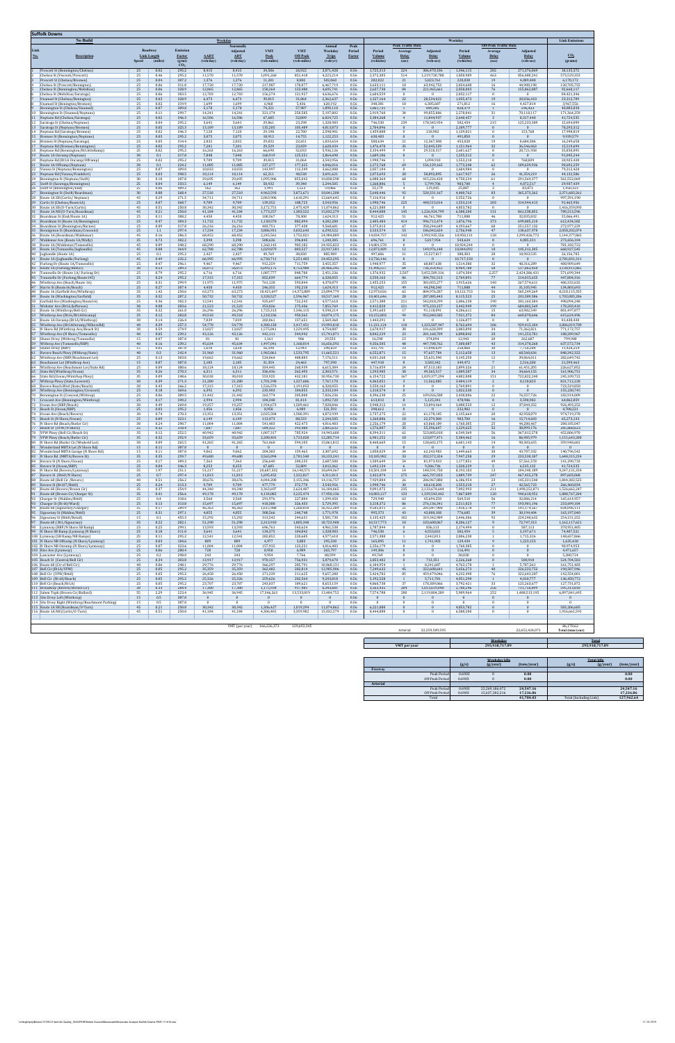# Suffolk Downs

## No Build

| Link No. | Description | Roadway Link Speed | Length (miles) | Emission Factor (g/mi) $CO_2$ | AADT (veh/day) | Seasonally Adjusted ADT (veh/day) | VMT Peak (veh-miles) | VMT Off-Peak (veh-miles) | Annual Weekday Trips (veh/yr) | Period Factor | Peak Period Volume (vehicles) | Peak Average Delay (sec) | Peak Adjusted Delay (veh-sec) | Off-Peak Period Volume (vehicles) | Off-Peak Average Delay (sec) | Off-Peak Adjusted Delay (veh-sec) | $CO_2$ (grams) |
|---|---|---|---|---|---|---|---|---|---|---|---|---|---|---|---|---|---|
| 1 | Prescott St (Bennington/Chelsea) | 25 | 0.02 | 295.2 | 8,415 | 8,415 | 34,506 | 26,922 | 3,071,420 | 0.56 | 1,725,313 | 224 | 386,470,106 | 1,346,115 | 202 | 271,176,069 | 18,135,372 |
| 2 | Chelsea St (Vincent/Prescott) | 25 | 0.46 | 295.2 | 11,570 | 11,570 | 1,091,260 | 851,418 | 4,223,214 | 0.56 | 2,372,305 | 514 | 1,219,728,780 | 1,850,909 | 463 | 856,408,241 | 573,529,353 |
| 3 | Prescott St (Chelsea/Bremen) | 25 | 0.04 | 307.2 | 1,376 | 1,376 | 11,281 | 8,802 | 502,060 | 0.56 | 282,022 | 21 | 5,823,761 | 220,038 | 19 | 4,089,408 | 6,170,172 |
| 4 | Chelsea St (Prescott/Bennington) | 25 | 0.06 | 311.0 | 17,720 | 17,720 | 217,997 | 170,077 | 6,467,719 | 0.56 | 3,633,113 | 18 | 63,942,753 | 2,834,608 | 16 | 44,908,198 | 120,705,755 |
| 5 | Chelsea St (Bennington/Mobil Gas) | 25 | 0.06 | 328.9 | 12,865 | 12,865 | 158,264 | 123,480 | 4,695,741 | 0.56 | 2,637,738 | 84 | 221,965,661 | 2,058,003 | 76 | 155,862,087 | 92,668,117 |
| 6 | Chelsea St (Mobil Gas/Saratoga) | 25 | 0.06 | 303.5 | 12,703 | 12,703 | 156,274 | 121,927 | 4,636,676 | 0.56 | 2,604,559 | 0 | 0 | 2,032,117 | 0 | 0 | 84,421,346 |
| 7 | Unnamed St (Chelsea/Bennington) | 25 | 0.03 | 328.9 | 6,473 | 6,473 | 39,815 | 31,064 | 2,362,637 | 0.56 | 1,327,164 | 22 | 28,554,022 | 1,035,473 | 19 | 20,036,410 | 23,312,789 |
| 8 | Unnamed St (Bennington/Neptune) | 25 | 0.02 | 319.9 | 1,699 | 1,699 | 6,968 | 5,436 | 620,192 | 0.56 | 348,381 | 18 | 6,185,687 | 271,812 | 16 | 4,427,814 | 3,967,566 |
| 9 | Bennington St (Chelsea/Unnamed) | 25 | 0.07 | 309.0 | 5,178 | 5,178 | 74,321 | 57,987 | 1,890,110 | 0.56 | 1,061,731 | 1 | 1,499,285 | 828,379 | 1 | 596,433 | 40,883,830 |
| 10 | Bennington St (Unnamed/Neptune) | 25 | 0.11 | 299.7 | 14,241 | 14,241 | 321,174 | 250,581 | 5,197,882 | 0.56 | 2,919,768 | 34 | 99,855,806 | 2,278,045 | 31 | 70,110,117 | 171,366,259 |
| 11 | Neptune Rd (Chelsea/Saratoga) | 25 | 0.02 | 346.3 | 16,506 | 16,506 | 67,685 | 52,809 | 6,024,725 | 0.56 | 3,384,268 | 4 | 13,044,937 | 2,640,457 | 3 | 8,317,440 | 41,724,535 |
| 12 | Saratoga St (Chelsea/Neptune) | 25 | 0.04 | 295.2 | 3,641 | 3,641 | 29,861 | 23,298 | 1,328,983 | 0.56 | 746,530 | 239 | 178,345,934 | 582,454 | 215 | 125,233,389 | 15,684,899 |
| 13 | Saratoga St (Neptune/Bremen) | 25 | 0.05 | 325.3 | 13,109 | 13,109 | 135,285 | 105,489 | 4,813,873 | 0.56 | 2,704,096 | 0 | 0 | 2,109,777 | 0 | 0 | 78,293,312 |
| 14 | Neptune Rd (Saratoga/Bremen) | 25 | 0.02 | 346.3 | 7,128 | 7,128 | 29,190 | 22,780 | 2,598,901 | 0.56 | 1,459,888 | 0 | 218,902 | 1,139,023 | 0 | 153,768 | 17,998,819 |
| 15 | Bremen St (Bennington/Neptune) | 25 | 0.03 | 328.9 | 3,073 | 3,073 | 18,903 | 14,748 | 1,121,753 | 0.56 | 630,068 | 0 | 0 | 491,600 | 0 | 0 | 9,939,677 |
| 16 | Bremen St (Neptune/Saratoga) | 25 | 0.05 | 319.4 | 2,833 | 2,833 | 29,032 | 22,651 | 1,033,654 | 0.56 | 580,634 | 21 | 12,367,508 | 453,030 | 19 | 8,684,386 | 16,249,658 |
| 17 | Neptune Rd (Bremen/Vienna) | 25 | 0.02 | 295.2 | 7,201 | 7,201 | 29,529 | 23,039 | 2,628,434 | 0.56 | 1,476,478 | 35 | 52,045,559 | 1,151,966 | 32 | 36,546,468 | 15,519,694 |
| 18 | Neptune Rd (Bennington/Rt1A Westbound) | 25 | 0.02 | 295.2 | 16,263 | 16,263 | 66,690 | 52,033 | 5,936,126 | 0.56 | 3,334,499 | 9 | 29,518,317 | 2,601,627 | 8 | 20,727,958 | 35,050,895 |
| 19 | Route 1A Ourump (Neptune) | 30 | 0.1 | 317.8 | 7,848 | 7,848 | 160,919 | 125,551 | 2,864,698 | 0.56 | 1,609,186 | 0 | 0 | 1,255,512 | 0 | 0 | 91,045,244 |
| 20 | Neptune Rd (Rt1A Onramp/Offramp) | 25 | 0.02 | 295.2 | 9,709 | 9,709 | 39,815 | 31,064 | 3,543,956 | 0.56 | 1,990,746 | 1 | 1,094,910 | 1,553,210 | 0 | 768,839 | 20,925,430 |
| 21 | Route 1A Offramp (Neptune) | 30 | 0.1 | 224.2 | 11,005 | 11,005 | 227,277 | 177,325 | 4,046,016 | 0.56 | 2,272,768 | 69 | 156,139,165 | 1,773,248 | 62 | 109,639,986 | 90,692,239 |
| 22 | Vienna St (Neptune/Bennington) | 25 | 0.07 | 309.0 | 10,033 | 10,033 | 143,997 | 112,349 | 3,662,080 | 0.56 | 2,057,104 | 0 | 0 | 1,604,984 | 0 | 0 | 79,211,428 |
| 23 | Neptune Rd (Vienna/Frankfort) | 25 | 0.03 | 398.5 | 10,114 | 10,114 | 62,211 | 48,538 | 3,691,621 | 0.56 | 2,073,693 | 28 | 58,892,895 | 1,617,927 | 26 | 41,354,319 | 44,132,586 |
| 24 | Bennington St (Neptune/Swift) | 30 | 0.18 | 287.0 | 29,695 | 29,695 | 1,095,906 | 855,042 | 10,838,598 | 0.56 | 6,088,364 | 68 | 415,226,428 | 4,750,234 | 61 | 291,569,377 | 561,552,069 |
| 25 | Swift St (Saratoga/Bennington) | 25 | 0.04 | 333.5 | 6,149 | 6,149 | 50,432 | 39,348 | 2,244,505 | 0.56 | 1,260,806 | 5 | 5,799,706 | 983,700 | 4 | 4,072,517 | 29,907,439 |
| 26 | Swift St (Bennington/Ext) | 25 | 0.06 | 409.2 | 162 | 162 | 1,991 | 1,553 | 59,066 | 0.56 | 33,179 | 4 | 119,445 | 25,887 | 3 | 83,873 | 1,450,923 |
| 27 | Bennington St (Swift/Boardman) | 30 | 0.08 | 268.9 | 27,510 | 27,510 | 4,963,593 | 3,872,671 | 10,041,208 | 0.56 | 5,640,446 | 92 | 520,331,167 | 4,400,762 | 83 | 365,373,262 | 2,371,603,261 |
| 28 | Route 1A SB (Curtis/Neptune) | 45 | 0.29 | 271.5 | 34,711 | 34,711 | 2,063,906 | 1,610,291 | 12,669,642 | 0.56 | 7,116,916 | 0 | 0 | 5,552,726 | 0 | 0 | 997,591,190 |
| 29 | Curtis St (Chelsea/Route1A) | 25 | 0.07 | 368.7 | 9,709 | 9,709 | 139,352 | 108,725 | 3,543,956 | 0.56 | 1,990,746 | 225 | 448,515,014 | 1,553,210 | 203 | 314,944,413 | 91,465,956 |
| 30 | Route 1A SB (U-Turn/Curtis) | 45 | 0.51 | 250.0 | 30,342 | 30,342 | 3,172,751 | 2,475,429 | 11,074,862 | 0.56 | 6,221,088 | 0 | 0 | 4,853,782 | 0 | 0 | 1,416,359,098 |
| 31 | Route 1A NB (U-Turn/Boardman) | 45 | 0.21 | 250.0 | 41,184 | 41,184 | 1,773,257 | 1,383,522 | 15,032,279 | 0.56 | 8,444,088 | 145 | 1,226,924,799 | 6,588,208 | 131 | 861,538,892 | 789,215,096 |
| 32 | Boardman St (End/Route 1A) | 25 | 0.11 | 308.2 | 4,450 | 4,450 | 100,367 | 78,308 | 1,624,313 | 0.56 | 912,425 | 51 | 46,761,788 | 711,880 | 46 | 32,835,832 | 55,066,491 |
| 33 | Boardman St (Route 1A/Bennington) | 25 | 0.07 | 304.3 | 11,732 | 11,732 | 1,130,578 | 882,094 | 4,282,280 | 0.56 | 2,405,484 | 414 | 996,712,874 | 1,876,796 | 373 | 699,883,318 | 612,494,582 |
| 34 | Boardman St (Bennington/Barnes) | 25 | 0.09 | 317.0 | 26,216 | 26,216 | 483,751 | 377,430 | 9,568,681 | 0.56 | 5,375,013 | 67 | 358,244,649 | 4,193,667 | 60 | 251,557,132 | 272,977,229 |
| 35 | Bennington St (Boardman/Crescent) | 25 | 1.1 | 297.4 | 17,234 | 17,234 | 3,886,001 | 3,031,643 | 6,290,522 | 0.56 | 3,533,574 | 53 | 186,042,664 | 2,756,948 | 47 | 130,637,978 | 2,058,302,074 |
| 36 | Route 1A (Boardman/Wilderness) | 45 | 0.16 | 286.3 | 60,452 | 60,452 | 2,245,561 | 1,752,021 | 24,984,889 | 0.56 | 14,034,757 | 142 | 1,992,935,556 | 10,950,131 | 128 | 1,399,426,772 | 1,144,377,865 |
| 37 | Wildemar Ave (Route 1A/Walley) | 25 | 0.73 | 302.2 | 3,398 | 3,398 | 508,626 | 396,845 | 1,240,385 | 0.56 | 696,761 | 8 | 5,817,954 | 543,624 | 8 | 4,085,331 | 273,656,104 |
| 38 | Route 1A (Wildemar/Tomesello) | 45 | 0.09 | 348.2 | 68,290 | 68,290 | 1,260,143 | 983,182 | 24,925,823 | 0.56 | 14,001,578 | 0 | 0 | 10,924,244 | 0 | 0 | 781,102,722 |
| 39 | Route 1A (Tomesello/Jughandle) | 45 | 0.08 | 364.9 | 62,788 | 62,788 | 1,029,879 | 803,527 | 22,917,501 | 0.56 | 12,873,409 | 12 | 149,976,148 | 10,044,092 | 10 | 105,312,285 | 668,657,546 |
| 40 | Jughandle (Route 1A) | 25 | 0.1 | 295.2 | 2,427 | 2,427 | 49,769 | 38,830 | 885,989 | 0.56 | 497,686 | 31 | 15,527,817 | 388,303 | 28 | 10,903,535 | 26,156,785 |
| 41 | Route 1A (Jughandle/Furlong) | 45 | 0.49 | 232.2 | 66,995 | 66,995 | 6,730,711 | 5,251,403 | 24,453,295 | 0.56 | 13,736,146 | 0 | 0 | 10,717,150 | 0 | 0 | 2,780,831,311 |
| 42 | Furlong Dr (Route 1A/Tomesello) | 25 | 0.47 | 296.1 | 9,467 | 9,467 | 912,259 | 711,759 | 3,455,357 | 0.56 | 1,940,977 | 35 | 68,807,638 | 1,514,380 | 32 | 48,316,289 | 480,909,649 |
| 43 | Route 1A (Furlong/Bell Cir) | 30 | 0.33 | 289.2 | 58,072 | 58,072 | 3,093,175 | 2,768,008 | 20,486,241 | 0.56 | 11,490,537 | 64 | 736,835,452 | 8,965,308 | 58 | 517,381,840 | 1,658,011,866 |
| 44 | Tomesello Dr (Route 1A/Furlong Dr) | 25 | 0.79 | 252.2 | 6,716 | 6,716 | 1,087,219 | 848,254 | 2,451,236 | 0.56 | 1,376,925 | 2,507 | 3,452,580,316 | 1,074,300 | 2,257 | 2,424,334,431 | 571,699,344 |
| 45 | Tomesello Dr (Furlong/Walley St Ext) | 25 | 0.24 | 295.2 | 17,315 | 17,315 | 852,039 | 664,774 | 6,320,055 | 0.56 | 3,550,163 | 86 | 304,781,513 | 2,769,891 | 77 | 214,015,655 | 448,036,016 |
| 46 | Walley St Ext (Tomesello/Walley) | 25 | 0.11 | 295.2 | 13,975 | 13,975 | 761,138 | 593,844 | 5,100,879 | 0.56 | 2,865,333 | 135 | 381,055,377 | 1,915,826 | 140 | 267,574,611 | 406,316,632 |
| 47 | Harris St (Route 9/Beach) | 25 | 0.27 | 307.4 | 4,450 | 4,450 | 246,355 | 192,210 | 1,624,313 | 0.56 | 912,425 | 49 | 44,298,840 | 711,880 | 44 | 31,106,940 | 134,883,693 |
| 48 | Route 1A (Walley/Bell Cir/Winthrop) | 35 | 1.42 | 230.6 | 63,273 | 63,273 | 18,421,697 | 14,372,889 | 23,094,779 | 0.56 | 12,973,020 | 62 | 804,976,287 | 10,121,753 | 56 | 565,249,269 | 8,210,131,355 |
| 49 | Route 1A (Washington/Garfield) | 35 | 0.32 | 287.2 | 50,732 | 50,732 | 3,328,527 | 2,596,967 | 18,517,369 | 0.56 | 10,401,646 | 28 | 287,005,443 | 8,115,523 | 25 | 201,509,386 | 1,702,885,286 |
| 50 | Garfield Ave (Washington/Butorfeld) | 25 | 0.36 | 302.3 | 12,541 | 12,541 | 925,647 | 722,204 | 4,577,610 | 0.56 | 2,571,380 | 213 | 542,818,299 | 2,006,230 | 190 | 381,162,584 | 498,099,248 |
| 51 | Webster Ave (Bitiz/Jefferson) | 30 | 0.08 | 280.6 | 21,523 | 21,523 | 353,026 | 275,436 | 7,855,769 | 0.56 | 4,412,828 | 221 | 975,231,157 | 3,442,949 | 199 | 684,802,569 | 178,203,410 |
| 52 | Route 1A (Winthrop/Bell Cir) | 35 | 0.32 | 261.0 | 26,296 | 26,296 | 1,725,313 | 1,346,115 | 9,598,214 | 0.56 | 5,391,603 | 17 | 91,118,891 | 4,206,611 | 15 | 63,982,549 | 801,497,877 |
| 53 | Route 1A (Bitiz/Rt1A Winthrop) | 35 | 0.12 | 283.8 | 49,510 | 49,510 | 1,218,326 | 950,565 | 18,074,175 | 0.56 | 10,152,888 | 94 | 952,840,585 | 7,921,372 | 84 | 669,078,646 | 615,624,496 |
| 54 | Route 1A Onramp (Rt1A/Winthrop) | 30 | 0.14 | 226.9 | 7,039 | 7,039 | 202,061 | 157,651 | 2,569,368 | 0.56 | 1,443,293 | 0 | 0 | 1,126,077 | 0 | 0 | 81,433,418 |
| 55 | Winthrop Ave (Rt1A Onramp/Nthwrthd) | 40 | 0.39 | 257.3 | 54,770 | 54,770 | 4,380,150 | 3,417,451 | 19,993,818 | 0.56 | 11,231,124 | 118 | 1,323,507,997 | 8,762,694 | 106 | 929,415,184 | 2,006,019,709 |
| 56 | N Shore Rd (Winthrop Ave/Beach St) | 30 | 0.59 | 274.9 | 13,027 | 13,027 | 1,575,981 | 1,229,595 | 4,755,807 | 0.56 | 2,670,917 | 38 | 101,620,399 | 2,083,890 | 34 | 71,362,821 | 771,715,757 |
| 57 | Winthrop Ave (N Shore/Tomesello) | 40 | 0.05 | 239.2 | 43,126 | 43,126 | 442,111 | 344,942 | 15,741,071 | 0.56 | 8,842,239 | 23 | 201,160,709 | 6,898,842 | 20 | 141,253,781 | 188,289,967 |
| 58 | Shore Drive (Winthrop/Tomesello) | 15 | 0.07 | 387.0 | 81 | 81 | 1,161 | 906 | 29,533 | 0.56 | 16,590 | 23 | 374,094 | 12,943 | 20 | 262,687 | 799,980 |
| 59 | Winthrop Ave (Tomesello/BBP) | 40 | 0.16 | 239.2 | 45,634 | 45,634 | 1,497,041 | 1,168,014 | 16,656,592 | 0.56 | 9,356,505 | 40 | 447,708,762 | 7,300,087 | 43 | 314,378,268 | 637,572,734 |
| 60 | Sagamore Ave (Winthrop/Ext) | 15 | 0.01 | 387.0 | 1,618 | 1,618 | 16,590 | 12,943 | 590,659 | 0.56 | 331,795 | 23 | 11,048,649 | 258,868 | 38 | 7,758,288 | 11,424,259 |
| 61 | Revere Beach Pkwy (Winthrop/Stove) | 40 | 0.3 | 242.4 | 31,960 | 31,960 | 1,965,861 | 1,533,795 | 11,665,521 | 0.56 | 6,552,871 | 15 | 97,637,784 | 5,112,658 | 13 | 68,560,606 | 848,342,322 |
| 62 | Winthrop Ave (BBP/Beachmont Lot) | 25 | 0.13 | 303.0 | 19,662 | 19,662 | 524,864 | 408,503 | 7,176,511 | 0.56 | 4,031,268 | 14 | 55,631,390 | 3,145,258 | 12 | 39,064,031 | 282,849,742 |
| 63 | Beachmont Lot (Winthrop) | 15 | 0.07 | 387.0 | 2,185 | 2,185 | 31,354 | 24,463 | 797,390 | 0.56 | 447,918 | 8 | 3,583,342 | 349,472 | 7 | 2,516,200 | 21,599,463 |
| 64 | Winthrop Ave (Beachmont Lot/State Rd) | 25 | 0.09 | 380.6 | 10,124 | 10,124 | 334,445 | 260,939 | 6,615,844 | 0.56 | 3,716,319 | 24 | 87,513,383 | 2,899,526 | 21 | 61,451,205 | 226,627,852 |
| 65 | State Rd (Winthrop/Ocean) | 35 | 0.26 | 270.3 | 6,311 | 6,311 | 336,436 | 262,493 | 2,303,571 | 0.56 | 1,293,985 | 38 | 49,365,517 | 1,009,587 | 34 | 34,664,155 | 161,906,751 |
| 66 | State Rd (Ocean/Winthrop Pkwy) | 30 | 0.39 | 240.6 | 30,018 | 30,018 | 553,925 | 432,181 | 10,956,730 | 0.56 | 6,154,722 | 167 | 1,029,377,294 | 4,802,008 | 151 | 722,832,348 | 710,559,722 |
| 67 | Winthrop Pkwy (State/Leverett) | 30 | 0.39 | 271.3 | 21,280 | 21,280 | 1,701,590 | 1,327,606 | 7,767,170 | 0.56 | 4,363,051 | 3 | 11,562,085 | 3,404,119 | 2 | 8,118,823 | 821,712,228 |
| 68 | Revere Beach Blvd (State/Beach) | 30 | 0.43 | 266.2 | 17,315 | 17,315 | 1,526,570 | 1,191,053 | 6,320,055 | 0.56 | 3,550,163 | 0 | 0 | 2,769,891 | 0 | 0 | 723,231,920 |
| 69 | Winthrop Ave (Bennington/Crescent) | 25 | 0.18 | 369.6 | 6,392 | 6,392 | 235,903 | 184,055 | 2,333,104 | 0.56 | 1,310,574 | 0 | 0 | 1,022,530 | 0 | 0 | 155,230,745 |
| 70 | Bennington St (Crescent/Winthrop) | 25 | 0.06 | 309.5 | 21,442 | 21,442 | 263,774 | 205,800 | 7,826,236 | 0.56 | 4,396,230 | 25 | 109,026,508 | 3,430,006 | 22 | 76,557,720 | 182,914,009 |
| 71 | Crescent Ave (Bennington/Winthrop) | 25 | 0.17 | 349.2 | 2,994 | 2,994 | 104,348 | 81,414 | 1,092,720 | 0.56 | 613,813 | 8 | 5,125,341 | 478,906 | 8 | 3,598,982 | 64,862,859 |
| 72 | Ocean Ave (BBP/Beach) | 30 | 0.19 | 249.0 | 19,257 | 19,257 | 1,050,673 | 819,751 | 7,028,846 | 0.56 | 3,948,312 | 14 | 53,894,464 | 3,080,533 | 12 | 37,844,352 | 926,495,252 |
| 73 | Beach St (Ocean/BBP) | 25 | 0.03 | 295.2 | 1,456 | 1,456 | 8,958 | 6,989 | 531,593 | 0.56 | 298,612 | 0 | 0 | 232,982 | 0 | 0 | 4,708,221 |
| 74 | Ocean Ave (Beach/Revere) | 30 | 0.74 | 270.3 | 13,351 | 13,351 | 2,025,580 | 1,580,391 | 4,872,939 | 0.56 | 2,737,275 | 22 | 61,178,185 | 2,135,664 | 20 | 42,958,879 | 974,619,578 |
| 75 | Beach St (N Shore/Ocean) | 25 | 0.11 | 322.1 | 4,369 | 4,369 | 110,373 | 86,115 | 1,594,505 | 0.56 | 895,680 | 25 | 22,379,300 | 698,789 | 22 | 15,714,603 | 63,273,113 |
| 76 | N Shore Rd (Beach/Butler Cir) | 30 | 0.24 | 290.7 | 11,004 | 11,004 | 541,403 | 422,413 | 4,016,403 | 0.56 | 2,256,179 | 28 | 63,060,109 | 1,760,305 | 25 | 44,280,467 | 280,185,047 |
| 77 | Butler Cir (N Shore/Route 1) | 35 | 0.04 | 291.9 | 7,887 | 7,887 | 1,195,049 | 893,988 | 2,863,662 | 0.56 | 1,576,087 | 35 | 55,396,647 | 1,229,425 | 32 | 38,899,176 | 290,466,621 |
| 78 | VFW Pkwy (Bell Cir/Beach St) | 35 | 0.12 | 252.5 | 40,942 | 40,942 | 1,007,317 | 785,924 | 14,943,688 | 0.56 | 8,394,311 | 62 | 523,005,018 | 6,549,369 | 56 | 367,252,578 | 452,006,970 |
| 79 | VFW Pkwy (Beach/Butler Cir) | 35 | 0.32 | 292.9 | 33,659 | 33,659 | 2,208,401 | 1,723,028 | 12,285,714 | 0.56 | 6,901,252 | 18 | 123,077,471 | 5,384,462 | 16 | 86,985,979 | 1,151,649,200 |
| 80 | N Shore Rd (Butler Cir/Wakefield Lot) | 30 | 0.09 | 265.5 | 41,265 | 41,265 | 761,460 | 594,103 | 15,061,812 | 0.56 | 8,460,669 | 15 | 128,602,175 | 6,601,141 | 14 | 90,303,635 | 359,940,601 |
| 81 | Wonderland MBTA Lot (N Shore Rd) | 15 | 0.11 | 387.0 | 0 | 0 | 0 | 0 | 0 | 0.56 | 0 | 0 | 0 | 0 | 0 | 0 | 0 |
| 82 | Wonderland MBTA Garage (N Shore Rd) | 15 | 0.11 | 387.0 | 9,862 | 9,862 | 204,303 | 159,463 | 3,307,692 | 0.56 | 1,858,029 | 34 | 62,243,983 | 1,449,663 | 30 | 43,707,332 | 140,796,542 |
| 83 | N Shore Rd (MBTA/Revere St) | 30 | 0.35 | 259.7 | 49,680 | 49,680 | 3,565,094 | 2,781,540 | 18,133,241 | 0.56 | 10,185,902 | 33 | 332,072,324 | 7,947,130 | 29 | 233,180,107 | 1,648,013,234 |
| 84 | Revere St (N Shore/Ocean) | 25 | 0.17 | 309.3 | 7,363 | 7,363 | 256,640 | 200,235 | 2,687,500 | 0.56 | 1,509,649 | 54 | 81,973,933 | 1,177,851 | 49 | 57,561,570 | 141,290,733 |
| 85 | Revere St (Ocean/BBP) | 25 | 0.04 | 346.3 | 8,253 | 8,253 | 67,685 | 52,809 | 3,012,862 | 0.56 | 1,692,434 | 6 | 9,806,786 | 1,320,469 | 5 | 6,886,205 | 41,724,535 |
| 86 | N Shore Rd (Revere/Lynnway) | 35 | 1.97 | 251.1 | 51,217 | 51,217 | 20,687,332 | 16,140,571 | 18,694,367 | 0.56 | 10,501,184 | 14 | 148,591,750 | 8,193,183 | 13 | 104,340,189 | 9,247,131,334 |
| 87 | Revere St (BBP/N Shore) | 25 | 0.7 | 297.4 | 11,813 | 11,813 | 1,695,452 | 1,322,817 | 4,311,813 | 0.56 | 2,422,074 | 275 | 665,707,503 | 1,889,739 | 247 | 467,455,278 | 897,465,068 |
| 88 | Route 60 (Bell Cir/Revere) | 40 | 0.51 | 256.2 | 38,676 | 38,676 | 4,044,200 | 3,155,346 | 14,116,757 | 0.56 | 7,929,804 | 26 | 206,967,808 | 6,186,954 | 23 | 145,331,544 | 1,844,382,525 |
| 89 | Revere St (BT107/Bkwd) | 25 | 0.24 | 313.3 | 9,709 | 9,709 | 477,779 | 372,770 | 3,543,956 | 0.56 | 1,990,746 | 30 | 60,658,200 | 1,553,210 | 27 | 42,593,720 | 266,463,034 |
| 90 | Route 60 (Revere/Brown Cir) | 35 | 0.37 | 254.9 | 44,340 | 44,340 | 3,363,697 | 2,624,407 | 16,184,065 | 0.56 | 9,091,072 | 235 | 2,133,674,644 | 7,092,993 | 211 | 1,498,252,871 | 1,526,662,247 |
| 91 | Route 60 (Brown Cir/Charger St) | 40 | 0.41 | 256.6 | 49,178 | 49,178 | 4,134,082 | 3,225,474 | 17,950,136 | 0.56 | 10,083,127 | 133 | 1,339,548,442 | 7,867,069 | 120 | 940,610,952 | 1,888,767,284 |
| 92 | Charger St (Malden/Bkwd) | 25 | 0.4 | 318.6 | 3,560 | 3,560 | 291,976 | 227,804 | 1,299,450 | 0.56 | 729,940 | 63 | 45,694,250 | 569,510 | 56 | 32,086,214 | 165,614,957 |
| 93 | Charger St (Rt 60/Ward) | 25 | 0.13 | 315.8 | 15,697 | 15,697 | 418,308 | 326,453 | 5,729,495 | 0.56 | 3,218,372 | 86 | 276,136,341 | 2,511,023 | 77 | 193,901,196 | 235,409,108 |
| 94 | Route 60 (Squire/Harrison) | 35 | 0.17 | 289.7 | 46,363 | 46,363 | 1,615,908 | 1,260,758 | 16,922,289 | 0.56 | 9,505,753 | 21 | 201,097,700 | 7,416,578 | 19 | 141,174,567 | 838,098,111 |
| 95 | Squire St (Malden/Bkwd) | 25 | 0.31 | 297.1 | 4,855 | 4,855 | 308,566 | 240,748 | 1,771,978 | 0.56 | 995,373 | 43 | 43,808,108 | 776,605 | 39 | 30,761,900 | 163,197,460 |
| 96 | Squire St (Rt60/Retail) | 15 | 0.1 | 455.3 | 15,292 | 15,292 | 313,542 | 244,631 | 5,581,730 | 0.56 | 3,135,425 | 102 | 319,342,989 | 2,446,306 | 92 | 224,240,632 | 254,151,252 |
| 97 | Route 60 (Rt1/Squire) | 35 | 0.22 | 282.1 | 51,298 | 51,298 | 2,313,910 | 1,805,348 | 18,723,900 | 0.56 | 10,517,773 | 10 | 103,600,067 | 8,206,127 | 9 | 72,747,413 | 1,162,117,621 |
| 98 | Lynnway (BBP/N Shore SB Ramp) | 25 | 0.25 | 299.1 | 13,593 | 13,593 | 696,761 | 543,624 | 4,961,538 | 0.56 | 2,787,044 | 0 | 836,113 | 2,174,494 | 0 | 587,113 | 370,951,405 |
| 99 | N Shore SB Ramp (Lynnway/N Shore) | 25 | 0.18 | 311.0 | 3,641 | 3,641 | 134,374 | 104,842 | 1,328,983 | 0.56 | 746,530 | 6 | 4,553,833 | 582,454 | 5 | 3,197,671 | 74,407,321 |
| 100 | Lynnway (SB Ramp/NB Ramp) | 25 | 0.11 | 295.2 | 12,541 | 12,541 | 282,852 | 220,685 | 4,577,610 | 0.56 | 2,571,380 | 1 | 2,443,811 | 2,006,230 | 1 | 1,715,326 | 148,657,866 |
| 101 | N Shore NB Ramp (N Shore/Lynnway) | 25 | 0.03 | 384.6 | 809 | 809 | 4,977 | 3,883 | 295,330 | 0.56 | 165,895 | 11 | 1,741,903 | 129,434 | 9 | 1,223,153 | 3,405,430 |
| 102 | N Shore NB Onramp (N Shore/Lynnway) | 25 | 0.07 | 323.6 | 11,004 | 11,004 | 157,932 | 123,221 | 4,016,403 | 0.56 | 2,256,179 | 0 | 0 | 1,760,305 | 0 | 0 | 90,974,953 |
| 103 | Rice Ave (Lynnway) | 25 | 0.06 | 280.4 | 728 | 728 | 8,958 | 6,989 | 265,797 | 0.56 | 149,306 | 0 | 0 | 116,491 | 0 | 0 | 4,471,057 |
| 104 | Lancaster Ave (Lynnway) | 25 | 0.2 | 298.4 | 243 | 243 | 9,954 | 7,766 | 88,599 | 0.56 | 49,769 | 0 | 0 | 38,830 | 0 | 0 | 5,288,724 |
| 105 | Beach St (Central/Bell Cir) | 25 | 0.34 | 303.0 | 13,917 | 13,917 | 970,117 | 756,931 | 5,079,670 | 0.56 | 2,853,402 | 0 | 713,351 | 2,226,268 | 0 | 500,918 | 524,798,502 |
| 106 | Route 60 (Rt 1/Bell Cir) | 40 | 0.06 | 248.1 | 29,776 | 29,776 | 366,297 | 285,791 | 10,868,131 | 0.56 | 6,104,954 | 0 | 8,241,687 | 4,763,179 | 0 | 5,787,261 | 161,751,403 |
| 107 | Bell Cir (Rt1A/VFW) | 30 | 0.05 | 295.2 | 25,359 | 25,359 | 262,402 | 205,824 | 12,905,906 | 0.56 | 7,249,632 | 45 | 322,608,641 | 5,656,270 | 40 | 226,535,752 | 198,507,966 |
| 108 | Bell Cir (VFW/Rt60) | 30 | 0.05 | 295.2 | 26,458 | 26,458 | 271,239 | 211,625 | 9,657,280 | 0.56 | 5,424,782 | 85 | 459,479,046 | 4,232,498 | 76 | 322,643,387 | 142,558,001 |
| 109 | Bell Cir (Rt 60/Beach) | 30 | 0.05 | 295.2 | 25,526 | 25,526 | 259,626 | 202,564 | 9,243,818 | 0.56 | 5,192,528 | 1 | 5,711,781 | 4,051,290 | 1 | 4,010,777 | 136,450,772 |
| 110 | Bell Cir (Beach/Rt1A) | 30 | 0.05 | 295.2 | 23,707 | 23,707 | 243,037 | 189,621 | 8,653,159 | 0.56 | 4,860,738 | 37 | 178,389,066 | 3,792,421 | 33 | 125,263,677 | 127,731,872 |
| 111 | Broadway (Revere/Brown Cir) | 30 | 0.33 | 289.4 | 17,800 | 17,800 | 1,175,934 | 917,481 | 6,343,681 | 0.56 | 3,563,435 | 284 | 1,011,619,403 | 2,780,246 | 256 | 711,730,099 | 595,312,818 |
| 112 | Salem Tnpk (Brown Cir/Ballard) | 35 | 0.29 | 223.4 | 36,945 | 36,945 | 17,346,263 | 13,533,819 | 13,484,752 | 0.56 | 7,574,788 | 280 | 2,119,804,289 | 5,909,964 | 252 | 1,488,513,195 | 6,897,901,695 |
| 113 | Site Drwy Left (Winthrop) | 15 | 0.5 | 387.0 | 0 | 0 | 0 | 0 | 0 | 0.56 | 0 | 0 | 0 | 0 | 0 | 0 | 0 |
| 114 | Site Drwy Right (Winthrop/Beachmont Parking) | 15 | 0.5 | 387.0 | 0 | 0 | 0 | 0 | 0 | 0.56 | 0 | 0 | 0 | 0 | 0 | 0 | 0 |
| 115 | Route 1A SB (Boardman/U-Turn) | 45 | 0.21 | 250.0 | 30,342 | 30,342 | 1,306,427 | 1,019,294 | 11,074,862 | 0.56 | 6,221,088 | 0 | 0 | 4,853,782 | 0 | 0 | 585,206,605 |
| 116 | Route 1A NB (Curtis/U-Turn) | 45 | 0.51 | 250.0 | 41,184 | 41,184 | 4,306,481 | 3,359,982 | 15,032,279 | 0.56 | 8,444,088 | 0 | 0 | 6,588,208 | 0 | 0 | 1,916,661,591 |
| | | | | | | VMT (per year) | 166,226,373 | 129,692,345 | | | | | | | | | |
| | | | | | | | | | | | | Arterial | 32,259,509,595 | | | 22,652,924,071 | 96,178,562 |
| | | | | | | | | | | | | | | | | | Total (tons/year) |

| | Weekday | Total |
|---|---|---|
| VMT per year | 295,918,717.89 | 295,918,717.89 |

| | | Weekday Idle (g/s) | Weekday Idle (g/year) | Weekday Idle (tons/year) | Total Idle (g/year) | Total Idle (tons/year) |
|---|---|---|---|---|---|---|
| **Freeway** | | | | | | |
| | Peak Period | 0.6903 | 0 | 0.00 | | 0.00 |
| | Off-Peak Period | 0.6903 | 0 | 0.00 | | 0.00 |
| **Arterial** | | | | | | |
| | Peak Period | 0.6903 | 22,269,186,472 | 24,547.16 | | 24,547.16 |
| | Off-Peak Period | 0.6903 | 15,637,282,216 | 17,236.86 | | 17,236.86 |
| | Total | | | 41,784.03 | Total (Including Link) | 137,962.64 |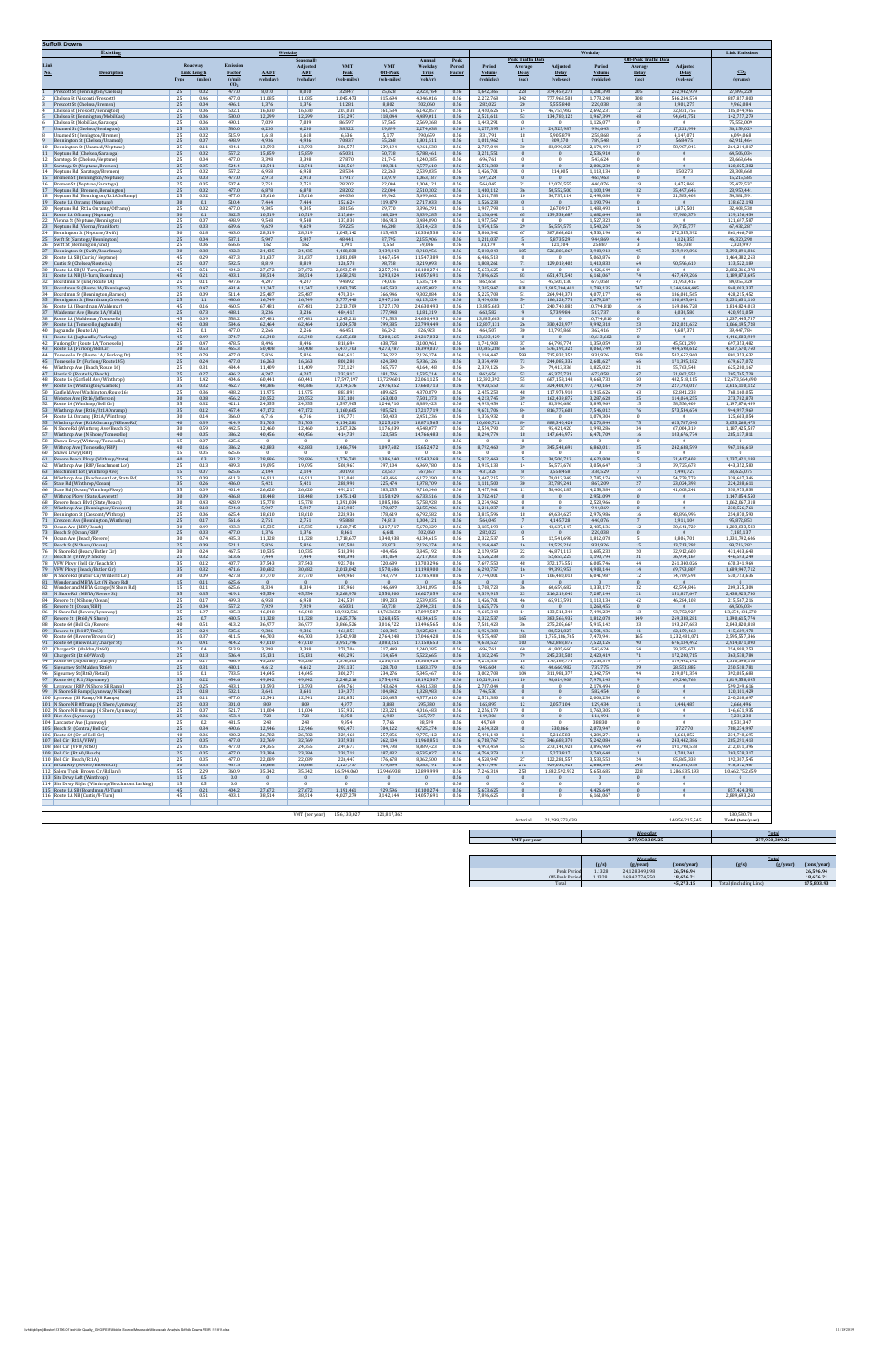**Suffolk Downs**

| Link No. | Description | Roadway Type | Link Length (miles) | Emission Factor (g/mi) $CO_2$ | AADT (vehicles) | Seasonally Adjusted ADT (vehicles) | VMT Peak (veh-miles) | VMT Off-Peak (veh-miles) | Annual Peak Trips (veh/yr) | Peak Period Factor | Peak Period Volume (vehicles) | Peak Average Delay (sec) | Peak Adjusted Period (veh-sec) | Off-Peak Period Volume (vehicles) | Off-Peak Average Delay (sec) | Off-Peak Adjusted Period (veh-sec) | $CO_2$ (grams) |
|---|---|---|---|---|---|---|---|---|---|---|---|---|---|---|---|---|---|
| | **Existing** | | | | **Weekday** | | | | | | **Weekday** | | | | | | **Link Emissions** |
| 1 | Prescott St (Bennington/Chelsea) | 25 | 0.02 | 477.0 | 8,010 | 8,010 | 32,847 | 25,628 | 2,923,764 | 0.56 | 1,642,365 | 228 | 374,459,273 | 1,281,398 | 205 | 262,942,939 | 27,895,220 |
| 2 | Chelsea St (Vicente/Prescott) | 25 | 0.46 | 477.0 | 11,085 | 11,085 | 1,045,473 | 815,694 | 4,046,016 | 0.56 | 2,272,768 | 342 | 777,960,503 | 1,773,248 | 308 | 546,284,574 | 887,857,000 |
| 3 | Prescott St (Chelsea/Bremen) | 25 | 0.04 | 496.1 | 1,376 | 1,376 | 11,281 | 8,802 | 502,060 | 0.56 | 282,022 | 20 | 5,555,840 | 220,038 | 18 | 3,901,275 | 9,962,884 |
| 4 | Chelsea St (Prescott/Bennington) | 25 | 0.06 | 502.1 | 16,030 | 16,030 | 207,038 | 161,534 | 6,142,857 | 0.56 | 3,450,626 | 14 | 46,755,982 | 2,692,231 | 12 | 32,831,755 | 185,844,965 |
| 5 | Chelsea St (Bennington/Mobiltas) | 25 | 0.06 | 530.0 | 12,299 | 12,299 | 153,297 | 118,044 | 4,489,011 | 0.56 | 2,521,611 | 53 | 134,780,122 | 1,967,399 | 48 | 94,641,751 | 142,757,279 |
| 6 | Chelsea St (Mobiltas/Saratoga) | 25 | 0.06 | 530.0 | 7,839 | 7,839 | 86,597 | 67,565 | 2,569,360 | 0.56 | 1,443,291 | 0 | 0 | 1,126,077 | 0 | 0 | 75,352,009 |
| 7 | Vicente St (Chelsea/Bennington) | 25 | 0.03 | 530.0 | 6,230 | 6,230 | 38,322 | 29,899 | 2,274,030 | 0.56 | 1,277,395 | 19 | 24,525,987 | 996,645 | 17 | 17,221,994 | 36,159,029 |
| 8 | Vicente St (Bennington/Saratoga) | 25 | 0.02 | 515.9 | 1,610 | 1,610 | 6,646 | 5,177 | 592,650 | 0.56 | 332,791 | 18 | 5,985,879 | 258,868 | 16 | 4,147,871 | 6,094,068 |
| 9 | Bennington St (Chelsea/Vicente) | 25 | 0.07 | 498.9 | 4,936 | 4,936 | 70,837 | 55,268 | 1,801,511 | 0.56 | 1,011,962 | 1 | 809,570 | 789,540 | 1 | 568,475 | 62,911,464 |
| 10 | Bennington St (Vicente/Neptune) | 25 | 0.11 | 484.1 | 13,593 | 13,593 | 306,575 | 239,194 | 4,961,538 | 0.56 | 2,787,044 | 30 | 83,890,025 | 2,174,494 | 27 | 58,907,046 | 264,234,817 |
| 11 | Neptune Rd (Chelsea/Saratoga) | 25 | 0.02 | 557.2 | 15,859 | 15,859 | 65,031 | 50,738 | 5,788,461 | 0.56 | 3,251,551 | 0 | 0 | 2,536,910 | 0 | 0 | 64,506,034 |
| 12 | Saratoga St (Chelsea/Neptune) | 25 | 0.04 | 477.0 | 3,398 | 3,398 | 27,870 | 21,745 | 1,240,385 | 0.56 | 696,761 | 0 | 0 | 543,624 | 0 | 0 | 23,665,646 |
| 13 | Saratoga St (Neptune/Bremen) | 25 | 0.05 | 528.4 | 12,541 | 12,541 | 128,549 | 100,311 | 4,577,610 | 0.56 | 2,571,380 | 0 | 0 | 2,006,230 | 0 | 0 | 120,825,382 |
| 14 | Neptune Rd (Saratoga/Bremen) | 25 | 0.02 | 557.2 | 6,958 | 6,958 | 28,534 | 22,263 | 2,539,835 | 0.56 | 1,426,701 | 0 | 214,005 | 1,113,134 | 0 | 150,273 | 28,303,660 |
| 15 | Bremen St (Bennington/Neptune) | 25 | 0.03 | 477.0 | 2,911 | 2,911 | 17,917 | 13,979 | 1,063,187 | 0.56 | 597,224 | 0 | 0 | 465,963 | 0 | 0 | 15,212,085 |
| 16 | Bremen St (Neptune/Saratoga) | 25 | 0.05 | 507.4 | 2,751 | 2,751 | 28,202 | 22,004 | 1,004,121 | 0.56 | 564,045 | 21 | 12,070,555 | 440,076 | 19 | 8,475,868 | 25,472,527 |
| 17 | Neptune Rd (Bremen/Bennington) | 25 | 0.02 | 477.0 | 6,878 | 6,878 | 28,202 | 22,004 | 2,510,302 | 0.56 | 1,410,112 | 36 | 50,552,508 | 1,100,190 | 32 | 35,497,646 | 23,950,461 |
| 18 | Neptune Rd (Bennington/Rt1A Offramp) | 25 | 0.02 | 477.0 | 15,616 | 15,616 | 64,036 | 49,962 | 5,699,862 | 0.56 | 3,201,783 | 10 | 30,737,114 | 2,498,080 | 9 | 21,583,408 | 54,381,591 |
| 19 | Route 1A Onramp (Neptune) | 30 | 0.1 | 533.4 | 7,444 | 7,444 | 152,624 | 119,079 | 2,717,033 | 0.56 | 1,526,238 | 0 | 0 | 1,190,794 | 0 | 0 | 138,672,193 |
| 20 | Neptune Rd (Rt1A Onramp/Offramp) | 25 | 0.02 | 477.0 | 9,305 | 9,305 | 38,156 | 29,770 | 3,396,291 | 0.56 | 1,907,798 | 1 | 2,670,917 | 1,488,493 | 1 | 1,875,501 | 32,403,338 |
| 21 | Route 1A Offramp (Neptune) | 30 | 0.1 | 562.5 | 10,519 | 10,519 | 215,664 | 168,264 | 3,839,285 | 0.56 | 2,156,641 | 65 | 139,536,687 | 1,682,644 | 58 | 97,980,376 | 139,156,434 |
| 22 | Vienna St (Neptune/Bennington) | 25 | 0.07 | 498.9 | 9,548 | 9,548 | 137,030 | 106,913 | 3,484,890 | 0.56 | 1,957,567 | 0 | 0 | 1,527,323 | 0 | 0 | 121,697,587 |
| 23 | Neptune Rd (Vienna/Frankfort) | 25 | 0.03 | 639.6 | 9,629 | 9,629 | 59,225 | 46,208 | 3,514,423 | 0.56 | 1,974,156 | 29 | 56,559,575 | 1,540,267 | 26 | 39,715,777 | 67,432,207 |
| 24 | Bennington St (Neptune/Swift) | 30 | 0.10 | 463.0 | 20,319 | 20,319 | 1,045,142 | 815,435 | 10,336,538 | 0.56 | 5,806,342 | 67 | 387,863,628 | 4,530,196 | 60 | 272,353,392 | 861,466,789 |
| 25 | Swift St (Saratoga/Bennington) | 25 | 0.04 | 537.1 | 5,987 | 5,987 | 48,441 | 37,795 | 2,155,906 | 0.56 | 1,211,037 | 5 | 5,873,529 | 944,869 | 4 | 4,124,355 | 46,320,298 |
| 26 | Swift St (Bennington/Nsol) | 25 | 0.06 | 658.8 | 162 | 162 | 1,991 | 1,553 | 59,066 | 0.56 | 33,179 | 4 | 121,104 | 25,887 | 3 | 85,038 | 2,328,397 |
| 27 | Bennington St (Swift/Boardman) | 30 | 0.08 | 432.3 | 24,435 | 24,435 | 4,408,038 | 3,439,243 | 8,918,956 | 0.56 | 5,010,043 | 105 | 526,806,067 | 3,908,912 | 95 | 369,919,896 | 3,392,891,826 |
| 28 | Route 1A SB (Curtis/ Neptune) | 45 | 0.29 | 437.3 | 31,637 | 31,637 | 1,881,688 | 1,467,654 | 11,547,389 | 0.56 | 6,486,513 | 0 | 0 | 5,060,876 | 0 | 0 | 1,464,382,263 |
| 29 | Curtis St (Chelsea/Route1A) | 25 | 0.07 | 592.5 | 8,819 | 8,819 | 126,578 | 98,758 | 3,219,093 | 0.56 | 1,808,261 | 71 | 129,019,482 | 1,410,833 | 64 | 90,596,610 | 133,522,189 |
| 30 | Route 1A SB (U-Turn/Curtis) | 45 | 0.51 | 404.2 | 27,672 | 27,672 | 2,893,549 | 2,257,591 | 10,100,274 | 0.56 | 5,673,625 | 0 | 0 | 4,426,649 | 0 | 0 | 2,082,316,378 |
| 31 | Route 1A NB (U-Turn/Boardman) | 45 | 0.25 | 403.1 | 38,514 | 38,514 | 1,658,291 | 1,293,824 | 14,057,692 | 0.56 | 7,896,625 | 83 | 653,471,542 | 6,161,067 | 74 | 457,409,206 | 1,189,873,695 |
| 32 | Boardman St (Saul/Route 1A) | 25 | 0.11 | 497.6 | 4,207 | 4,207 | 94,892 | 74,036 | 1,535,714 | 0.56 | 862,656 | 53 | 45,505,130 | 673,058 | 47 | 31,953,415 | 84,055,320 |
| 33 | Boardman St (Route 1A/Bennington) | 25 | 0.07 | 491.4 | 11,247 | 11,247 | 1,003,795 | 845,591 | 4,105,082 | 0.56 | 2,305,947 | 831 | 1,915,204,981 | 1,799,135 | 747 | 1,344,844,445 | 948,083,337 |
| 34 | Boardman St (Bennington/Barnes) | 25 | 0.09 | 511.4 | 25,487 | 25,487 | 470,314 | 366,946 | 9,302,888 | 0.56 | 5,225,708 | 51 | 264,943,373 | 4,077,177 | 46 | 186,041,565 | 428,215,452 |
| 35 | Bennington St (Boardman/Crescent) | 25 | 1.1 | 480.6 | 16,749 | 16,749 | 3,777,444 | 2,947,216 | 6,113,324 | 0.56 | 3,434,036 | 54 | 186,124,770 | 2,679,287 | 49 | 130,695,641 | 3,231,631,110 |
| 36 | Route 1A (Boardman/Waldemar) | 45 | 0.16 | 460.5 | 67,481 | 67,481 | 2,213,708 | 1,727,170 | 24,630,493 | 0.56 | 13,835,603 | 17 | 240,740,882 | 10,794,818 | 16 | 169,046,728 | 1,814,824,813 |
| 37 | Waldemar Ave (Route 1A/Wally) | 25 | 0.73 | 408.1 | 3,236 | 3,236 | 484,415 | 377,948 | 1,181,319 | 0.56 | 663,582 | 9 | 5,739,984 | 517,737 | 8 | 4,030,580 | 428,593,859 |
| 38 | Route 1A (Waldemar/Tomesello) | 45 | 0.09 | 558.2 | 67,481 | 67,481 | 1,245,211 | 971,533 | 24,630,493 | 0.56 | 13,835,603 | 0 | 0 | 10,794,818 | 0 | 0 | 1,237,445,737 |
| 39 | Route 1A (Tomesello/Jughandle) | 45 | 0.08 | 384.6 | 62,464 | 62,464 | 1,024,578 | 799,385 | 22,799,449 | 0.56 | 12,807,131 | 26 | 330,423,977 | 9,992,418 | 23 | 232,025,632 | 1,066,195,728 |
| 40 | Jughandle (Route 1A) | 25 | 0.1 | 477.0 | 2,266 | 2,266 | 46,451 | 36,242 | 826,923 | 0.56 | 464,507 | 30 | 13,795,868 | 362,416 | 27 | 9,687,371 | 39,447,784 |
| 41 | Route 1A (Jughandle/Furlong) | 45 | 0.49 | 374.7 | 66,348 | 66,348 | 4,660,680 | 3,298,664 | 24,217,033 | 0.56 | 13,603,429 | 0 | 0 | 10,613,602 | 0 | 0 | 4,446,883,929 |
| 42 | Furlong Dr (Route 1A/Tomesello) | 25 | 0.47 | 478.5 | 8,496 | 8,496 | 818,694 | 638,758 | 3,100,961 | 0.56 | 1,741,903 | 37 | 64,798,776 | 1,359,059 | 33 | 45,501,298 | 697,353,482 |
| 43 | Route 1A (Furlong/Route 1) | 40 | 0.52 | 465.3 | 40,908 | 40,908 | 4,273,793 | 4,274,795 | 18,099,037 | 0.56 | 10,166,600 | 10 | 173,192,322 | 8,065,790 | 10 | 121,619,192 | 4,012,570,760 |
| 44 | Tomesello Dr (Route 1A/Traffic Cir) | 25 | 0.79 | 407.7 | 5,926 | 5,926 | 948,838 | 736,322 | 2,126,979 | 0.56 | 1,194,807 | 599 | 715,432,363 | 931,906 | 539 | 502,325,765 | 801,358,852 |
| 45 | Tomesello Dr (Furlong/Beach Rd) | 25 | 0.24 | 477.0 | 16,263 | 16,263 | 888,288 | 624,990 | 5,936,126 | 0.56 | 3,334,499 | 73 | 244,086,335 | 2,601,578 | 66 | 171,396,102 | 679,617,072 |
| 46 | Winthrop Ave (Beach/Route 16) | 25 | 0.31 | 484.8 | 11,609 | 11,609 | 825,129 | 567,757 | 4,160,738 | 0.56 | 2,337,126 | 36 | 79,411,336 | 1,825,023 | 31 | 55,763,543 | 625,801,167 |
| 47 | Route 16 (Route1A/Beach) | 45 | 0.27 | 496.2 | 4,207 | 4,207 | 232,917 | 181,726 | 1,535,714 | 0.56 | 862,656 | 53 | 45,575,731 | 673,058 | 47 | 31,882,332 | 205,765,729 |
| 48 | Route 16 (Traffic Cir/Winthrop) | 35 | 1.42 | 404.6 | 60,441 | 60,441 | 17,597,197 | 13,729,603 | 22,061,125 | 0.56 | 12,392,392 | 55 | 687,150,148 | 9,668,733 | 49 | 482,510,115 | 12,675,564,690 |
| 49 | Route 16 (Washington/Garfield) | 35 | 0.32 | 462.7 | 48,806 | 48,806 | 3,174,576 | 2,476,852 | 17,668,713 | 0.56 | 9,920,559 | 33 | 324,401,971 | 7,740,169 | 29 | 227,793,017 | 2,615,118,222 |
| 50 | Garfield Ave (Washington/Route16) | 25 | 0.36 | 408.2 | 11,975 | 11,975 | 883,891 | 689,625 | 4,370,879 | 0.56 | 2,455,263 | 48 | 117,974,918 | 1,915,626 | 43 | 82,841,238 | 768,168,055 |
| 51 | Webster Ave (Rt16/Jefferson) | 30 | 0.08 | 456.2 | 20,552 | 20,552 | 337,180 | 263,010 | 7,501,373 | 0.56 | 4,213,745 | 39 | 162,439,875 | 3,287,628 | 35 | 114,064,255 | 273,782,873 |
| 52 | Route 16 (Winthrop/Bell Cir) | 35 | 0.32 | 421.1 | 24,355 | 24,355 | 1,597,985 | 1,246,732 | 8,889,458 | 0.56 | 4,993,474 | 17 | 83,393,688 | 3,895,969 | 15 | 58,556,409 | 1,197,876,439 |
| 53 | Route 1A Ramp (Rt16/Rt1A SB) | 35 | 0.12 | 457.4 | 47,172 | 47,172 | 1,160,605 | 905,521 | 17,217,719 | 0.56 | 9,671,706 | 84 | 816,775,683 | 7,546,012 | 76 | 573,534,674 | 944,997,969 |
| 54 | Route 1A Onramp (Rt16/Winthrop) | 30 | 0.14 | 366.0 | 6,716 | 6,716 | 192,771 | 150,403 | 2,451,236 | 0.56 | 1,376,932 | 0 | 0 | 1,074,304 | 0 | 0 | 125,603,654 |
| 55 | Winthrop Ave (Rt1AOnramp/WBeachSt) | 40 | 0.39 | 414.9 | 51,703 | 51,703 | 4,134,281 | 3,225,629 | 18,871,565 | 0.56 | 10,600,731 | 84 | 888,340,424 | 8,270,946 | 75 | 623,707,098 | 3,053,268,473 |
| 56 | N Shore Rd (Winthrop Ave/Beach St) | 40 | 0.59 | 442.5 | 12,460 | 12,460 | 1,507,325 | 1,176,039 | 4,548,077 | 0.56 | 2,554,790 | 37 | 95,421,420 | 1,993,286 | 34 | 67,884,319 | 1,187,451,587 |
| 57 | Winthrop Ave (N Shore/Tomesello) | 40 | 0.05 | 386.2 | 40,456 | 40,456 | 414,739 | 323,585 | 14,766,483 | 0.56 | 8,294,774 | 18 | 147,646,975 | 6,471,709 | 16 | 103,676,774 | 285,337,811 |
| 58 | Shawsi Drwy (Winthrop/Tomesello) | 15 | 0.07 | 625.6 | 0 | 0 | 0 | 0 | 0 | 0.56 | 0 | 0 | 0 | 0 | 0 | 0 | 0 |
| 59 | Winthrop Ave (Tomesello/BRP) | 40 | 0.16 | 386.2 | 42,883 | 42,883 | 1,406,794 | 1,097,602 | 15,652,472 | 0.56 | 8,792,460 | 39 | 345,543,691 | 6,860,011 | 35 | 242,638,599 | 967,386,619 |
| 60 | Shawsi Drwy (BRP) | 15 | 0.05 | 625.6 | 0 | 0 | 0 | 0 | 0 | 0.56 | 0 | 0 | 0 | 0 | 0 | 0 | 0 |
| 61 | Revere Beach Pkwy (Winthrop/State) | 40 | 0.3 | 391.2 | 28,886 | 28,886 | 1,776,741 | 1,386,240 | 10,543,269 | 0.56 | 5,922,469 | 5 | 30,500,713 | 4,620,800 | 5 | 21,417,408 | 1,237,421,188 |
| 62 | Winthrop Ave (BRP/Beachmont Lot) | 25 | 0.13 | 489.3 | 19,095 | 19,095 | 508,967 | 397,104 | 6,969,780 | 0.56 | 3,915,133 | 14 | 56,573,676 | 3,054,647 | 13 | 39,725,678 | 443,352,580 |
| 63 | Beachmont Lot (Winthrop Ave) | 15 | 0.07 | 625.6 | 2,104 | 2,104 | 30,193 | 23,557 | 767,857 | 0.56 | 431,328 | 8 | 3,558,458 | 336,529 | 7 | 2,498,727 | 33,625,075 |
| 64 | Winthrop Ave (Beachmont Lot/State Rd) | 25 | 0.09 | 611.3 | 16,911 | 16,911 | 312,049 | 243,466 | 6,172,390 | 0.56 | 3,467,215 | 23 | 78,012,349 | 2,705,174 | 20 | 54,779,779 | 339,447,346 |
| 65 | State Rd (Winthrop/Ocean) | 25 | 0.26 | 436.0 | 5,421 | 5,421 | 288,998 | 225,474 | 1,978,709 | 0.56 | 1,111,500 | 30 | 32,789,241 | 867,209 | 27 | 23,024,398 | 224,288,611 |
| 66 | Ocean Ave (Ocean/Winthrop Pkwy) | 25 | 0.22 | 401.4 | 26,620 | 26,620 | 491,217 | 383,255 | 9,716,346 | 0.56 | 5,457,962 | 11 | 58,400,185 | 4,258,384 | 10 | 41,008,241 | 350,917,389 |
| 67 | Winthrop Pkwy (State/Leverett) | 30 | 0.09 | 436.0 | 18,448 | 18,448 | 1,475,143 | 1,150,929 | 6,733,516 | 0.56 | 3,782,417 | 0 | 0 | 2,951,099 | 0 | 0 | 1,147,854,550 |
| 68 | Revere Beach Blvd (State/Beach) | 40 | 0.43 | 420.9 | 15,778 | 15,778 | 1,391,039 | 1,085,306 | 5,758,928 | 0.56 | 3,234,962 | 0 | 0 | 2,523,966 | 0 | 0 | 1,062,067,318 |
| 69 | Winthrop Ave (Bennington/Crescent) | 25 | 0.10 | 598.0 | 5,987 | 5,987 | 217,987 | 170,077 | 2,155,906 | 0.56 | 1,211,037 | 0 | 0 | 944,869 | 0 | 0 | 230,526,761 |
| 70 | Bennington St (Crescent/Winthrop) | 25 | 0.06 | 625.4 | 18,610 | 18,610 | 228,936 | 178,619 | 6,792,582 | 0.56 | 3,815,596 | 10 | 69,634,627 | 2,976,986 | 16 | 48,896,996 | 254,879,590 |
| 71 | Crescent Ave (Bennington/Winthrop) | 25 | 0.17 | 561.6 | 2,751 | 2,751 | 95,880 | 74,810 | 1,004,121 | 0.56 | 564,045 | 7 | 4,145,728 | 440,076 | 7 | 2,911,104 | 95,872,053 |
| 72 | Route 1A (BRP/Beach) | 30 | 0.49 | 423.3 | 15,535 | 15,535 | 1,560,745 | 1,217,717 | 5,670,329 | 0.56 | 3,185,193 | 14 | 43,637,147 | 2,485,136 | 12 | 30,641,729 | 1,203,833,583 |
| 73 | Beach St (Ocean/BRP) | 25 | 0.03 | 477.0 | 1,376 | 1,376 | 8,461 | 6,601 | 502,060 | 0.56 | 282,022 | 0 | 0 | 220,038 | 0 | 0 | 7,183,697 |
| 74 | Ocean Ave (Beach/Revere) | 30 | 0.74 | 435.3 | 11,328 | 11,328 | 1,718,617 | 1,340,938 | 4,134,615 | 0.56 | 2,322,527 | 5 | 12,541,646 | 1,812,078 | 5 | 8,806,701 | 1,331,792,686 |
| 75 | Beach St (N Shore/Ocean) | 25 | 0.09 | 521.1 | 5,826 | 5,826 | 107,507 | 83,879 | 2,126,374 | 0.56 | 1,194,467 | 16 | 19,529,536 | 931,930 | 15 | 13,713,282 | 99,735,282 |
| 76 | N Shore Rd (Beach/Butler Cir) | 30 | 0.24 | 467.5 | 10,535 | 10,535 | 518,390 | 404,456 | 3,845,192 | 0.56 | 2,159,959 | 22 | 46,871,115 | 1,685,233 | 20 | 32,912,660 | 431,403,640 |
| 77 | Route 1A (VFW/N Shore) | 40 | 0.52 | 513.8 | 7,444 | 7,444 | 880,096 | 581,864 | 2,717,033 | 0.56 | 1,526,238 | 36 | 53,955,225 | 1,190,794 | 31 | 36,974,667 | 446,499,249 |
| 78 | VFW Pkwy (Bell Cir/Beach St) | 30 | 0.17 | 407.7 | 37,543 | 37,543 | 923,786 | 720,609 | 13,703,296 | 0.56 | 7,697,550 | 48 | 373,176,551 | 6,005,746 | 44 | 261,340,026 | 670,341,964 |
| 79 | VFW Pkwy (Beach/Butler Cir) | 35 | 0.32 | 471.6 | 30,682 | 30,682 | 2,013,042 | 1,570,606 | 11,198,988 | 0.56 | 6,290,737 | 16 | 99,393,953 | 4,908,144 | 14 | 69,790,887 | 1,689,947,752 |
| 80 | N Shore Rd (Butler Cir/Wakefield Lot) | 30 | 0.09 | 427.8 | 37,770 | 37,770 | 696,968 | 543,779 | 13,785,988 | 0.56 | 7,744,001 | 14 | 106,480,013 | 6,041,987 | 12 | 74,769,593 | 530,753,636 |
| 81 | Wonderland MBTA Lot (N Shore Rd) | 15 | 0.11 | 625.6 | 0 | 0 | 0 | 0 | 0 | 0.56 | 0 | 0 | 0 | 0 | 0 | 0 | 0 |
| 82 | Wonderland MBTA Garage (N Shore Rd) | 15 | 0.11 | 625.6 | 8,334 | 8,334 | 187,968 | 146,649 | 3,041,895 | 0.56 | 1,708,723 | 36 | 60,659,682 | 1,333,172 | 32 | 42,594,846 | 209,325,384 |
| 83 | N Shore Rd (MBTA/Revere St) | 35 | 0.35 | 419.1 | 45,554 | 45,554 | 3,268,978 | 2,550,500 | 16,627,033 | 0.56 | 9,339,915 | 23 | 216,219,042 | 7,287,144 | 21 | 151,827,647 | 2,438,923,730 |
| 84 | Revere St (N Shore/Ocean) | 25 | 0.17 | 499.3 | 6,958 | 6,958 | 242,539 | 189,233 | 2,539,835 | 0.56 | 1,426,701 | 46 | 65,913,591 | 1,113,134 | 42 | 46,284,108 | 215,567,216 |
| 85 | Revere St (Ocean/BRP) | 25 | 0.04 | 557.2 | 7,929 | 7,929 | 65,031 | 50,738 | 2,894,231 | 0.56 | 1,625,776 | 0 | 0 | 1,268,455 | 0 | 0 | 64,506,034 |
| 86 | N Shore Rd (Revere/Lynnway) | 35 | 1.97 | 405.3 | 46,848 | 46,848 | 18,922,536 | 14,763,638 | 17,099,587 | 0.56 | 9,605,348 | 14 | 133,514,348 | 7,494,239 | 13 | 93,752,927 | 13,654,401,270 |
| 87 | Revere St (BRP/N Shore) | 25 | 0.7 | 480.5 | 11,328 | 11,328 | 1,625,776 | 1,268,455 | 4,134,615 | 0.56 | 2,322,527 | 165 | 383,566,935 | 1,812,078 | 149 | 269,338,281 | 1,398,615,779 |
| 88 | Route 60 (Bell Cir /Revere) | 40 | 0.51 | 413.2 | 36,977 | 36,977 | 3,866,326 | 3,016,722 | 13,496,565 | 0.56 | 7,581,423 | 36 | 275,203,667 | 5,915,142 | 33 | 193,247,603 | 2,843,820,810 |
| 89 | Revere St (Rt60/ Rt60) | 25 | 0.24 | 585.6 | 9,386 | 9,386 | 461,851 | 360,345 | 3,425,824 | 0.56 | 1,924,388 | 46 | 88,521,827 | 1,501,436 | 41 | 62,159,460 | 415,689,478 |
| 90 | Route 60 (Revere/Brown Cir) | 35 | 0.37 | 411.5 | 46,703 | 46,703 | 3,542,938 | 2,764,248 | 17,046,428 | 0.56 | 9,575,487 | 183 | 1,755,186,765 | 7,470,941 | 165 | 1,232,481,071 | 2,595,557,346 |
| 91 | Route 60 (Brown Cir/Charger St) | 45 | 0.41 | 414.2 | 47,010 | 47,010 | 3,951,796 | 3,083,251 | 17,158,653 | 0.56 | 9,638,527 | 100 | 962,888,875 | 7,520,126 | 90 | 676,134,892 | 2,916,671,040 |
| 92 | Charger St (Malden/Rt60) | 25 | 0.4 | 513.9 | 3,398 | 3,398 | 278,704 | 217,449 | 1,240,385 | 0.56 | 696,761 | 60 | 41,805,660 | 543,624 | 54 | 29,355,671 | 254,998,253 |
| 93 | Charger St (Rt 60/Ward) | 25 | 0.13 | 586.4 | 15,131 | 15,131 | 403,292 | 314,656 | 5,522,665 | 0.56 | 3,102,245 | 75 | 245,232,583 | 2,420,419 | 71 | 172,188,715 | 365,201,784 |
| 94 | Route 60 (Squire/Charger) | 35 | 0.17 | 466.9 | 45,230 | 45,230 | 1,576,105 | 1,230,053 | 16,508,928 | 0.56 | 9,273,557 | 18 | 170,169,775 | 7,235,370 | 17 | 119,492,142 | 1,318,396,116 |
| 95 | Squire Rd (Malden/Rt60) | 35 | 0.31 | 480.1 | 4,612 | 4,612 | 292,137 | 228,710 | 1,683,379 | 0.56 | 945,608 | 43 | 40,660,982 | 737,775 | 39 | 28,551,885 | 250,528,781 |
| 96 | Squire Rd (Rt60/Sigourney) | 35 | 0.1 | 733.5 | 14,645 | 14,645 | 300,271 | 234,276 | 5,345,467 | 0.56 | 3,002,708 | 104 | 311,981,377 | 2,342,759 | 94 | 219,071,354 | 392,005,688 |
| 97 | Route 60 ( Rt1/Sigourney) | 35 | 0.22 | 454.6 | 49,842 | 49,842 | 2,248,216 | 1,754,092 | 18,192,307 | 0.56 | 10,219,161 | 10 | 98,614,900 | 7,973,145 | 9 | 69,246,766 | 1,819,558,095 |
| 98 | Lynnway (BRP/N Shore SB Ramp) | 35 | 0.25 | 485.1 | 13,593 | 13,593 | 696,761 | 543,624 | 4,961,538 | 0.56 | 2,787,044 | 0 | 0 | 2,174,494 | 0 | 0 | 599,249,616 |
| 99 | N Shore SB Ramp (Lynnway/N Shore) | 25 | 0.18 | 502.1 | 3,641 | 3,641 | 134,375 | 104,842 | 1,328,983 | 0.56 | 746,538 | 0 | 0 | 582,454 | 0 | 0 | 120,103,429 |
| 100 | Lynnway (N Shore SB Ramp/NB Ramps) | 25 | 0.11 | 477.0 | 12,541 | 12,541 | 282,852 | 220,685 | 4,577,610 | 0.56 | 2,571,380 | 0 | 0 | 2,006,230 | 0 | 0 | 240,288,697 |
| 101 | N Shore NB Offramp (N Shore/Lynnway) | 25 | 0.03 | 301.0 | 809 | 809 | 4,977 | 3,883 | 295,330 | 0.56 | 165,895 | 12 | 2,057,104 | 129,434 | 11 | 1,444,485 | 2,666,496 |
| 102 | N Shore NB Onramp (N Shore/Lynnway) | 25 | 0.07 | 521.7 | 11,004 | 11,004 | 157,932 | 123,221 | 4,016,483 | 0.56 | 2,256,179 | 0 | 0 | 1,760,305 | 0 | 0 | 146,671,935 |
| 103 | Rice Ave (Lynnway) | 25 | 0.06 | 455.4 | 728 | 728 | 8,954 | 6,986 | 265,797 | 0.56 | 149,306 | 0 | 0 | 116,491 | 0 | 0 | 7,255,230 |
| 104 | Lancaster Ave (Lynnway) | 25 | 0.2 | 481.5 | 243 | 243 | 9,954 | 7,766 | 88,599 | 0.56 | 49,769 | 0 | 0 | 38,830 | 0 | 0 | 8,531,347 |
| 105 | Beach St (Central/Bell Cir) | 25 | 0.04 | 490.6 | 12,946 | 12,946 | 902,471 | 704,122 | 4,725,274 | 0.56 | 2,654,328 | 0 | 530,866 | 2,070,947 | 0 | 372,770 | 788,274,997 |
| 106 | Route 60 (Cir of Bell Cir) | 40 | 0.06 | 400.2 | 26,782 | 26,782 | 329,468 | 257,056 | 9,775,412 | 0.56 | 5,491,140 | 1 | 5,216,583 | 4,284,271 | 1 | 3,663,052 | 234,748,695 |
| 107 | Bell Cir (Rt1A/VFW) | 25 | 0.05 | 477.0 | 32,769 | 32,769 | 335,938 | 262,104 | 11,960,851 | 0.56 | 6,718,797 | 52 | 346,688,378 | 5,242,084 | 46 | 243,442,386 | 285,291,413 |
| 108 | Bell Cir (VFW/Rt60) | 25 | 0.05 | 477.0 | 24,355 | 24,355 | 249,673 | 194,798 | 8,889,423 | 0.56 | 4,993,454 | 55 | 273,141,928 | 3,895,969 | 49 | 191,798,538 | 212,031,396 |
| 109 | Bell Cir (Rt 60/Beach) | 25 | 0.05 | 477.0 | 23,384 | 23,384 | 239,719 | 187,032 | 8,535,027 | 0.56 | 4,794,379 | 1 | 5,273,817 | 3,740,648 | 1 | 3,703,241 | 203,578,317 |
| 110 | Bell Cir (Beach/Rt1A) | 25 | 0.05 | 477.0 | 22,089 | 22,089 | 226,447 | 176,678 | 8,062,500 | 0.56 | 4,528,947 | 27 | 122,281,557 | 3,533,553 | 24 | 85,865,338 | 192,307,545 |
| 111 | Broadway (Revere/Brown Cir) | 25 | 0.33 | 457.5 | 16,668 | 16,668 | 1,127,757 | 879,894 | 6,083,791 | 0.56 | 3,417,447 | 272 | 929,032,925 | 2,666,344 | 245 | 652,360,844 | 918,512,487 |
| 112 | Salem Tnpk (Brown Cir/Ballard) | 35 | 2.29 | 360.9 | 35,342 | 35,342 | 16,594,860 | 12,946,938 | 12,899,999 | 0.56 | 7,246,314 | 253 | 1,832,592,932 | 5,653,685 | 228 | 1,286,835,198 | 10,662,752,659 |
| 113 | Site Drwy Left (Winthrop) | 15 | 0.0 | 0.0 | 0 | 0 | 0 | 0 | 0 | 0.56 | 0 | 0 | 0 | 0 | 0 | 0 | 0 |
| 114 | Site Drwy Right (Winthrop/Beachmont Parking) | 15 | 0.0 | 0.0 | 0 | 0 | 0 | 0 | 0 | 0.56 | 0 | 0 | 0 | 0 | 0 | 0 | 0 |
| 115 | Route 1A SB (Boardman/U-Turn) | 45 | 0.21 | 404.2 | 27,672 | 27,672 | 1,191,461 | 929,596 | 10,100,274 | 0.56 | 5,673,625 | 0 | 0 | 4,426,649 | 0 | 0 | 857,424,091 |
| 116 | Route 1A NB (Curtis/U-Turn) | 45 | 0.51 | 403.1 | 38,514 | 38,514 | 4,027,279 | 3,142,144 | 14,057,692 | 0.56 | 7,896,625 | 0 | 0 | 6,161,067 | 0 | 0 | 2,889,691,260 |
| | | | | | | VMT (per year) | 156,133,027 | 121,817,362 | | | | Arterial: | 21,299,273,639 | | | 14,950,215,145 | 138,530.70 |
| | | | | | | | | | | | | | | | | | Total (tons/year) |

| | Weekday | Total |
|---|---|---|
| VMT per year | 277,950,389.25 | 277,950,389.25 |

| | Weekday (g/s) | Weekday (g/year) | Weekday (tons/year) | Total (g/s) | Total (g/year) | Total (tons/year) |
|---|---|---|---|---|---|---|
| Peak Period | 1.1328 | 24,128,349,198 | 26,596.90 | | | 26,596.90 |
| Off Peak Period | 1.1328 | 16,942,774,550 | 18,676.21 | | | 18,676.21 |
| Total | | | 45,273.15 | | Total (Including Link) | 173,803.91 |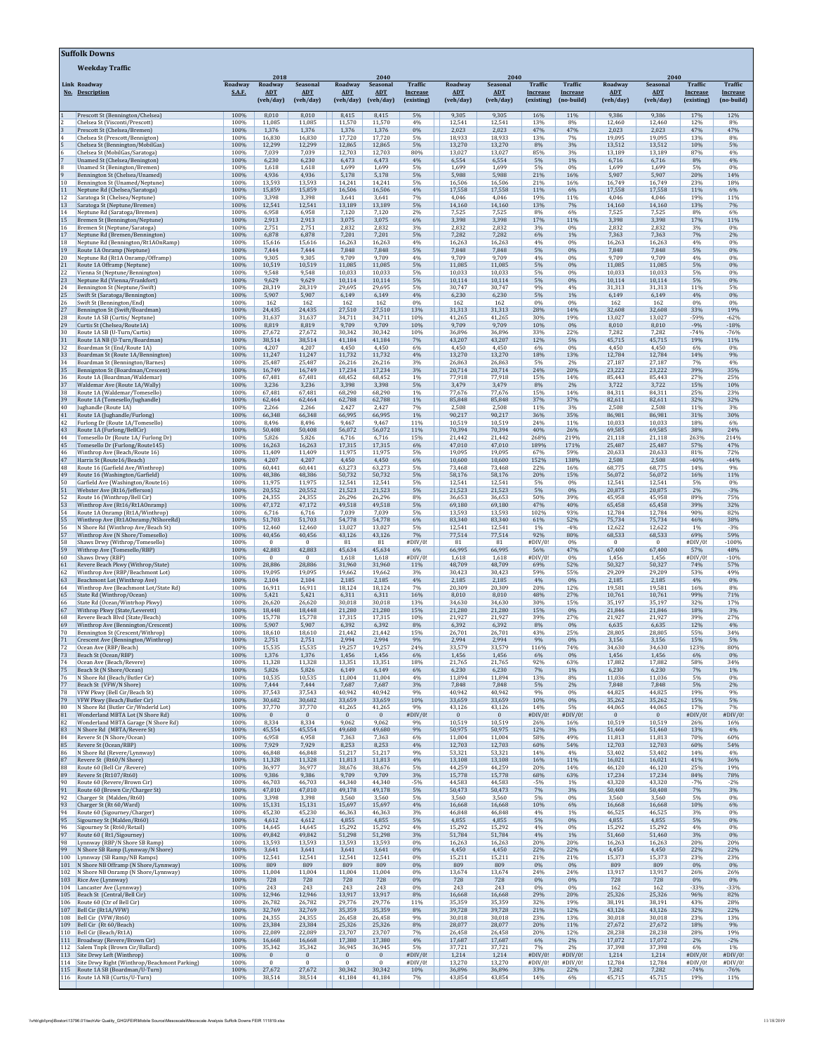# Suffolk Downs

## Weekday Traffic

| Link No. | Roadway Description | Roadway S.A.F. | 2018 Roadway ADT (veh/day) | 2018 Seasonal ADT (veh/day) | 2040 Roadway ADT (veh/day) | 2040 Seasonal ADT (veh/day) | 2040 Traffic Increase (existing) | 2040 Roadway ADT (veh/day) | 2040 Seasonal ADT (veh/day) | 2040 Traffic Increase (existing) | 2040 Traffic Increase (no-build) | 2040 Roadway ADT (veh/day) | 2040 Seasonal ADT (veh/day) | 2040 Traffic Increase (existing) | 2040 Traffic Increase (no-build) |
|---|---|---|---|---|---|---|---|---|---|---|---|---|---|---|---|
| 1 | Prescott St (Bennington/Chelsea) | 100% | 8,010 | 8,010 | 8,415 | 8,415 | 5% | 9,305 | 9,305 | 16% | 11% | 9,386 | 9,386 | 17% | 12% |
| 2 | Chelsea St (Visconti/Prescott) | 100% | 11,085 | 11,085 | 11,570 | 11,570 | 4% | 12,541 | 12,541 | 13% | 8% | 12,460 | 12,460 | 12% | 8% |
| 3 | Prescott St (Chelsea/Bremen) | 100% | 1,376 | 1,376 | 1,376 | 1,376 | 0% | 2,023 | 2,023 | 47% | 47% | 2,023 | 2,023 | 47% | 47% |
| 4 | Chelsea St (Prescott/Bennington) | 100% | 16,830 | 16,830 | 17,720 | 17,720 | 5% | 18,933 | 18,933 | 13% | 7% | 19,095 | 19,095 | 13% | 8% |
| 5 | Chelsea St (Bennington/MobilGas) | 100% | 12,299 | 12,299 | 12,865 | 12,865 | 5% | 13,270 | 13,270 | 8% | 3% | 13,512 | 13,512 | 10% | 5% |
| 6 | Chelsea St (MobilGas/Saratoga) | 100% | 7,039 | 7,039 | 12,703 | 12,703 | 80% | 13,027 | 13,027 | 85% | 3% | 13,189 | 13,189 | 87% | 4% |
| 7 | Unamed St (Chelsea/Bennington) | 100% | 6,230 | 6,230 | 6,473 | 6,473 | 4% | 6,554 | 6,554 | 5% | 1% | 6,716 | 6,716 | 8% | 4% |
| 8 | Unamed St (Benington/Bremen) | 100% | 1,618 | 1,618 | 1,699 | 1,699 | 5% | 1,699 | 1,699 | 5% | 0% | 1,699 | 1,699 | 5% | 0% |
| 9 | Bennington St (Chelsea/Unamed) | 100% | 4,936 | 4,936 | 5,178 | 5,178 | 5% | 5,988 | 5,988 | 21% | 16% | 5,907 | 5,907 | 20% | 14% |
| 10 | Bennington St (Unamed/Neptune) | 100% | 13,593 | 13,593 | 14,241 | 14,241 | 5% | 16,506 | 16,506 | 21% | 16% | 16,749 | 16,749 | 23% | 18% |
| 11 | Neptune Rd (Chelsea/Saratoga) | 100% | 15,859 | 15,859 | 16,506 | 16,506 | 4% | 17,558 | 17,558 | 11% | 6% | 17,558 | 17,558 | 11% | 6% |
| 12 | Saratoga St (Chelsea/Neptune) | 100% | 3,398 | 3,398 | 3,641 | 3,641 | 7% | 4,046 | 4,046 | 19% | 11% | 4,046 | 4,046 | 19% | 11% |
| 13 | Saratoga St (Neptune/Bremen) | 100% | 12,541 | 12,541 | 13,189 | 13,189 | 5% | 14,160 | 14,160 | 13% | 7% | 14,160 | 14,160 | 13% | 7% |
| 14 | Neptune Rd (Saratoga/Bremen) | 100% | 6,958 | 6,958 | 7,120 | 7,120 | 2% | 7,525 | 7,525 | 8% | 6% | 7,525 | 7,525 | 8% | 6% |
| 15 | Bremen St (Bennington/Neptune) | 100% | 2,913 | 2,913 | 3,075 | 3,075 | 6% | 3,398 | 3,398 | 17% | 11% | 3,398 | 3,398 | 17% | 11% |
| 16 | Bremen St (Neptune/Saratoga) | 100% | 2,751 | 2,751 | 2,832 | 2,832 | 3% | 2,832 | 2,832 | 3% | 0% | 2,832 | 2,832 | 3% | 0% |
| 17 | Neptune Rd (Bremen/Bennington) | 100% | 6,878 | 6,878 | 7,201 | 7,201 | 5% | 7,282 | 7,282 | 6% | 1% | 7,363 | 7,363 | 7% | 2% |
| 18 | Neptune Rd (Bennington/Rt1AOnRamp) | 100% | 15,616 | 15,616 | 16,263 | 16,263 | 4% | 16,263 | 16,263 | 4% | 0% | 16,263 | 16,263 | 4% | 0% |
| 19 | Route 1A Onramp (Neptune) | 100% | 7,444 | 7,444 | 7,848 | 7,848 | 5% | 7,848 | 7,848 | 5% | 0% | 7,848 | 7,848 | 5% | 0% |
| 20 | Neptune Rd (Rt1A Onramp/Offramp) | 100% | 9,305 | 9,305 | 9,709 | 9,709 | 4% | 9,709 | 9,709 | 4% | 0% | 9,709 | 9,709 | 4% | 0% |
| 21 | Route 1A Offramp (Neptune) | 100% | 10,519 | 10,519 | 11,085 | 11,085 | 5% | 11,085 | 11,085 | 5% | 0% | 11,085 | 11,085 | 5% | 0% |
| 22 | Vienna St (Neptune/Bennington) | 100% | 9,548 | 9,548 | 10,033 | 10,033 | 5% | 10,033 | 10,033 | 5% | 0% | 10,033 | 10,033 | 5% | 0% |
| 23 | Neptune Rd (Vienna/Frankfort) | 100% | 9,629 | 9,629 | 10,114 | 10,114 | 5% | 10,114 | 10,114 | 5% | 0% | 10,114 | 10,114 | 5% | 0% |
| 24 | Bennington St (Neptune/Swift) | 100% | 28,319 | 28,319 | 29,695 | 29,695 | 5% | 30,747 | 30,747 | 9% | 4% | 31,313 | 31,313 | 11% | 5% |
| 25 | Swift St (Saratoga/Bennington) | 100% | 5,907 | 5,907 | 6,149 | 6,149 | 4% | 6,230 | 6,230 | 5% | 1% | 6,149 | 6,149 | 4% | 0% |
| 26 | Swift St (Bennington/End) | 100% | 162 | 162 | 162 | 162 | 0% | 162 | 162 | 0% | 0% | 162 | 162 | 0% | 0% |
| 27 | Bennington St (Swift/Boardman) | 100% | 24,435 | 24,435 | 27,510 | 27,510 | 13% | 31,313 | 31,313 | 28% | 14% | 32,608 | 32,608 | 33% | 19% |
| 28 | Route 1A SB (Curtis/ Neptune) | 100% | 31,637 | 31,637 | 34,711 | 34,711 | 10% | 41,265 | 41,265 | 30% | 19% | 13,027 | 13,027 | -59% | -62% |
| 29 | Curtis St (Chelsea/Route1A) | 100% | 8,819 | 8,819 | 9,709 | 9,709 | 10% | 9,709 | 9,709 | 10% | 0% | 8,010 | 8,010 | -9% | -18% |
| 30 | Route 1A SB (U-Turn/Curtis) | 100% | 27,672 | 27,672 | 30,342 | 30,342 | 10% | 36,896 | 36,896 | 33% | 22% | 7,282 | 7,282 | -74% | -76% |
| 31 | Route 1A NB (U-Turn/Boardman) | 100% | 38,514 | 38,514 | 41,184 | 41,184 | 7% | 43,207 | 43,207 | 12% | 5% | 45,715 | 45,715 | 19% | 11% |
| 32 | Boardman St (End/Route 1A) | 100% | 4,207 | 4,207 | 4,450 | 4,450 | 6% | 4,450 | 4,450 | 6% | 0% | 4,450 | 4,450 | 6% | 0% |
| 33 | Boardman St (Route 1A/Bennington) | 100% | 11,247 | 11,247 | 11,732 | 11,732 | 4% | 13,270 | 13,270 | 18% | 13% | 12,784 | 12,784 | 14% | 9% |
| 34 | Boardman St (Bennington/Barnes) | 100% | 25,487 | 25,487 | 26,216 | 26,216 | 3% | 26,863 | 26,863 | 5% | 2% | 27,187 | 27,187 | 7% | 4% |
| 35 | Bennignton St (Boardman/Crescent) | 100% | 16,749 | 16,749 | 17,234 | 17,234 | 3% | 20,714 | 20,714 | 24% | 20% | 23,222 | 23,222 | 39% | 35% |
| 36 | Route 1A (Boardman/Waldemar) | 100% | 67,481 | 67,481 | 68,452 | 68,452 | 1% | 77,918 | 77,918 | 15% | 14% | 85,443 | 85,443 | 27% | 25% |
| 37 | Waldemar Ave (Route 1A/Wally) | 100% | 3,236 | 3,236 | 3,398 | 3,398 | 5% | 3,479 | 3,479 | 8% | 2% | 3,722 | 3,722 | 15% | 10% |
| 38 | Route 1A (Waldemar/Tomesello) | 100% | 67,481 | 67,481 | 68,290 | 68,290 | 1% | 77,676 | 77,676 | 15% | 14% | 84,311 | 84,311 | 25% | 23% |
| 39 | Route 1A (Tomesello/Jughandle) | 100% | 62,464 | 62,464 | 62,788 | 62,788 | 1% | 85,848 | 85,848 | 37% | 37% | 82,611 | 82,611 | 32% | 32% |
| 40 | Jughandle (Route 1A) | 100% | 2,266 | 2,266 | 2,427 | 2,427 | 7% | 2,508 | 2,508 | 11% | 3% | 2,508 | 2,508 | 11% | 3% |
| 41 | Route 1A (Jughandle/Furlong) | 100% | 66,348 | 66,348 | 66,995 | 66,995 | 1% | 90,217 | 90,217 | 36% | 35% | 86,981 | 86,981 | 31% | 30% |
| 42 | Furlong Dr (Route 1A/Tomesello) | 100% | 8,496 | 8,496 | 9,467 | 9,467 | 11% | 10,519 | 10,519 | 24% | 11% | 10,033 | 10,033 | 18% | 6% |
| 43 | Route 1A (Furlong/BellCir) | 100% | 50,408 | 50,408 | 56,072 | 56,072 | 11% | 70,394 | 70,394 | 40% | 26% | 69,585 | 69,585 | 38% | 24% |
| 44 | Tomesello Dr (Route 1A/ Furlong Dr) | 100% | 5,826 | 5,826 | 6,716 | 6,716 | 15% | 21,442 | 21,442 | 268% | 219% | 21,118 | 21,118 | 263% | 214% |
| 45 | Tomesello Dr (Furlong/Route145) | 100% | 16,263 | 16,263 | 17,315 | 17,315 | 6% | 47,010 | 47,010 | 189% | 171% | 25,487 | 25,487 | 57% | 47% |
| 46 | Winthrop Ave (Beach/Route 16) | 100% | 11,409 | 11,409 | 11,975 | 11,975 | 5% | 19,095 | 19,095 | 67% | 59% | 20,633 | 20,633 | 81% | 72% |
| 47 | Harris St (Route16/Beach) | 100% | 4,207 | 4,207 | 4,450 | 4,450 | 6% | 10,600 | 10,600 | 152% | 138% | 2,508 | 2,508 | -40% | -44% |
| 48 | Route 16 (Garfield Ave/Winthrop) | 100% | 60,441 | 60,441 | 63,273 | 63,273 | 5% | 73,468 | 73,468 | 22% | 16% | 68,775 | 68,775 | 14% | 9% |
| 49 | Route 16 (Washington/Garfield) | 100% | 48,386 | 48,386 | 50,732 | 50,732 | 5% | 58,176 | 58,176 | 20% | 15% | 56,072 | 56,072 | 16% | 11% |
| 50 | Garfield Ave (Washington/Route16) | 100% | 11,975 | 11,975 | 12,541 | 12,541 | 5% | 12,541 | 12,541 | 5% | 0% | 12,541 | 12,541 | 5% | 0% |
| 51 | Webster Ave (Rt16/Jefferson) | 100% | 20,552 | 20,552 | 21,523 | 21,523 | 5% | 21,523 | 21,523 | 5% | 0% | 20,875 | 20,875 | 2% | -3% |
| 52 | Route 16 (Winthrop/Bell Cir) | 100% | 24,355 | 24,355 | 26,296 | 26,296 | 8% | 36,653 | 36,653 | 50% | 39% | 45,958 | 45,958 | 89% | 75% |
| 53 | Winthrop Ave (Rt16/Rt1AOnramp) | 100% | 47,172 | 47,172 | 49,518 | 49,518 | 5% | 69,180 | 69,180 | 47% | 40% | 65,458 | 65,458 | 39% | 32% |
| 54 | Route 1A Onramp (Rt1A/Winthrop) | 100% | 6,716 | 6,716 | 7,039 | 7,039 | 5% | 13,593 | 13,593 | 102% | 93% | 12,784 | 12,784 | 90% | 82% |
| 55 | Winthrop Ave (Rt1AOnramp/NShoreRd) | 100% | 51,703 | 51,703 | 54,778 | 54,778 | 6% | 83,340 | 83,340 | 61% | 52% | 75,734 | 75,734 | 46% | 38% |
| 56 | N Shore Rd (Winthrop Ave/Beach St) | 100% | 12,460 | 12,460 | 13,027 | 13,027 | 5% | 12,541 | 12,541 | 1% | -4% | 12,622 | 12,622 | 1% | -3% |
| 57 | Winthrop Ave (N Shore/Tomesello) | 100% | 40,456 | 40,456 | 43,126 | 43,126 | 7% | 77,514 | 77,514 | 92% | 80% | 68,533 | 68,533 | 69% | 59% |
| 58 | Shaws Drwy (Withrop/Tomesello) | 100% | 0 | 0 | 81 | 81 | #DIV/0! | 81 | 81 | #DIV/0! | 0% | 0 | 0 | #DIV/0! | -100% |
| 59 | Withrop Ave (Tomesello/RBP) | 100% | 42,883 | 42,883 | 45,634 | 45,634 | 6% | 66,995 | 66,995 | 56% | 47% | 67,400 | 67,400 | 57% | 48% |
| 60 | Shaws Drwy (RBP) | 100% | 0 | 0 | 1,618 | 1,618 | #DIV/0! | 1,618 | 1,618 | #DIV/0! | 0% | 1,456 | 1,456 | #DIV/0! | -10% |
| 61 | Revere Beach Pkwy (Withrop/State) | 100% | 28,886 | 28,886 | 31,960 | 31,960 | 11% | 48,709 | 48,709 | 69% | 52% | 50,327 | 50,327 | 74% | 57% |
| 62 | Winthrop Ave (RBP/Beachmont Lot) | 100% | 19,095 | 19,095 | 19,662 | 19,662 | 3% | 30,423 | 30,423 | 59% | 55% | 29,209 | 29,209 | 53% | 49% |
| 63 | Beachmont Lot (Winthrop Ave) | 100% | 2,104 | 2,104 | 2,185 | 2,185 | 4% | 2,185 | 2,185 | 4% | 0% | 2,185 | 2,185 | 4% | 0% |
| 64 | Winthrop Ave (Beachmont Lot/State Rd) | 100% | 16,911 | 16,911 | 18,124 | 18,124 | 7% | 20,309 | 20,309 | 20% | 12% | 19,581 | 19,581 | 16% | 8% |
| 65 | State Rd (Winthrop/Ocean) | 100% | 5,421 | 5,421 | 6,311 | 6,311 | 16% | 8,010 | 8,010 | 48% | 27% | 10,761 | 10,761 | 99% | 71% |
| 66 | State Rd (Ocean/Wintrhop Pkwy) | 100% | 26,620 | 26,620 | 30,018 | 30,018 | 13% | 34,630 | 34,630 | 30% | 15% | 35,197 | 35,197 | 32% | 17% |
| 67 | Withrop Pkwy (State/Leverett) | 100% | 18,448 | 18,448 | 21,280 | 21,280 | 15% | 21,280 | 21,280 | 15% | 0% | 21,846 | 21,846 | 18% | 3% |
| 68 | Revere Beach Blvd (State/Beach) | 100% | 15,778 | 15,778 | 17,315 | 17,315 | 10% | 21,927 | 21,927 | 39% | 27% | 21,927 | 21,927 | 39% | 27% |
| 69 | Winthrop Ave (Bennington/Crescent) | 100% | 5,907 | 5,907 | 6,392 | 6,392 | 8% | 6,392 | 6,392 | 8% | 0% | 6,635 | 6,635 | 12% | 4% |
| 70 | Bennington St (Crescent/Withrop) | 100% | 18,610 | 18,610 | 21,442 | 21,442 | 15% | 26,701 | 26,701 | 43% | 25% | 28,805 | 28,805 | 55% | 34% |
| 71 | Crescent Ave (Bennington/Winthrop) | 100% | 2,751 | 2,751 | 2,994 | 2,994 | 9% | 2,994 | 2,994 | 9% | 0% | 3,156 | 3,156 | 15% | 5% |
| 72 | Ocean Ave (RBP/Beach) | 100% | 15,535 | 15,535 | 19,257 | 19,257 | 24% | 33,579 | 33,579 | 116% | 74% | 34,630 | 34,630 | 123% | 80% |
| 73 | Beach St (Ocean/RBP) | 100% | 1,376 | 1,376 | 1,456 | 1,456 | 6% | 1,456 | 1,456 | 6% | 0% | 1,456 | 1,456 | 6% | 0% |
| 74 | Ocean Ave (Beach/Revere) | 100% | 11,328 | 11,328 | 13,351 | 13,351 | 18% | 21,765 | 21,765 | 92% | 63% | 17,882 | 17,882 | 58% | 34% |
| 75 | Beach St (N Shore/Ocean) | 100% | 5,826 | 5,826 | 6,149 | 6,149 | 6% | 6,230 | 6,230 | 7% | 1% | 6,230 | 6,230 | 7% | 1% |
| 76 | N Shore Rd (Beach/Butler Cir) | 100% | 10,535 | 10,535 | 11,004 | 11,004 | 4% | 11,894 | 11,894 | 13% | 8% | 11,036 | 11,036 | 5% | 0% |
| 77 | Beach St (VFW/N Shore) | 100% | 7,444 | 7,444 | 7,687 | 7,687 | 3% | 7,848 | 7,848 | 5% | 2% | 7,848 | 7,848 | 5% | 2% |
| 78 | VFW Pkwy (Bell Cir/Beach St) | 100% | 37,543 | 37,543 | 40,942 | 40,942 | 9% | 40,942 | 40,942 | 9% | 0% | 44,825 | 44,825 | 19% | 9% |
| 79 | VFW Pkwy (Beach/Butler Cir) | 100% | 30,682 | 30,682 | 33,659 | 33,659 | 10% | 33,659 | 33,659 | 10% | 0% | 35,262 | 35,262 | 15% | 5% |
| 80 | N Shore Rd (Butler Cir/Wnderld Lot) | 100% | 37,770 | 37,770 | 41,265 | 41,265 | 9% | 43,126 | 43,126 | 14% | 5% | 44,065 | 44,065 | 17% | 7% |
| 81 | Wonderland MBTA Lot (N Shore Rd) | 100% | 0 | 0 | 0 | 0 | #DIV/0! | 0 | 0 | #DIV/0! | #DIV/0! | 0 | 0 | #DIV/0! | #DIV/0! |
| 82 | Wonderland MBTA Garage (N Shore Rd) | 100% | 8,334 | 8,334 | 9,062 | 9,062 | 9% | 10,519 | 10,519 | 26% | 16% | 10,519 | 10,519 | 26% | 16% |
| 83 | N Shore Rd (MBTA/Revere St) | 100% | 45,554 | 45,554 | 49,680 | 49,680 | 9% | 50,975 | 50,975 | 12% | 3% | 51,460 | 51,460 | 13% | 4% |
| 84 | Revere St (N Shore/Ocean) | 100% | 6,958 | 6,958 | 7,363 | 7,363 | 6% | 11,004 | 11,004 | 58% | 49% | 11,813 | 11,813 | 70% | 60% |
| 85 | Revere St (Ocean/RBP) | 100% | 7,929 | 7,929 | 8,253 | 8,253 | 4% | 12,703 | 12,703 | 60% | 54% | 12,703 | 12,703 | 60% | 54% |
| 86 | N Shore Rd (Revere/Lynnway) | 100% | 46,848 | 46,848 | 51,217 | 51,217 | 9% | 53,321 | 53,321 | 14% | 4% | 53,402 | 53,402 | 14% | 4% |
| 87 | Revere St (Rt60/N Shore) | 100% | 11,328 | 11,328 | 11,813 | 11,813 | 4% | 13,108 | 13,108 | 16% | 11% | 16,021 | 16,021 | 41% | 36% |
| 88 | Route 60 (Bell Cir/Revere St) | 100% | 36,977 | 36,977 | 38,676 | 38,676 | 5% | 44,259 | 44,259 | 20% | 14% | 46,120 | 46,120 | 25% | 19% |
| 89 | Revere St (Rt107/Rt60) | 100% | 9,386 | 9,386 | 9,709 | 9,709 | 3% | 15,778 | 15,778 | 68% | 63% | 17,234 | 17,234 | 84% | 78% |
| 90 | Route 60 (Revere/Brown Cir) | 100% | 46,703 | 46,703 | 44,340 | 44,340 | -5% | 44,583 | 44,583 | -5% | 1% | 43,320 | 43,320 | -7% | -2% |
| 91 | Route 60 (Brown Cir/Charger St) | 100% | 47,010 | 47,010 | 49,178 | 49,178 | 5% | 50,473 | 50,473 | 7% | 3% | 50,408 | 50,408 | 7% | 3% |
| 92 | Charger St (Malden/Rt60) | 100% | 3,398 | 3,398 | 3,560 | 3,560 | 5% | 3,560 | 3,560 | 5% | 0% | 3,560 | 3,560 | 5% | 0% |
| 93 | Charger St (Rt 60/Ward) | 100% | 15,131 | 15,131 | 15,697 | 15,697 | 4% | 16,668 | 16,668 | 10% | 6% | 16,668 | 16,668 | 10% | 6% |
| 94 | Route 60 (Sigourney/Charger) | 100% | 45,230 | 45,230 | 46,363 | 46,363 | 3% | 46,848 | 46,848 | 4% | 1% | 46,525 | 46,525 | 3% | 0% |
| 95 | Sigourney St (Malden/Rt60) | 100% | 4,612 | 4,612 | 4,855 | 4,855 | 5% | 4,855 | 4,855 | 5% | 0% | 4,855 | 4,855 | 5% | 0% |
| 96 | Sigourney St (Rt60/Retail) | 100% | 14,645 | 14,645 | 15,292 | 15,292 | 4% | 15,292 | 15,292 | 4% | 0% | 15,292 | 15,292 | 4% | 0% |
| 97 | Route 60 ( Rt1/Sigourney) | 100% | 49,842 | 49,842 | 51,298 | 51,298 | 3% | 51,784 | 51,784 | 4% | 1% | 51,460 | 51,460 | 3% | 0% |
| 98 | Lynnway (RBP/N Shore SB Ramp) | 100% | 13,593 | 13,593 | 13,593 | 13,593 | 0% | 16,263 | 16,263 | 20% | 20% | 16,263 | 16,263 | 20% | 20% |
| 99 | N Shore SB Ramp (Lynnway/N Shore) | 100% | 3,641 | 3,641 | 3,641 | 3,641 | 0% | 4,450 | 4,450 | 22% | 22% | 4,450 | 4,450 | 22% | 22% |
| 100 | Lynnway (SB Ramp/NB Ramps) | 100% | 12,541 | 12,541 | 12,541 | 12,541 | 0% | 15,211 | 15,211 | 21% | 21% | 15,373 | 15,373 | 23% | 23% |
| 101 | N Shore NB Offramp (N Shore/Lynnway) | 100% | 809 | 809 | 809 | 809 | 0% | 809 | 809 | 0% | 0% | 809 | 809 | 0% | 0% |
| 102 | N Shore NB Onramp (N Shore/Lynnway) | 100% | 11,004 | 11,004 | 11,004 | 11,004 | 0% | 13,674 | 13,674 | 24% | 24% | 13,917 | 13,917 | 26% | 26% |
| 103 | Rice Ave (Lynnway) | 100% | 728 | 728 | 728 | 728 | 0% | 728 | 728 | 0% | 0% | 728 | 728 | 0% | 0% |
| 104 | Lancaster Ave (Lynnway) | 100% | 243 | 243 | 243 | 243 | 0% | 243 | 243 | 0% | 0% | 162 | 162 | -33% | -33% |
| 105 | Beach St (Central/Bell Cir) | 100% | 12,946 | 12,946 | 13,917 | 13,917 | 8% | 16,668 | 16,668 | 29% | 20% | 25,326 | 25,326 | 96% | 82% |
| 106 | Route 60 (Ctr of Bell Cir) | 100% | 26,782 | 26,782 | 29,776 | 29,776 | 11% | 35,359 | 35,359 | 32% | 19% | 38,191 | 38,191 | 43% | 28% |
| 107 | Bell Cir (Rt1A/VFW) | 100% | 32,769 | 32,769 | 35,359 | 35,359 | 8% | 39,728 | 39,728 | 21% | 12% | 43,126 | 43,126 | 32% | 22% |
| 108 | Bell Cir (VFW/Rt60) | 100% | 24,355 | 24,355 | 26,458 | 26,458 | 9% | 30,018 | 30,018 | 23% | 13% | 30,018 | 30,018 | 23% | 13% |
| 109 | Bell Cir (Rt 60/Beach) | 100% | 23,384 | 23,384 | 25,326 | 25,326 | 8% | 28,077 | 28,077 | 20% | 11% | 27,672 | 27,672 | 18% | 9% |
| 110 | Bell Cir (Beach/Rt1A) | 100% | 22,089 | 22,089 | 23,707 | 23,707 | 7% | 26,458 | 26,458 | 20% | 12% | 28,238 | 28,238 | 28% | 19% |
| 111 | Broadway (Revere/Brown Cir) | 100% | 16,668 | 16,668 | 17,380 | 17,380 | 4% | 17,687 | 17,687 | 6% | 2% | 17,072 | 17,072 | 2% | -2% |
| 112 | Salem Tnpk (Brown Cir/Ballard) | 100% | 35,342 | 35,342 | 36,945 | 36,945 | 5% | 37,721 | 37,721 | 7% | 2% | 37,398 | 37,398 | 6% | 1% |
| 113 | Site Drwy Left (Winthrop) | 100% | 0 | 0 | 0 | 0 | #DIV/0! | 1,214 | 1,214 | #DIV/0! | #DIV/0! | 1,214 | 1,214 | #DIV/0! | #DIV/0! |
| 114 | Site Drwy Right (Winthrop/Beachmont Parking) | 100% | 0 | 0 | 0 | 0 | #DIV/0! | 13,270 | 13,270 | #DIV/0! | #DIV/0! | 12,784 | 12,784 | #DIV/0! | #DIV/0! |
| 115 | Route 1A SB (Boardman/U-Turn) | 100% | 27,672 | 27,672 | 30,342 | 30,342 | 10% | 36,896 | 36,896 | 33% | 22% | 7,282 | 7,282 | -74% | -76% |
| 116 | Route 1A NB (Curtis/U-Turn) | 100% | 38,514 | 38,514 | 41,184 | 41,184 | 7% | 43,854 | 43,854 | 14% | 6% | 45,715 | 45,715 | 19% | 11% |

\\vhb\gbl\proj\Boston\13798.01\tech\Air Quality_GHG\FEIR\Mobile Source\Mesoscale\Mesoscale Analysis Suffolk Downs FEIR 111819.xlsx 11/18/2019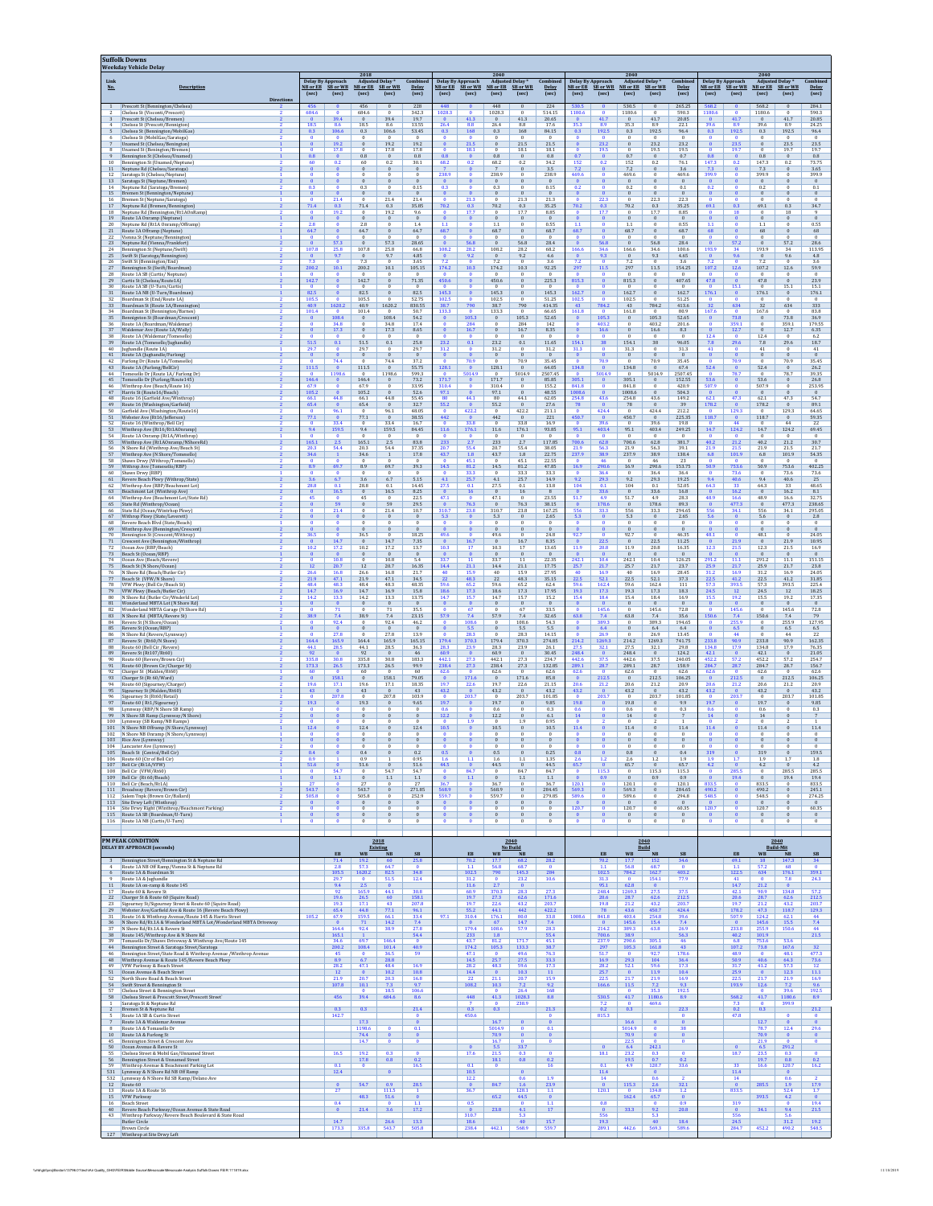## Suffolk Downs

### Weekday Vehicle Delay

| Link No. | Description | Directions | 2018 Delay By Approach NB or EB (sec) | 2018 Delay By Approach SB or WB (sec) | 2018 Adjusted Delay* NB or EB (sec) | 2018 Adjusted Delay* SB or WB (sec) | 2018 Combined Delay (sec) | 2040 Delay By Approach NB or EB (sec) | 2040 Delay By Approach SB or WB (sec) | 2040 Adjusted Delay* NB or EB (sec) | 2040 Adjusted Delay* SB or WB (sec) | 2040 Combined Delay (sec) | 2040 Delay By Approach NB or EB (sec) | 2040 Delay By Approach SB or WB (sec) | 2040 Adjusted Delay* NB or EB (sec) | 2040 Adjusted Delay* SB or WB (sec) | 2040 Combined Delay (sec) | 2040 Delay By Approach NB or EB (sec) | 2040 Delay By Approach SB or WB (sec) | 2040 Adjusted Delay* NB or EB (sec) | 2040 Adjusted Delay* SB or WB (sec) | 2040 Combined Delay (sec) |
|---|---|---|---|---|---|---|---|---|---|---|---|---|---|---|---|---|---|---|---|---|---|---|
| 1 | Prescott St (Bennington/Chelsea) | 2 | 456 | 0 | 456 | 0 | 228 | 448 | 0 | 448 | 0 | 224 | 530.5 | 0 | 530.5 | 0 | 265.25 | 568.2 | 0 | 568.2 | 0 | 284.1 |
| 2 | Chelsea St (Vincent/Prescott) | 2 | 684.6 | 0 | 684.6 | 0 | 342.3 | 1028.3 | 0 | 1028.3 | 0 | 514.15 | 1180.6 | 0 | 1180.6 | 0 | 590.3 | 1180.6 | 0 | 1180.6 | 0 | 590.3 |
| 3 | Prescott St (Chelsea/Bremen) | 2 | 0 | 39.4 | 0 | 39.4 | 19.7 | 0 | 41.3 | 0 | 41.3 | 20.65 | 0 | 41.7 | 0 | 41.7 | 20.85 | 0 | 41.7 | 0 | 41.7 | 20.85 |
| 4 | Chelsea St (Prescott/Bennington) | 2 | 18.5 | 8.6 | 18.5 | 8.6 | 13.55 | 26.4 | 8.8 | 26.4 | 8.8 | 17.6 | 35.3 | 8.9 | 35.3 | 8.9 | 22.1 | 39.6 | 8.9 | 39.6 | 8.9 | 24.25 |
| 5 | Chelsea St (Bennington/MobilGas) | 2 | 0.3 | 106.6 | 0.3 | 106.6 | 53.45 | 0.3 | 168 | 0.3 | 168 | 84.15 | 0.3 | 192.5 | 0.3 | 192.5 | 96.4 | 0.3 | 192.5 | 0.3 | 192.5 | 96.4 |
| 6 | Chelsea St (MobilGas/Saratoga) | 2 | 0 | 0 | 0 | 0 | 0 | 0 | 0 | 0 | 0 | 0 | 0 | 0 | 0 | 0 | 0 | 0 | 0 | 0 | 0 | 0 |
| 7 | Unnamed St (Chelsea/Bennington) | 1 | 0 | 19.2 | 0 | 19.2 | 19.2 | 0 | 21.5 | 0 | 21.5 | 21.5 | 0 | 23.2 | 0 | 23.2 | 23.2 | 0 | 23.5 | 0 | 23.5 | 23.5 |
| 8 | Unamed St (Bennington/Bremen) | 1 | 0 | 17.8 | 0 | 17.8 | 17.8 | 0 | 18.1 | 0 | 18.1 | 18.1 | 0 | 19.5 | 0 | 19.5 | 19.5 | 0 | 19.7 | 0 | 19.7 | 19.7 |
| 9 | Bennington St (Chelsea/Unnamed) | 1 | 0.8 | 0 | 0.8 | 0 | 0.8 | 0.8 | 0 | 0.8 | 0 | 0.8 | 0.7 | 0 | 0.7 | 0 | 0.7 | 0.8 | 0 | 0.8 | 0 | 0.8 |
| 10 | Bennington St (Unnamed/Neptune) | 2 | 60 | 0.2 | 60 | 0.2 | 30.1 | 68.2 | 0.2 | 68.2 | 0.2 | 34.2 | 152 | 0.2 | 152 | 0.2 | 76.1 | 147.3 | 0.2 | 147.3 | 0.2 | 73.75 |
| 11 | Neptune Rd (Chelsea/Saratoga) | 2 | 0 | 0 | 0 | 0 | 0 | 7 | 0 | 7 | 0 | 3.5 | 7.2 | 0 | 7.2 | 0 | 3.6 | 7.3 | 0 | 7.3 | 0 | 3.65 |
| 12 | Saratoga St (Chelsea/Neptune) | 1 | 0 | 0 | 0 | 0 | 0 | 238.9 | 0 | 238.9 | 0 | 238.9 | 469.6 | 0 | 469.6 | 0 | 469.6 | 399.9 | 0 | 399.9 | 0 | 399.9 |
| 13 | Saratoga St (Neptune/Bremen) | 2 | 0 | 0 | 0 | 0 | 0 | 0 | 0 | 0 | 0 | 0 | 0 | 0 | 0 | 0 | 0 | 0 | 0 | 0 | 0 | 0 |
| 14 | Neptune Rd (Saratoga/Bremen) | 2 | 0.3 | 0 | 0.3 | 0 | 0.15 | 0.3 | 0 | 0.3 | 0 | 0.15 | 0.2 | 0 | 0.2 | 0 | 0.1 | 0.2 | 0 | 0.2 | 0 | 0.1 |
| 15 | Bremen St (Bennington/Neptune) | 1 | 0 | 0 | 0 | 0 | 0 | 0 | 0 | 0 | 0 | 0 | 0 | 0 | 0 | 0 | 0 | 0 | 0 | 0 | 0 | 0 |
| 16 | Bremen St (Neptune/Saratoga) | 1 | 0 | 21.4 | 0 | 21.4 | 21.4 | 0 | 21.3 | 0 | 21.3 | 21.3 | 0 | 22.3 | 0 | 22.3 | 22.3 | 0 | 0 | 0 | 0 | 0 |
| 17 | Neptune Rd (Bremen/Bennington) | 2 | 71.4 | 0.3 | 71.4 | 0.3 | 35.85 | 70.2 | 0.3 | 70.2 | 0.3 | 35.25 | 70.2 | 0.3 | 70.2 | 0.3 | 35.25 | 69.1 | 0.3 | 69.1 | 0.3 | 34.7 |
| 18 | Neptune Rd (Bennington/Rt1AOnRamp) | 2 | 0 | 19.2 | 0 | 19.2 | 9.6 | 0 | 17.7 | 0 | 17.7 | 8.85 | 0 | 17.7 | 0 | 17.7 | 8.85 | 0 | 18 | 0 | 18 | 9 |
| 19 | Route 1A Onramp (Neptune) | 1 | 0 | 0 | 0 | 0 | 0 | 0 | 0 | 0 | 0 | 0 | 0 | 0 | 0 | 0 | 0 | 0 | 0 | 0 | 0 | 0 |
| 20 | Neptune Rd (Rt1A Onramp/Offramp) | 2 | 2.8 | 0 | 2.8 | 0 | 1.4 | 1.1 | 0 | 1.1 | 0 | 0.55 | 1.1 | 0 | 1.1 | 0 | 0.55 | 1.1 | 0 | 1.1 | 0 | 0.55 |
| 21 | Route 1A Offramp (Neptune) | 1 | 64.7 | 0 | 64.7 | 0 | 64.7 | 68.7 | 0 | 68.7 | 0 | 68.7 | 68.7 | 0 | 68.7 | 0 | 68.7 | 68 | 0 | 68 | 0 | 68 |
| 22 | Vienna St (Neptune/Bennington) | 1 | 0 | 0 | 0 | 0 | 0 | 0 | 0 | 0 | 0 | 0 | 0 | 0 | 0 | 0 | 0 | 0 | 0 | 0 | 0 | 0 |
| 23 | Neptune Rd (Vienna/Frankfort) | 2 | 0 | 57.3 | 0 | 57.3 | 28.65 | 0 | 56.8 | 0 | 56.8 | 28.4 | 0 | 56.8 | 0 | 56.8 | 28.4 | 0 | 57.2 | 0 | 57.2 | 28.6 |
| 24 | Bennington St (Neptune/Swift) | 2 | 107.8 | 25.8 | 107.8 | 25.8 | 66.8 | 108.2 | 28.2 | 108.2 | 28.2 | 68.2 | 166.6 | 34.6 | 166.6 | 34.6 | 100.6 | 193.9 | 34 | 193.9 | 34 | 113.95 |
| 25 | Swift St (Saratoga/Bennington) | 2 | 0 | 9.7 | 0 | 9.7 | 4.85 | 0 | 9.2 | 0 | 9.2 | 4.6 | 0 | 9.3 | 0 | 9.3 | 4.65 | 0 | 9.6 | 0 | 9.6 | 4.8 |
| 26 | Swift St (Bennington/End) | 2 | 7.3 | 0 | 7.3 | 0 | 3.65 | 7.2 | 0 | 7.2 | 0 | 3.6 | 7.2 | 0 | 7.2 | 0 | 3.6 | 7.2 | 0 | 7.2 | 0 | 3.6 |
| 27 | Bennington St (Swift/Boardman) | 2 | 200.2 | 10.1 | 200.2 | 10.1 | 105.15 | 174.2 | 10.3 | 174.2 | 10.3 | 92.25 | 297 | 11.5 | 297 | 11.5 | 154.25 | 107.2 | 12.6 | 107.2 | 12.6 | 59.9 |
| 28 | Route 1A SB (Curtis/Neptune) | 1 | 0 | 0 | 0 | 0 | 0 | 0 | 0 | 0 | 0 | 0 | 0 | 0 | 0 | 0 | 0 | 0 | 0 | 0 | 0 | 0 |
| 29 | Curtis St (Chelsea/Route1A) | 2 | 142.7 | 0 | 142.7 | 0 | 71.35 | 450.6 | 0 | 450.6 | 0 | 225.3 | 815.3 | 0 | 815.3 | 0 | 407.65 | 47.8 | 0 | 47.8 | 0 | 23.9 |
| 30 | Route 1A SB (U-Turn/Curtis) | 1 | 0 | 0 | 0 | 0 | 0 | 0 | 0 | 0 | 0 | 0 | 0 | 0 | 0 | 0 | 0 | 0 | 15.1 | 0 | 15.1 | 15.1 |
| 31 | Route 1A NB (U-Turn/Boardman) | 1 | 82.5 | 0 | 82.5 | 0 | 82.5 | 145.3 | 0 | 145.3 | 0 | 145.3 | 162.7 | 0 | 162.7 | 0 | 162.7 | 176.1 | 0 | 176.1 | 0 | 176.1 |
| 32 | Boardman St (End/Route 1A) | 2 | 105.5 | 0 | 105.5 | 0 | 52.75 | 102.5 | 0 | 102.5 | 0 | 51.25 | 102.5 | 0 | 102.5 | 0 | 51.25 | 0 | 0 | 0 | 0 | 0 |
| 33 | Boardman St (Route 1A/Bennington) | 2 | 40.9 | 1620.2 | 40.9 | 1620.2 | 830.55 | 38.7 | 790 | 38.7 | 790 | 414.35 | 43 | 784.2 | 43 | 784.2 | 413.6 | 32 | 634 | 32 | 634 | 333 |
| 34 | Boardman St (Bennington/Barnes) | 2 | 101.4 | 0 | 101.4 | 0 | 50.7 | 133.3 | 0 | 133.3 | 0 | 66.65 | 161.8 | 0 | 161.8 | 0 | 80.9 | 167.6 | 0 | 167.6 | 0 | 83.8 |
| 35 | Bennington St (Boardman/Crescent) | 2 | 0 | 108.4 | 0 | 108.4 | 54.2 | 0 | 105.3 | 0 | 105.3 | 52.65 | 0 | 105.3 | 0 | 105.3 | 52.65 | 0 | 73.8 | 0 | 73.8 | 36.9 |
| 36 | Route 1A (Boardman/Waldemar) | 2 | 0 | 34.8 | 0 | 34.8 | 17.4 | 0 | 284 | 0 | 284 | 142 | 0 | 403.2 | 0 | 403.2 | 201.6 | 0 | 359.1 | 0 | 359.1 | 179.55 |
| 37 | Waldemar Ave (Route 1A/Wally) | 2 | 0 | 17.3 | 0 | 17.3 | 8.65 | 0 | 16.7 | 0 | 16.7 | 8.35 | 0 | 16.6 | 0 | 16.6 | 8.3 | 0 | 12.7 | 0 | 12.7 | 6.35 |
| 38 | Route 1A (Waldemar/Tomesello) | 2 | 0 | 0 | 0 | 0 | 0 | 0 | 0 | 0 | 0 | 0 | 0 | 0 | 0 | 0 | 0 | 12.4 | 0 | 12.4 | 0 | 6.2 |
| 39 | Route 1A (Tomesello/Jughandle) | 2 | 51.5 | 0.1 | 51.5 | 0.1 | 25.8 | 23.2 | 0.1 | 23.2 | 0.1 | 11.65 | 154.1 | 38 | 154.1 | 38 | 96.05 | 7.8 | 29.6 | 7.8 | 29.6 | 18.7 |
| 40 | Jughandle (Route 1A) | 1 | 29.7 | 0 | 29.7 | 0 | 29.7 | 31.2 | 0 | 31.2 | 0 | 31.2 | 31.3 | 0 | 31.3 | 0 | 31.3 | 41 | 0 | 41 | 0 | 41 |
| 41 | Route 1A (Jughandle/Furlong) | 2 | 0 | 0 | 0 | 0 | 0 | 0 | 0 | 0 | 0 | 0 | 0 | 0 | 0 | 0 | 0 | 0 | 0 | 0 | 0 | 0 |
| 42 | Furlong Dr (Route 1A/Tomesello) | 2 | 0 | 74.4 | 0 | 74.4 | 37.2 | 0 | 70.9 | 0 | 70.9 | 35.45 | 0 | 70.9 | 0 | 70.9 | 35.45 | 0 | 70.9 | 0 | 70.9 | 35.45 |
| 43 | Route 1A (Furlong/BellCir) | 2 | 111.5 | 0 | 111.5 | 0 | 55.75 | 128.1 | 0 | 128.1 | 0 | 64.05 | 134.8 | 0 | 134.8 | 0 | 67.4 | 52.4 | 0 | 52.4 | 0 | 26.2 |
| 44 | Tomesello Dr (Route 1A/ Furlong Dr) | 2 | 0 | 1198.6 | 0 | 1198.6 | 599.3 | 0 | 5014.9 | 0 | 5014.9 | 2507.45 | 0 | 5014.9 | 0 | 5014.9 | 2507.45 | 0 | 78.7 | 0 | 78.7 | 39.35 |
| 45 | Tomesello Dr (Furlong/Route145) | 2 | 146.4 | 0 | 146.4 | 0 | 73.2 | 171.7 | 0 | 171.7 | 0 | 85.85 | 305.1 | 0 | 305.1 | 0 | 152.55 | 53.6 | 0 | 53.6 | 0 | 26.8 |
| 46 | Winthrop Ave (Beach/Route 16) | 2 | 67.9 | 0 | 67.9 | 0 | 33.95 | 310.4 | 0 | 310.4 | 0 | 155.2 | 841.8 | 0 | 841.8 | 0 | 420.9 | 507.9 | 0 | 507.9 | 0 | 253.95 |
| 47 | Harris St (Route16/Beach) | 2 | 105.2 | 0 | 105.2 | 0 | 52.6 | 97.1 | 0 | 97.1 | 0 | 48.55 | 1008.6 | 0 | 1008.6 | 0 | 504.3 | 0 | 0 | 0 | 0 | 0 |
| 48 | Route 16 (Garfield Ave/Winthrop) | 2 | 66.1 | 44.8 | 66.1 | 44.8 | 55.45 | 80 | 44.1 | 80 | 44.1 | 62.05 | 254.8 | 43.6 | 254.8 | 43.6 | 149.2 | 62.1 | 47.3 | 62.1 | 47.3 | 54.7 |
| 49 | Route 16 (Washington/Garfield) | 2 | 65.4 | 0 | 65.4 | 0 | 32.7 | 55.2 | 0 | 55.2 | 0 | 27.6 | 78 | 0 | 78 | 0 | 39 | 178.2 | 0 | 178.2 | 0 | 89.1 |
| 50 | Garfield Ave (Washington/Route16) | 2 | 0 | 96.1 | 0 | 96.1 | 48.05 | 0 | 422.2 | 0 | 422.2 | 211.1 | 0 | 424.4 | 0 | 424.4 | 212.2 | 0 | 129.3 | 0 | 129.3 | 64.65 |
| 51 | Webster Ave (Rt16/Jefferson) | 2 | 77.1 | 0 | 77.1 | 0 | 38.55 | 442 | 0 | 442 | 0 | 221 | 450.7 | 0 | 450.7 | 0 | 225.35 | 118.7 | 0 | 118.7 | 0 | 59.35 |
| 52 | Route 16 (Winthrop/Bell Cir) | 2 | 0 | 33.4 | 0 | 33.4 | 16.7 | 0 | 33.8 | 0 | 33.8 | 16.9 | 0 | 39.6 | 0 | 39.6 | 19.8 | 0 | 44 | 0 | 44 | 22 |
| 53 | Winthrop Ave (Rt1A/Winthrop) | 2 | 9.4 | 159.5 | 9.4 | 159.5 | 84.45 | 11.6 | 176.1 | 11.6 | 176.1 | 93.85 | 95.1 | 403.4 | 95.1 | 403.4 | 249.25 | 14.7 | 124.2 | 14.7 | 124.2 | 69.45 |
| 54 | Route 1A Onramp (Rt1A/Winthrop) | 1 | 0 | 0 | 0 | 0 | 0 | 0 | 0 | 0 | 0 | 0 | 0 | 0 | 0 | 0 | 0 | 0 | 0 | 0 | 0 | 0 |
| 55 | Winthrop Ave (Rt1AOnramp/NShoreRd) | 2 | 165.1 | 2.5 | 165.1 | 2.5 | 83.8 | 233 | 2.7 | 233 | 2.7 | 117.85 | 700.6 | 62.8 | 700.6 | 62.8 | 381.7 | 40.2 | 21.2 | 40.2 | 21.2 | 30.7 |
| 56 | N Shore Rd (Winthrop Ave/Beach St) | 2 | 20.3 | 54.4 | 20.3 | 54.4 | 37.35 | 20.7 | 55.4 | 20.7 | 55.4 | 38.05 | 21.9 | 56.3 | 21.9 | 56.3 | 39.1 | 21.9 | 21.5 | 21.9 | 21.5 | 21.7 |
| 57 | Winthrop Ave (N Shore/Tomesello) | 2 | 34.6 | 1 | 34.6 | 1 | 17.8 | 43.7 | 1.8 | 43.7 | 1.8 | 22.75 | 237.9 | 38.9 | 237.9 | 38.9 | 138.4 | 6.8 | 101.9 | 6.8 | 101.9 | 54.35 |
| 58 | Shaws Dwy (Winthrop/Tomesello) | 2 | 0 | 0 | 0 | 0 | 0 | 0 | 45.1 | 0 | 45.1 | 22.55 | 0 | 46 | 0 | 46 | 23 | 0 | 0 | 0 | 0 | 0 |
| 59 | Winthrop Ave (Tomesello/RBP) | 2 | 8.9 | 69.7 | 8.9 | 69.7 | 39.3 | 14.5 | 81.2 | 14.5 | 81.2 | 47.85 | 16.9 | 290.6 | 16.9 | 290.6 | 153.75 | 50.9 | 753.6 | 50.9 | 753.6 | 402.25 |
| 60 | Shaws Dwy (RBP) | 1 | 0 | 0 | 0 | 0 | 0 | 0 | 33.3 | 0 | 33.3 | 33.3 | 0 | 36.4 | 0 | 36.4 | 36.4 | 0 | 73.6 | 0 | 73.6 | 73.6 |
| 61 | Revere Beach Pkwy (Winthrop/State) | 2 | 3.6 | 6.7 | 3.6 | 6.7 | 5.15 | 4.1 | 25.7 | 4.1 | 25.7 | 14.9 | 9.2 | 29.3 | 9.2 | 29.3 | 19.25 | 9.4 | 40.6 | 9.4 | 40.6 | 25 |
| 62 | Winthrop Ave (RBP/Beachmont Lot) | 2 | 28.8 | 0.1 | 28.8 | 0.1 | 14.45 | 27.5 | 0.1 | 27.5 | 0.1 | 13.8 | 104 | 0.1 | 104 | 0.1 | 52.05 | 64.3 | 33 | 64.3 | 33 | 48.65 |
| 63 | Beachmont Lot (Winthrop Ave) | 2 | 0 | 16.5 | 0 | 16.5 | 8.25 | 0 | 16 | 0 | 16 | 8 | 0 | 33.6 | 0 | 33.6 | 16.8 | 0 | 16.2 | 0 | 16.2 | 8.1 |
| 64 | Winthrop Ave (Beachmont Lot/State Rd) | 2 | 45 | 0 | 45 | 0 | 22.5 | 47.1 | 0 | 47.1 | 0 | 23.55 | 51.7 | 4.9 | 51.7 | 4.9 | 28.3 | 48.9 | 16.6 | 48.9 | 16.6 | 32.75 |
| 65 | State Rd (Winthrop/Ocean) | 2 | 0 | 59 | 0 | 59 | 29.5 | 0 | 76.3 | 0 | 76.3 | 38.15 | 0 | 178.6 | 0 | 178.6 | 89.3 | 0 | 477.3 | 0 | 477.3 | 238.65 |
| 66 | State Rd (Ocean/Winthrop Pkwy) | 2 | 0 | 21.4 | 0 | 21.4 | 10.7 | 310.7 | 23.8 | 310.7 | 23.8 | 167.25 | 556 | 33.3 | 556 | 33.3 | 294.65 | 556 | 34.1 | 556 | 34.1 | 295.05 |
| 67 | Withrop Pkwy (State/Leverett) | 2 | 0 | 0 | 0 | 0 | 0 | 5.3 | 0 | 5.3 | 0 | 2.65 | 5.3 | 0 | 5.3 | 0 | 2.65 | 5.6 | 0 | 5.6 | 0 | 2.8 |
| 68 | Revere Beach Blvd (State/Beach) | 1 | 0 | 0 | 0 | 0 | 0 | 0 | 0 | 0 | 0 | 0 | 0 | 0 | 0 | 0 | 0 | 0 | 0 | 0 | 0 | 0 |
| 69 | Winthrop Ave (Bennington/Crescent) | 2 | 0 | 0 | 0 | 0 | 0 | 0 | 0 | 0 | 0 | 0 | 0 | 0 | 0 | 0 | 0 | 0 | 0 | 0 | 0 | 0 |
| 70 | Bennington St (Crescent/Withrop) | 2 | 36.5 | 0 | 36.5 | 0 | 18.25 | 49.6 | 0 | 49.6 | 0 | 24.8 | 92.7 | 0 | 92.7 | 0 | 46.35 | 48.1 | 0 | 48.1 | 0 | 24.05 |
| 71 | Crescent Ave (Bennington/Winthrop) | 2 | 0 | 14.7 | 0 | 14.7 | 7.35 | 0 | 16.7 | 0 | 16.7 | 8.35 | 0 | 22.5 | 0 | 22.5 | 11.25 | 0 | 21.9 | 0 | 21.9 | 10.95 |
| 72 | Ocean Ave (RBP/Beach) | 2 | 10.2 | 17.2 | 10.2 | 17.2 | 13.7 | 10.3 | 17 | 10.3 | 17 | 13.65 | 11.9 | 20.8 | 11.9 | 20.8 | 16.35 | 12.3 | 21.5 | 12.3 | 21.5 | 16.9 |
| 73 | Beach St (Ocean/RBP) | 1 | 0 | 0 | 0 | 0 | 0 | 0 | 0 | 0 | 0 | 0 | 0 | 0 | 0 | 0 | 0 | 0 | 0 | 0 | 0 | 0 |
| 74 | Ocean Ave (Beach/Revere) | 2 | 0 | 10.8 | 0 | 10.8 | 5.4 | 33.7 | 11 | 33.7 | 11 | 22.35 | 242.1 | 10.4 | 242.1 | 10.4 | 126.25 | 291.2 | 11.1 | 291.2 | 11.1 | 151.15 |
| 75 | Beach St (N Shore/Ocean) | 2 | 12 | 20.7 | 12 | 20.7 | 16.35 | 14.4 | 21.1 | 14.4 | 21.1 | 17.75 | 25.7 | 21.7 | 25.7 | 21.7 | 23.7 | 25.9 | 21.7 | 25.9 | 21.7 | 23.8 |
| 76 | N Shore Rd (Beach/Butler Cir) | 2 | 26.6 | 16.8 | 26.6 | 16.8 | 21.7 | 40 | 15.9 | 40 | 15.9 | 27.95 | 40 | 16.9 | 40 | 16.9 | 28.45 | 31.2 | 16.9 | 31.2 | 16.9 | 24.05 |
| 77 | Beach St (VFW/N Shore) | 2 | 21.9 | 47.1 | 21.9 | 47.1 | 34.5 | 22 | 48.3 | 22 | 48.3 | 35.15 | 22.5 | 52.1 | 22.5 | 52.1 | 37.3 | 22.5 | 41.2 | 22.5 | 41.2 | 31.85 |
| 78 | VFW Pkwy (Bell Cir/Beach St) | 2 | 48.4 | 48.3 | 48.4 | 48.3 | 48.35 | 59.6 | 65.2 | 59.6 | 65.2 | 62.4 | 59.6 | 162.4 | 59.6 | 162.4 | 111 | 57.3 | 393.5 | 57.3 | 393.5 | 225.4 |
| 79 | VFW Pkwy (Beach/Butler Cir) | 2 | 14.7 | 16.9 | 14.7 | 16.9 | 15.8 | 18.6 | 17.3 | 18.6 | 17.3 | 17.95 | 19.3 | 17.3 | 19.3 | 17.3 | 18.3 | 24.5 | 12 | 24.5 | 12 | 18.25 |
| 80 | N Shore Rd (Butler Cir/Wnderlnd Lot) | 2 | 14.2 | 13.3 | 14.2 | 13.3 | 13.75 | 14.7 | 15.7 | 14.7 | 15.7 | 15.2 | 15.4 | 18.4 | 15.4 | 18.4 | 16.9 | 15.5 | 19.2 | 15.5 | 19.2 | 17.35 |
| 81 | Wonderland MBTA Lot (N Shore Rd) | 1 | 0 | 0 | 0 | 0 | 0 | 0 | 0 | 0 | 0 | 0 | 0 | 0 | 0 | 0 | 0 | 0 | 0 | 0 | 0 | 0 |
| 82 | Wonderland MBTA Garage (N Shore Rd) | 2 | 0 | 71 | 0 | 71 | 35.5 | 0 | 67 | 0 | 67 | 33.5 | 0 | 145.6 | 0 | 145.6 | 72.8 | 0 | 145.6 | 0 | 145.6 | 72.8 |
| 83 | N Shore Rd (MBTA/Revere St) | 2 | 38.9 | 7.4 | 38.9 | 7.4 | 23.15 | 57.9 | 7.4 | 57.9 | 7.4 | 32.65 | 63.8 | 7.4 | 63.8 | 7.4 | 35.6 | 150.6 | 7.4 | 150.6 | 7.4 | 79 |
| 84 | Revere St (N Shore/Ocean) | 2 | 0 | 92.4 | 0 | 92.4 | 46.2 | 0 | 108.6 | 0 | 108.6 | 54.3 | 0 | 389.3 | 0 | 389.3 | 194.65 | 0 | 255.9 | 0 | 255.9 | 127.95 |
| 85 | Revere St (Ocean/RBP) | 1 | 0 | 0 | 0 | 0 | 0 | 0 | 5.5 | 0 | 5.5 | 5.5 | 0 | 6.4 | 0 | 6.4 | 6.4 | 0 | 6.5 | 0 | 6.5 | 6.5 |
| 86 | N Shore Rd (Revere/Lynnway) | 2 | 0 | 27.8 | 0 | 27.8 | 13.9 | 0 | 28.3 | 0 | 28.3 | 14.15 | 0 | 26.9 | 0 | 26.9 | 13.45 | 0 | 44 | 0 | 44 | 22 |
| 87 | Revere St (Rt60/N Shore) | 2 | 164.4 | 165.9 | 164.4 | 165.9 | 165.15 | 179.4 | 370.3 | 179.4 | 370.3 | 274.85 | 214.2 | 1269.3 | 214.2 | 1269.3 | 741.75 | 233.8 | 90.9 | 233.8 | 90.9 | 162.35 |
| 88 | Route 60 (Bell Cir/Revere) | 2 | 44.1 | 28.5 | 44.1 | 28.5 | 36.3 | 28.3 | 23.9 | 28.3 | 23.9 | 26.1 | 27.5 | 32.1 | 27.5 | 32.1 | 29.8 | 134.8 | 17.9 | 134.8 | 17.9 | 76.35 |
| 89 | Revere St (Rt107/Rt60) | 2 | 92 | 0 | 92 | 0 | 46 | 60.9 | 0 | 60.9 | 0 | 30.45 | 248.4 | 0 | 248.4 | 0 | 124.2 | 42.1 | 0 | 42.1 | 0 | 21.05 |
| 90 | Route 60 (Revere/Brown Cir) | 2 | 335.8 | 30.8 | 335.8 | 30.8 | 183.3 | 442.1 | 27.3 | 442.1 | 27.3 | 234.7 | 442.6 | 37.5 | 442.6 | 37.5 | 240.05 | 452.2 | 57.2 | 452.2 | 57.2 | 254.7 |
| 91 | Route 60 (Brown Cir/Charger St) | 2 | 173.3 | 26.5 | 173.3 | 26.5 | 99.9 | 238.4 | 27.3 | 238.4 | 27.3 | 132.85 | 289.1 | 28.7 | 289.1 | 28.7 | 158.9 | 284.7 | 28.7 | 284.7 | 28.7 | 156.7 |
| 92 | Charger St (Malden/Rt60) | 1 | 60 | 0 | 60 | 0 | 60 | 62.6 | 0 | 62.6 | 0 | 62.6 | 62.6 | 0 | 62.6 | 0 | 62.6 | 62.6 | 0 | 62.6 | 0 | 62.6 |
| 93 | Charger St (Rt 60/Ward) | 2 | 0 | 158.1 | 0 | 158.1 | 79.05 | 0 | 171.6 | 0 | 171.6 | 85.8 | 0 | 212.5 | 0 | 212.5 | 106.25 | 0 | 212.5 | 0 | 212.5 | 106.25 |
| 94 | Route 60 (Sigourney/Charger) | 2 | 19.6 | 17.1 | 19.6 | 17.1 | 18.35 | 19.7 | 22.6 | 19.7 | 22.6 | 21.15 | 20.6 | 21.2 | 20.6 | 21.2 | 20.9 | 20.6 | 21.2 | 20.6 | 21.2 | 20.9 |
| 95 | Sigourney St (Malden/Rt60) | 1 | 43 | 0 | 43 | 0 | 43 | 43.2 | 0 | 43.2 | 0 | 43.2 | 43.2 | 0 | 43.2 | 0 | 43.2 | 43.2 | 0 | 43.2 | 0 | 43.2 |
| 96 | Sigourney St (Rt60/Retail) | 2 | 0 | 207.8 | 0 | 207.8 | 103.9 | 0 | 203.7 | 0 | 203.7 | 101.85 | 0 | 203.7 | 0 | 203.7 | 101.85 | 0 | 203.7 | 0 | 203.7 | 101.85 |
| 97 | Route 60 (Rt1/Sigourney) | 2 | 19.3 | 0 | 19.3 | 0 | 9.65 | 19.7 | 0 | 19.7 | 0 | 9.85 | 19.8 | 0 | 19.8 | 0 | 9.9 | 19.7 | 0 | 19.7 | 0 | 9.85 |
| 98 | Lynnway (RBP/N Shore SB Ramp) | 2 | 0 | 0 | 0 | 0 | 0 | 0.6 | 0 | 0.6 | 0 | 0.3 | 0.6 | 0 | 0.6 | 0 | 0.3 | 0.6 | 0 | 0.6 | 0 | 0.3 |
| 99 | N Shore SB Ramp (Lynnway/N Shore) | 2 | 0 | 0 | 0 | 0 | 0 | 12.2 | 0 | 12.2 | 0 | 6.1 | 14 | 0 | 14 | 0 | 7 | 14 | 0 | 14 | 0 | 7 |
| 100 | Lynnway (SB Ramp/NB Ramps) | 2 | 0 | 0 | 0 | 0 | 0 | 1.9 | 0 | 1.9 | 0 | 0.95 | 2 | 0 | 2 | 0 | 1 | 2 | 0 | 2 | 0 | 1 |
| 101 | N Shore NB Offramp (N Shore/Lynnway) | 1 | 12.4 | 0 | 12.4 | 0 | 12.4 | 10.5 | 0 | 10.5 | 0 | 10.5 | 11.4 | 0 | 11.4 | 0 | 11.4 | 11.4 | 0 | 11.4 | 0 | 11.4 |
| 102 | N Shore NB Onramp (N Shore/Lynnway) | 1 | 0 | 0 | 0 | 0 | 0 | 0 | 0 | 0 | 0 | 0 | 0 | 0 | 0 | 0 | 0 | 0 | 0 | 0 | 0 | 0 |
| 103 | Rice Ave (Lynnway) | 1 | 0 | 0 | 0 | 0 | 0 | 0 | 0 | 0 | 0 | 0 | 0 | 0 | 0 | 0 | 0 | 0 | 0 | 0 | 0 | 0 |
| 104 | Lancaster Ave (Lynnway) | 1 | 0 | 0 | 0 | 0 | 0 | 0 | 0 | 0 | 0 | 0 | 0 | 0 | 0 | 0 | 0 | 0 | 0 | 0 | 0 | 0 |
| 105 | Beach St (Central/Bell Cir) | 2 | 0.4 | 0 | 0.4 | 0 | 0.2 | 0.5 | 0 | 0.5 | 0 | 0.25 | 0.8 | 0 | 0.8 | 0 | 0.4 | 319 | 0 | 319 | 0 | 159.5 |
| 106 | Route 60 (Ctr of Bell Cir) | 2 | 0.9 | 1 | 0.9 | 1 | 0.95 | 1.6 | 1.1 | 1.6 | 1.1 | 1.35 | 2.6 | 1.2 | 2.6 | 1.2 | 1.9 | 1.9 | 1.7 | 1.9 | 1.7 | 1.8 |
| 107 | Bell Cir (Rt1A/VFW) | 1 | 51.6 | 0 | 51.6 | 0 | 51.6 | 44.5 | 0 | 44.5 | 0 | 44.5 | 65.7 | 0 | 65.7 | 0 | 65.7 | 4.2 | 0 | 4.2 | 0 | 4.2 |
| 108 | Bell Cir (VFW/Rt60) | 1 | 0 | 54.7 | 0 | 54.7 | 54.7 | 0 | 84.7 | 0 | 84.7 | 84.7 | 0 | 115.3 | 0 | 115.3 | 115.3 | 0 | 285.5 | 0 | 285.5 | 285.5 |
| 109 | Bell Cir (Rt 60/Beach) | 1 | 0 | 1.1 | 0 | 1.1 | 1.1 | 0 | 1.1 | 0 | 1.1 | 1.1 | 0 | 0.9 | 0 | 0.9 | 0.9 | 0 | 19.4 | 0 | 19.4 | 19.4 |
| 110 | Bell Cir (Beach/Rt1A) | 1 | 27 | 0 | 27 | 0 | 27 | 36.7 | 0 | 36.7 | 0 | 36.7 | 120.1 | 0 | 120.1 | 0 | 120.1 | 833.5 | 0 | 833.5 | 0 | 833.5 |
| 111 | Broadway (Revere/Brown Cir) | 2 | 543.7 | 0 | 543.7 | 0 | 271.85 | 568.9 | 0 | 568.9 | 0 | 284.45 | 569.3 | 0 | 569.3 | 0 | 284.65 | 490.2 | 0 | 490.2 | 0 | 245.1 |
| 112 | Salem Tnpk (Brown Cir/Ballard) | 2 | 505.8 | 0 | 505.8 | 0 | 252.9 | 559.7 | 0 | 559.7 | 0 | 279.85 | 589.6 | 0 | 589.6 | 0 | 294.8 | 548.5 | 0 | 548.5 | 0 | 274.25 |
| 113 | Site Dwy Left (Winthrop) | 2 | 0 | 0 | 0 | 0 | 0 | 0 | 0 | 0 | 0 | 0 | 0 | 0 | 0 | 0 | 0 | 0 | 0 | 0 | 0 | 0 |
| 114 | Site Dwy Right (Winthrop/Beachmont Parking) | 2 | 0 | 0 | 0 | 0 | 0 | 0 | 0 | 0 | 0 | 0 | 0 | 0 | 0 | 0 | 0 | 0 | 0 | 0 | 0 | 0 |
| 115 | Route 1A SB (Boardman/U-Turn) | 1 | 0 | 0 | 0 | 0 | 0 | 0 | 0 | 0 | 0 | 0 | 120.7 | 0 | 120.7 | 0 | 60.35 | 120.7 | 0 | 120.7 | 0 | 60.35 |
| 116 | Route 1A NB (Curtis/U-Turn) | 1 | 0 | 0 | 0 | 0 | 0 | 0 | 0 | 0 | 0 | 0 | 0 | 0 | 0 | 0 | 0 | 0 | 0 | 0 | 0 | 0 |

### PM PEAK CONDITION DELAY BY APPROACH (seconds)

| | | 2018 Existing | | | | | 2040 No Build | | | | | 2040 Build | | | | | 2040 Build-Mit | | | | |
|---|---|---|---|---|---|---|---|---|---|---|---|---|---|---|---|---|---|---|---|---|---|
| | | | EB | WB | NB | SB | | EB | WB | NB | SB | | EB | WB | NB | SB | | EB | WB | NB | SB |
| 3 | Bennington Street/Brennington St & Neptune Rd | | 71.4 | 19.2 | 60 | 25.8 | | 70.2 | 17.7 | 68.2 | 28.2 | | 70.2 | 17.7 | 152 | 34.6 | | 69.1 | 18 | 147.3 | 34 |
| 4 | Route 1A NB Off Ramp/Vienna St & Neptune Rd | | 2.8 | 57.3 | 64.7 | 0 | | 1.1 | 56.8 | 68.7 | 0 | | 1.1 | 56.8 | 68.7 | 0 | | 1.1 | 57.2 | 68 | 0 |
| 5 | Route 1A & Boardman St | | 105.5 | 1620.2 | 82.5 | 34.8 | | 102.5 | 790 | 145.3 | 284 | | 102.5 | 784.2 | 162.7 | 403.2 | | 122.5 | 634 | 176.1 | 359.1 |
| 6 | Route 1A & Jughandle | | 29.7 | 0 | 51.5 | 0.1 | | 31.2 | 0 | 23.2 | 0.1 | | 31.3 | 0 | 154.1 | 38 | | 41 | 0 | 7.8 | 29.6 |
| 9 | Route 1A on-ramp & Route 145 | | 9.4 | | 2.5 | 0 | | 11.6 | | 2.7 | 0 | | 95.1 | | 62.8 | 0 | | 14.7 | | 21.2 | 0 |
| 11 | Route 60 & Revere St | | 92 | 165.9 | 44.1 | 30.8 | | 60.9 | 370.3 | 28.3 | 27.3 | | 248.4 | 1269.3 | 27.5 | 37.5 | | 42.1 | 90.9 | 134.8 | 57.2 |
| 12 | Charger St & Route 60 (Squire Road) | | 19.6 | 26.5 | 60 | 158.1 | | 19.7 | 27.3 | 62.6 | 171.6 | | 20.6 | 28.7 | 62.6 | 212.5 | | 20.6 | 28.7 | 62.6 | 212.5 |
| 13 | Sigourney St/Sigourney Street & Route 60 (Squire Road) | | 19.3 | 17.1 | 43 | 207.8 | | 19.7 | 22.6 | 43.2 | 203.7 | | 19.8 | 21.2 | 43.2 | 203.7 | | 19.7 | 21.2 | 43.2 | 203.7 |
| 20 | Winthrop Ave/Garfield Ave & Route 16 (Revere Beach Pkwy) | | 65.4 | 44.8 | 77.1 | 96.1 | | 55.2 | 44.1 | 442 | 422.2 | | 78 | 43.6 | 450.7 | 424.4 | | 178.2 | 47.3 | 118.7 | 129.3 |
| 31 | Route 16 & Winthrop Avenue/Route 145 & Harris Street | 105.2 | 67.9 | 159.5 | 66.1 | 33.4 | 97.1 | 310.4 | 176.1 | 80 | 33.8 | 1008.6 | 841.8 | 403.4 | 254.8 | 39.6 | | 507.9 | 124.2 | 62.1 | 44 |
| 34 | N Shore Rd/Rt.1A & Winthrop Ave/Wonderland MBTA Lot/Wonderland MBTA Driveway | | 0 | 71 | 14.2 | 7.4 | | 0 | 67 | 14.7 | 7.4 | | 0 | 145.6 | 15.4 | 7.4 | | 0 | 145.6 | 15.5 | 7.4 |
| 37 | N Shore Rd/Rt.1A & Revere St | | 164.4 | 92.4 | 38.9 | 27.8 | | 179.4 | 108.6 | 57.9 | 28.3 | | 214.2 | 389.3 | 63.8 | 26.9 | | 233.8 | 255.9 | 150.6 | 44 |
| 38 | Route 145/Winthrop Ave & N Shore Rd | | 165.1 | 1 | | 54.4 | | 233 | 1.8 | | 55.4 | | 700.6 | 38.9 | | 56.3 | | 40.2 | 101.9 | | 21.5 |
| 39 | Tomasello Dr/Shaws Driveway & Winthrop Ave/Route 145 | | 34.6 | 69.7 | 146.4 | 0 | | 43.7 | 81.2 | 171.7 | 45.1 | | 237.9 | 290.6 | 305.1 | 46 | | 6.8 | 753.6 | 53.6 | 0 |
| 44 | Bennington Street & Saratoga Street/Saratoga | | 200.2 | 108.4 | 101.4 | 40.9 | | 174.2 | 105.3 | 133.3 | 38.7 | | 297 | 105.3 | 161.8 | 43 | | 107.2 | 73.8 | 167.6 | 32 |
| 46 | Bennington Street/State Road & Winthrop Avenue /Winthrop Avenue | | 45 | | 36.5 | 59 | | 47.1 | | 49.6 | 76.3 | | 51.7 | | 92.7 | 178.6 | | 48.9 | | 48.1 | 477.3 |
| 48 | Winthrop Avenue & Route 145/Revere Beach Pkwy | | 8.9 | 6.7 | 28.8 | | | 14.5 | 25.7 | 27.5 | 33.3 | | 16.9 | 29.3 | 104 | 36.4 | | 50.9 | 40.6 | 64.3 | 73.6 |
| 49 | VFW Parkway & Beach Street | | 21.9 | 47.1 | 48.4 | 48.3 | | 22 | 48.3 | 59.6 | 65.2 | | 22.5 | 52.1 | 59.6 | 162.4 | | 22.5 | 41.2 | 57.3 | 393.5 |
| 51 | Ocean Avenue & Revere Street | | 12 | 20.7 | 10.2 | 10.8 | | 14.4 | 21.1 | 10.3 | 11 | | 25.7 | 21.7 | 11.9 | 10.4 | | 25.9 | 21.7 | 12.3 | 11.1 |
| 52 | North Shore Road & Beach Street | | 21.9 | 20.7 | 26.6 | 16.8 | | 22 | 21.1 | 40 | 15.9 | | 22.5 | 21.7 | 40 | 16.9 | | 22.5 | 21.7 | 31.2 | 16.9 |
| 54 | Swift Street & Bennington St | | 107.8 | 10.1 | 7.3 | 9.7 | | 108.2 | 10.3 | 7.2 | 9.2 | | 166.6 | 11.5 | 7.2 | 9.3 | | 193.9 | 12.6 | 7.2 | 9.6 |
| 57 | Chelsea Street & Bennington Street | | | 18.5 | 106.6 | | | | 26.4 | 168 | | | | 35.3 | 192.5 | | | | 39.6 | 192.5 | |
| 58 | Chelsea Street & Prescott Street/Prescott Street | | 456 | 39.4 | 684.6 | 8.6 | | 448 | 41.3 | 1028.3 | 8.8 | | 530.5 | 41.7 | 1180.6 | 8.9 | | 568.2 | 41.7 | 1180.6 | 8.9 |
| 1 | Saratoga St & Neptune Rd | | | | | | | 7 | | 238.9 | | | 7.2 | | 469.6 | | | 7.3 | | 399.9 | |
| 2 | Bremen St & Neptune Rd | | 0.3 | 0.3 | | 21.4 | | 0.3 | 0.3 | | 21.3 | | 0.2 | 0.2 | | 22.3 | | 0.2 | 0.3 | | 21.2 |
| 3 | Route 1A SB & Curtis Street | | 142.7 | | | | | 450.6 | | | | | 815.3 | | | | | 47.8 | | | |
| 4 | Route 1A & Waldemar Avenue | | | 17.3 | | | | | 16.7 | | | | | 16.6 | | | | | 12.7 | | |
| 8 | Route 1A & Tomasello Dr | | | 1198.6 | 0.1 | | | | 5014.9 | 0 | | | | 5014.9 | 0 | | | | 78.7 | 29.6 | |
| 10 | Route 1A & Furlong St | | | 74.4 | | 0 | | | 70.9 | | 0 | | | 70.9 | | 0 | | | 70.9 | | 0 |
| 45 | Bennington Street & Crescent Ave | | | 14.7 | | | | | 16.7 | | | | | 22.5 | | | | | 21.9 | | |
| 47 | Winthrop Ave & State Rd | | | | | | | | | | | | | | | | | | | | |
| 50 | Ocean Avenue & Beach Street | | | | | | | | 5.5 | 33.7 | | | | 6.4 | 242.1 | | | | 6.5 | 291.2 | |
| 55 | Chelsea Street & Mobil Gas/Unnamed Street | | 16.5 | 19.2 | 0.3 | 0 | | 17.6 | 21.5 | 0.3 | 0 | | 18.1 | 23.2 | 0.3 | 0 | | 18.7 | 23.5 | 0.3 | 0 |
| 56 | Bennington Street & Unnamed Street | | | 17.8 | 0.8 | 0.2 | | | 18.1 | 0.8 | 0.2 | | | 19.5 | 0.7 | 0.2 | | | 19.7 | 0.8 | 0.2 |
| 57 | Winthrop Avenue & Beachmont Parking Lot | | 0.1 | | 16.5 | | | 0.1 | | 16 | | | 0.1 | 4.9 | 33.6 | | | 33 | 16.6 | 16.2 | |
| 531 | Lynnway & N Shore Rd NB Off Ramp | | 12.4 | | | | | 10.5 | | | | | 11.4 | | | | | 11.4 | | | |
| 532 | Lynnway & N Shore Rd SB Ramp/Delano Ave | | | | | | | 12.2 | 0.6 | 1.9 | | | 14 | 0.6 | 2 | | | 14 | 0.6 | 2 | |
| 12 | Route 60 | | | 54.7 | 0.9 | 28.5 | | | 84.7 | 1.6 | 23.9 | | | 115.3 | 2.6 | 32.1 | | | 285.5 | 1.9 | 17.9 |
| 14 | Route 1A & Route 16 | | 27 | | 1.1 | 33.4 | | 36.7 | | 1.1 | 33.8 | | 120.1 | | 0.9 | 39.6 | | 833.5 | | 19.4 | 44 |
| 15 | VFW Parkway | | | 48.3 | 51.6 | 0 | | | 65.2 | 44.5 | 0 | | | 162.4 | 65.7 | 0 | | | 393.5 | 4.2 | 0 |
| 14 | Beach Street | | 0.4 | | 1.1 | | | 0.5 | | 1.1 | | | 0.8 | | 0.9 | | | 319 | | 19.4 | |
| 40 | Revere Beach Parkway/Ocean Avenue & State Road | | | 21.4 | 3.6 | 10.2 | | | 23.8 | 4.1 | 10.3 | | | 33.3 | 9.2 | 11.9 | | | 34.1 | 9.4 | 12.3 |
| 43 | Winthrop Parkway/Revere Beach Boulevard & State Road | | | | | | | 310.7 | 5.3 | | | | 556 | 5.3 | | | | 556 | 5.6 | | |
| | Butler Circle | | 14.7 | | 26.6 | 13.3 | | 18.6 | | 40 | 15.7 | | 19.3 | | 40 | 18.4 | | 24.5 | | 31.2 | 19.2 |
| | Brown Circle | | 173.3 | 335.8 | 543.7 | 505.8 | | 238.4 | 442.1 | 568.9 | 559.7 | | 289.1 | 442.6 | 569.3 | 589.6 | | 284.7 | 452.2 | 490.2 | 548.5 |
| 127 | Winthrop at Site Drwy Left | | | | | | | | | | | | | | | | | | | | |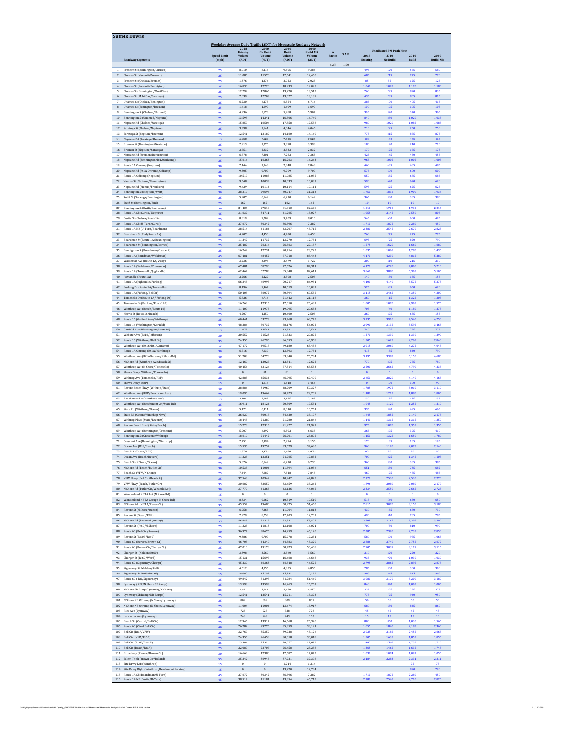## Suffolk Downs

**Weekday Average Daily Traffic (ADT) for Mesoscale Roadway Network**

| | Roadway Segments | Speed Limit (mph) | 2018 Existing Volume (ADT) | 2040 No-Build Volume (ADT) | 2040 Build Volume (ADT) | 2040 Build-Mit Volume (ADT) | K Factor | S.A.F. | Unadjusted PM Peak Hour 2018 Existing | 2040 No-Build | 2040 Build | 2040 Build-Mit |
|---|---|---|---|---|---|---|---|---|---|---|---|---|
| | | | | | | | 6.2% | 1.00 | | | | |
| 1 | Prescott St (Bennington/Chelsea) | 25 | 8,010 | 8,415 | 9,305 | 9,386 | | | 495 | 520 | 575 | 580 |
| 2 | Chelsea St (Vincent/Prescott) | 25 | 11,085 | 11,570 | 12,541 | 12,460 | | | 685 | 715 | 775 | 770 |
| 3 | Prescott St (Chelsea/Bremen) | 25 | 1,376 | 1,376 | 2,023 | 2,023 | | | 85 | 85 | 125 | 125 |
| 4 | Chelsea St (Prescott/Bennington) | 25 | 16,830 | 17,720 | 18,933 | 19,095 | | | 1,040 | 1,095 | 1,170 | 1,180 |
| 5 | Chelsea St (Bennington/MobilGas) | 25 | 12,299 | 12,865 | 13,270 | 13,512 | | | 760 | 795 | 820 | 835 |
| 6 | Chelsea St (MobilGas/Saratoga) | 25 | 7,039 | 12,703 | 13,027 | 13,189 | | | 435 | 785 | 805 | 815 |
| 7 | Unamed St (Chelsea/Bennington) | 25 | 6,230 | 6,473 | 6,554 | 6,716 | | | 385 | 400 | 405 | 415 |
| 8 | Unamed St (Bennington/Bremen) | 25 | 1,618 | 1,699 | 1,699 | 1,699 | | | 100 | 105 | 105 | 105 |
| 9 | Bennington St (Chelsea/Unamed) | 25 | 4,936 | 5,178 | 5,988 | 5,907 | | | 305 | 320 | 370 | 365 |
| 10 | Bennington St (Unamed/Neptune) | 25 | 13,593 | 14,241 | 16,506 | 16,749 | | | 840 | 880 | 1,020 | 1,035 |
| 11 | Neptune Rd (Chelsea/Saratoga) | 25 | 15,859 | 16,506 | 17,558 | 17,558 | | | 980 | 1,020 | 1,085 | 1,085 |
| 12 | Saratoga St (Chelsea/Neptune) | 25 | 3,398 | 3,641 | 4,046 | 4,046 | | | 210 | 225 | 250 | 250 |
| 13 | Saratoga St (Neptune/Bremen) | 25 | 12,541 | 13,189 | 14,160 | 14,160 | | | 775 | 815 | 875 | 875 |
| 14 | Neptune Rd (Saratoga/Bremen) | 25 | 6,958 | 7,120 | 7,525 | 7,525 | | | 430 | 440 | 465 | 465 |
| 15 | Bremen St (Bennington/Neptune) | 25 | 2,913 | 3,075 | 3,398 | 3,398 | | | 180 | 190 | 210 | 210 |
| 16 | Bremen St (Neptune/Saratoga) | 25 | 2,751 | 2,832 | 2,832 | 2,832 | | | 170 | 175 | 175 | 175 |
| 17 | Neptune Rd (Bremen/Bennington) | 25 | 6,878 | 7,201 | 7,282 | 7,363 | | | 425 | 445 | 450 | 455 |
| 18 | Neptune Rd (Bennington/Rt1AOnRamp) | 25 | 15,616 | 16,263 | 16,263 | 16,263 | | | 965 | 1,005 | 1,005 | 1,005 |
| 19 | Route 1A Onramp (Neptune) | 30 | 7,444 | 7,848 | 7,848 | 7,848 | | | 460 | 485 | 485 | 485 |
| 20 | Neptune Rd (Rt1A Onramp/Offramp) | 25 | 9,305 | 9,709 | 9,709 | 9,709 | | | 575 | 600 | 600 | 600 |
| 21 | Route 1A Offramp (Neptune) | 30 | 10,519 | 11,085 | 11,085 | 11,085 | | | 650 | 685 | 685 | 685 |
| 22 | Vienna St (Neptune/Bennington) | 25 | 9,548 | 10,033 | 10,033 | 10,033 | | | 590 | 620 | 620 | 620 |
| 23 | Neptune Rd (Vienna/Frankfort) | 25 | 9,629 | 10,114 | 10,114 | 10,114 | | | 595 | 625 | 625 | 625 |
| 24 | Bennington St (Neptune/Swift) | 30 | 28,319 | 29,695 | 30,747 | 31,313 | | | 1,750 | 1,835 | 1,900 | 1,935 |
| 25 | Swift St (Saratoga/Bennington) | 25 | 5,907 | 6,149 | 6,230 | 6,149 | | | 365 | 380 | 385 | 380 |
| 26 | Swift St (Bennington/End) | 25 | 162 | 162 | 162 | 162 | | | 10 | 10 | 10 | 10 |
| 27 | Bennington St (Swift/Boardman) | 30 | 24,435 | 27,510 | 31,313 | 32,608 | | | 1,510 | 1,700 | 1,935 | 2,015 |
| 28 | Route 1A SB (Curtis/ Neptune) | 45 | 31,637 | 34,711 | 41,265 | 13,027 | | | 1,955 | 2,145 | 2,550 | 805 |
| 29 | Curtis St (Chelsea/Route1A) | 25 | 8,819 | 9,709 | 9,709 | 8,010 | | | 545 | 600 | 600 | 495 |
| 30 | Route 1A SB (U-Turn/Curtis) | 45 | 27,672 | 30,342 | 36,896 | 7,282 | | | 1,710 | 1,875 | 2,280 | 450 |
| 31 | Route 1A NB (U-Turn/Boardman) | 45 | 38,514 | 41,184 | 43,207 | 45,715 | | | 2,380 | 2,545 | 2,670 | 2,825 |
| 32 | Boardman St (End/Route 1A) | 25 | 4,207 | 4,450 | 4,450 | 4,450 | | | 260 | 275 | 275 | 275 |
| 33 | Boardman St (Route 1A/Bennington) | 25 | 11,247 | 11,732 | 13,270 | 12,784 | | | 695 | 725 | 820 | 790 |
| 34 | Boardman St (Bennington/Barnes) | 25 | 25,487 | 26,216 | 26,863 | 27,187 | | | 1,575 | 1,620 | 1,660 | 1,680 |
| 35 | Bennington St (Boardman/Crescent) | 25 | 16,749 | 17,234 | 20,714 | 23,222 | | | 1,035 | 1,065 | 1,280 | 1,435 |
| 36 | Route 1A (Boardman/Waldemar) | 45 | 67,481 | 68,452 | 77,918 | 85,443 | | | 4,170 | 4,230 | 4,815 | 5,280 |
| 37 | Waldemar Ave (Route 1A/Wally) | 25 | 3,236 | 3,398 | 3,479 | 3,722 | | | 200 | 210 | 215 | 230 |
| 38 | Route 1A (Waldemar/Tomesello) | 45 | 67,481 | 68,290 | 77,676 | 84,311 | | | 4,170 | 4,220 | 4,800 | 5,210 |
| 39 | Route 1A (Tomesello/Jughandle) | 45 | 62,464 | 62,788 | 85,848 | 82,611 | | | 3,860 | 3,880 | 5,305 | 5,105 |
| 40 | Jughandle (Route 1A) | 25 | 2,266 | 2,427 | 2,508 | 2,508 | | | 140 | 150 | 155 | 155 |
| 41 | Route 1A (Jughandle/Furlong) | 45 | 66,348 | 66,995 | 90,217 | 86,981 | | | 4,100 | 4,140 | 5,575 | 5,375 |
| 42 | Furlong Dr (Route 1A/Tomesello) | 25 | 8,496 | 9,467 | 10,519 | 10,033 | | | 525 | 585 | 650 | 620 |
| 43 | Route 1A (Furlong/BellCir) | 30 | 50,408 | 56,072 | 70,394 | 69,585 | | | 3,115 | 3,465 | 4,350 | 4,300 |
| 44 | Tomesello Dr (Route 1A/ Furlong Dr) | 25 | 5,826 | 6,716 | 21,442 | 21,118 | | | 360 | 415 | 1,325 | 1,305 |
| 45 | Tomesello Dr (Furlong/Route145) | 25 | 16,263 | 17,315 | 47,010 | 25,487 | | | 1,005 | 1,070 | 2,905 | 1,575 |
| 46 | Winthrop Ave (Beach/Route 16) | 25 | 11,409 | 11,975 | 19,095 | 20,633 | | | 705 | 740 | 1,180 | 1,275 |
| 47 | Harris St (Route16/Beach) | 25 | 4,207 | 4,450 | 10,600 | 2,508 | | | 260 | 275 | 655 | 155 |
| 48 | Route 16 (Garfield Ave/Winthrop) | 35 | 60,441 | 63,273 | 73,468 | 68,775 | | | 3,735 | 3,910 | 4,540 | 4,250 |
| 49 | Route 16 (Washington/Garfield) | 35 | 48,386 | 50,732 | 58,176 | 56,072 | | | 2,990 | 3,135 | 3,595 | 3,465 |
| 50 | Garfield Ave (Washington/Route16) | 25 | 11,975 | 12,541 | 12,541 | 12,541 | | | 740 | 775 | 775 | 775 |
| 51 | Webster Ave (Rt16/Jefferson) | 30 | 20,552 | 21,523 | 21,523 | 20,875 | | | 1,270 | 1,330 | 1,330 | 1,290 |
| 52 | Route 16 (Winthrop/Bell Cir) | 35 | 24,355 | 26,296 | 36,653 | 45,958 | | | 1,505 | 1,625 | 2,265 | 2,840 |
| 53 | Winthrop Ave (Rt16/Rt1AOnramp) | 35 | 47,172 | 49,518 | 69,180 | 65,458 | | | 2,915 | 3,060 | 4,275 | 4,045 |
| 54 | Route 1A Onramp (Rt1A/Winthrop) | 30 | 6,716 | 7,039 | 13,593 | 12,784 | | | 415 | 435 | 840 | 790 |
| 55 | Winthrop Ave (Rt1AOnramp/NShoreRd) | 40 | 51,703 | 54,778 | 83,340 | 75,734 | | | 3,195 | 3,385 | 5,150 | 4,680 |
| 56 | N Shore Rd (Winthrop Ave/Beach St) | 30 | 12,460 | 13,027 | 12,541 | 12,622 | | | 770 | 805 | 775 | 780 |
| 57 | Winthrop Ave (N Shore/Tomesello) | 40 | 40,456 | 43,126 | 77,514 | 68,533 | | | 2,500 | 2,665 | 4,790 | 4,235 |
| 58 | Shaws Drwy (Withrop/Tomesello) | 15 | 0 | 81 | 81 | 0 | | | 0 | 5 | 5 | 0 |
| 59 | Withrop Ave (Tomesello/RBP) | 40 | 42,883 | 45,634 | 66,995 | 67,400 | | | 2,650 | 2,820 | 4,140 | 4,165 |
| 60 | Shaws Drwy (RBP) | 15 | 0 | 1,618 | 1,618 | 1,456 | | | 0 | 100 | 100 | 90 |
| 61 | Revere Beach Pkwy (Withrop/State) | 40 | 28,886 | 31,960 | 48,709 | 50,327 | | | 1,785 | 1,975 | 3,010 | 3,110 |
| 62 | Winthrop Ave (RBP/Beachmont Lot) | 25 | 19,095 | 19,662 | 30,423 | 29,209 | | | 1,180 | 1,215 | 1,880 | 1,805 |
| 63 | Beachmont Lot (Winthrop Ave) | 15 | 2,104 | 2,185 | 2,185 | 2,185 | | | 130 | 135 | 135 | 135 |
| 64 | Winthrop Ave (Beachmont Lot/State Rd) | 25 | 16,911 | 18,124 | 20,309 | 19,581 | | | 1,045 | 1,120 | 1,255 | 1,210 |
| 65 | State Rd (Winthrop/Ocean) | 35 | 5,421 | 6,311 | 8,010 | 10,761 | | | 335 | 390 | 495 | 665 |
| 66 | State Rd (Ocean/Winthrop Pkwy) | 35 | 26,620 | 30,018 | 34,630 | 35,197 | | | 1,645 | 1,855 | 2,140 | 2,175 |
| 67 | Withrop Pkwy (State/Leverett) | 30 | 18,448 | 21,280 | 21,280 | 21,846 | | | 1,140 | 1,315 | 1,315 | 1,350 |
| 68 | Revere Beach Blvd (State/Beach) | 30 | 15,778 | 17,315 | 21,927 | 21,927 | | | 975 | 1,070 | 1,355 | 1,355 |
| 69 | Winthrop Ave (Bennington/Crescent) | 25 | 5,907 | 6,392 | 6,392 | 6,635 | | | 365 | 395 | 395 | 410 |
| 70 | Bennington St (Crescent/Withrop) | 25 | 18,610 | 21,442 | 26,701 | 28,805 | | | 1,150 | 1,325 | 1,650 | 1,780 |
| 71 | Crescent Ave (Bennington/Winthrop) | 25 | 2,751 | 2,994 | 2,994 | 3,156 | | | 170 | 185 | 185 | 195 |
| 72 | Ocean Ave (RBP/Beach) | 30 | 15,535 | 19,257 | 33,579 | 34,630 | | | 960 | 1,190 | 2,075 | 2,140 |
| 73 | Beach St (Ocean/RBP) | 25 | 1,376 | 1,456 | 1,456 | 1,456 | | | 85 | 90 | 90 | 90 |
| 74 | Ocean Ave (Beach/Revere) | 30 | 11,328 | 13,351 | 21,765 | 17,882 | | | 700 | 825 | 1,345 | 1,105 |
| 75 | Beach St (N Shore/Ocean) | 25 | 5,826 | 6,149 | 6,230 | 6,230 | | | 360 | 380 | 385 | 385 |
| 76 | N Shore Rd (Beach/Butler Cir) | 30 | 10,535 | 11,004 | 11,894 | 11,036 | | | 651 | 680 | 735 | 682 |
| 77 | Beach St (VFW/N Shore) | 25 | 7,444 | 7,687 | 7,848 | 7,848 | | | 460 | 475 | 485 | 485 |
| 78 | VFW Pkwy (Bell Cir/Beach St) | 35 | 37,543 | 40,942 | 40,942 | 44,825 | | | 2,320 | 2,530 | 2,530 | 2,770 |
| 79 | VFW Pkwy (Beach/Butler Cir) | 35 | 30,682 | 33,659 | 33,659 | 35,262 | | | 1,896 | 2,080 | 2,080 | 2,179 |
| 80 | N Shore Rd (Butler Cir/Wnderld Lot) | 30 | 37,770 | 41,265 | 43,126 | 44,065 | | | 2,334 | 2,550 | 2,665 | 2,723 |
| 81 | Wonderland MBTA Lot (N Shore Rd) | 15 | 0 | 0 | 0 | 0 | | | 0 | 0 | 0 | 0 |
| 82 | Wonderland MBTA Garage (N Shore Rd) | 15 | 8,334 | 9,062 | 10,519 | 10,519 | | | 515 | 560 | 650 | 650 |
| 83 | N Shore Rd (MBTA/Revere St) | 35 | 45,554 | 49,680 | 50,975 | 51,460 | | | 2,815 | 3,070 | 3,150 | 3,180 |
| 84 | Revere St (N Shore/Ocean) | 25 | 6,958 | 7,363 | 11,004 | 11,813 | | | 430 | 455 | 680 | 730 |
| 85 | Revere St (Ocean/RBP) | 25 | 7,929 | 8,253 | 12,703 | 12,703 | | | 490 | 510 | 785 | 785 |
| 86 | N Shore Rd (Revere/Lynnway) | 35 | 46,848 | 51,217 | 53,321 | 53,402 | | | 2,895 | 3,165 | 3,295 | 3,300 |
| 87 | Revere St (Rt60/N Shore) | 25 | 11,328 | 11,813 | 13,108 | 16,021 | | | 700 | 730 | 810 | 990 |
| 88 | Route 60 (Bell Cir/Revere) | 40 | 36,977 | 38,676 | 44,259 | 46,120 | | | 2,285 | 2,390 | 2,735 | 2,850 |
| 89 | Revere St (Rt107/Rt60) | 25 | 9,386 | 9,709 | 15,778 | 17,234 | | | 580 | 600 | 975 | 1,065 |
| 90 | Route 60 (Revere/Brown Cir) | 35 | 46,703 | 44,340 | 44,583 | 43,320 | | | 2,886 | 2,740 | 2,755 | 2,677 |
| 91 | Route 60 (Brown Cir/Charger St) | 35 | 47,010 | 49,178 | 50,473 | 50,408 | | | 2,905 | 3,039 | 3,119 | 3,115 |
| 92 | Charger St (Malden/Rt60) | 25 | 3,398 | 3,560 | 3,560 | 3,560 | | | 210 | 220 | 220 | 220 |
| 93 | Charger St (Rt 60/Ward) | 25 | 15,131 | 15,697 | 16,668 | 16,668 | | | 935 | 970 | 1,030 | 1,030 |
| 94 | Route 60 (Sigourney/Charger) | 35 | 45,230 | 46,363 | 46,848 | 46,525 | | | 2,795 | 2,865 | 2,895 | 2,875 |
| 95 | Sigourney St (Malden/Rt60) | 25 | 4,612 | 4,855 | 4,855 | 4,855 | | | 285 | 300 | 300 | 300 |
| 96 | Sigourney St (Rt60/Retail) | 15 | 14,645 | 15,292 | 15,292 | 15,292 | | | 905 | 945 | 945 | 945 |
| 97 | Route 60 ( Rt1/Sigourney) | 35 | 49,842 | 51,298 | 51,784 | 51,460 | | | 3,080 | 3,170 | 3,200 | 3,180 |
| 98 | Lynnway (RBP/N Shore SB Ramp) | 25 | 13,593 | 13,593 | 16,263 | 16,263 | | | 840 | 840 | 1,005 | 1,005 |
| 99 | N Shore SB Ramp (Lynnway/N Shore) | 25 | 3,641 | 3,641 | 4,450 | 4,450 | | | 225 | 225 | 275 | 275 |
| 100 | Lynnway (SB Ramp/NB Ramps) | 25 | 12,541 | 12,541 | 15,211 | 15,373 | | | 775 | 775 | 940 | 950 |
| 101 | N Shore NB Offramp (N Shore/Lynnway) | 25 | 809 | 809 | 809 | 809 | | | 50 | 50 | 50 | 50 |
| 102 | N Shore NB Onramp (N Shore/Lynnway) | 25 | 11,004 | 11,004 | 13,674 | 13,917 | | | 680 | 680 | 845 | 860 |
| 103 | Rice Ave (Lynnway) | 25 | 728 | 728 | 728 | 728 | | | 45 | 45 | 45 | 45 |
| 104 | Lancaster Ave (Lynnway) | 25 | 243 | 243 | 243 | 162 | | | 15 | 15 | 15 | 10 |
| 105 | Beach St (Central/Bell Cir) | 25 | 12,946 | 13,917 | 16,668 | 25,326 | | | 800 | 860 | 1,030 | 1,565 |
| 106 | Route 60 (Cir of Bell Cir) | 40 | 26,782 | 29,776 | 35,359 | 38,191 | | | 1,655 | 1,840 | 2,185 | 2,360 |
| 107 | Bell Cir (Rt1A/VFW) | 25 | 32,769 | 35,359 | 39,728 | 43,126 | | | 2,025 | 2,185 | 2,455 | 2,665 |
| 108 | Bell Cir (VFW/Rt60) | 25 | 24,355 | 26,458 | 30,018 | 30,018 | | | 1,505 | 1,635 | 1,855 | 1,855 |
| 109 | Bell Cir (Rt 60/Beach) | 25 | 23,384 | 25,326 | 28,077 | 27,672 | | | 1,445 | 1,565 | 1,735 | 1,710 |
| 110 | Bell Cir (Beach/Rt1A) | 25 | 22,089 | 23,707 | 26,458 | 28,238 | | | 1,365 | 1,465 | 1,635 | 1,745 |
| 111 | Broadway (Revere/Brown Cir) | 30 | 16,668 | 17,380 | 17,687 | 17,072 | | | 1,030 | 1,074 | 1,093 | 1,055 |
| 112 | Salem Trpk (Brown Cir/Ballard) | 55 | 35,342 | 36,945 | 37,721 | 37,398 | | | 2,184 | 2,283 | 2,331 | 2,311 |
| 113 | Site Drwy Left (Winthrop) | 15 | 0 | 0 | 1,214 | 1,214 | | | | | 75 | 75 |
| 114 | Site Drwy Right (Winthrop/Beachmont Parking) | 15 | 0 | 0 | 13,270 | 12,784 | | | | | 820 | 790 |
| 115 | Route 1A SB (Boardman/U-Turn) | 45 | 27,672 | 30,342 | 36,896 | 7,282 | | | 1,710 | 1,875 | 2,280 | 450 |
| 116 | Route 1A NB (Curtis/U-Turn) | 45 | 38,514 | 41,184 | 43,854 | 45,715 | | | 2,380 | 2,545 | 2,710 | 2,825 |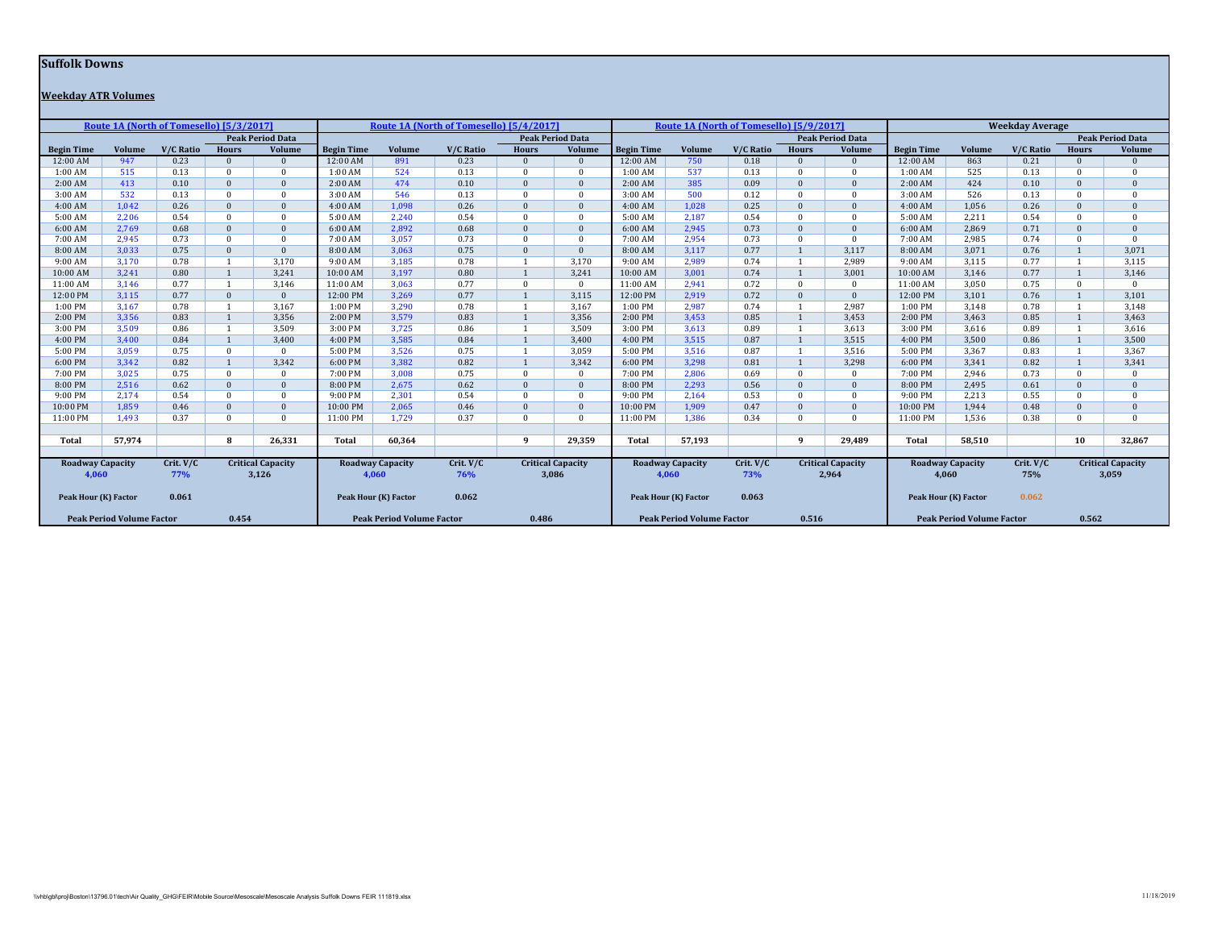# Suffolk Downs

## Weekday ATR Volumes

| Route 1A (North of Tomesello) [5/3/2017] | | | | | Route 1A (North of Tomesello) [5/4/2017] | | | | | Route 1A (North of Tomesello) [5/9/2017] | | | | | Weekday Average | | | | |
|---|---|---|---|---|---|---|---|---|---|---|---|---|---|---|---|---|---|---|---|
| | | | Peak Period Data | | | | | Peak Period Data | | | | | Peak Period Data | | | | | Peak Period Data | |
| Begin Time | Volume | V/C Ratio | Hours | Volume | Begin Time | Volume | V/C Ratio | Hours | Volume | Begin Time | Volume | V/C Ratio | Hours | Volume | Begin Time | Volume | V/C Ratio | Hours | Volume |
| 12:00 AM | 947 | 0.23 | 0 | 0 | 12:00 AM | 891 | 0.23 | 0 | 0 | 12:00 AM | 750 | 0.18 | 0 | 0 | 12:00 AM | 863 | 0.21 | 0 | 0 |
| 1:00 AM | 515 | 0.13 | 0 | 0 | 1:00 AM | 524 | 0.13 | 0 | 0 | 1:00 AM | 537 | 0.13 | 0 | 0 | 1:00 AM | 525 | 0.13 | 0 | 0 |
| 2:00 AM | 413 | 0.10 | 0 | 0 | 2:00 AM | 474 | 0.10 | 0 | 0 | 2:00 AM | 385 | 0.09 | 0 | 0 | 2:00 AM | 424 | 0.10 | 0 | 0 |
| 3:00 AM | 532 | 0.13 | 0 | 0 | 3:00 AM | 546 | 0.13 | 0 | 0 | 3:00 AM | 500 | 0.12 | 0 | 0 | 3:00 AM | 526 | 0.13 | 0 | 0 |
| 4:00 AM | 1,042 | 0.26 | 0 | 0 | 4:00 AM | 1,098 | 0.26 | 0 | 0 | 4:00 AM | 1,028 | 0.25 | 0 | 0 | 4:00 AM | 1,056 | 0.26 | 0 | 0 |
| 5:00 AM | 2,206 | 0.54 | 0 | 0 | 5:00 AM | 2,240 | 0.54 | 0 | 0 | 5:00 AM | 2,187 | 0.54 | 0 | 0 | 5:00 AM | 2,211 | 0.54 | 0 | 0 |
| 6:00 AM | 2,769 | 0.68 | 0 | 0 | 6:00 AM | 2,892 | 0.68 | 0 | 0 | 6:00 AM | 2,945 | 0.73 | 0 | 0 | 6:00 AM | 2,869 | 0.71 | 0 | 0 |
| 7:00 AM | 2,945 | 0.73 | 0 | 0 | 7:00 AM | 3,057 | 0.73 | 0 | 0 | 7:00 AM | 2,954 | 0.73 | 0 | 0 | 7:00 AM | 2,985 | 0.74 | 0 | 0 |
| 8:00 AM | 3,033 | 0.75 | 0 | 0 | 8:00 AM | 3,063 | 0.75 | 0 | 0 | 8:00 AM | 3,117 | 0.77 | 1 | 3,117 | 8:00 AM | 3,071 | 0.76 | 1 | 3,071 |
| 9:00 AM | 3,170 | 0.78 | 1 | 3,170 | 9:00 AM | 3,185 | 0.78 | 1 | 3,170 | 9:00 AM | 2,989 | 0.74 | 1 | 2,989 | 9:00 AM | 3,115 | 0.77 | 1 | 3,115 |
| 10:00 AM | 3,241 | 0.80 | 1 | 3,241 | 10:00 AM | 3,197 | 0.80 | 1 | 3,241 | 10:00 AM | 3,001 | 0.74 | 1 | 3,001 | 10:00 AM | 3,146 | 0.77 | 1 | 3,146 |
| 11:00 AM | 3,146 | 0.77 | 1 | 3,146 | 11:00 AM | 3,063 | 0.77 | 0 | 0 | 11:00 AM | 2,941 | 0.72 | 0 | 0 | 11:00 AM | 3,050 | 0.75 | 0 | 0 |
| 12:00 PM | 3,115 | 0.77 | 0 | 0 | 12:00 PM | 3,269 | 0.77 | 1 | 3,115 | 12:00 PM | 2,919 | 0.72 | 0 | 0 | 12:00 PM | 3,101 | 0.76 | 1 | 3,101 |
| 1:00 PM | 3,167 | 0.78 | 1 | 3,167 | 1:00 PM | 3,290 | 0.78 | 1 | 3,167 | 1:00 PM | 2,987 | 0.74 | 1 | 2,987 | 1:00 PM | 3,148 | 0.78 | 1 | 3,148 |
| 2:00 PM | 3,356 | 0.83 | 1 | 3,356 | 2:00 PM | 3,579 | 0.83 | 1 | 3,356 | 2:00 PM | 3,453 | 0.85 | 1 | 3,453 | 2:00 PM | 3,463 | 0.85 | 1 | 3,463 |
| 3:00 PM | 3,509 | 0.86 | 1 | 3,509 | 3:00 PM | 3,725 | 0.86 | 1 | 3,509 | 3:00 PM | 3,613 | 0.89 | 1 | 3,613 | 3:00 PM | 3,616 | 0.89 | 1 | 3,616 |
| 4:00 PM | 3,400 | 0.84 | 1 | 3,400 | 4:00 PM | 3,585 | 0.84 | 1 | 3,400 | 4:00 PM | 3,515 | 0.87 | 1 | 3,515 | 4:00 PM | 3,500 | 0.86 | 1 | 3,500 |
| 5:00 PM | 3,059 | 0.75 | 0 | 0 | 5:00 PM | 3,526 | 0.75 | 1 | 3,059 | 5:00 PM | 3,516 | 0.87 | 1 | 3,516 | 5:00 PM | 3,367 | 0.83 | 1 | 3,367 |
| 6:00 PM | 3,342 | 0.82 | 1 | 3,342 | 6:00 PM | 3,382 | 0.82 | 1 | 3,342 | 6:00 PM | 3,298 | 0.81 | 1 | 3,298 | 6:00 PM | 3,341 | 0.82 | 1 | 3,341 |
| 7:00 PM | 3,025 | 0.75 | 0 | 0 | 7:00 PM | 3,008 | 0.75 | 0 | 0 | 7:00 PM | 2,806 | 0.69 | 0 | 0 | 7:00 PM | 2,946 | 0.73 | 0 | 0 |
| 8:00 PM | 2,516 | 0.62 | 0 | 0 | 8:00 PM | 2,675 | 0.62 | 0 | 0 | 8:00 PM | 2,293 | 0.56 | 0 | 0 | 8:00 PM | 2,495 | 0.61 | 0 | 0 |
| 9:00 PM | 2,174 | 0.54 | 0 | 0 | 9:00 PM | 2,301 | 0.54 | 0 | 0 | 9:00 PM | 2,164 | 0.53 | 0 | 0 | 9:00 PM | 2,213 | 0.55 | 0 | 0 |
| 10:00 PM | 1,859 | 0.46 | 0 | 0 | 10:00 PM | 2,065 | 0.46 | 0 | 0 | 10:00 PM | 1,909 | 0.47 | 0 | 0 | 10:00 PM | 1,944 | 0.48 | 0 | 0 |
| 11:00 PM | 1,493 | 0.37 | 0 | 0 | 11:00 PM | 1,729 | 0.37 | 0 | 0 | 11:00 PM | 1,386 | 0.34 | 0 | 0 | 11:00 PM | 1,536 | 0.38 | 0 | 0 |
| **Total** | **57,974** | | **8** | **26,331** | **Total** | **60,364** | | **9** | **29,359** | **Total** | **57,193** | | **9** | **29,489** | **Total** | **58,510** | | **10** | **32,867** |
| **Roadway Capacity** | | **Crit. V/C** | **Critical Capacity** | | **Roadway Capacity** | | **Crit. V/C** | **Critical Capacity** | | **Roadway Capacity** | | **Crit. V/C** | **Critical Capacity** | | **Roadway Capacity** | | **Crit. V/C** | **Critical Capacity** | |
| 4,060 | | 77% | 3,126 | | 4,060 | | 76% | 3,086 | | 4,060 | | 73% | 2,964 | | 4,060 | | 75% | 3,059 | |
| **Peak Hour (K) Factor** | | 0.061 | | | **Peak Hour (K) Factor** | | 0.062 | | | **Peak Hour (K) Factor** | | 0.063 | | | **Peak Hour (K) Factor** | | 0.062 | | |
| **Peak Period Volume Factor** | | | 0.454 | | **Peak Period Volume Factor** | | | 0.486 | | **Peak Period Volume Factor** | | | 0.516 | | **Peak Period Volume Factor** | | | 0.562 | |

\\vhb\gbl\proj\Boston\13796.01\tech\Air Quality_GHG\FEIR\Mobile Source\Mesoscale\Mesoscale Analysis Suffolk Downs FEIR 111819.xlsx 11/18/2019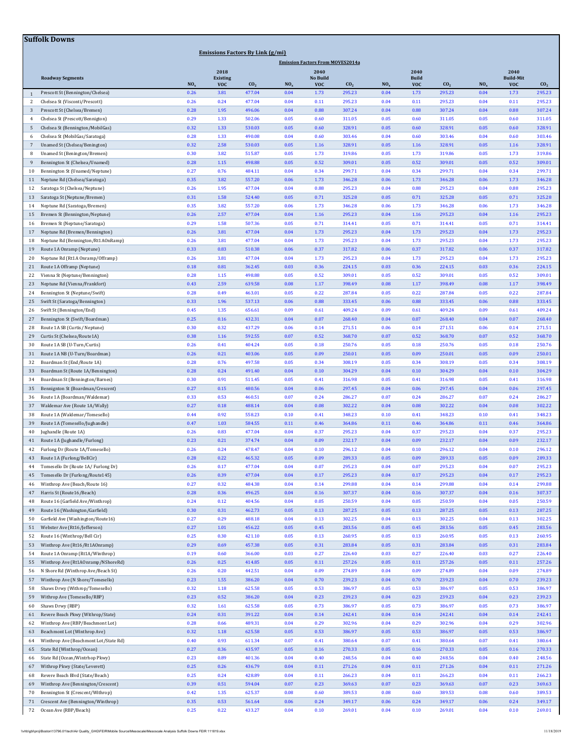## Suffolk Downs

**Emissions Factors By Link (g/mi)**

**Emission Factors From MOVES2014a**

| | Roadway Segments | 2018 Existing | | | 2040 No Build | | | 2040 Build | | | 2040 Build-Mit | | |
|---|---|---|---|---|---|---|---|---|---|---|---|---|---|
| | | $NO_x$ | VOC | $CO_2$ | $NO_x$ | VOC | $CO_2$ | $NO_x$ | VOC | $CO_2$ | $NO_x$ | VOC | $CO_2$ |
| 1 | Prescott St (Bennington/Chelsea) | 0.26 | 3.81 | 477.04 | 0.04 | 1.73 | 295.23 | 0.04 | 1.73 | 295.23 | 0.04 | 1.73 | 295.23 |
| 2 | Chelsea St (Visconti/Prescott) | 0.26 | 0.24 | 477.04 | 0.04 | 0.11 | 295.23 | 0.04 | 0.11 | 295.23 | 0.04 | 0.11 | 295.23 |
| 3 | Prescott St (Chelsea/Bremen) | 0.28 | 1.95 | 496.06 | 0.04 | 0.88 | 307.24 | 0.04 | 0.88 | 307.24 | 0.04 | 0.88 | 307.24 |
| 4 | Chelsea St (Prescott/Bennigton) | 0.29 | 1.33 | 502.06 | 0.05 | 0.60 | 311.05 | 0.05 | 0.60 | 311.05 | 0.05 | 0.60 | 311.05 |
| 5 | Chelsea St (Bennington/MobilGas) | 0.32 | 1.33 | 530.03 | 0.05 | 0.60 | 328.91 | 0.05 | 0.60 | 328.91 | 0.05 | 0.60 | 328.91 |
| 6 | Chelsea St (MobilGas/Saratoga) | 0.28 | 1.33 | 490.08 | 0.04 | 0.60 | 303.46 | 0.04 | 0.60 | 303.46 | 0.04 | 0.60 | 303.46 |
| 7 | Unamed St (Chelsea/Benington) | 0.32 | 2.58 | 530.03 | 0.05 | 1.16 | 328.91 | 0.05 | 1.16 | 328.91 | 0.05 | 1.16 | 328.91 |
| 8 | Unamed St (Benington/Bremen) | 0.30 | 3.82 | 515.87 | 0.05 | 1.73 | 319.86 | 0.05 | 1.73 | 319.86 | 0.05 | 1.73 | 319.86 |
| 9 | Bennington St (Chelsea/Unamed) | 0.28 | 1.15 | 498.88 | 0.05 | 0.52 | 309.01 | 0.05 | 0.52 | 309.01 | 0.05 | 0.52 | 309.01 |
| 10 | Bennington St (Unamed/Neptune) | 0.27 | 0.76 | 484.11 | 0.04 | 0.34 | 299.71 | 0.04 | 0.34 | 299.71 | 0.04 | 0.34 | 299.71 |
| 11 | Neptune Rd (Chelsea/Saratoga) | 0.35 | 3.82 | 557.20 | 0.06 | 1.73 | 346.28 | 0.06 | 1.73 | 346.28 | 0.06 | 1.73 | 346.28 |
| 12 | Saratoga St (Chelsea/Neptune) | 0.26 | 1.95 | 477.04 | 0.04 | 0.88 | 295.23 | 0.04 | 0.88 | 295.23 | 0.04 | 0.88 | 295.23 |
| 13 | Saratoga St (Neptune/Bremen) | 0.31 | 1.58 | 524.40 | 0.05 | 0.71 | 325.28 | 0.05 | 0.71 | 325.28 | 0.05 | 0.71 | 325.28 |
| 14 | Neptune Rd (Saratoga/Bremen) | 0.35 | 3.82 | 557.20 | 0.06 | 1.73 | 346.28 | 0.06 | 1.73 | 346.28 | 0.06 | 1.73 | 346.28 |
| 15 | Bremen St (Bennington/Neptune) | 0.26 | 2.57 | 477.04 | 0.04 | 1.16 | 295.23 | 0.04 | 1.16 | 295.23 | 0.04 | 1.16 | 295.23 |
| 16 | Bremen St (Neptune/Saratoga) | 0.29 | 1.58 | 507.36 | 0.05 | 0.71 | 314.41 | 0.05 | 0.71 | 314.41 | 0.05 | 0.71 | 314.41 |
| 17 | Neptune Rd (Bremen/Bennington) | 0.26 | 3.81 | 477.04 | 0.04 | 1.73 | 295.23 | 0.04 | 1.73 | 295.23 | 0.04 | 1.73 | 295.23 |
| 18 | Neptune Rd (Bennington/Rt1AOnRamp) | 0.26 | 3.81 | 477.04 | 0.04 | 1.73 | 295.23 | 0.04 | 1.73 | 295.23 | 0.04 | 1.73 | 295.23 |
| 19 | Route 1A Onramp (Neptune) | 0.33 | 0.83 | 510.38 | 0.06 | 0.37 | 317.82 | 0.06 | 0.37 | 317.82 | 0.06 | 0.37 | 317.82 |
| 20 | Neptune Rd (Rt1A Onramp/Offramp) | 0.26 | 3.81 | 477.04 | 0.04 | 1.73 | 295.23 | 0.04 | 1.73 | 295.23 | 0.04 | 1.73 | 295.23 |
| 21 | Route 1A Offramp (Neptune) | 0.18 | 0.81 | 362.45 | 0.03 | 0.36 | 224.15 | 0.03 | 0.36 | 224.15 | 0.03 | 0.36 | 224.15 |
| 22 | Vienna St (Neptune/Bennington) | 0.28 | 1.15 | 498.88 | 0.05 | 0.52 | 309.01 | 0.05 | 0.52 | 309.01 | 0.05 | 0.52 | 309.01 |
| 23 | Neptune Rd (Vienna/Frankfort) | 0.43 | 2.59 | 639.58 | 0.08 | 1.17 | 398.49 | 0.08 | 1.17 | 398.49 | 0.08 | 1.17 | 398.49 |
| 24 | Bennington St (Neptune/Swift) | 0.28 | 0.49 | 463.01 | 0.05 | 0.22 | 287.84 | 0.05 | 0.22 | 287.84 | 0.05 | 0.22 | 287.84 |
| 25 | Swift St (Saratoga/Bennington) | 0.33 | 1.96 | 537.13 | 0.06 | 0.88 | 333.45 | 0.06 | 0.88 | 333.45 | 0.06 | 0.88 | 333.45 |
| 26 | Swift St (Bennington/End) | 0.45 | 1.35 | 656.61 | 0.09 | 0.61 | 409.24 | 0.09 | 0.61 | 409.24 | 0.09 | 0.61 | 409.24 |
| 27 | Bennington St (Swift/Boardman) | 0.25 | 0.16 | 432.31 | 0.04 | 0.07 | 268.40 | 0.04 | 0.07 | 268.40 | 0.04 | 0.07 | 268.40 |
| 28 | Route 1A SB (Curtis/Neptune) | 0.30 | 0.32 | 437.29 | 0.06 | 0.14 | 271.51 | 0.06 | 0.14 | 271.51 | 0.06 | 0.14 | 271.51 |
| 29 | Curtis St (Chelsea/Route1A) | 0.38 | 1.16 | 592.55 | 0.07 | 0.52 | 368.70 | 0.07 | 0.52 | 368.70 | 0.07 | 0.52 | 368.70 |
| 30 | Route 1A SB (U-Turn/Curtis) | 0.26 | 0.41 | 404.24 | 0.05 | 0.18 | 250.76 | 0.05 | 0.18 | 250.76 | 0.05 | 0.18 | 250.76 |
| 31 | Route 1A NB (U-Turn/Boardman) | 0.26 | 0.21 | 403.06 | 0.05 | 0.09 | 250.01 | 0.05 | 0.09 | 250.01 | 0.05 | 0.09 | 250.01 |
| 32 | Boardman St (End/Route 1A) | 0.28 | 0.76 | 497.58 | 0.05 | 0.34 | 308.19 | 0.05 | 0.34 | 308.19 | 0.05 | 0.34 | 308.19 |
| 33 | Boardman St (Route 1A/Bennington) | 0.28 | 0.24 | 491.40 | 0.04 | 0.10 | 304.29 | 0.04 | 0.10 | 304.29 | 0.04 | 0.10 | 304.29 |
| 34 | Boardman St (Bennington/Barnes) | 0.30 | 0.91 | 511.45 | 0.05 | 0.41 | 316.98 | 0.05 | 0.41 | 316.98 | 0.05 | 0.41 | 316.98 |
| 35 | Bennington St (Boardman/Crescent) | 0.27 | 0.15 | 480.56 | 0.04 | 0.06 | 297.45 | 0.04 | 0.06 | 297.45 | 0.04 | 0.06 | 297.45 |
| 36 | Route 1A (Boardman/Waldemar) | 0.33 | 0.53 | 460.51 | 0.07 | 0.24 | 286.27 | 0.07 | 0.24 | 286.27 | 0.07 | 0.24 | 286.27 |
| 37 | Waldemar Ave (Route 1A/Wally) | 0.27 | 0.18 | 488.14 | 0.04 | 0.08 | 302.22 | 0.04 | 0.08 | 302.22 | 0.04 | 0.08 | 302.22 |
| 38 | Route 1A (Waldemar/Tomesello) | 0.44 | 0.92 | 558.23 | 0.10 | 0.41 | 348.23 | 0.10 | 0.41 | 348.23 | 0.10 | 0.41 | 348.23 |
| 39 | Route 1A (Tomesello/Jughandle) | 0.47 | 1.03 | 584.55 | 0.11 | 0.46 | 364.86 | 0.11 | 0.46 | 364.86 | 0.11 | 0.46 | 364.86 |
| 40 | Jughandle (Route 1A) | 0.26 | 0.83 | 477.04 | 0.04 | 0.37 | 295.23 | 0.04 | 0.37 | 295.23 | 0.04 | 0.37 | 295.23 |
| 41 | Route 1A (Jughandle/Furlong) | 0.23 | 0.21 | 374.74 | 0.04 | 0.09 | 232.17 | 0.04 | 0.09 | 232.17 | 0.04 | 0.09 | 232.17 |
| 42 | Furlong Dr (Route 1A/Tomesello) | 0.26 | 0.24 | 478.47 | 0.04 | 0.10 | 296.12 | 0.04 | 0.10 | 296.12 | 0.04 | 0.10 | 296.12 |
| 43 | Route 1A (Furlong/BellCir) | 0.28 | 0.22 | 465.32 | 0.05 | 0.09 | 289.33 | 0.05 | 0.09 | 289.33 | 0.05 | 0.09 | 289.33 |
| 44 | Tomesello Dr (Route 1A/ Furlong Dr) | 0.26 | 0.17 | 477.04 | 0.04 | 0.07 | 295.23 | 0.04 | 0.07 | 295.23 | 0.04 | 0.07 | 295.23 |
| 45 | Tomesello Dr (Furlong/Route145) | 0.26 | 0.39 | 477.04 | 0.04 | 0.17 | 295.23 | 0.04 | 0.17 | 295.23 | 0.04 | 0.17 | 295.23 |
| 46 | Winthrop Ave (Beach/Route 16) | 0.27 | 0.32 | 484.38 | 0.04 | 0.14 | 299.88 | 0.04 | 0.14 | 299.88 | 0.04 | 0.14 | 299.88 |
| 47 | Harris St (Route16/Beach) | 0.28 | 0.36 | 496.25 | 0.04 | 0.16 | 307.37 | 0.04 | 0.16 | 307.37 | 0.04 | 0.16 | 307.37 |
| 48 | Route 16 (Garfield Ave/Winthrop) | 0.24 | 0.12 | 404.56 | 0.04 | 0.05 | 250.59 | 0.04 | 0.05 | 250.59 | 0.04 | 0.05 | 250.59 |
| 49 | Route 16 (Washington/Garfield) | 0.30 | 0.31 | 462.73 | 0.05 | 0.13 | 287.25 | 0.05 | 0.13 | 287.25 | 0.05 | 0.13 | 287.25 |
| 50 | Garfield Ave (Washington/Route16) | 0.27 | 0.29 | 488.18 | 0.04 | 0.13 | 302.25 | 0.04 | 0.13 | 302.25 | 0.04 | 0.13 | 302.25 |
| 51 | Webster Ave (Rt16/Jefferson) | 0.27 | 1.01 | 456.22 | 0.05 | 0.45 | 283.56 | 0.05 | 0.45 | 283.56 | 0.05 | 0.45 | 283.56 |
| 52 | Route 16 (Winthrop/Bell Cir) | 0.25 | 0.30 | 421.10 | 0.05 | 0.13 | 260.95 | 0.05 | 0.13 | 260.95 | 0.05 | 0.13 | 260.95 |
| 53 | Winthrop Ave (Rt16/Rt1AOnramp) | 0.29 | 0.69 | 457.38 | 0.05 | 0.31 | 283.84 | 0.05 | 0.31 | 283.84 | 0.05 | 0.31 | 283.84 |
| 54 | Route 1A Onramp (Rt1A/Winthrop) | 0.19 | 0.60 | 366.00 | 0.03 | 0.27 | 226.40 | 0.03 | 0.27 | 226.40 | 0.03 | 0.27 | 226.40 |
| 55 | Winthrop Ave (Rt1AOnramp/NShoreRd) | 0.26 | 0.25 | 414.85 | 0.05 | 0.11 | 257.26 | 0.05 | 0.11 | 257.26 | 0.05 | 0.11 | 257.26 |
| 56 | N Shore Rd (Winthrop Ave/Beach St) | 0.26 | 0.20 | 442.51 | 0.04 | 0.09 | 274.89 | 0.04 | 0.09 | 274.89 | 0.04 | 0.09 | 274.89 |
| 57 | Winthrop Ave (N Shore/Tomesello) | 0.23 | 1.55 | 386.20 | 0.04 | 0.70 | 239.23 | 0.04 | 0.70 | 239.23 | 0.04 | 0.70 | 239.23 |
| 58 | Shaws Drwy (Withrop/Tomesello) | 0.32 | 1.18 | 625.58 | 0.05 | 0.53 | 386.97 | 0.05 | 0.53 | 386.97 | 0.05 | 0.53 | 386.97 |
| 59 | Withrop Ave (Tomesello/RBP) | 0.23 | 0.52 | 386.20 | 0.04 | 0.23 | 239.23 | 0.04 | 0.23 | 239.23 | 0.04 | 0.23 | 239.23 |
| 60 | Shaws Drwy (RBP) | 0.32 | 1.61 | 625.58 | 0.05 | 0.73 | 386.97 | 0.05 | 0.73 | 386.97 | 0.05 | 0.73 | 386.97 |
| 61 | Revere Beach Pkwy (Withrop/State) | 0.24 | 0.31 | 391.22 | 0.04 | 0.14 | 242.41 | 0.04 | 0.14 | 242.41 | 0.04 | 0.14 | 242.41 |
| 62 | Winthrop Ave (RBP/Beachmont Lot) | 0.28 | 0.66 | 489.31 | 0.04 | 0.29 | 302.96 | 0.04 | 0.29 | 302.96 | 0.04 | 0.29 | 302.96 |
| 63 | Beachmont Lot (Winthrop Ave) | 0.32 | 1.18 | 625.58 | 0.05 | 0.53 | 386.97 | 0.05 | 0.53 | 386.97 | 0.05 | 0.53 | 386.97 |
| 64 | Winthrop Ave (Beachmont Lot/State Rd) | 0.40 | 0.93 | 611.34 | 0.07 | 0.41 | 380.64 | 0.07 | 0.41 | 380.64 | 0.07 | 0.41 | 380.64 |
| 65 | State Rd (Winthrop/Ocean) | 0.27 | 0.36 | 435.97 | 0.05 | 0.16 | 270.33 | 0.05 | 0.16 | 270.33 | 0.05 | 0.16 | 270.33 |
| 66 | State Rd (Ocean/Wintrhop Pkwy) | 0.23 | 0.89 | 401.36 | 0.04 | 0.40 | 248.56 | 0.04 | 0.40 | 248.56 | 0.04 | 0.40 | 248.56 |
| 67 | Withrop Pkwy (State/Leverett) | 0.25 | 0.26 | 436.79 | 0.04 | 0.11 | 271.26 | 0.04 | 0.11 | 271.26 | 0.04 | 0.11 | 271.26 |
| 68 | Revere Beach Blvd (State/Beach) | 0.25 | 0.24 | 428.89 | 0.04 | 0.11 | 266.23 | 0.04 | 0.11 | 266.23 | 0.04 | 0.11 | 266.23 |
| 69 | Winthrop Ave (Bennington/Crescent) | 0.39 | 0.51 | 594.04 | 0.07 | 0.23 | 369.63 | 0.07 | 0.23 | 369.63 | 0.07 | 0.23 | 369.63 |
| 70 | Bennington St (Crescent/Withrop) | 0.42 | 1.35 | 625.37 | 0.08 | 0.60 | 389.53 | 0.08 | 0.60 | 389.53 | 0.08 | 0.60 | 389.53 |
| 71 | Crescent Ave (Bennington/Winthrop) | 0.35 | 0.53 | 561.64 | 0.06 | 0.24 | 349.17 | 0.06 | 0.24 | 349.17 | 0.06 | 0.24 | 349.17 |
| 72 | Ocean Ave (RBP/Beach) | 0.25 | 0.22 | 433.27 | 0.04 | 0.10 | 269.01 | 0.04 | 0.10 | 269.01 | 0.04 | 0.10 | 269.01 |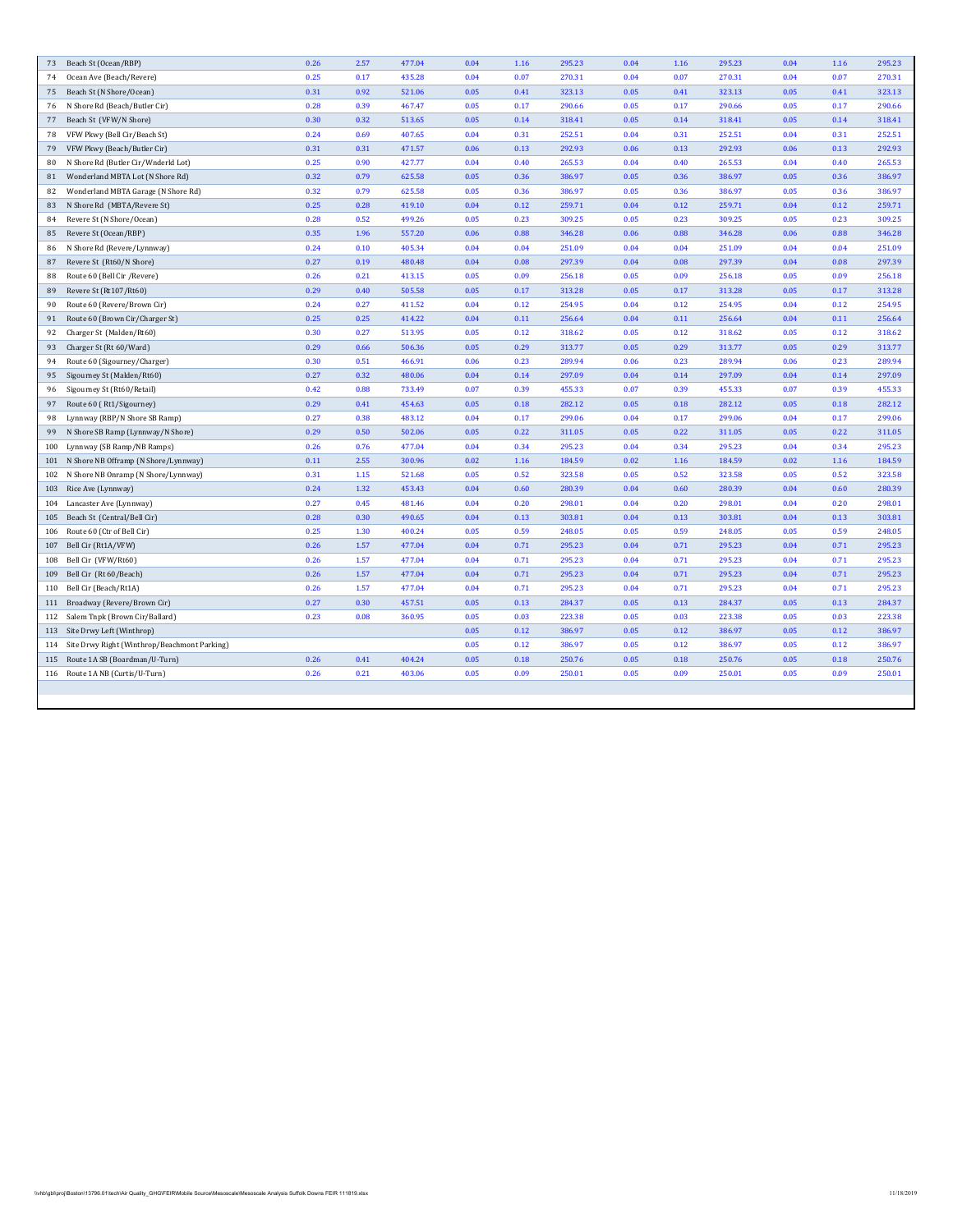| | | | | | | | | | | | | | |
|---|---|---|---|---|---|---|---|---|---|---|---|---|---|
| 73 | Beach St (Ocean/RBP) | 0.26 | 2.57 | 477.04 | 0.04 | 1.16 | 295.23 | 0.04 | 1.16 | 295.23 | 0.04 | 1.16 | 295.23 |
| 74 | Ocean Ave (Beach/Revere) | 0.25 | 0.17 | 435.28 | 0.04 | 0.07 | 270.31 | 0.04 | 0.07 | 270.31 | 0.04 | 0.07 | 270.31 |
| 75 | Beach St (N Shore/Ocean) | 0.31 | 0.92 | 521.06 | 0.05 | 0.41 | 323.13 | 0.05 | 0.41 | 323.13 | 0.05 | 0.41 | 323.13 |
| 76 | N Shore Rd (Beach/Butler Cir) | 0.28 | 0.39 | 467.47 | 0.05 | 0.17 | 290.66 | 0.05 | 0.17 | 290.66 | 0.05 | 0.17 | 290.66 |
| 77 | Beach St (VFW/N Shore) | 0.30 | 0.32 | 513.65 | 0.05 | 0.14 | 318.41 | 0.05 | 0.14 | 318.41 | 0.05 | 0.14 | 318.41 |
| 78 | VFW Pkwy (Bell Cir/Beach St) | 0.24 | 0.69 | 407.65 | 0.04 | 0.31 | 252.51 | 0.04 | 0.31 | 252.51 | 0.04 | 0.31 | 252.51 |
| 79 | VFW Pkwy (Beach/Butler Cir) | 0.31 | 0.31 | 471.57 | 0.06 | 0.13 | 292.93 | 0.06 | 0.13 | 292.93 | 0.06 | 0.13 | 292.93 |
| 80 | N Shore Rd (Butler Cir/Wnderld Lot) | 0.25 | 0.90 | 427.77 | 0.04 | 0.40 | 265.53 | 0.04 | 0.40 | 265.53 | 0.04 | 0.40 | 265.53 |
| 81 | Wonderland MBTA Lot (N Shore Rd) | 0.32 | 0.79 | 625.58 | 0.05 | 0.36 | 386.97 | 0.05 | 0.36 | 386.97 | 0.05 | 0.36 | 386.97 |
| 82 | Wonderland MBTA Garage (N Shore Rd) | 0.32 | 0.79 | 625.58 | 0.05 | 0.36 | 386.97 | 0.05 | 0.36 | 386.97 | 0.05 | 0.36 | 386.97 |
| 83 | N Shore Rd (MBTA/Revere St) | 0.25 | 0.28 | 419.10 | 0.04 | 0.12 | 259.71 | 0.04 | 0.12 | 259.71 | 0.04 | 0.12 | 259.71 |
| 84 | Revere St (N Shore/Ocean) | 0.28 | 0.52 | 499.26 | 0.05 | 0.23 | 309.25 | 0.05 | 0.23 | 309.25 | 0.05 | 0.23 | 309.25 |
| 85 | Revere St (Ocean/RBP) | 0.35 | 1.96 | 557.20 | 0.06 | 0.88 | 346.28 | 0.06 | 0.88 | 346.28 | 0.06 | 0.88 | 346.28 |
| 86 | N Shore Rd (Revere/Lynnway) | 0.24 | 0.10 | 405.34 | 0.04 | 0.04 | 251.09 | 0.04 | 0.04 | 251.09 | 0.04 | 0.04 | 251.09 |
| 87 | Revere St (Rt60/N Shore) | 0.27 | 0.19 | 480.48 | 0.04 | 0.08 | 297.39 | 0.04 | 0.08 | 297.39 | 0.04 | 0.08 | 297.39 |
| 88 | Route 60 (Bell Cir /Revere) | 0.26 | 0.21 | 413.15 | 0.05 | 0.09 | 256.18 | 0.05 | 0.09 | 256.18 | 0.05 | 0.09 | 256.18 |
| 89 | Revere St (Rt107/Rt60) | 0.29 | 0.40 | 505.58 | 0.05 | 0.17 | 313.28 | 0.05 | 0.17 | 313.28 | 0.05 | 0.17 | 313.28 |
| 90 | Route 60 (Revere/Brown Cir) | 0.24 | 0.27 | 411.52 | 0.04 | 0.12 | 254.95 | 0.04 | 0.12 | 254.95 | 0.04 | 0.12 | 254.95 |
| 91 | Route 60 (Brown Cir/Charger St) | 0.25 | 0.25 | 414.22 | 0.04 | 0.11 | 256.64 | 0.04 | 0.11 | 256.64 | 0.04 | 0.11 | 256.64 |
| 92 | Charger St (Malden/Rt60) | 0.30 | 0.27 | 513.95 | 0.05 | 0.12 | 318.62 | 0.05 | 0.12 | 318.62 | 0.05 | 0.12 | 318.62 |
| 93 | Charger St (Rt 60/Ward) | 0.29 | 0.66 | 506.36 | 0.05 | 0.29 | 313.77 | 0.05 | 0.29 | 313.77 | 0.05 | 0.29 | 313.77 |
| 94 | Route 60 (Sigourney/Charger) | 0.30 | 0.51 | 466.91 | 0.06 | 0.23 | 289.94 | 0.06 | 0.23 | 289.94 | 0.06 | 0.23 | 289.94 |
| 95 | Sigourney St (Malden/Rt60) | 0.27 | 0.32 | 480.06 | 0.04 | 0.14 | 297.09 | 0.04 | 0.14 | 297.09 | 0.04 | 0.14 | 297.09 |
| 96 | Sigourney St (Rt60/Retail) | 0.42 | 0.88 | 733.49 | 0.07 | 0.39 | 455.33 | 0.07 | 0.39 | 455.33 | 0.07 | 0.39 | 455.33 |
| 97 | Route 60 ( Rt1/Sigourney) | 0.29 | 0.41 | 454.63 | 0.05 | 0.18 | 282.12 | 0.05 | 0.18 | 282.12 | 0.05 | 0.18 | 282.12 |
| 98 | Lynnway (RBP/N Shore SB Ramp) | 0.27 | 0.38 | 483.12 | 0.04 | 0.17 | 299.06 | 0.04 | 0.17 | 299.06 | 0.04 | 0.17 | 299.06 |
| 99 | N Shore SB Ramp (Lynnway/N Shore) | 0.29 | 0.50 | 502.06 | 0.05 | 0.22 | 311.05 | 0.05 | 0.22 | 311.05 | 0.05 | 0.22 | 311.05 |
| 100 | Lynnway (SB Ramp/NB Ramps) | 0.26 | 0.76 | 477.04 | 0.04 | 0.34 | 295.23 | 0.04 | 0.34 | 295.23 | 0.04 | 0.34 | 295.23 |
| 101 | N Shore NB Offramp (N Shore/Lynnway) | 0.11 | 2.55 | 300.96 | 0.02 | 1.16 | 184.59 | 0.02 | 1.16 | 184.59 | 0.02 | 1.16 | 184.59 |
| 102 | N Shore NB Onramp (N Shore/Lynnway) | 0.31 | 1.15 | 521.68 | 0.05 | 0.52 | 323.58 | 0.05 | 0.52 | 323.58 | 0.05 | 0.52 | 323.58 |
| 103 | Rice Ave (Lynnway) | 0.24 | 1.32 | 453.43 | 0.04 | 0.60 | 280.39 | 0.04 | 0.60 | 280.39 | 0.04 | 0.60 | 280.39 |
| 104 | Lancaster Ave (Lynnway) | 0.27 | 0.45 | 481.46 | 0.04 | 0.20 | 298.01 | 0.04 | 0.20 | 298.01 | 0.04 | 0.20 | 298.01 |
| 105 | Beach St (Central/Bell Cir) | 0.28 | 0.30 | 490.65 | 0.04 | 0.13 | 303.81 | 0.04 | 0.13 | 303.81 | 0.04 | 0.13 | 303.81 |
| 106 | Route 60 (Ctr of Bell Cir) | 0.25 | 1.30 | 400.24 | 0.05 | 0.59 | 248.05 | 0.05 | 0.59 | 248.05 | 0.05 | 0.59 | 248.05 |
| 107 | Bell Cir (Rt1A/VFW) | 0.26 | 1.57 | 477.04 | 0.04 | 0.71 | 295.23 | 0.04 | 0.71 | 295.23 | 0.04 | 0.71 | 295.23 |
| 108 | Bell Cir (VFW/Rt60) | 0.26 | 1.57 | 477.04 | 0.04 | 0.71 | 295.23 | 0.04 | 0.71 | 295.23 | 0.04 | 0.71 | 295.23 |
| 109 | Bell Cir (Rt 60/Beach) | 0.26 | 1.57 | 477.04 | 0.04 | 0.71 | 295.23 | 0.04 | 0.71 | 295.23 | 0.04 | 0.71 | 295.23 |
| 110 | Bell Cir (Beach/Rt1A) | 0.26 | 1.57 | 477.04 | 0.04 | 0.71 | 295.23 | 0.04 | 0.71 | 295.23 | 0.04 | 0.71 | 295.23 |
| 111 | Broadway (Revere/Brown Cir) | 0.27 | 0.30 | 457.51 | 0.05 | 0.13 | 284.37 | 0.05 | 0.13 | 284.37 | 0.05 | 0.13 | 284.37 |
| 112 | Salem Tnpk (Brown Cir/Ballard) | 0.23 | 0.08 | 360.95 | 0.05 | 0.03 | 223.38 | 0.05 | 0.03 | 223.38 | 0.05 | 0.03 | 223.38 |
| 113 | Site Drwy Left (Winthrop) | | | | 0.05 | 0.12 | 386.97 | 0.05 | 0.12 | 386.97 | 0.05 | 0.12 | 386.97 |
| 114 | Site Drwy Right (Winthrop/Beachmont Parking) | | | | 0.05 | 0.12 | 386.97 | 0.05 | 0.12 | 386.97 | 0.05 | 0.12 | 386.97 |
| 115 | Route 1A SB (Boardman/U-Turn) | 0.26 | 0.41 | 404.24 | 0.05 | 0.18 | 250.76 | 0.05 | 0.18 | 250.76 | 0.05 | 0.18 | 250.76 |
| 116 | Route 1A NB (Curtis/U-Turn) | 0.26 | 0.21 | 403.06 | 0.05 | 0.09 | 250.01 | 0.05 | 0.09 | 250.01 | 0.05 | 0.09 | 250.01 |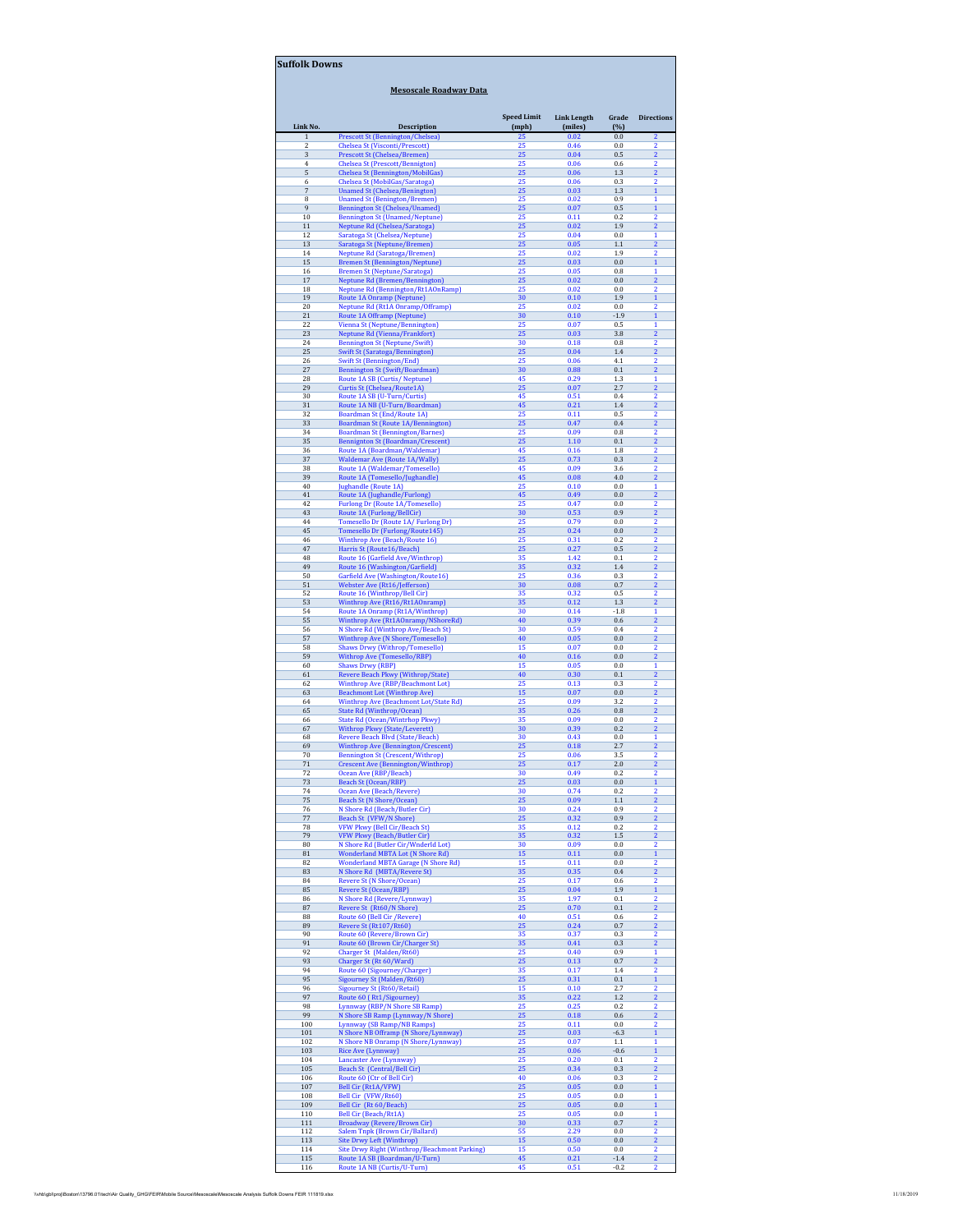# Suffolk Downs

## Mesoscale Roadway Data

| Link No. | Description | Speed Limit (mph) | Link Length (miles) | Grade (%) | Directions |
|---|---|---|---|---|---|
| 1 | Prescott St (Bennington/Chelsea) | 25 | 0.02 | 0.0 | 2 |
| 2 | Chelsea St (Visconti/Prescott) | 25 | 0.46 | 0.0 | 2 |
| 3 | Prescott St (Chelsea/Bremen) | 25 | 0.04 | 0.5 | 2 |
| 4 | Chelsea St (Prescott/Bennigton) | 25 | 0.06 | 0.6 | 2 |
| 5 | Chelsea St (Bennington/MobilGas) | 25 | 0.06 | 1.3 | 2 |
| 6 | Chelsea St (MobilGas/Saratoga) | 25 | 0.06 | 0.3 | 2 |
| 7 | Unamed St (Chelsea/Benington) | 25 | 0.03 | 1.3 | 1 |
| 8 | Unamed St (Benington/Bremen) | 25 | 0.02 | 0.9 | 1 |
| 9 | Bennington St (Chelsea/Unamed) | 25 | 0.07 | 0.5 | 1 |
| 10 | Bennington St (Unamed/Neptune) | 25 | 0.11 | 0.2 | 2 |
| 11 | Neptune Rd (Chelsea/Saratoga) | 25 | 0.02 | 1.9 | 2 |
| 12 | Saratoga St (Chelsea/Neptune) | 25 | 0.04 | 0.0 | 1 |
| 13 | Saratoga St (Neptune/Bremen) | 25 | 0.05 | 1.1 | 2 |
| 14 | Neptune Rd (Saratoga/Bremen) | 25 | 0.02 | 1.9 | 2 |
| 15 | Bremen St (Bennington/Neptune) | 25 | 0.03 | 0.0 | 1 |
| 16 | Bremen St (Neptune/Saratoga) | 25 | 0.05 | 0.8 | 1 |
| 17 | Neptune Rd (Bremen/Bennington) | 25 | 0.02 | 0.0 | 2 |
| 18 | Neptune Rd (Bennington/Rt1AOnRamp) | 25 | 0.02 | 0.0 | 2 |
| 19 | Route 1A Onramp (Neptune) | 30 | 0.10 | 1.9 | 1 |
| 20 | Neptune Rd (Rt1A Onramp/Offramp) | 25 | 0.02 | 0.0 | 2 |
| 21 | Route 1A Offramp (Neptune) | 30 | 0.10 | -1.9 | 1 |
| 22 | Vienna St (Neptune/Bennington) | 25 | 0.07 | 0.5 | 1 |
| 23 | Neptune Rd (Vienna/Frankfort) | 25 | 0.03 | 3.8 | 2 |
| 24 | Bennington St (Neptune/Swift) | 30 | 0.18 | 0.8 | 2 |
| 25 | Swift St (Saratoga/Bennington) | 25 | 0.04 | 1.4 | 2 |
| 26 | Swift St (Bennington/End) | 25 | 0.06 | 4.1 | 2 |
| 27 | Bennington St (Swift/Boardman) | 30 | 0.88 | 0.1 | 2 |
| 28 | Route 1A SB (Curtis/ Neptune) | 45 | 0.29 | 1.3 | 1 |
| 29 | Curtis St (Chelsea/Route1A) | 25 | 0.07 | 2.7 | 2 |
| 30 | Route 1A SB (U-Turn/Curtis) | 45 | 0.51 | 0.4 | 2 |
| 31 | Route 1A NB (U-Turn/Boardman) | 45 | 0.21 | 1.4 | 2 |
| 32 | Boardman St (End/Route 1A) | 25 | 0.11 | 0.5 | 2 |
| 33 | Boardman St (Route 1A/Bennington) | 25 | 0.47 | 0.4 | 2 |
| 34 | Boardman St (Bennington/Barnes) | 25 | 0.09 | 0.8 | 2 |
| 35 | Bennignton St (Boardman/Crescent) | 25 | 1.10 | 0.1 | 2 |
| 36 | Route 1A (Boardman/Waldemar) | 45 | 0.16 | 1.8 | 2 |
| 37 | Waldemar Ave (Route 1A/Wally) | 25 | 0.73 | 0.3 | 2 |
| 38 | Route 1A (Waldemar/Tomesello) | 45 | 0.09 | 3.6 | 2 |
| 39 | Route 1A (Tomesello/Jughandle) | 45 | 0.08 | 4.0 | 2 |
| 40 | Jughandle (Route 1A) | 25 | 0.10 | 0.0 | 1 |
| 41 | Route 1A (Jughandle/Furlong) | 45 | 0.49 | 0.0 | 2 |
| 42 | Furlong Dr (Route 1A/Tomesello) | 25 | 0.47 | 0.0 | 2 |
| 43 | Route 1A (Furlong/BellCir) | 30 | 0.53 | 0.9 | 2 |
| 44 | Tomesello Dr (Route 1A/ Furlong Dr) | 25 | 0.79 | 0.0 | 2 |
| 45 | Tomesello Dr (Furlong/Route145) | 25 | 0.24 | 0.0 | 2 |
| 46 | Winthrop Ave (Beach/Route 16) | 25 | 0.31 | 0.2 | 2 |
| 47 | Harris St (Route16/Beach) | 25 | 0.27 | 0.5 | 2 |
| 48 | Route 16 (Garfield Ave/Winthrop) | 35 | 1.42 | 0.1 | 2 |
| 49 | Route 16 (Washington/Garfield) | 35 | 0.32 | 1.4 | 2 |
| 50 | Garfield Ave (Washington/Route16) | 25 | 0.36 | 0.3 | 2 |
| 51 | Webster Ave (Rt16/Jefferson) | 30 | 0.08 | 0.7 | 2 |
| 52 | Route 16 (Winthrop/Bell Cir) | 35 | 0.32 | 0.5 | 2 |
| 53 | Winthrop Ave (Rt16/Rt1AOnramp) | 35 | 0.12 | 1.3 | 2 |
| 54 | Route 1A Onramp (Rt1A/Winthrop) | 30 | 0.14 | -1.8 | 1 |
| 55 | Winthrop Ave (Rt1AOnramp/NShoreRd) | 40 | 0.39 | 0.6 | 2 |
| 56 | N Shore Rd (Winthrop Ave/Beach St) | 30 | 0.59 | 0.4 | 2 |
| 57 | Winthrop Ave (N Shore/Tomesello) | 40 | 0.05 | 0.0 | 2 |
| 58 | Shaws Drwy (Withrop/Tomesello) | 15 | 0.07 | 0.0 | 2 |
| 59 | Withrop Ave (Tomesello/RBP) | 40 | 0.16 | 0.0 | 2 |
| 60 | Shaws Drwy (RBP) | 15 | 0.05 | 0.0 | 1 |
| 61 | Revere Beach Pkwy (Withrop/State) | 40 | 0.30 | 0.1 | 2 |
| 62 | Winthrop Ave (RBP/Beachmont Lot) | 25 | 0.13 | 0.3 | 2 |
| 63 | Beachmont Lot (Winthrop Ave) | 15 | 0.07 | 0.0 | 2 |
| 64 | Winthrop Ave (Beachmont Lot/State Rd) | 25 | 0.09 | 3.2 | 2 |
| 65 | State Rd (Winthrop/Ocean) | 35 | 0.26 | 0.8 | 2 |
| 66 | State Rd (Ocean/Wintrhop Pkwy) | 35 | 0.09 | 0.0 | 2 |
| 67 | Withrop Pkwy (State/Leverett) | 30 | 0.39 | 0.2 | 2 |
| 68 | Revere Beach Blvd (State/Beach) | 30 | 0.43 | 0.0 | 1 |
| 69 | Winthrop Ave (Bennington/Crescent) | 25 | 0.18 | 2.7 | 2 |
| 70 | Bennington St (Crescent/Withrop) | 25 | 0.06 | 3.5 | 2 |
| 71 | Crescent Ave (Bennington/Winthrop) | 25 | 0.17 | 2.0 | 2 |
| 72 | Ocean Ave (RBP/Beach) | 30 | 0.49 | 0.2 | 2 |
| 73 | Beach St (Ocean/RBP) | 25 | 0.03 | 0.0 | 1 |
| 74 | Ocean Ave (Beach/Revere) | 30 | 0.74 | 0.2 | 2 |
| 75 | Beach St (N Shore/Ocean) | 25 | 0.09 | 1.1 | 2 |
| 76 | N Shore Rd (Beach/Butler Cir) | 30 | 0.24 | 0.9 | 2 |
| 77 | Beach St (VFW/N Shore) | 25 | 0.32 | 0.9 | 2 |
| 78 | VFW Pkwy (Bell Cir/Beach St) | 35 | 0.12 | 0.2 | 2 |
| 79 | VFW Pkwy (Beach/Butler Cir) | 35 | 0.32 | 1.5 | 2 |
| 80 | N Shore Rd (Butler Cir/Wnderld Lot) | 30 | 0.09 | 0.0 | 2 |
| 81 | Wonderland MBTA Lot (N Shore Rd) | 15 | 0.11 | 0.0 | 1 |
| 82 | Wonderland MBTA Garage (N Shore Rd) | 15 | 0.11 | 0.0 | 2 |
| 83 | N Shore Rd (MBTA/Revere St) | 35 | 0.35 | 0.4 | 2 |
| 84 | Revere St (N Shore/Ocean) | 25 | 0.17 | 0.6 | 2 |
| 85 | Revere St (Ocean/RBP) | 25 | 0.04 | 1.9 | 1 |
| 86 | N Shore Rd (Revere/Lynnway) | 35 | 1.97 | 0.1 | 2 |
| 87 | Revere St (Rt60/N Shore) | 25 | 0.70 | 0.1 | 2 |
| 88 | Route 60 (Bell Cir /Revere) | 40 | 0.51 | 0.6 | 2 |
| 89 | Revere St (Rt107/Rt60) | 25 | 0.24 | 0.7 | 2 |
| 90 | Route 60 (Revere/Brown Cir) | 35 | 0.37 | 0.3 | 2 |
| 91 | Route 60 (Brown Cir/Charger St) | 35 | 0.41 | 0.3 | 2 |
| 92 | Charger St (Malden/Rt60) | 25 | 0.40 | 0.9 | 1 |
| 93 | Charger St (Rt 60/Ward) | 25 | 0.13 | 0.7 | 2 |
| 94 | Route 60 (Sigourney/Charger) | 35 | 0.17 | 1.4 | 2 |
| 95 | Sigourney St (Malden/Rt60) | 25 | 0.31 | 0.1 | 1 |
| 96 | Sigourney St (Rt60/Retail) | 15 | 0.10 | 2.7 | 2 |
| 97 | Route 60 ( Rt1/Sigourney) | 35 | 0.22 | 1.2 | 2 |
| 98 | Lynnway (RBP/N Shore SB Ramp) | 25 | 0.25 | 0.2 | 2 |
| 99 | N Shore SB Ramp (Lynnway/N Shore) | 25 | 0.18 | 0.6 | 2 |
| 100 | Lynnway (SB Ramp/NB Ramps) | 25 | 0.11 | 0.0 | 2 |
| 101 | N Shore NB Offramp (N Shore/Lynnway) | 25 | 0.03 | -6.3 | 1 |
| 102 | N Shore NB Onramp (N Shore/Lynnway) | 25 | 0.07 | 1.1 | 1 |
| 103 | Rice Ave (Lynnway) | 25 | 0.06 | -0.6 | 1 |
| 104 | Lancaster Ave (Lynnway) | 25 | 0.20 | 0.1 | 2 |
| 105 | Beach St (Central/Bell Cir) | 25 | 0.34 | 0.3 | 2 |
| 106 | Route 60 (Ctr of Bell Cir) | 40 | 0.06 | 0.3 | 2 |
| 107 | Bell Cir (Rt1A/VFW) | 25 | 0.05 | 0.0 | 1 |
| 108 | Bell Cir (VFW/Rt60) | 25 | 0.05 | 0.0 | 1 |
| 109 | Bell Cir (Rt 60/Beach) | 25 | 0.05 | 0.0 | 1 |
| 110 | Bell Cir (Beach/Rt1A) | 25 | 0.05 | 0.0 | 1 |
| 111 | Broadway (Revere/Brown Cir) | 30 | 0.33 | 0.7 | 2 |
| 112 | Salem Tnpk (Brown Cir/Ballard) | 55 | 2.29 | 0.0 | 2 |
| 113 | Site Drwy Left (Winthrop) | 15 | 0.50 | 0.0 | 2 |
| 114 | Site Drwy Right (Winthrop/Beachmont Parking) | 15 | 0.50 | 0.0 | 2 |
| 115 | Route 1A SB (Boardman/U-Turn) | 45 | 0.21 | -1.4 | 2 |
| 116 | Route 1A NB (Curtis/U-Turn) | 45 | 0.51 | -0.2 | 2 |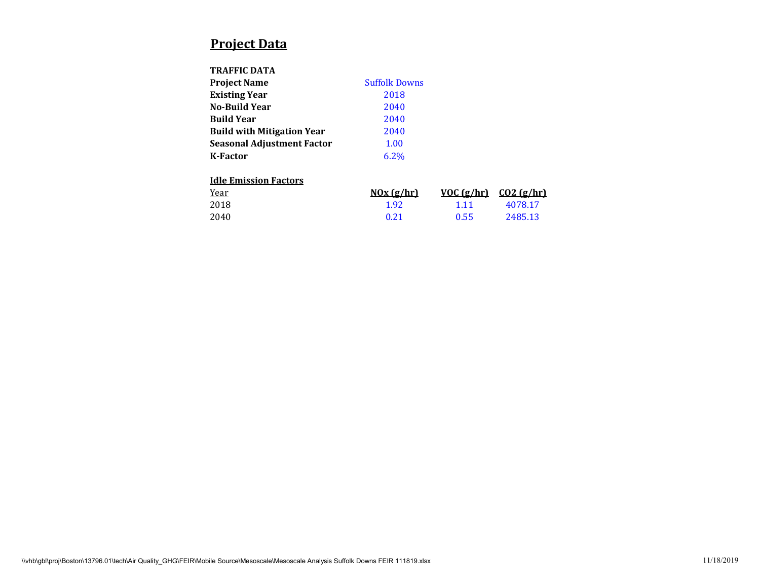# Project Data

| TRAFFIC DATA | |
|---|---|
| **Project Name** | Suffolk Downs |
| **Existing Year** | 2018 |
| **No-Build Year** | 2040 |
| **Build Year** | 2040 |
| **Build with Mitigation Year** | 2040 |
| **Seasonal Adjustment Factor** | 1.00 |
| **K-Factor** | 6.2% |

**Idle Emission Factors**

| Year | NOx (g/hr) | VOC (g/hr) | CO2 (g/hr) |
|---|---|---|---|
| 2018 | 1.92 | 1.11 | 4078.17 |
| 2040 | 0.21 | 0.55 | 2485.13 |